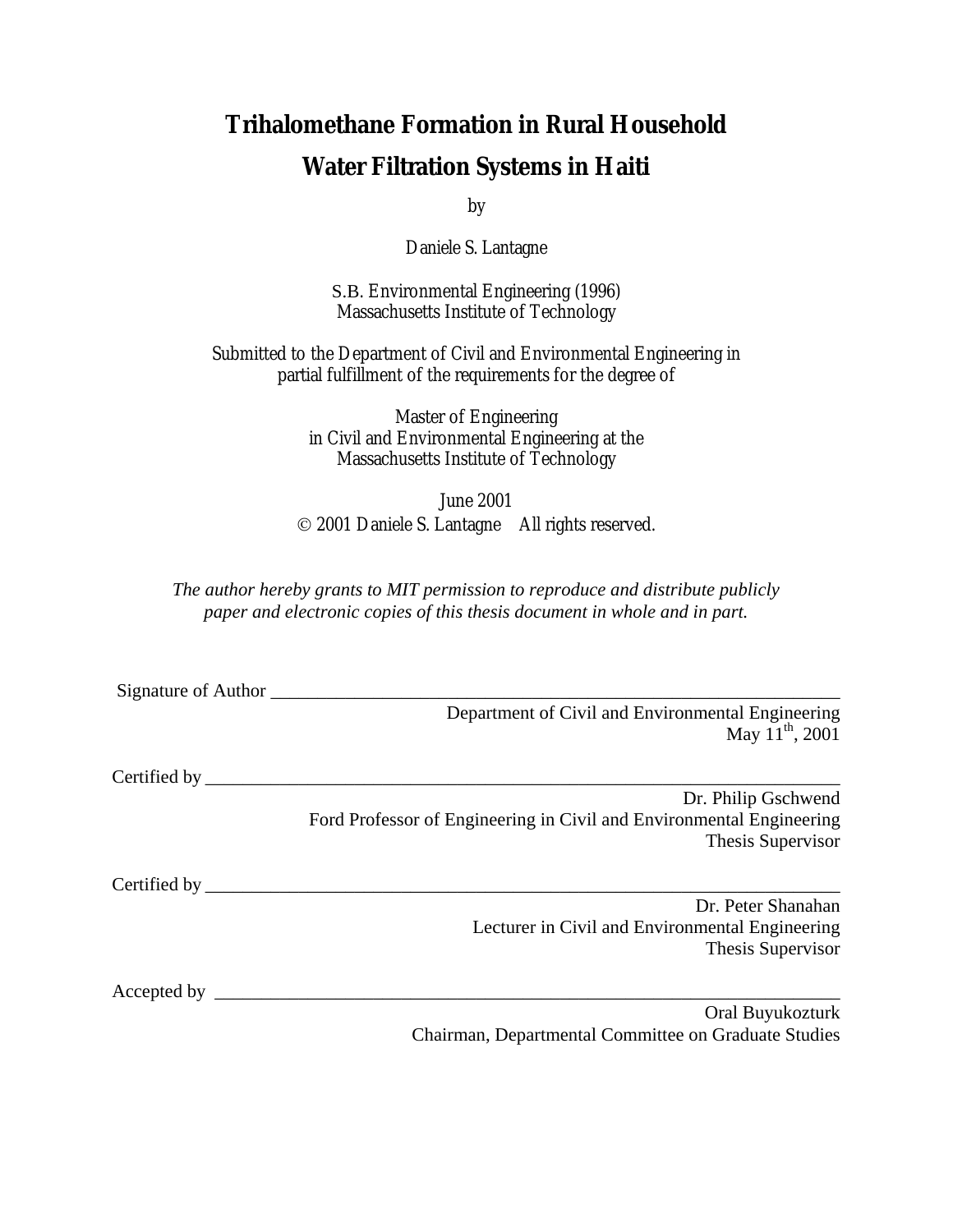# Trihalomethane Formation in Rural Household Water Filtration Systems in Haiti

by

Daniele S. Lantagne

S.B. Environmental Engineering (1996)
Massachusetts Institute of Technology

Submitted to the Department of Civil and Environmental Engineering in partial fulfillment of the requirements for the degree of

Master of Engineering
in Civil and Environmental Engineering at the
Massachusetts Institute of Technology

June 2001
© 2001 Daniele S. Lantagne All rights reserved.

*The author hereby grants to MIT permission to reproduce and distribute publicly paper and electronic copies of this thesis document in whole and in part.*

Signature of Author ______________________________________________
Department of Civil and Environmental Engineering
May 11th, 2001

Certified by ______________________________________________
Dr. Philip Gschwend
Ford Professor of Engineering in Civil and Environmental Engineering
Thesis Supervisor

Certified by ______________________________________________
Dr. Peter Shanahan
Lecturer in Civil and Environmental Engineering
Thesis Supervisor

Accepted by ______________________________________________
Oral Buyukozturk
Chairman, Departmental Committee on Graduate Studies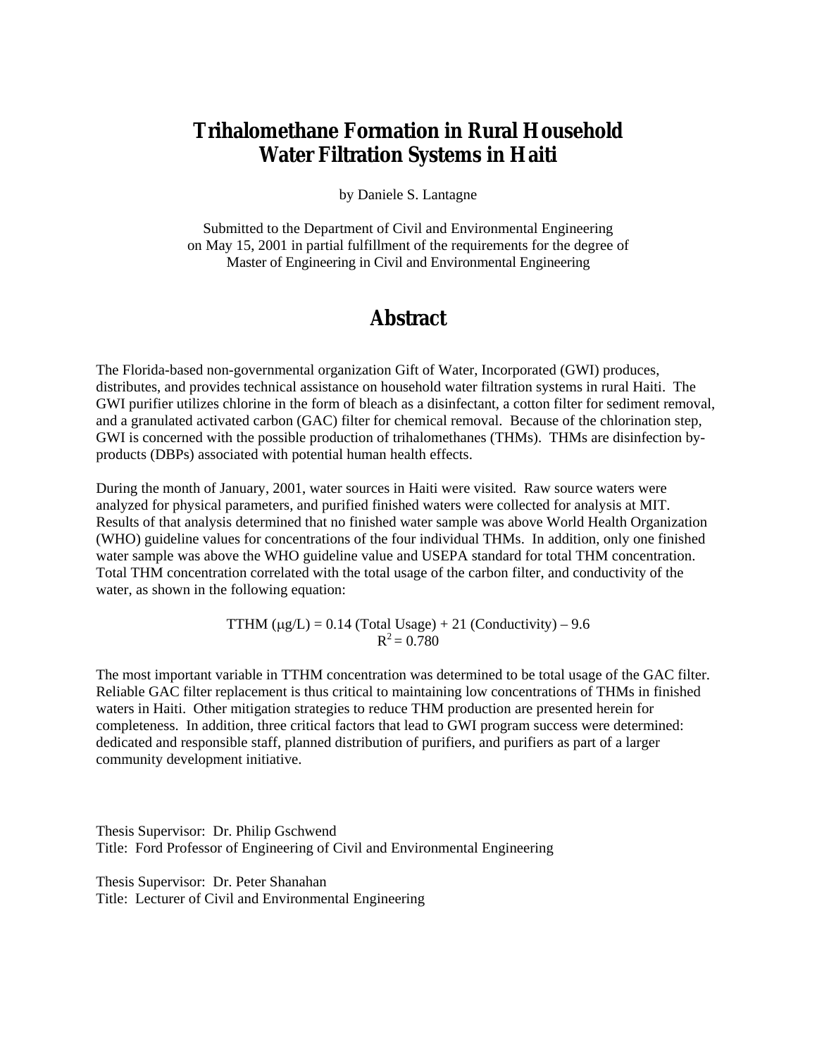# Trihalomethane Formation in Rural Household Water Filtration Systems in Haiti

by Daniele S. Lantagne

Submitted to the Department of Civil and Environmental Engineering
on May 15, 2001 in partial fulfillment of the requirements for the degree of
Master of Engineering in Civil and Environmental Engineering

## Abstract

The Florida-based non-governmental organization Gift of Water, Incorporated (GWI) produces, distributes, and provides technical assistance on household water filtration systems in rural Haiti. The GWI purifier utilizes chlorine in the form of bleach as a disinfectant, a cotton filter for sediment removal, and a granulated activated carbon (GAC) filter for chemical removal. Because of the chlorination step, GWI is concerned with the possible production of trihalomethanes (THMs). THMs are disinfection by-products (DBPs) associated with potential human health effects.

During the month of January, 2001, water sources in Haiti were visited. Raw source waters were analyzed for physical parameters, and purified finished waters were collected for analysis at MIT. Results of that analysis determined that no finished water sample was above World Health Organization (WHO) guideline values for concentrations of the four individual THMs. In addition, only one finished water sample was above the WHO guideline value and USEPA standard for total THM concentration. Total THM concentration correlated with the total usage of the carbon filter, and conductivity of the water, as shown in the following equation:

$$\text{TTHM } (\mu\text{g/L}) = 0.14 \text{ (Total Usage)} + 21 \text{ (Conductivity)} - 9.6$$
$$R^2 = 0.780$$

The most important variable in TTHM concentration was determined to be total usage of the GAC filter. Reliable GAC filter replacement is thus critical to maintaining low concentrations of THMs in finished waters in Haiti. Other mitigation strategies to reduce THM production are presented herein for completeness. In addition, three critical factors that lead to GWI program success were determined: dedicated and responsible staff, planned distribution of purifiers, and purifiers as part of a larger community development initiative.

Thesis Supervisor: Dr. Philip Gschwend
Title: Ford Professor of Engineering of Civil and Environmental Engineering

Thesis Supervisor: Dr. Peter Shanahan
Title: Lecturer of Civil and Environmental Engineering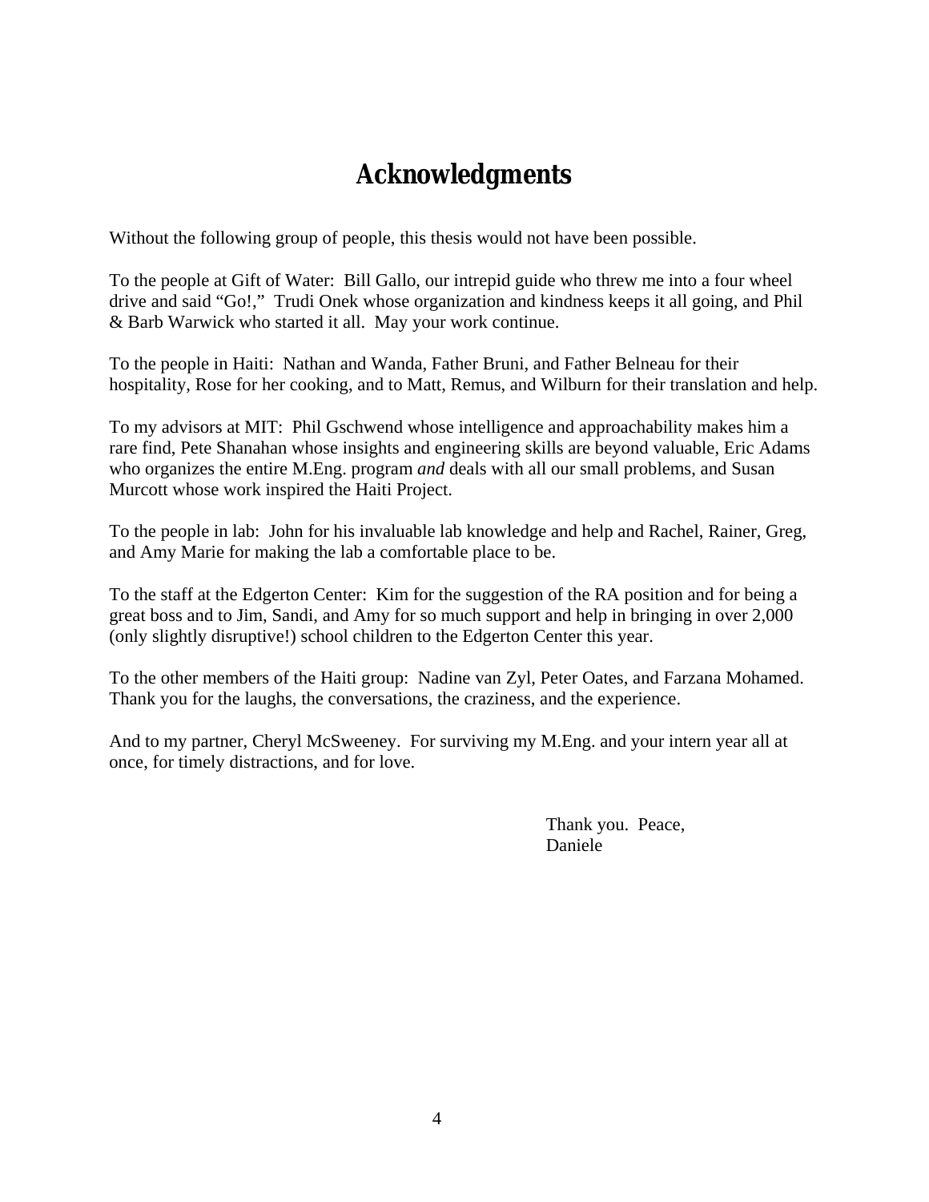# Acknowledgments

Without the following group of people, this thesis would not have been possible.

To the people at Gift of Water: Bill Gallo, our intrepid guide who threw me into a four wheel drive and said "Go!," Trudi Onek whose organization and kindness keeps it all going, and Phil & Barb Warwick who started it all. May your work continue.

To the people in Haiti: Nathan and Wanda, Father Bruni, and Father Belneau for their hospitality, Rose for her cooking, and to Matt, Remus, and Wilburn for their translation and help.

To my advisors at MIT: Phil Gschwend whose intelligence and approachability makes him a rare find, Pete Shanahan whose insights and engineering skills are beyond valuable, Eric Adams who organizes the entire M.Eng. program *and* deals with all our small problems, and Susan Murcott whose work inspired the Haiti Project.

To the people in lab: John for his invaluable lab knowledge and help and Rachel, Rainer, Greg, and Amy Marie for making the lab a comfortable place to be.

To the staff at the Edgerton Center: Kim for the suggestion of the RA position and for being a great boss and to Jim, Sandi, and Amy for so much support and help in bringing in over 2,000 (only slightly disruptive!) school children to the Edgerton Center this year.

To the other members of the Haiti group: Nadine van Zyl, Peter Oates, and Farzana Mohamed. Thank you for the laughs, the conversations, the craziness, and the experience.

And to my partner, Cheryl McSweeney. For surviving my M.Eng. and your intern year all at once, for timely distractions, and for love.

Thank you. Peace,
Daniele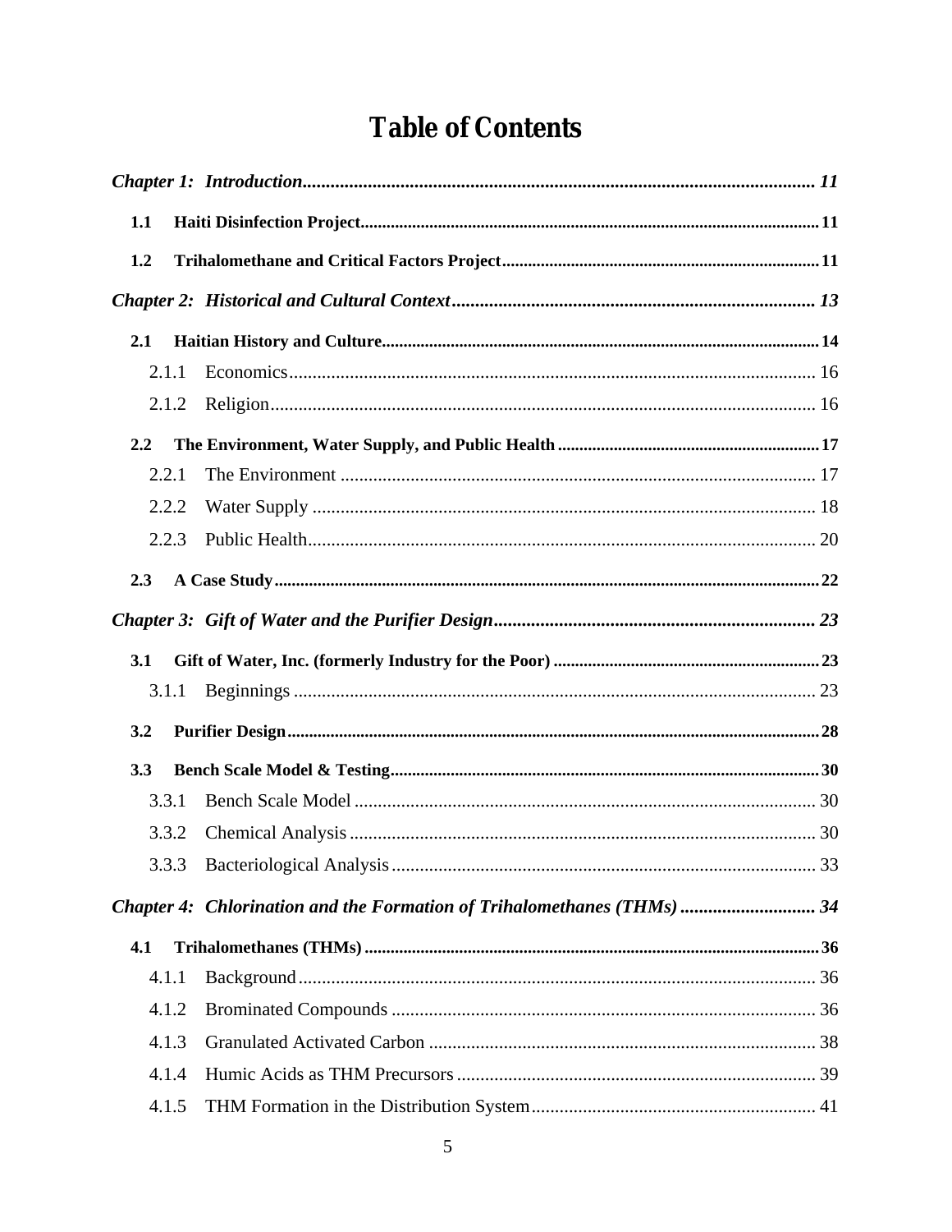# Table of Contents

*Chapter 1: Introduction* ..... *11*

- **1.1 Haiti Disinfection Project** ..... 11
- **1.2 Trihalomethane and Critical Factors Project** ..... 11

*Chapter 2: Historical and Cultural Context* ..... *13*

- **2.1 Haitian History and Culture** ..... 14
  - 2.1.1 Economics ..... 16
  - 2.1.2 Religion ..... 16
- **2.2 The Environment, Water Supply, and Public Health** ..... 17
  - 2.2.1 The Environment ..... 17
  - 2.2.2 Water Supply ..... 18
  - 2.2.3 Public Health ..... 20
- **2.3 A Case Study** ..... 22

*Chapter 3: Gift of Water and the Purifier Design* ..... *23*

- **3.1 Gift of Water, Inc. (formerly Industry for the Poor)** ..... 23
  - 3.1.1 Beginnings ..... 23
- **3.2 Purifier Design** ..... 28
- **3.3 Bench Scale Model & Testing** ..... 30
  - 3.3.1 Bench Scale Model ..... 30
  - 3.3.2 Chemical Analysis ..... 30
  - 3.3.3 Bacteriological Analysis ..... 33

*Chapter 4: Chlorination and the Formation of Trihalomethanes (THMs)* ..... *34*

- **4.1 Trihalomethanes (THMs)** ..... 36
  - 4.1.1 Background ..... 36
  - 4.1.2 Brominated Compounds ..... 36
  - 4.1.3 Granulated Activated Carbon ..... 38
  - 4.1.4 Humic Acids as THM Precursors ..... 39
  - 4.1.5 THM Formation in the Distribution System ..... 41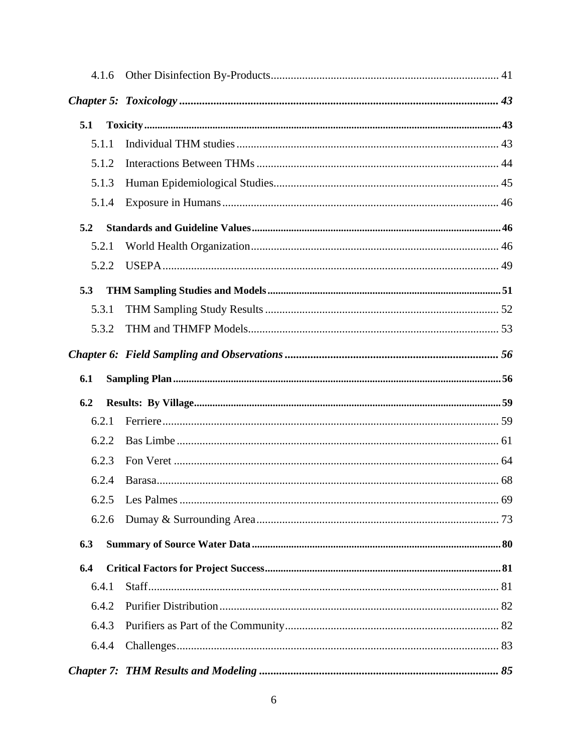4.1.6 Other Disinfection By-Products ........ 41

***Chapter 5: Toxicology*** ........ ***43***

**5.1 Toxicity** ........ **43**

5.1.1 Individual THM studies ........ 43

5.1.2 Interactions Between THMs ........ 44

5.1.3 Human Epidemiological Studies ........ 45

5.1.4 Exposure in Humans ........ 46

**5.2 Standards and Guideline Values** ........ **46**

5.2.1 World Health Organization ........ 46

5.2.2 USEPA ........ 49

**5.3 THM Sampling Studies and Models** ........ **51**

5.3.1 THM Sampling Study Results ........ 52

5.3.2 THM and THMFP Models ........ 53

***Chapter 6: Field Sampling and Observations*** ........ ***56***

**6.1 Sampling Plan** ........ **56**

**6.2 Results: By Village** ........ **59**

6.2.1 Ferriere ........ 59

6.2.2 Bas Limbe ........ 61

6.2.3 Fon Veret ........ 64

6.2.4 Barasa ........ 68

6.2.5 Les Palmes ........ 69

6.2.6 Dumay & Surrounding Area ........ 73

**6.3 Summary of Source Water Data** ........ **80**

**6.4 Critical Factors for Project Success** ........ **81**

6.4.1 Staff ........ 81

6.4.2 Purifier Distribution ........ 82

6.4.3 Purifiers as Part of the Community ........ 82

6.4.4 Challenges ........ 83

***Chapter 7: THM Results and Modeling*** ........ ***85***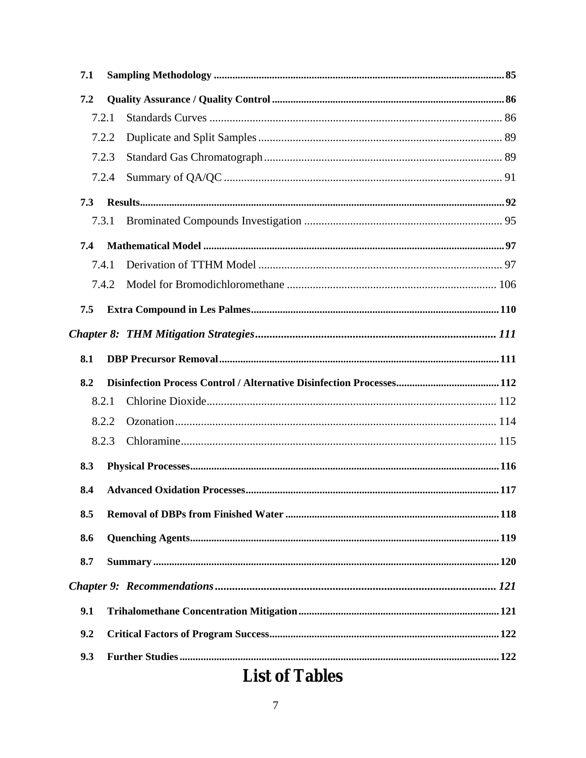7.1 Sampling Methodology ........ 85

7.2 Quality Assurance / Quality Control ........ 86

7.2.1 Standards Curves ........ 86

7.2.2 Duplicate and Split Samples ........ 89

7.2.3 Standard Gas Chromatograph ........ 89

7.2.4 Summary of QA/QC ........ 91

7.3 Results ........ 92

7.3.1 Brominated Compounds Investigation ........ 95

7.4 Mathematical Model ........ 97

7.4.1 Derivation of TTHM Model ........ 97

7.4.2 Model for Bromodichloromethane ........ 106

7.5 Extra Compound in Les Palmes ........ 110

*Chapter 8: THM Mitigation Strategies* ........ 111

8.1 DBP Precursor Removal ........ 111

8.2 Disinfection Process Control / Alternative Disinfection Processes ........ 112

8.2.1 Chlorine Dioxide ........ 112

8.2.2 Ozonation ........ 114

8.2.3 Chloramine ........ 115

8.3 Physical Processes ........ 116

8.4 Advanced Oxidation Processes ........ 117

8.5 Removal of DBPs from Finished Water ........ 118

8.6 Quenching Agents ........ 119

8.7 Summary ........ 120

*Chapter 9: Recommendations* ........ 121

9.1 Trihalomethane Concentration Mitigation ........ 121

9.2 Critical Factors of Program Success ........ 122

9.3 Further Studies ........ 122

# List of Tables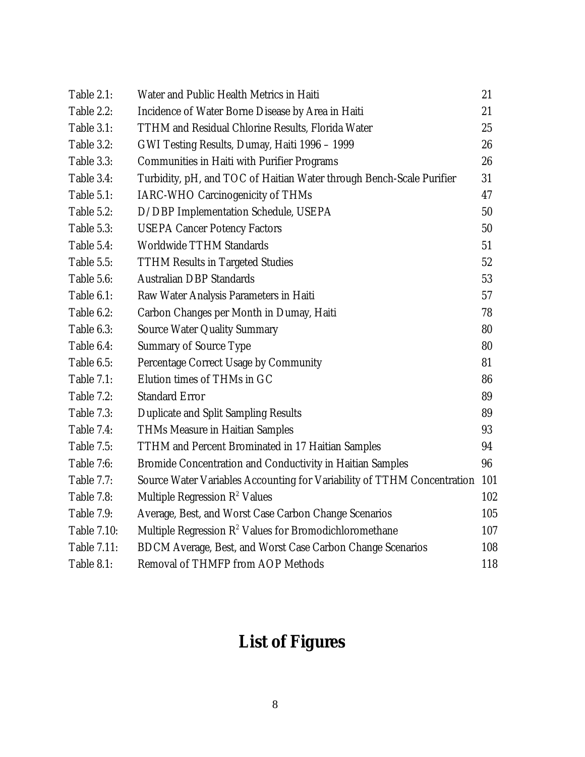| | | |
|---|---|---|
| Table 2.1: | Water and Public Health Metrics in Haiti | 21 |
| Table 2.2: | Incidence of Water Borne Disease by Area in Haiti | 21 |
| Table 3.1: | TTHM and Residual Chlorine Results, Florida Water | 25 |
| Table 3.2: | GWI Testing Results, Dumay, Haiti 1996 – 1999 | 26 |
| Table 3.3: | Communities in Haiti with Purifier Programs | 26 |
| Table 3.4: | Turbidity, pH, and TOC of Haitian Water through Bench-Scale Purifier | 31 |
| Table 5.1: | IARC-WHO Carcinogenicity of THMs | 47 |
| Table 5.2: | D/DBP Implementation Schedule, USEPA | 50 |
| Table 5.3: | USEPA Cancer Potency Factors | 50 |
| Table 5.4: | Worldwide TTHM Standards | 51 |
| Table 5.5: | TTHM Results in Targeted Studies | 52 |
| Table 5.6: | Australian DBP Standards | 53 |
| Table 6.1: | Raw Water Analysis Parameters in Haiti | 57 |
| Table 6.2: | Carbon Changes per Month in Dumay, Haiti | 78 |
| Table 6.3: | Source Water Quality Summary | 80 |
| Table 6.4: | Summary of Source Type | 80 |
| Table 6.5: | Percentage Correct Usage by Community | 81 |
| Table 7.1: | Elution times of THMs in GC | 86 |
| Table 7.2: | Standard Error | 89 |
| Table 7.3: | Duplicate and Split Sampling Results | 89 |
| Table 7.4: | THMs Measure in Haitian Samples | 93 |
| Table 7.5: | TTHM and Percent Brominated in 17 Haitian Samples | 94 |
| Table 7:6: | Bromide Concentration and Conductivity in Haitian Samples | 96 |
| Table 7.7: | Source Water Variables Accounting for Variability of TTHM Concentration | 101 |
| Table 7.8: | Multiple Regression $R^2$ Values | 102 |
| Table 7.9: | Average, Best, and Worst Case Carbon Change Scenarios | 105 |
| Table 7.10: | Multiple Regression $R^2$ Values for Bromodichloromethane | 107 |
| Table 7.11: | BDCM Average, Best, and Worst Case Carbon Change Scenarios | 108 |
| Table 8.1: | Removal of THMFP from AOP Methods | 118 |

# List of Figures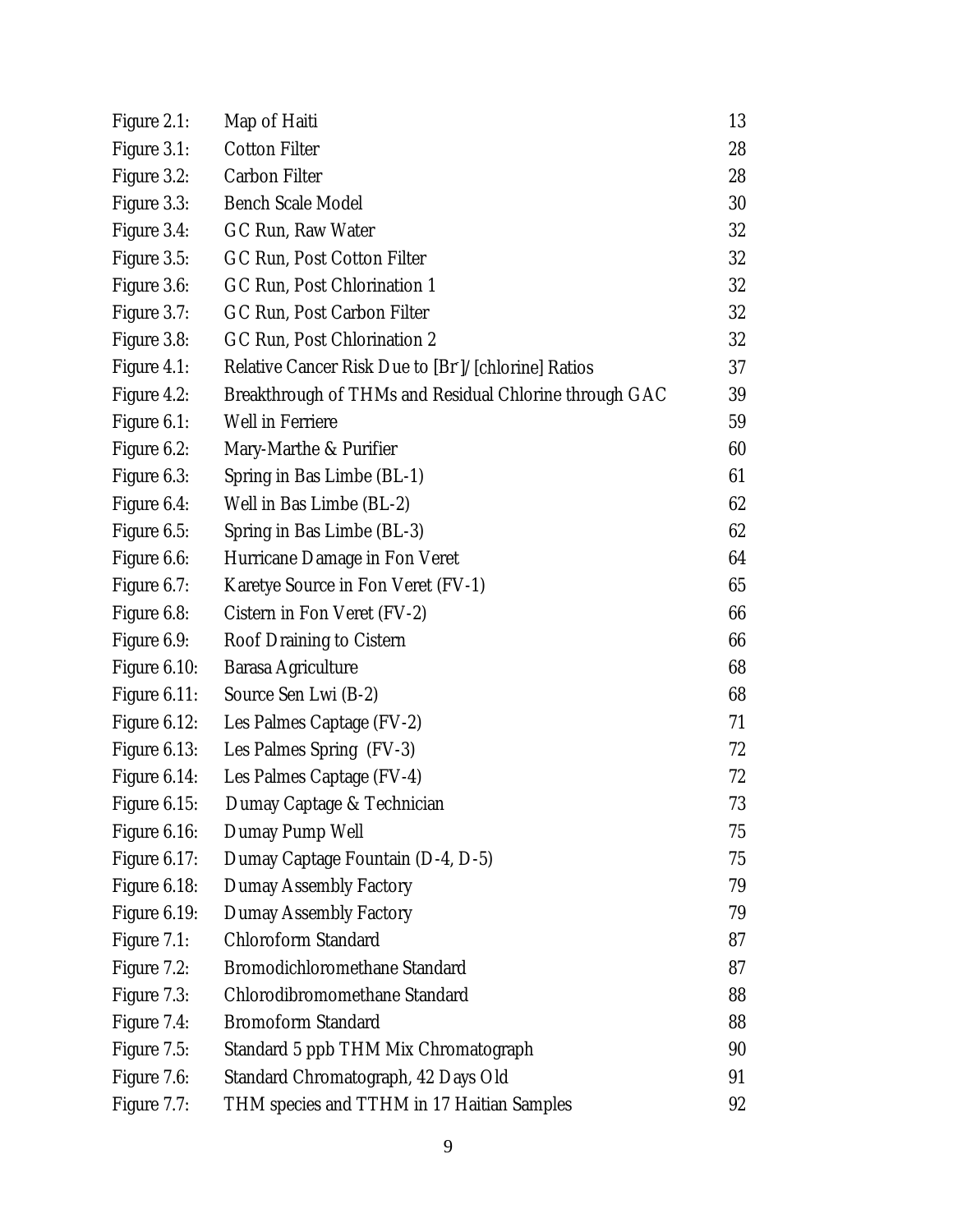| | | |
|---|---|---|
| Figure 2.1: | Map of Haiti | 13 |
| Figure 3.1: | Cotton Filter | 28 |
| Figure 3.2: | Carbon Filter | 28 |
| Figure 3.3: | Bench Scale Model | 30 |
| Figure 3.4: | GC Run, Raw Water | 32 |
| Figure 3.5: | GC Run, Post Cotton Filter | 32 |
| Figure 3.6: | GC Run, Post Chlorination 1 | 32 |
| Figure 3.7: | GC Run, Post Carbon Filter | 32 |
| Figure 3.8: | GC Run, Post Chlorination 2 | 32 |
| Figure 4.1: | Relative Cancer Risk Due to [$Br^-$]/[chlorine] Ratios | 37 |
| Figure 4.2: | Breakthrough of THMs and Residual Chlorine through GAC | 39 |
| Figure 6.1: | Well in Ferriere | 59 |
| Figure 6.2: | Mary-Marthe & Purifier | 60 |
| Figure 6.3: | Spring in Bas Limbe (BL-1) | 61 |
| Figure 6.4: | Well in Bas Limbe (BL-2) | 62 |
| Figure 6.5: | Spring in Bas Limbe (BL-3) | 62 |
| Figure 6.6: | Hurricane Damage in Fon Veret | 64 |
| Figure 6.7: | Karetye Source in Fon Veret (FV-1) | 65 |
| Figure 6.8: | Cistern in Fon Veret (FV-2) | 66 |
| Figure 6.9: | Roof Draining to Cistern | 66 |
| Figure 6.10: | Barasa Agriculture | 68 |
| Figure 6.11: | Source Sen Lwi (B-2) | 68 |
| Figure 6.12: | Les Palmes Captage (FV-2) | 71 |
| Figure 6.13: | Les Palmes Spring (FV-3) | 72 |
| Figure 6.14: | Les Palmes Captage (FV-4) | 72 |
| Figure 6.15: | Dumay Captage & Technician | 73 |
| Figure 6.16: | Dumay Pump Well | 75 |
| Figure 6.17: | Dumay Captage Fountain (D-4, D-5) | 75 |
| Figure 6.18: | Dumay Assembly Factory | 79 |
| Figure 6.19: | Dumay Assembly Factory | 79 |
| Figure 7.1: | Chloroform Standard | 87 |
| Figure 7.2: | Bromodichloromethane Standard | 87 |
| Figure 7.3: | Chlorodibromomethane Standard | 88 |
| Figure 7.4: | Bromoform Standard | 88 |
| Figure 7.5: | Standard 5 ppb THM Mix Chromatograph | 90 |
| Figure 7.6: | Standard Chromatograph, 42 Days Old | 91 |
| Figure 7.7: | THM species and TTHM in 17 Haitian Samples | 92 |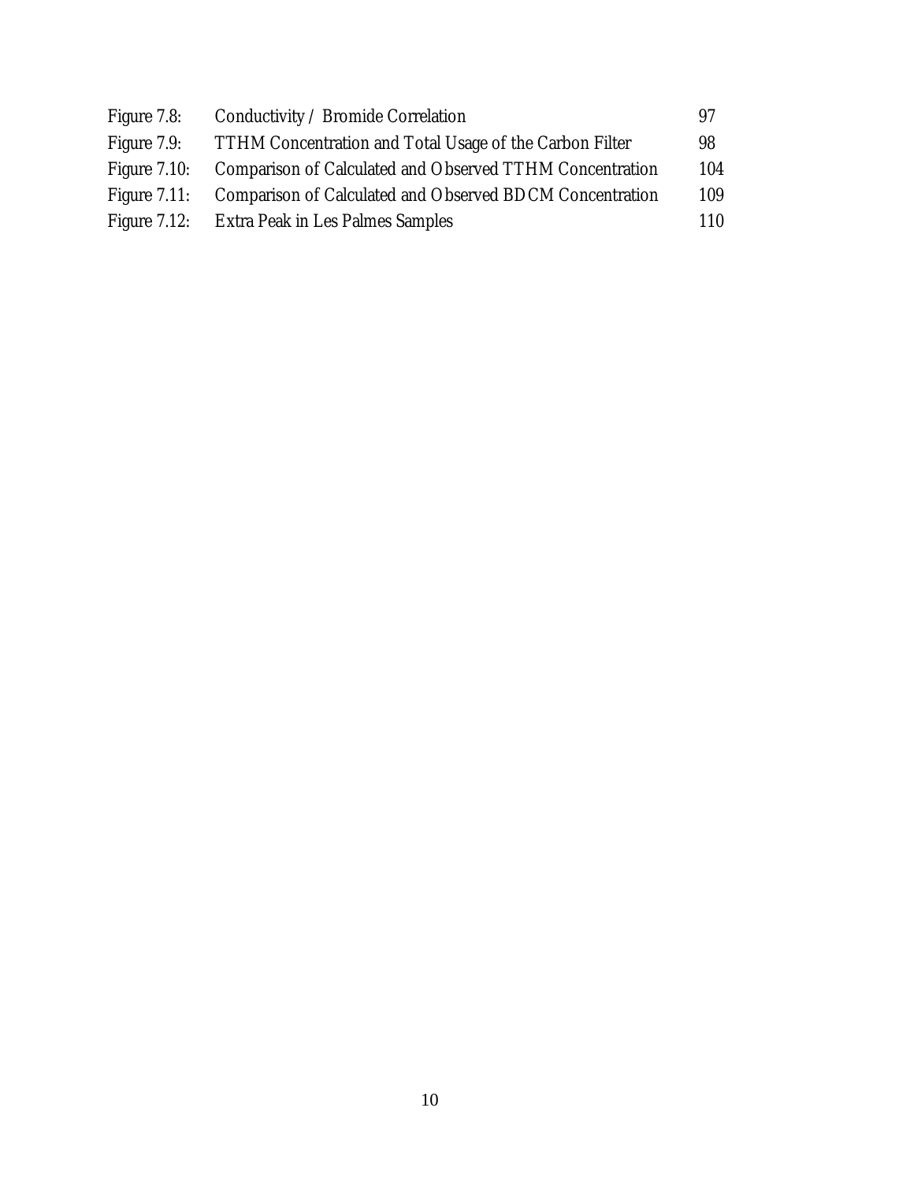| | | |
|---|---|---|
| Figure 7.8: | Conductivity / Bromide Correlation | 97 |
| Figure 7.9: | TTHM Concentration and Total Usage of the Carbon Filter | 98 |
| Figure 7.10: | Comparison of Calculated and Observed TTHM Concentration | 104 |
| Figure 7.11: | Comparison of Calculated and Observed BDCM Concentration | 109 |
| Figure 7.12: | Extra Peak in Les Palmes Samples | 110 |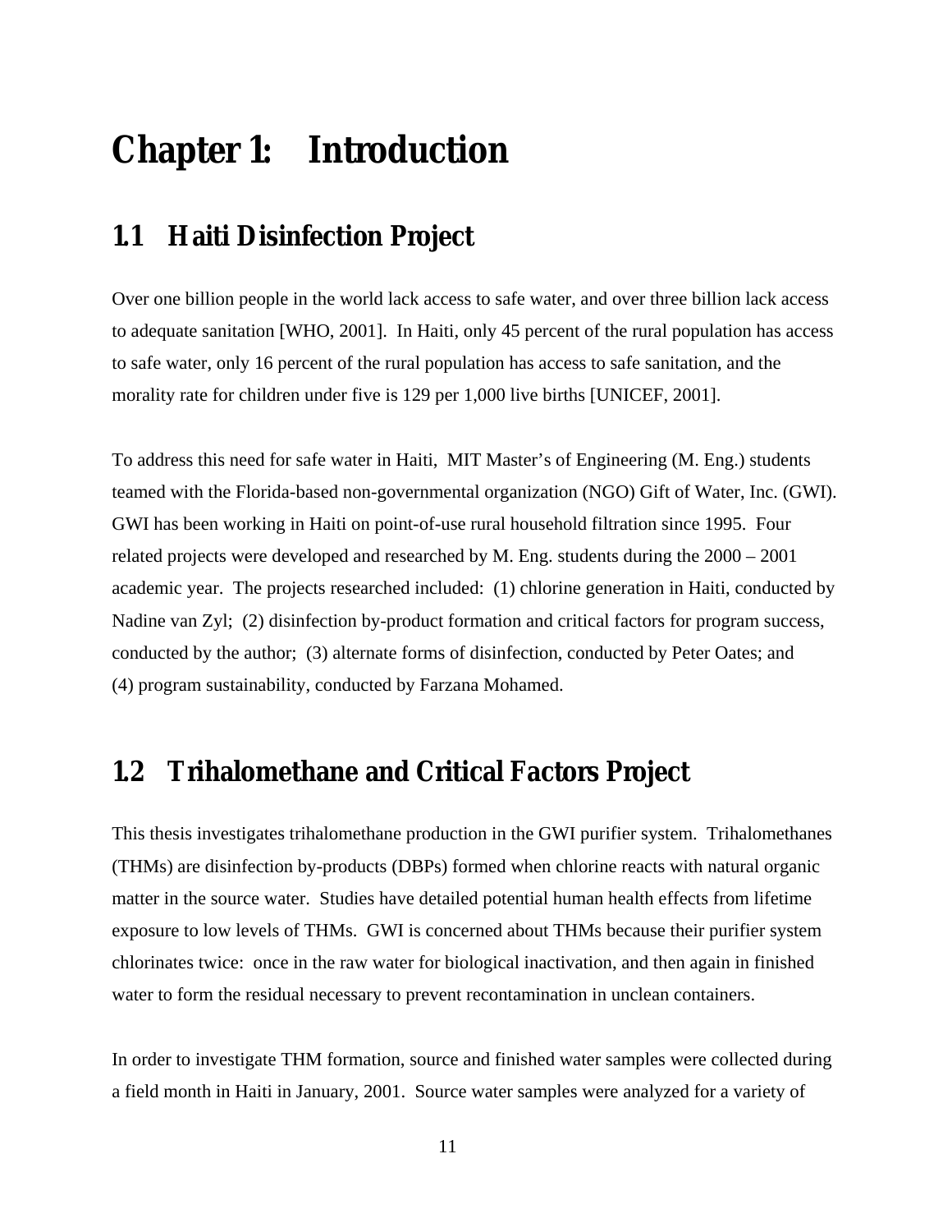# Chapter 1: Introduction

## 1.1 Haiti Disinfection Project

Over one billion people in the world lack access to safe water, and over three billion lack access to adequate sanitation [WHO, 2001]. In Haiti, only 45 percent of the rural population has access to safe water, only 16 percent of the rural population has access to safe sanitation, and the morality rate for children under five is 129 per 1,000 live births [UNICEF, 2001].

To address this need for safe water in Haiti, MIT Master's of Engineering (M. Eng.) students teamed with the Florida-based non-governmental organization (NGO) Gift of Water, Inc. (GWI). GWI has been working in Haiti on point-of-use rural household filtration since 1995. Four related projects were developed and researched by M. Eng. students during the 2000 – 2001 academic year. The projects researched included: (1) chlorine generation in Haiti, conducted by Nadine van Zyl; (2) disinfection by-product formation and critical factors for program success, conducted by the author; (3) alternate forms of disinfection, conducted by Peter Oates; and (4) program sustainability, conducted by Farzana Mohamed.

## 1.2 Trihalomethane and Critical Factors Project

This thesis investigates trihalomethane production in the GWI purifier system. Trihalomethanes (THMs) are disinfection by-products (DBPs) formed when chlorine reacts with natural organic matter in the source water. Studies have detailed potential human health effects from lifetime exposure to low levels of THMs. GWI is concerned about THMs because their purifier system chlorinates twice: once in the raw water for biological inactivation, and then again in finished water to form the residual necessary to prevent recontamination in unclean containers.

In order to investigate THM formation, source and finished water samples were collected during a field month in Haiti in January, 2001. Source water samples were analyzed for a variety of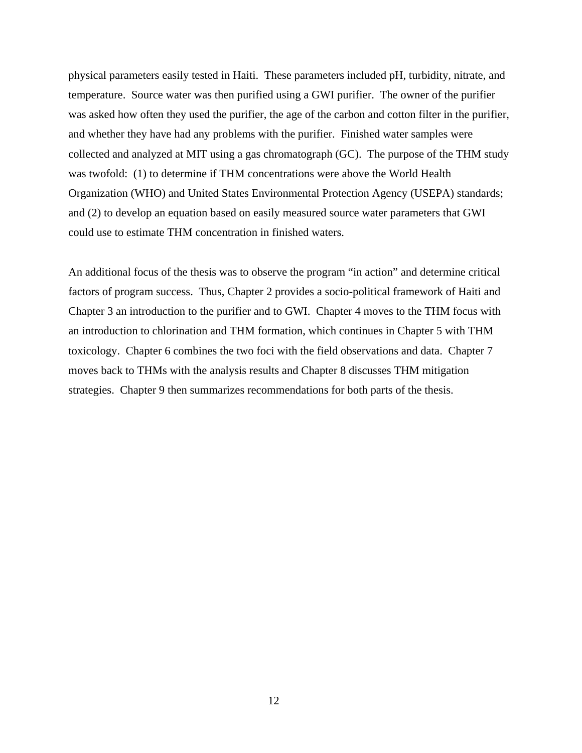physical parameters easily tested in Haiti. These parameters included pH, turbidity, nitrate, and temperature. Source water was then purified using a GWI purifier. The owner of the purifier was asked how often they used the purifier, the age of the carbon and cotton filter in the purifier, and whether they have had any problems with the purifier. Finished water samples were collected and analyzed at MIT using a gas chromatograph (GC). The purpose of the THM study was twofold: (1) to determine if THM concentrations were above the World Health Organization (WHO) and United States Environmental Protection Agency (USEPA) standards; and (2) to develop an equation based on easily measured source water parameters that GWI could use to estimate THM concentration in finished waters.

An additional focus of the thesis was to observe the program "in action" and determine critical factors of program success. Thus, Chapter 2 provides a socio-political framework of Haiti and Chapter 3 an introduction to the purifier and to GWI. Chapter 4 moves to the THM focus with an introduction to chlorination and THM formation, which continues in Chapter 5 with THM toxicology. Chapter 6 combines the two foci with the field observations and data. Chapter 7 moves back to THMs with the analysis results and Chapter 8 discusses THM mitigation strategies. Chapter 9 then summarizes recommendations for both parts of the thesis.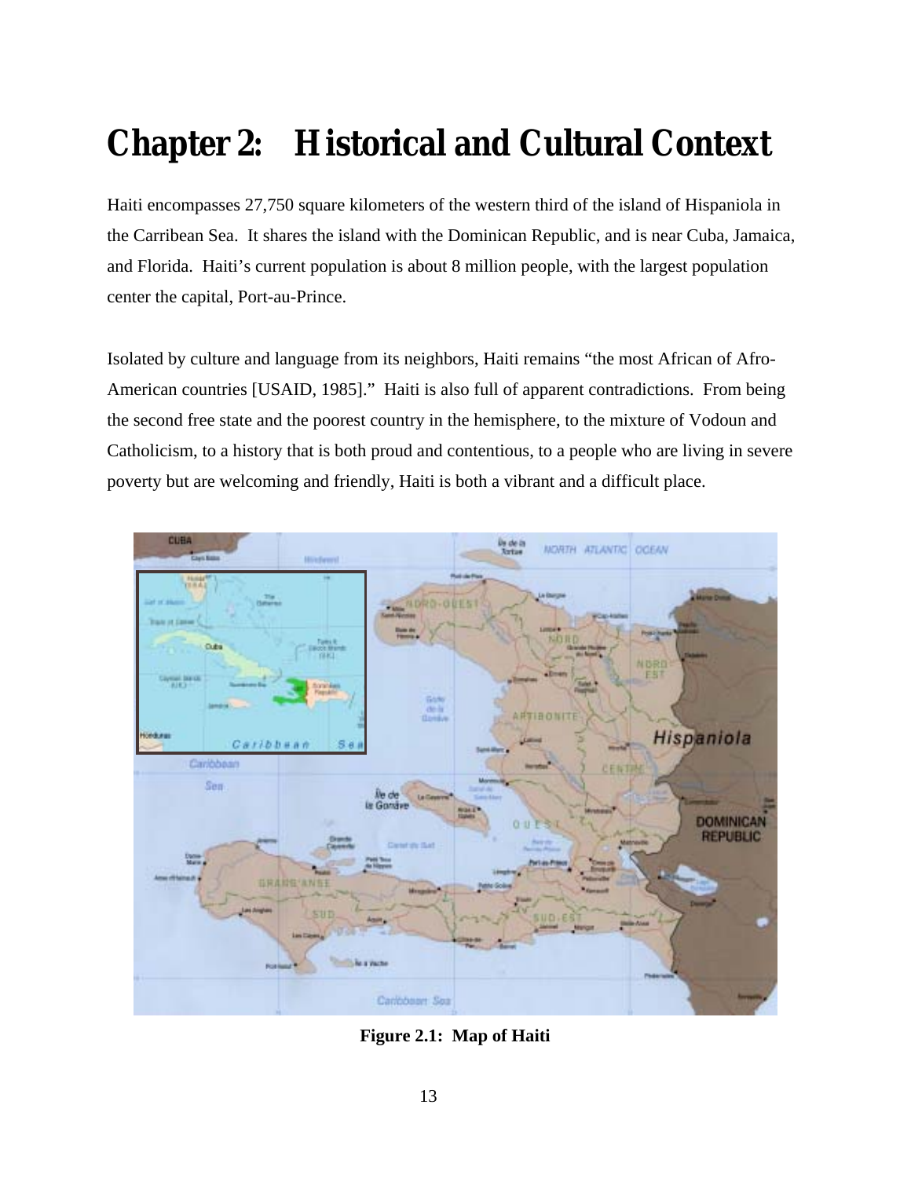# Chapter 2: Historical and Cultural Context

Haiti encompasses 27,750 square kilometers of the western third of the island of Hispaniola in the Carribean Sea. It shares the island with the Dominican Republic, and is near Cuba, Jamaica, and Florida. Haiti's current population is about 8 million people, with the largest population center the capital, Port-au-Prince.

Isolated by culture and language from its neighbors, Haiti remains "the most African of Afro-American countries [USAID, 1985]." Haiti is also full of apparent contradictions. From being the second free state and the poorest country in the hemisphere, to the mixture of Vodoun and Catholicism, to a history that is both proud and contentious, to a people who are living in severe poverty but are welcoming and friendly, Haiti is both a vibrant and a difficult place.

**Figure 2.1: Map of Haiti**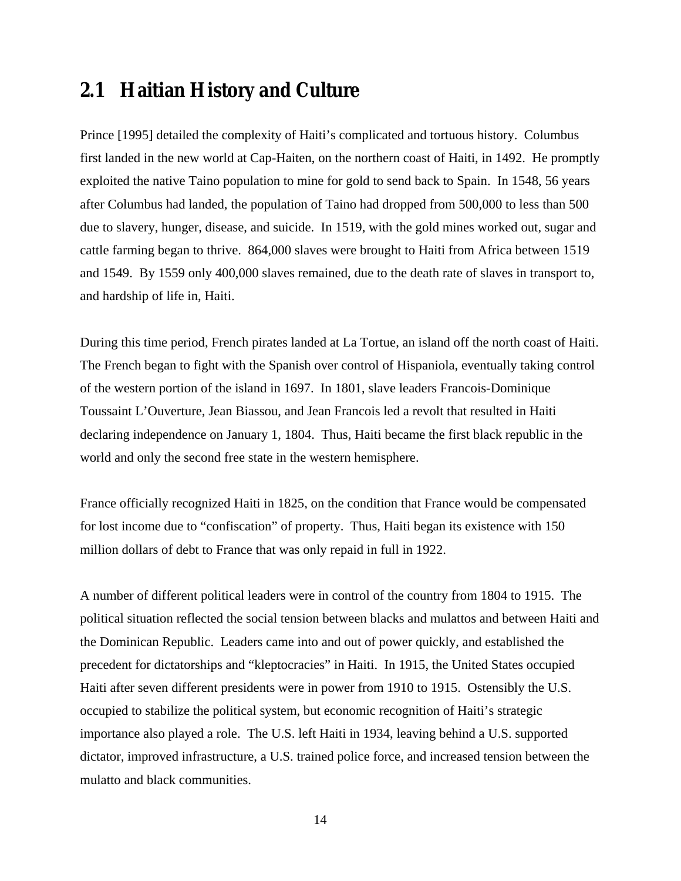## 2.1 Haitian History and Culture

Prince [1995] detailed the complexity of Haiti's complicated and tortuous history. Columbus first landed in the new world at Cap-Haiten, on the northern coast of Haiti, in 1492. He promptly exploited the native Taino population to mine for gold to send back to Spain. In 1548, 56 years after Columbus had landed, the population of Taino had dropped from 500,000 to less than 500 due to slavery, hunger, disease, and suicide. In 1519, with the gold mines worked out, sugar and cattle farming began to thrive. 864,000 slaves were brought to Haiti from Africa between 1519 and 1549. By 1559 only 400,000 slaves remained, due to the death rate of slaves in transport to, and hardship of life in, Haiti.

During this time period, French pirates landed at La Tortue, an island off the north coast of Haiti. The French began to fight with the Spanish over control of Hispaniola, eventually taking control of the western portion of the island in 1697. In 1801, slave leaders Francois-Dominique Toussaint L'Ouverture, Jean Biassou, and Jean Francois led a revolt that resulted in Haiti declaring independence on January 1, 1804. Thus, Haiti became the first black republic in the world and only the second free state in the western hemisphere.

France officially recognized Haiti in 1825, on the condition that France would be compensated for lost income due to "confiscation" of property. Thus, Haiti began its existence with 150 million dollars of debt to France that was only repaid in full in 1922.

A number of different political leaders were in control of the country from 1804 to 1915. The political situation reflected the social tension between blacks and mulattos and between Haiti and the Dominican Republic. Leaders came into and out of power quickly, and established the precedent for dictatorships and "kleptocracies" in Haiti. In 1915, the United States occupied Haiti after seven different presidents were in power from 1910 to 1915. Ostensibly the U.S. occupied to stabilize the political system, but economic recognition of Haiti's strategic importance also played a role. The U.S. left Haiti in 1934, leaving behind a U.S. supported dictator, improved infrastructure, a U.S. trained police force, and increased tension between the mulatto and black communities.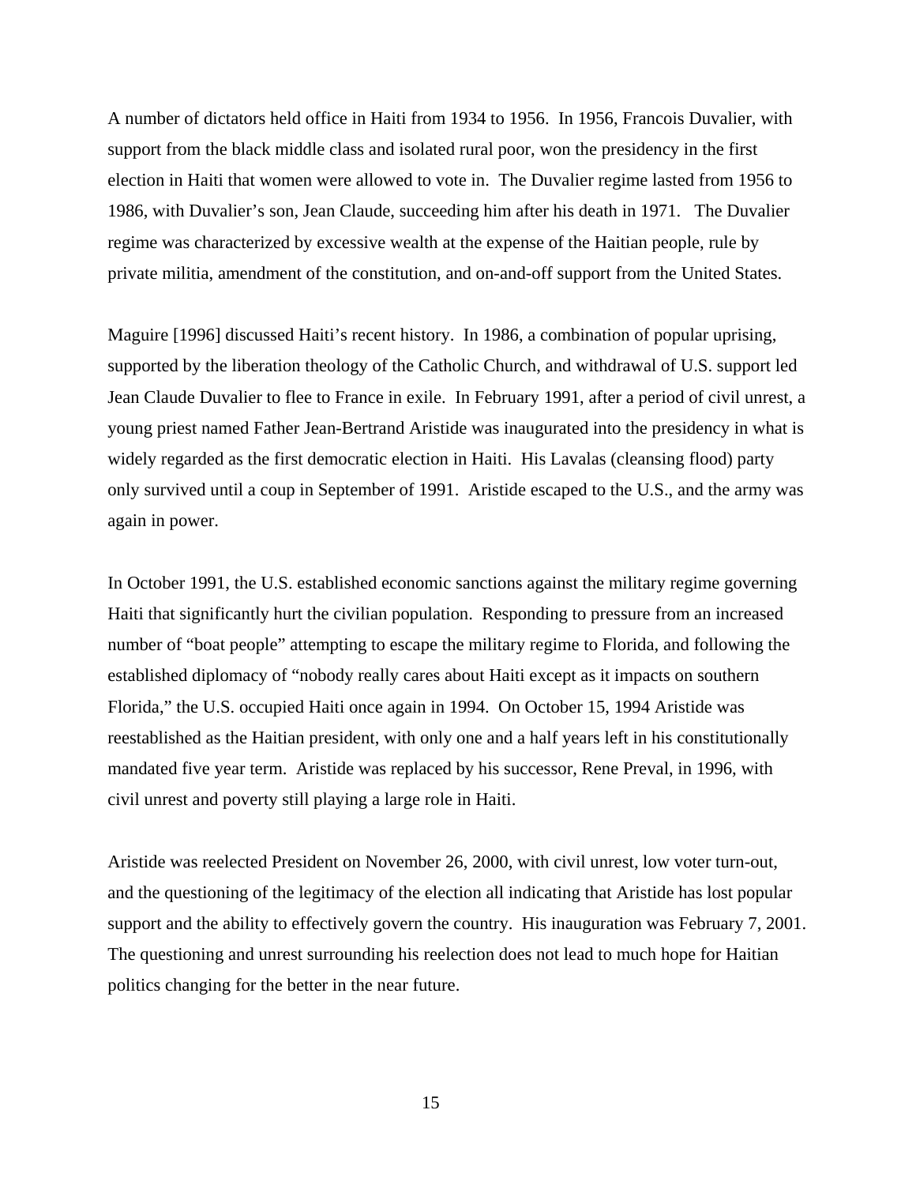A number of dictators held office in Haiti from 1934 to 1956. In 1956, Francois Duvalier, with support from the black middle class and isolated rural poor, won the presidency in the first election in Haiti that women were allowed to vote in. The Duvalier regime lasted from 1956 to 1986, with Duvalier's son, Jean Claude, succeeding him after his death in 1971. The Duvalier regime was characterized by excessive wealth at the expense of the Haitian people, rule by private militia, amendment of the constitution, and on-and-off support from the United States.

Maguire [1996] discussed Haiti's recent history. In 1986, a combination of popular uprising, supported by the liberation theology of the Catholic Church, and withdrawal of U.S. support led Jean Claude Duvalier to flee to France in exile. In February 1991, after a period of civil unrest, a young priest named Father Jean-Bertrand Aristide was inaugurated into the presidency in what is widely regarded as the first democratic election in Haiti. His Lavalas (cleansing flood) party only survived until a coup in September of 1991. Aristide escaped to the U.S., and the army was again in power.

In October 1991, the U.S. established economic sanctions against the military regime governing Haiti that significantly hurt the civilian population. Responding to pressure from an increased number of "boat people" attempting to escape the military regime to Florida, and following the established diplomacy of "nobody really cares about Haiti except as it impacts on southern Florida," the U.S. occupied Haiti once again in 1994. On October 15, 1994 Aristide was reestablished as the Haitian president, with only one and a half years left in his constitutionally mandated five year term. Aristide was replaced by his successor, Rene Preval, in 1996, with civil unrest and poverty still playing a large role in Haiti.

Aristide was reelected President on November 26, 2000, with civil unrest, low voter turn-out, and the questioning of the legitimacy of the election all indicating that Aristide has lost popular support and the ability to effectively govern the country. His inauguration was February 7, 2001. The questioning and unrest surrounding his reelection does not lead to much hope for Haitian politics changing for the better in the near future.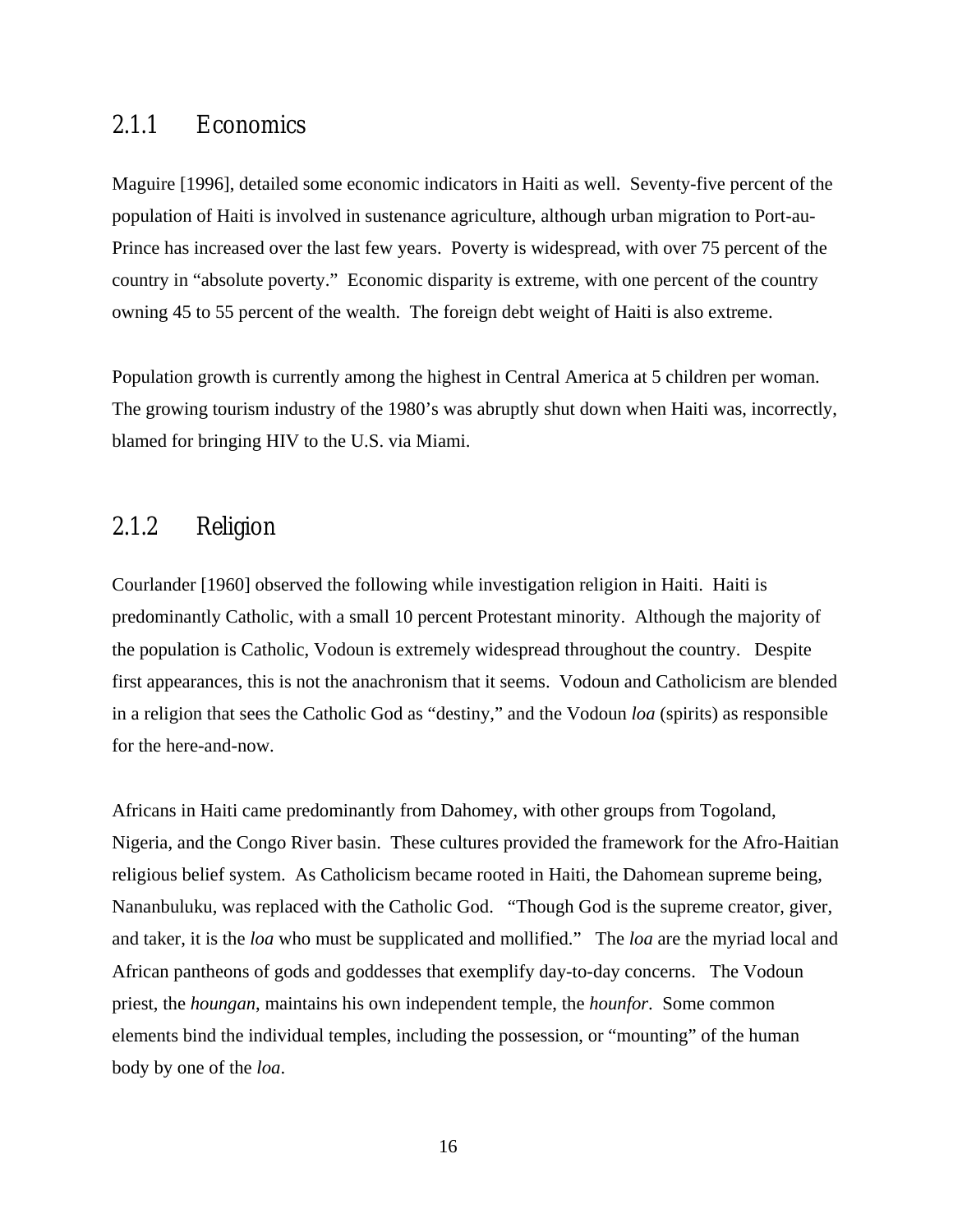### 2.1.1 Economics

Maguire [1996], detailed some economic indicators in Haiti as well. Seventy-five percent of the population of Haiti is involved in sustenance agriculture, although urban migration to Port-au-Prince has increased over the last few years. Poverty is widespread, with over 75 percent of the country in "absolute poverty." Economic disparity is extreme, with one percent of the country owning 45 to 55 percent of the wealth. The foreign debt weight of Haiti is also extreme.

Population growth is currently among the highest in Central America at 5 children per woman. The growing tourism industry of the 1980's was abruptly shut down when Haiti was, incorrectly, blamed for bringing HIV to the U.S. via Miami.

### 2.1.2 Religion

Courlander [1960] observed the following while investigation religion in Haiti. Haiti is predominantly Catholic, with a small 10 percent Protestant minority. Although the majority of the population is Catholic, Vodoun is extremely widespread throughout the country. Despite first appearances, this is not the anachronism that it seems. Vodoun and Catholicism are blended in a religion that sees the Catholic God as "destiny," and the Vodoun *loa* (spirits) as responsible for the here-and-now.

Africans in Haiti came predominantly from Dahomey, with other groups from Togoland, Nigeria, and the Congo River basin. These cultures provided the framework for the Afro-Haitian religious belief system. As Catholicism became rooted in Haiti, the Dahomean supreme being, Nananbuluku, was replaced with the Catholic God. "Though God is the supreme creator, giver, and taker, it is the *loa* who must be supplicated and mollified." The *loa* are the myriad local and African pantheons of gods and goddesses that exemplify day-to-day concerns. The Vodoun priest, the *houngan*, maintains his own independent temple, the *hounfor*. Some common elements bind the individual temples, including the possession, or "mounting" of the human body by one of the *loa*.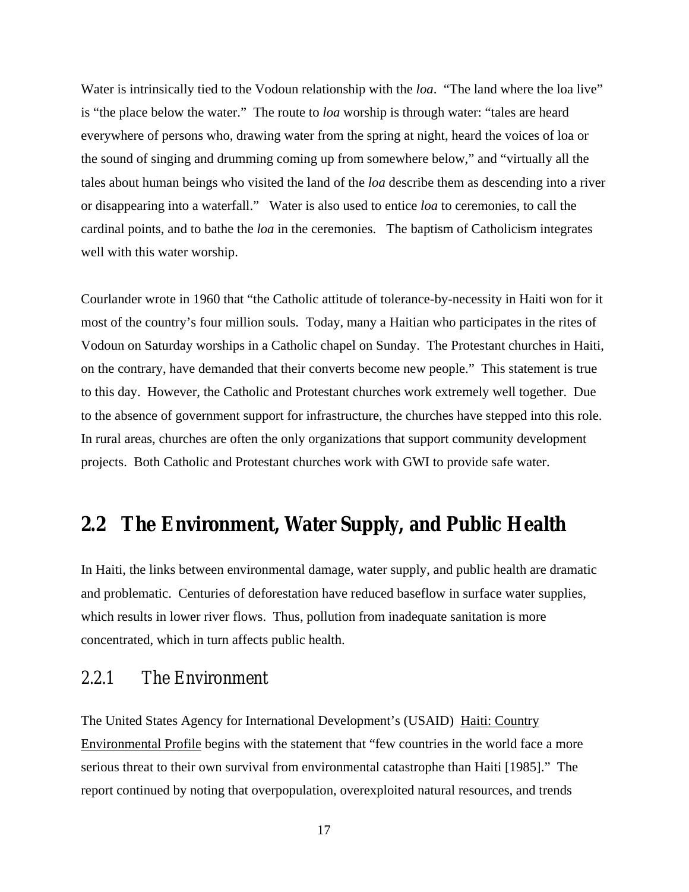Water is intrinsically tied to the Vodoun relationship with the *loa*. "The land where the loa live" is "the place below the water." The route to *loa* worship is through water: "tales are heard everywhere of persons who, drawing water from the spring at night, heard the voices of loa or the sound of singing and drumming coming up from somewhere below," and "virtually all the tales about human beings who visited the land of the *loa* describe them as descending into a river or disappearing into a waterfall." Water is also used to entice *loa* to ceremonies, to call the cardinal points, and to bathe the *loa* in the ceremonies. The baptism of Catholicism integrates well with this water worship.

Courlander wrote in 1960 that "the Catholic attitude of tolerance-by-necessity in Haiti won for it most of the country's four million souls. Today, many a Haitian who participates in the rites of Vodoun on Saturday worships in a Catholic chapel on Sunday. The Protestant churches in Haiti, on the contrary, have demanded that their converts become new people." This statement is true to this day. However, the Catholic and Protestant churches work extremely well together. Due to the absence of government support for infrastructure, the churches have stepped into this role. In rural areas, churches are often the only organizations that support community development projects. Both Catholic and Protestant churches work with GWI to provide safe water.

## 2.2 The Environment, Water Supply, and Public Health

In Haiti, the links between environmental damage, water supply, and public health are dramatic and problematic. Centuries of deforestation have reduced baseflow in surface water supplies, which results in lower river flows. Thus, pollution from inadequate sanitation is more concentrated, which in turn affects public health.

### 2.2.1 The Environment

The United States Agency for International Development's (USAID) Haiti: Country Environmental Profile begins with the statement that "few countries in the world face a more serious threat to their own survival from environmental catastrophe than Haiti [1985]." The report continued by noting that overpopulation, overexploited natural resources, and trends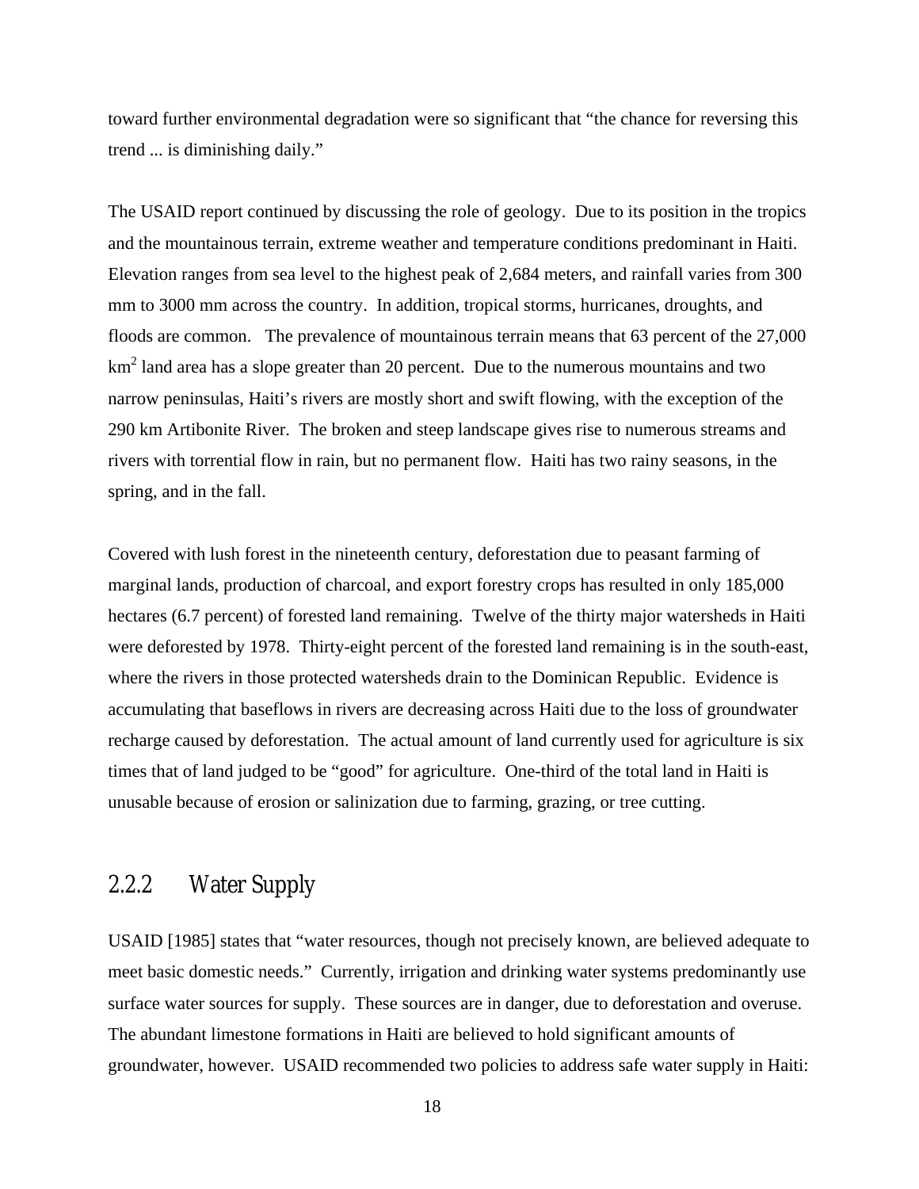toward further environmental degradation were so significant that “the chance for reversing this trend ... is diminishing daily.”

The USAID report continued by discussing the role of geology. Due to its position in the tropics and the mountainous terrain, extreme weather and temperature conditions predominant in Haiti. Elevation ranges from sea level to the highest peak of 2,684 meters, and rainfall varies from 300 mm to 3000 mm across the country. In addition, tropical storms, hurricanes, droughts, and floods are common. The prevalence of mountainous terrain means that 63 percent of the 27,000 $km^2$ land area has a slope greater than 20 percent. Due to the numerous mountains and two narrow peninsulas, Haiti’s rivers are mostly short and swift flowing, with the exception of the 290 km Artibonite River. The broken and steep landscape gives rise to numerous streams and rivers with torrential flow in rain, but no permanent flow. Haiti has two rainy seasons, in the spring, and in the fall.

Covered with lush forest in the nineteenth century, deforestation due to peasant farming of marginal lands, production of charcoal, and export forestry crops has resulted in only 185,000 hectares (6.7 percent) of forested land remaining. Twelve of the thirty major watersheds in Haiti were deforested by 1978. Thirty-eight percent of the forested land remaining is in the south-east, where the rivers in those protected watersheds drain to the Dominican Republic. Evidence is accumulating that baseflows in rivers are decreasing across Haiti due to the loss of groundwater recharge caused by deforestation. The actual amount of land currently used for agriculture is six times that of land judged to be “good” for agriculture. One-third of the total land in Haiti is unusable because of erosion or salinization due to farming, grazing, or tree cutting.

### 2.2.2 Water Supply

USAID [1985] states that “water resources, though not precisely known, are believed adequate to meet basic domestic needs.” Currently, irrigation and drinking water systems predominantly use surface water sources for supply. These sources are in danger, due to deforestation and overuse. The abundant limestone formations in Haiti are believed to hold significant amounts of groundwater, however. USAID recommended two policies to address safe water supply in Haiti: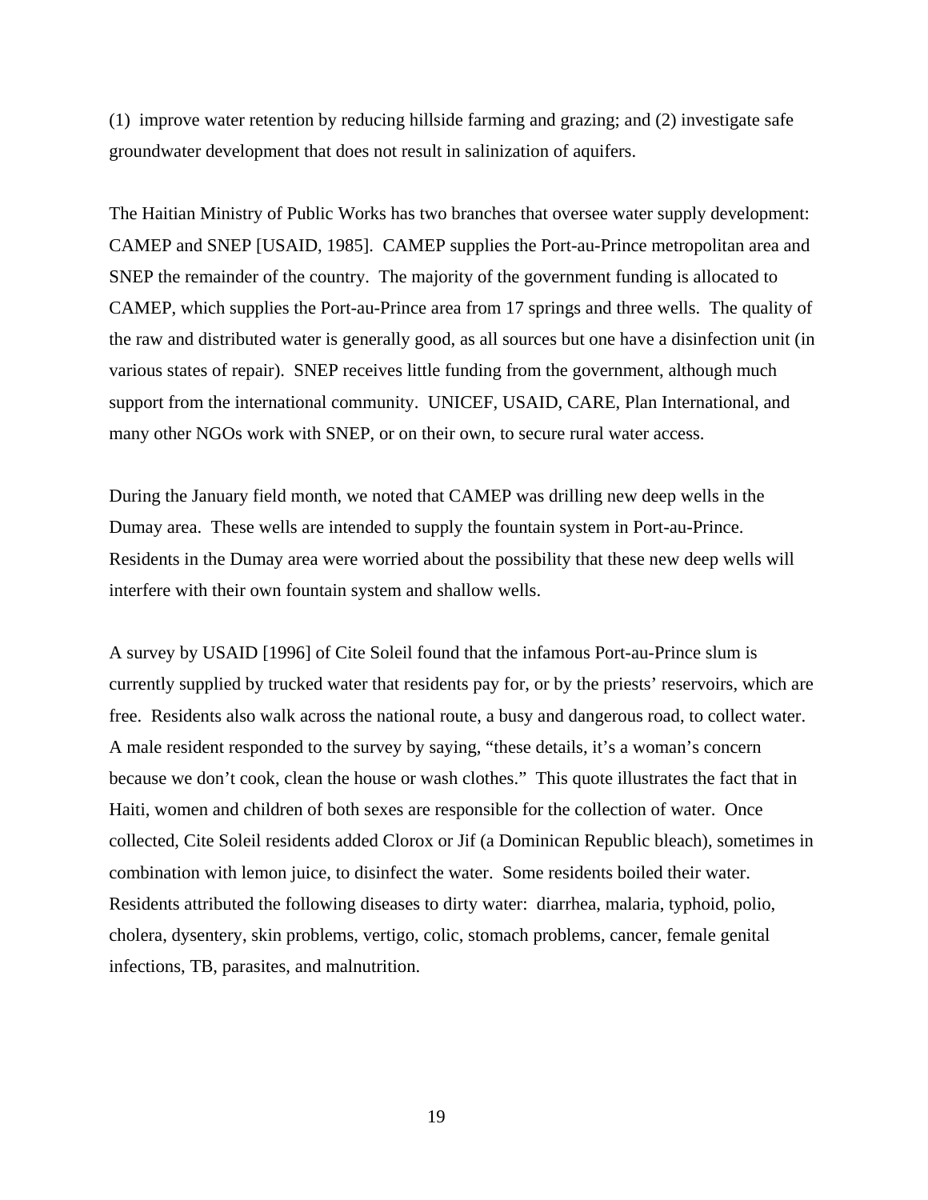(1) improve water retention by reducing hillside farming and grazing; and (2) investigate safe groundwater development that does not result in salinization of aquifers.

The Haitian Ministry of Public Works has two branches that oversee water supply development: CAMEP and SNEP [USAID, 1985]. CAMEP supplies the Port-au-Prince metropolitan area and SNEP the remainder of the country. The majority of the government funding is allocated to CAMEP, which supplies the Port-au-Prince area from 17 springs and three wells. The quality of the raw and distributed water is generally good, as all sources but one have a disinfection unit (in various states of repair). SNEP receives little funding from the government, although much support from the international community. UNICEF, USAID, CARE, Plan International, and many other NGOs work with SNEP, or on their own, to secure rural water access.

During the January field month, we noted that CAMEP was drilling new deep wells in the Dumay area. These wells are intended to supply the fountain system in Port-au-Prince. Residents in the Dumay area were worried about the possibility that these new deep wells will interfere with their own fountain system and shallow wells.

A survey by USAID [1996] of Cite Soleil found that the infamous Port-au-Prince slum is currently supplied by trucked water that residents pay for, or by the priests' reservoirs, which are free. Residents also walk across the national route, a busy and dangerous road, to collect water. A male resident responded to the survey by saying, "these details, it's a woman's concern because we don't cook, clean the house or wash clothes." This quote illustrates the fact that in Haiti, women and children of both sexes are responsible for the collection of water. Once collected, Cite Soleil residents added Clorox or Jif (a Dominican Republic bleach), sometimes in combination with lemon juice, to disinfect the water. Some residents boiled their water. Residents attributed the following diseases to dirty water: diarrhea, malaria, typhoid, polio, cholera, dysentery, skin problems, vertigo, colic, stomach problems, cancer, female genital infections, TB, parasites, and malnutrition.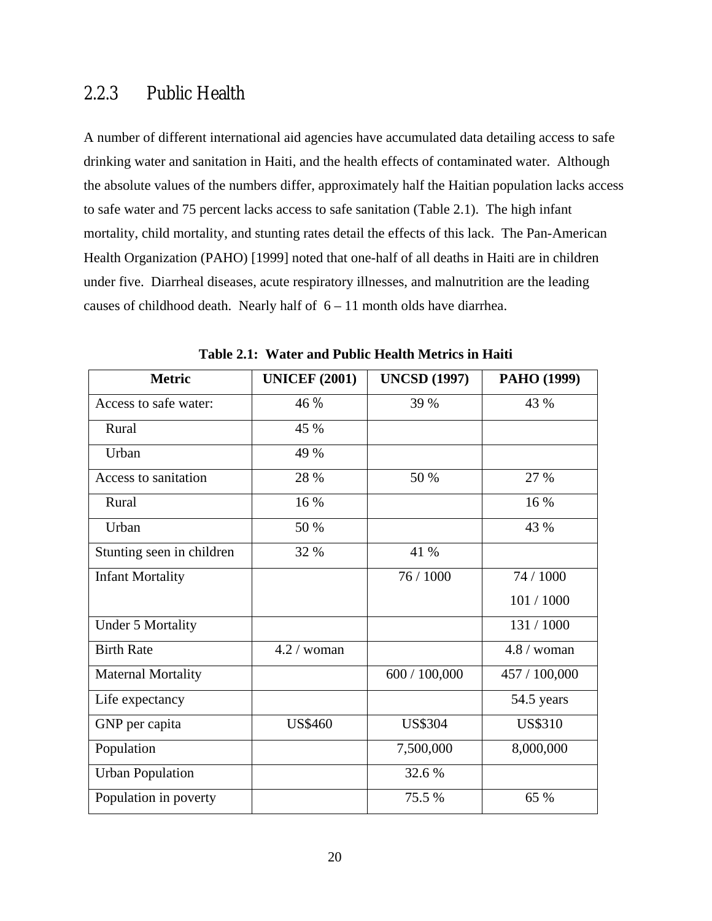### 2.2.3 Public Health

A number of different international aid agencies have accumulated data detailing access to safe drinking water and sanitation in Haiti, and the health effects of contaminated water. Although the absolute values of the numbers differ, approximately half the Haitian population lacks access to safe water and 75 percent lacks access to safe sanitation (Table 2.1). The high infant mortality, child mortality, and stunting rates detail the effects of this lack. The Pan-American Health Organization (PAHO) [1999] noted that one-half of all deaths in Haiti are in children under five. Diarrheal diseases, acute respiratory illnesses, and malnutrition are the leading causes of childhood death. Nearly half of 6 – 11 month olds have diarrhea.

**Table 2.1: Water and Public Health Metrics in Haiti**

| Metric | UNICEF (2001) | UNCSD (1997) | PAHO (1999) |
|---|---|---|---|
| Access to safe water: | 46 % | 39 % | 43 % |
| Rural | 45 % | | |
| Urban | 49 % | | |
| Access to sanitation | 28 % | 50 % | 27 % |
| Rural | 16 % | | 16 % |
| Urban | 50 % | | 43 % |
| Stunting seen in children | 32 % | 41 % | |
| Infant Mortality | | 76 / 1000 | 74 / 1000<br>101 / 1000 |
| Under 5 Mortality | | | 131 / 1000 |
| Birth Rate | 4.2 / woman | | 4.8 / woman |
| Maternal Mortality | | 600 / 100,000 | 457 / 100,000 |
| Life expectancy | | | 54.5 years |
| GNP per capita | US$460 | US$304 | US$310 |
| Population | | 7,500,000 | 8,000,000 |
| Urban Population | | 32.6 % | |
| Population in poverty | | 75.5 % | 65 % |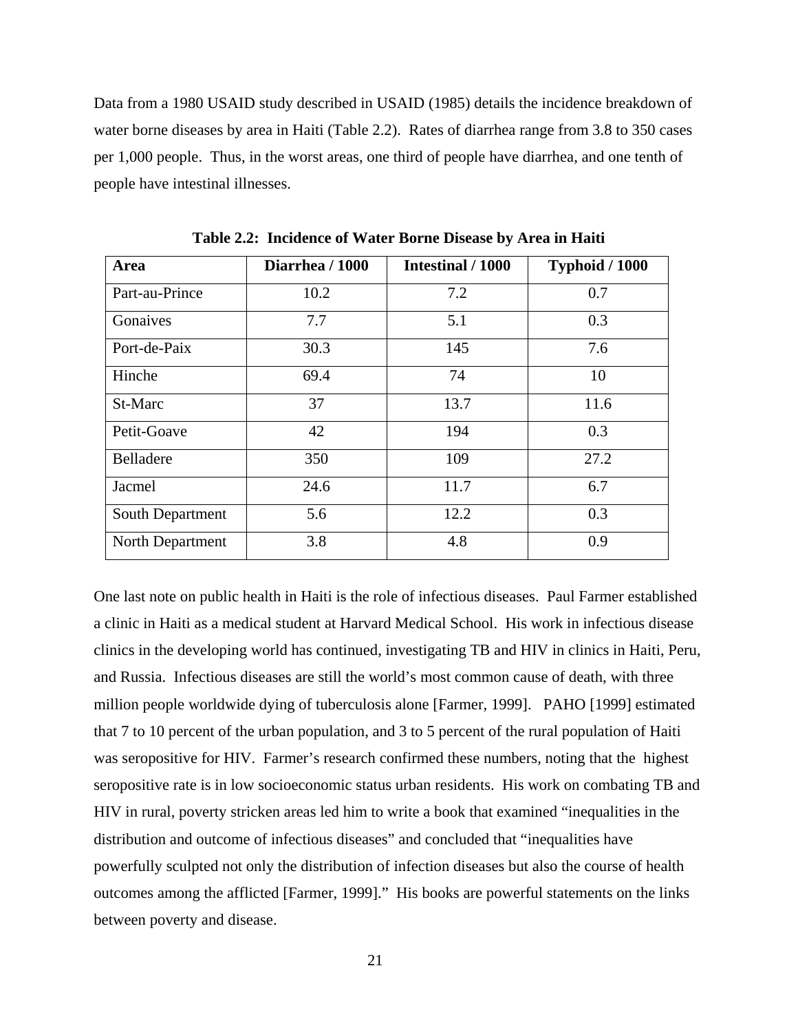Data from a 1980 USAID study described in USAID (1985) details the incidence breakdown of water borne diseases by area in Haiti (Table 2.2). Rates of diarrhea range from 3.8 to 350 cases per 1,000 people. Thus, in the worst areas, one third of people have diarrhea, and one tenth of people have intestinal illnesses.

**Table 2.2: Incidence of Water Borne Disease by Area in Haiti**

| Area | Diarrhea / 1000 | Intestinal / 1000 | Typhoid / 1000 |
|---|---|---|---|
| Part-au-Prince | 10.2 | 7.2 | 0.7 |
| Gonaives | 7.7 | 5.1 | 0.3 |
| Port-de-Paix | 30.3 | 145 | 7.6 |
| Hinche | 69.4 | 74 | 10 |
| St-Marc | 37 | 13.7 | 11.6 |
| Petit-Goave | 42 | 194 | 0.3 |
| Belladere | 350 | 109 | 27.2 |
| Jacmel | 24.6 | 11.7 | 6.7 |
| South Department | 5.6 | 12.2 | 0.3 |
| North Department | 3.8 | 4.8 | 0.9 |

One last note on public health in Haiti is the role of infectious diseases. Paul Farmer established a clinic in Haiti as a medical student at Harvard Medical School. His work in infectious disease clinics in the developing world has continued, investigating TB and HIV in clinics in Haiti, Peru, and Russia. Infectious diseases are still the world's most common cause of death, with three million people worldwide dying of tuberculosis alone [Farmer, 1999]. PAHO [1999] estimated that 7 to 10 percent of the urban population, and 3 to 5 percent of the rural population of Haiti was seropositive for HIV. Farmer's research confirmed these numbers, noting that the highest seropositive rate is in low socioeconomic status urban residents. His work on combating TB and HIV in rural, poverty stricken areas led him to write a book that examined "inequalities in the distribution and outcome of infectious diseases" and concluded that "inequalities have powerfully sculpted not only the distribution of infection diseases but also the course of health outcomes among the afflicted [Farmer, 1999]." His books are powerful statements on the links between poverty and disease.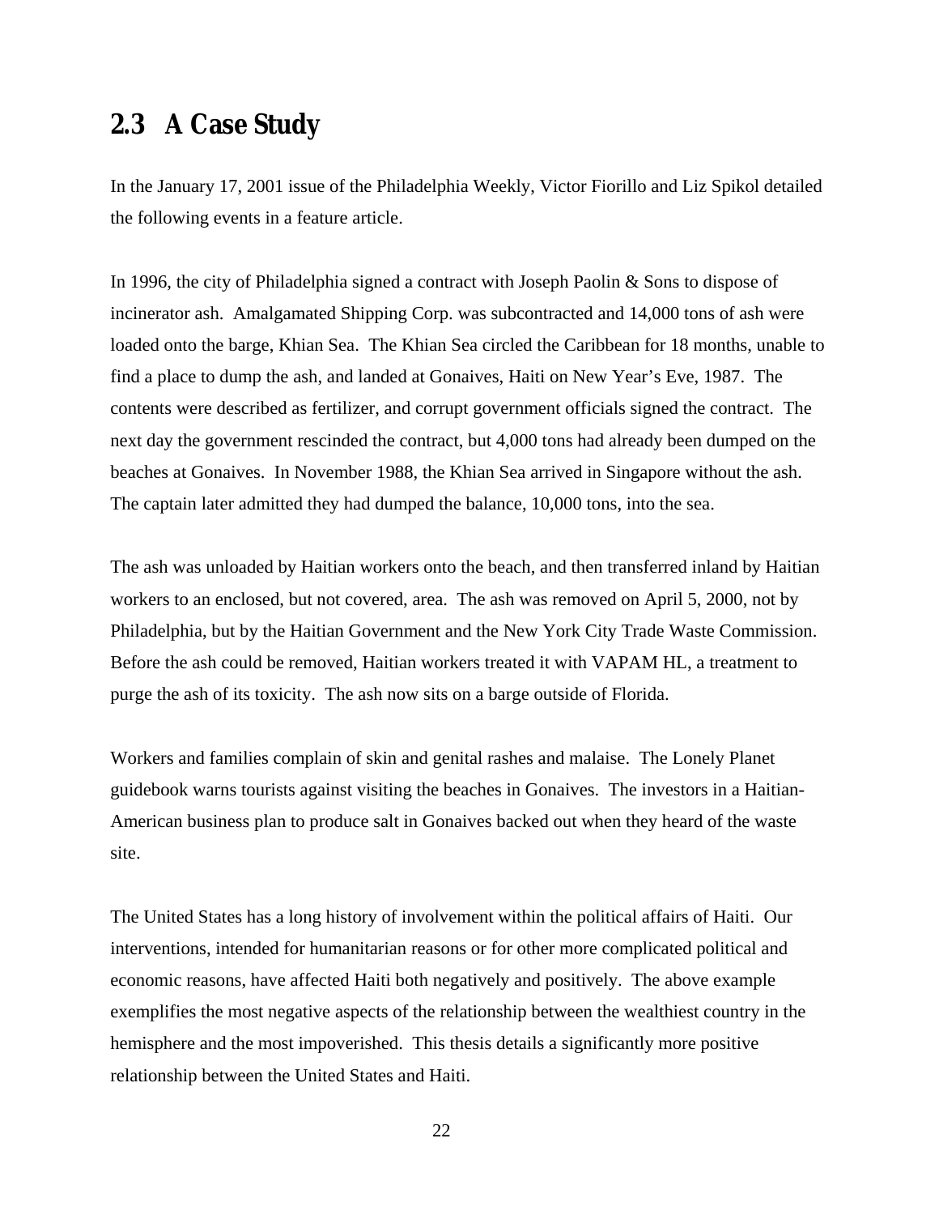## 2.3 A Case Study

In the January 17, 2001 issue of the Philadelphia Weekly, Victor Fiorillo and Liz Spikol detailed the following events in a feature article.

In 1996, the city of Philadelphia signed a contract with Joseph Paolin & Sons to dispose of incinerator ash. Amalgamated Shipping Corp. was subcontracted and 14,000 tons of ash were loaded onto the barge, Khian Sea. The Khian Sea circled the Caribbean for 18 months, unable to find a place to dump the ash, and landed at Gonaives, Haiti on New Year's Eve, 1987. The contents were described as fertilizer, and corrupt government officials signed the contract. The next day the government rescinded the contract, but 4,000 tons had already been dumped on the beaches at Gonaives. In November 1988, the Khian Sea arrived in Singapore without the ash. The captain later admitted they had dumped the balance, 10,000 tons, into the sea.

The ash was unloaded by Haitian workers onto the beach, and then transferred inland by Haitian workers to an enclosed, but not covered, area. The ash was removed on April 5, 2000, not by Philadelphia, but by the Haitian Government and the New York City Trade Waste Commission. Before the ash could be removed, Haitian workers treated it with VAPAM HL, a treatment to purge the ash of its toxicity. The ash now sits on a barge outside of Florida.

Workers and families complain of skin and genital rashes and malaise. The Lonely Planet guidebook warns tourists against visiting the beaches in Gonaives. The investors in a Haitian-American business plan to produce salt in Gonaives backed out when they heard of the waste site.

The United States has a long history of involvement within the political affairs of Haiti. Our interventions, intended for humanitarian reasons or for other more complicated political and economic reasons, have affected Haiti both negatively and positively. The above example exemplifies the most negative aspects of the relationship between the wealthiest country in the hemisphere and the most impoverished. This thesis details a significantly more positive relationship between the United States and Haiti.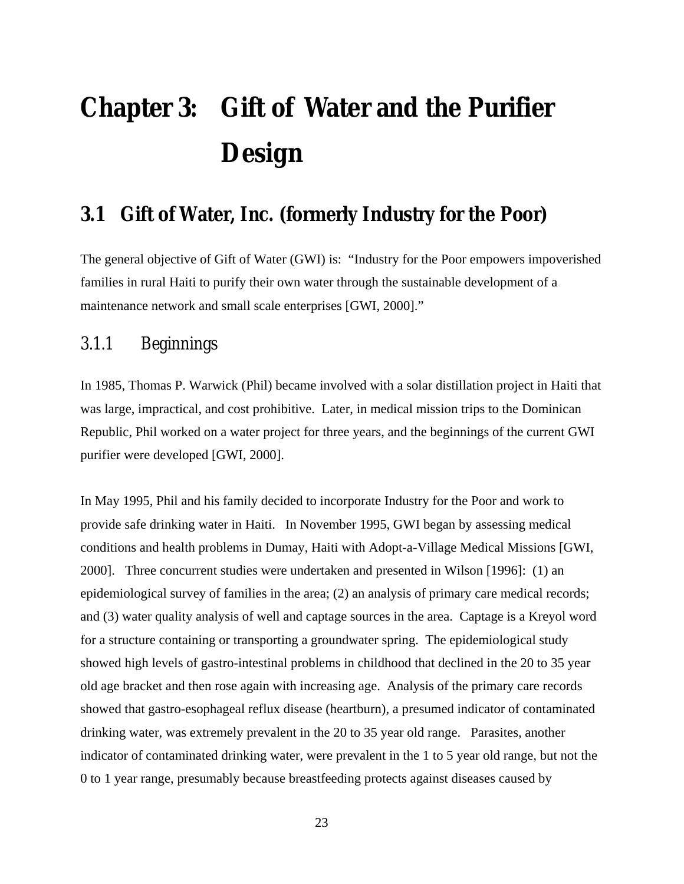# Chapter 3: Gift of Water and the Purifier Design

## 3.1 Gift of Water, Inc. (formerly Industry for the Poor)

The general objective of Gift of Water (GWI) is: "Industry for the Poor empowers impoverished families in rural Haiti to purify their own water through the sustainable development of a maintenance network and small scale enterprises [GWI, 2000]."

### 3.1.1 Beginnings

In 1985, Thomas P. Warwick (Phil) became involved with a solar distillation project in Haiti that was large, impractical, and cost prohibitive. Later, in medical mission trips to the Dominican Republic, Phil worked on a water project for three years, and the beginnings of the current GWI purifier were developed [GWI, 2000].

In May 1995, Phil and his family decided to incorporate Industry for the Poor and work to provide safe drinking water in Haiti. In November 1995, GWI began by assessing medical conditions and health problems in Dumay, Haiti with Adopt-a-Village Medical Missions [GWI, 2000]. Three concurrent studies were undertaken and presented in Wilson [1996]: (1) an epidemiological survey of families in the area; (2) an analysis of primary care medical records; and (3) water quality analysis of well and captage sources in the area. Captage is a Kreyol word for a structure containing or transporting a groundwater spring. The epidemiological study showed high levels of gastro-intestinal problems in childhood that declined in the 20 to 35 year old age bracket and then rose again with increasing age. Analysis of the primary care records showed that gastro-esophageal reflux disease (heartburn), a presumed indicator of contaminated drinking water, was extremely prevalent in the 20 to 35 year old range. Parasites, another indicator of contaminated drinking water, were prevalent in the 1 to 5 year old range, but not the 0 to 1 year range, presumably because breastfeeding protects against diseases caused by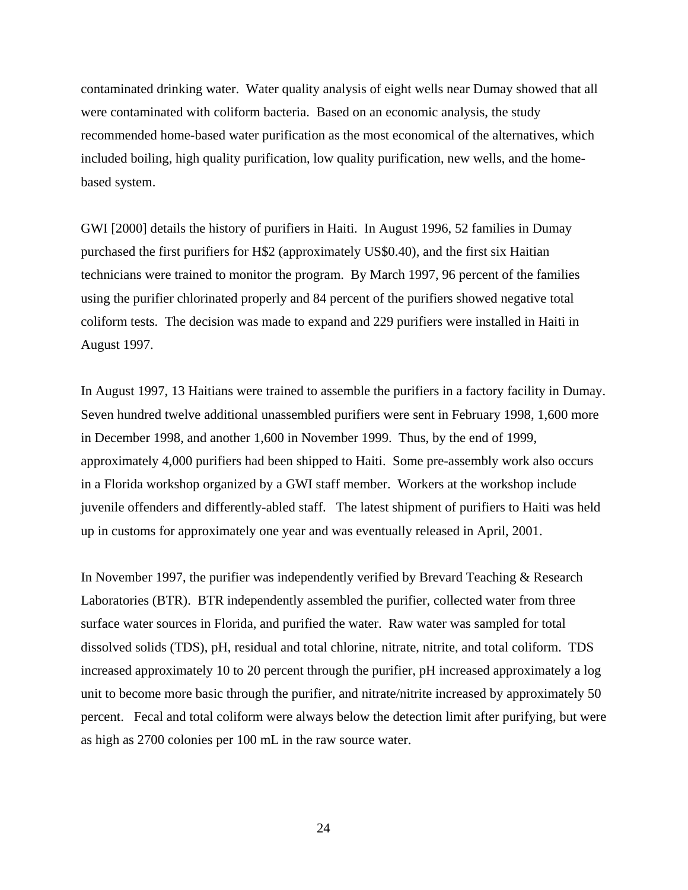contaminated drinking water. Water quality analysis of eight wells near Dumay showed that all were contaminated with coliform bacteria. Based on an economic analysis, the study recommended home-based water purification as the most economical of the alternatives, which included boiling, high quality purification, low quality purification, new wells, and the home-based system.

GWI [2000] details the history of purifiers in Haiti. In August 1996, 52 families in Dumay purchased the first purifiers for H$2 (approximately US$0.40), and the first six Haitian technicians were trained to monitor the program. By March 1997, 96 percent of the families using the purifier chlorinated properly and 84 percent of the purifiers showed negative total coliform tests. The decision was made to expand and 229 purifiers were installed in Haiti in August 1997.

In August 1997, 13 Haitians were trained to assemble the purifiers in a factory facility in Dumay. Seven hundred twelve additional unassembled purifiers were sent in February 1998, 1,600 more in December 1998, and another 1,600 in November 1999. Thus, by the end of 1999, approximately 4,000 purifiers had been shipped to Haiti. Some pre-assembly work also occurs in a Florida workshop organized by a GWI staff member. Workers at the workshop include juvenile offenders and differently-abled staff. The latest shipment of purifiers to Haiti was held up in customs for approximately one year and was eventually released in April, 2001.

In November 1997, the purifier was independently verified by Brevard Teaching & Research Laboratories (BTR). BTR independently assembled the purifier, collected water from three surface water sources in Florida, and purified the water. Raw water was sampled for total dissolved solids (TDS), pH, residual and total chlorine, nitrate, nitrite, and total coliform. TDS increased approximately 10 to 20 percent through the purifier, pH increased approximately a log unit to become more basic through the purifier, and nitrate/nitrite increased by approximately 50 percent. Fecal and total coliform were always below the detection limit after purifying, but were as high as 2700 colonies per 100 mL in the raw source water.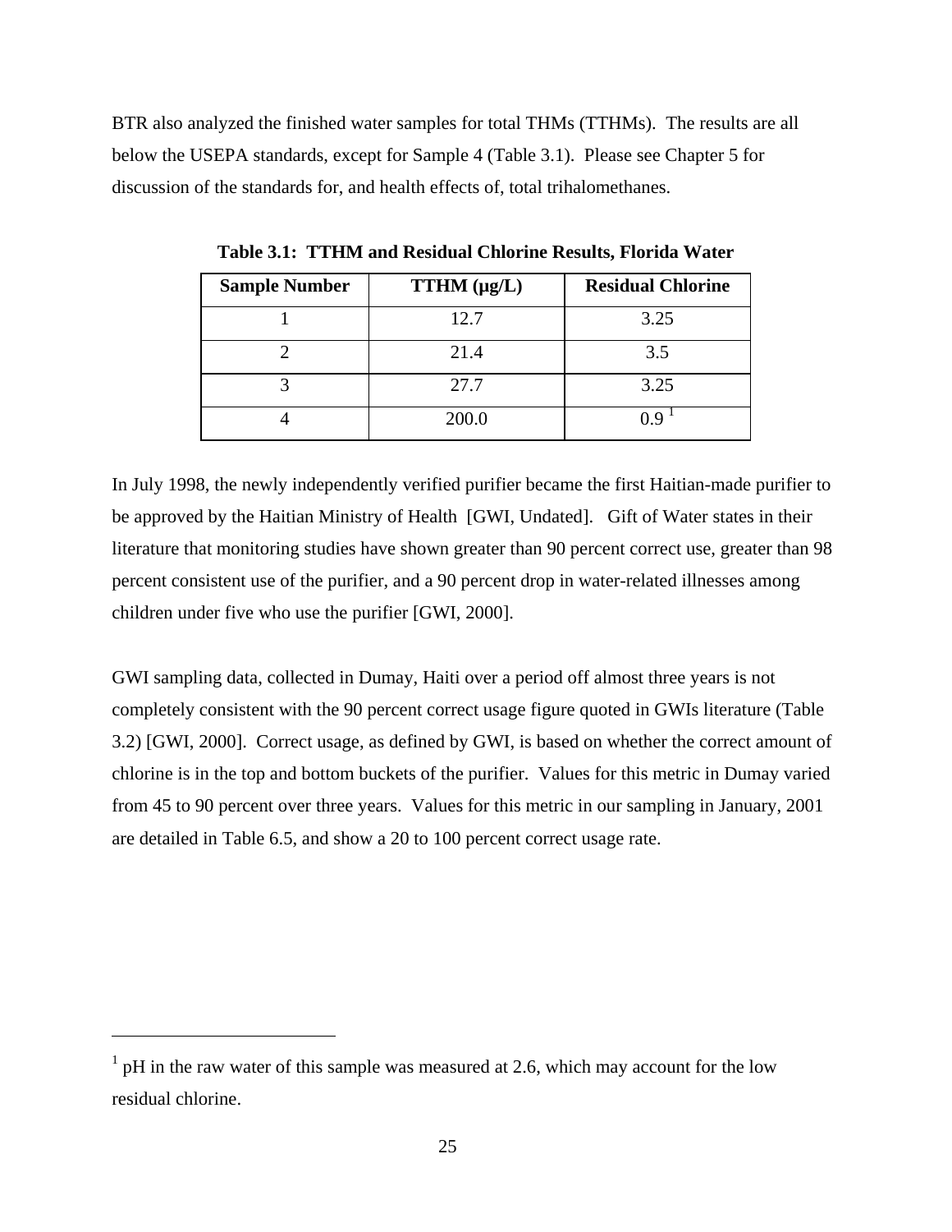BTR also analyzed the finished water samples for total THMs (TTHMs). The results are all below the USEPA standards, except for Sample 4 (Table 3.1). Please see Chapter 5 for discussion of the standards for, and health effects of, total trihalomethanes.

**Table 3.1: TTHM and Residual Chlorine Results, Florida Water**

| Sample Number | TTHM (μg/L) | Residual Chlorine |
|---|---|---|
| 1 | 12.7 | 3.25 |
| 2 | 21.4 | 3.5 |
| 3 | 27.7 | 3.25 |
| 4 | 200.0 | 0.9 [1] |

In July 1998, the newly independently verified purifier became the first Haitian-made purifier to be approved by the Haitian Ministry of Health [GWI, Undated]. Gift of Water states in their literature that monitoring studies have shown greater than 90 percent correct use, greater than 98 percent consistent use of the purifier, and a 90 percent drop in water-related illnesses among children under five who use the purifier [GWI, 2000].

GWI sampling data, collected in Dumay, Haiti over a period off almost three years is not completely consistent with the 90 percent correct usage figure quoted in GWIs literature (Table 3.2) [GWI, 2000]. Correct usage, as defined by GWI, is based on whether the correct amount of chlorine is in the top and bottom buckets of the purifier. Values for this metric in Dumay varied from 45 to 90 percent over three years. Values for this metric in our sampling in January, 2001 are detailed in Table 6.5, and show a 20 to 100 percent correct usage rate.

---

[1] pH in the raw water of this sample was measured at 2.6, which may account for the low residual chlorine.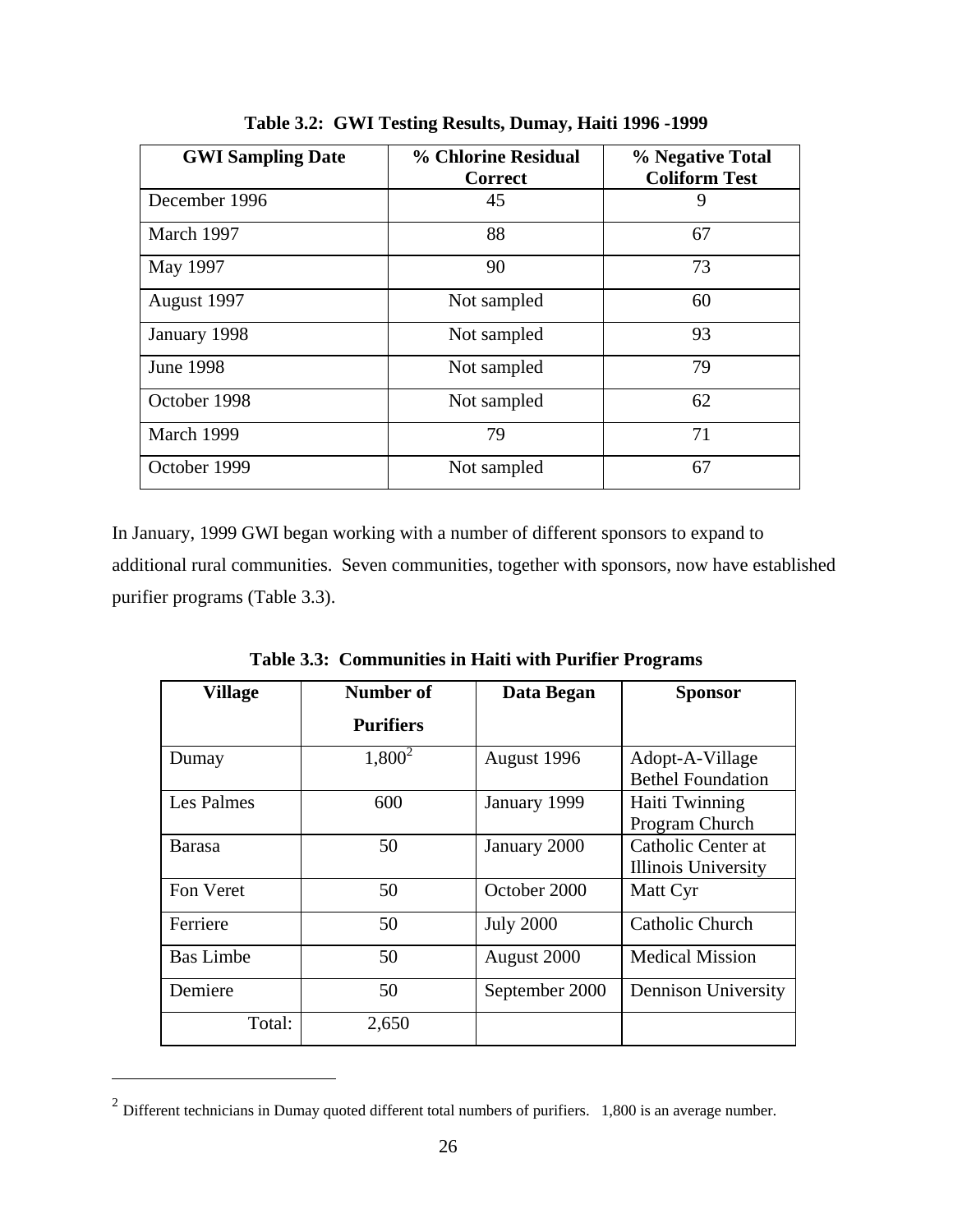**Table 3.2: GWI Testing Results, Dumay, Haiti 1996 -1999**

| GWI Sampling Date | % Chlorine Residual Correct | % Negative Total Coliform Test |
|---|---|---|
| December 1996 | 45 | 9 |
| March 1997 | 88 | 67 |
| May 1997 | 90 | 73 |
| August 1997 | Not sampled | 60 |
| January 1998 | Not sampled | 93 |
| June 1998 | Not sampled | 79 |
| October 1998 | Not sampled | 62 |
| March 1999 | 79 | 71 |
| October 1999 | Not sampled | 67 |

In January, 1999 GWI began working with a number of different sponsors to expand to additional rural communities. Seven communities, together with sponsors, now have established purifier programs (Table 3.3).

**Table 3.3: Communities in Haiti with Purifier Programs**

| Village | Number of Purifiers | Data Began | Sponsor |
|---|---|---|---|
| Dumay | 1,800[2] | August 1996 | Adopt-A-Village Bethel Foundation |
| Les Palmes | 600 | January 1999 | Haiti Twinning Program Church |
| Barasa | 50 | January 2000 | Catholic Center at Illinois University |
| Fon Veret | 50 | October 2000 | Matt Cyr |
| Ferriere | 50 | July 2000 | Catholic Church |
| Bas Limbe | 50 | August 2000 | Medical Mission |
| Demiere | 50 | September 2000 | Dennison University |
| Total: | 2,650 | | |

[2] Different technicians in Dumay quoted different total numbers of purifiers. 1,800 is an average number.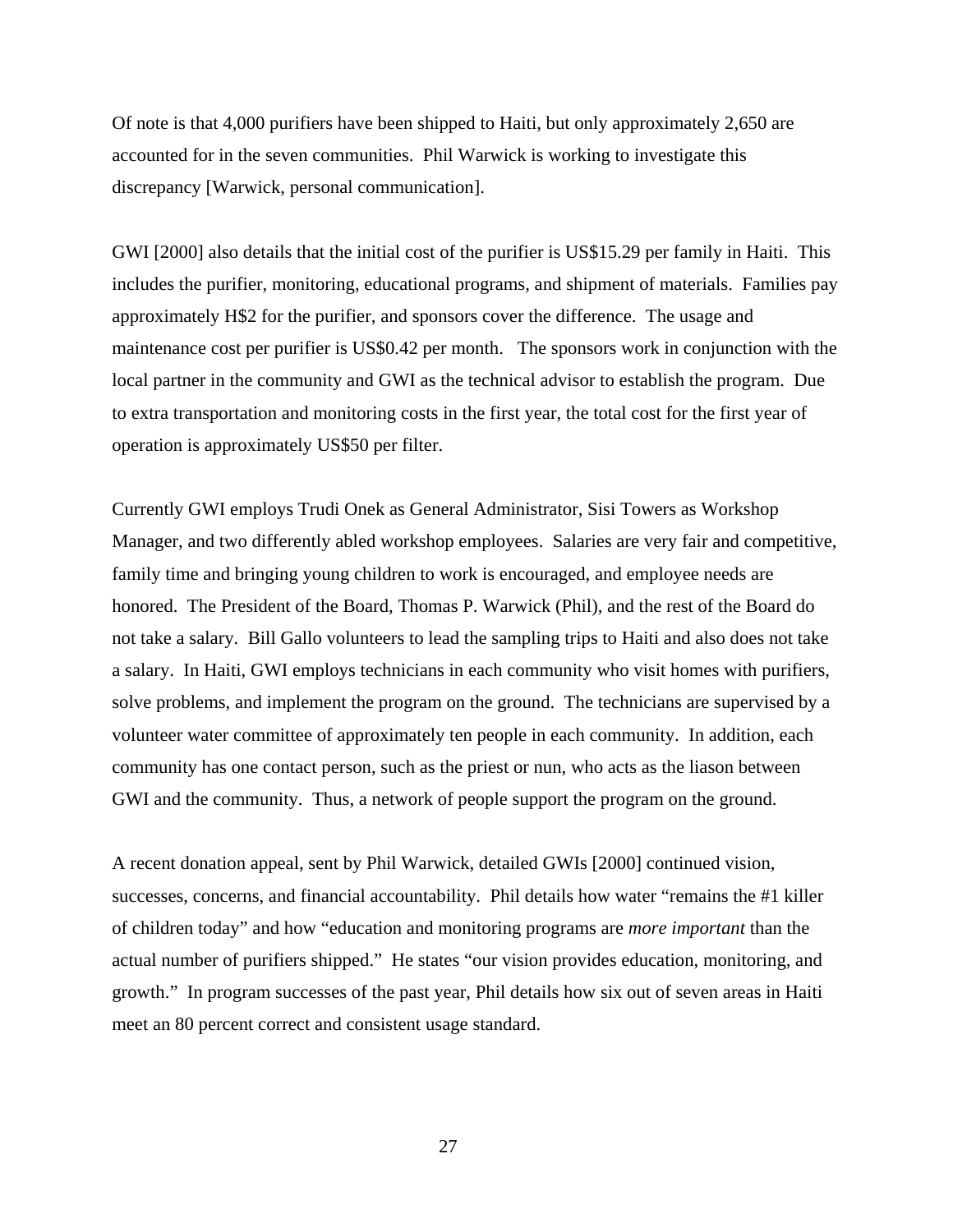Of note is that 4,000 purifiers have been shipped to Haiti, but only approximately 2,650 are accounted for in the seven communities. Phil Warwick is working to investigate this discrepancy [Warwick, personal communication].

GWI [2000] also details that the initial cost of the purifier is US$15.29 per family in Haiti. This includes the purifier, monitoring, educational programs, and shipment of materials. Families pay approximately H$2 for the purifier, and sponsors cover the difference. The usage and maintenance cost per purifier is US$0.42 per month. The sponsors work in conjunction with the local partner in the community and GWI as the technical advisor to establish the program. Due to extra transportation and monitoring costs in the first year, the total cost for the first year of operation is approximately US$50 per filter.

Currently GWI employs Trudi Onek as General Administrator, Sisi Towers as Workshop Manager, and two differently abled workshop employees. Salaries are very fair and competitive, family time and bringing young children to work is encouraged, and employee needs are honored. The President of the Board, Thomas P. Warwick (Phil), and the rest of the Board do not take a salary. Bill Gallo volunteers to lead the sampling trips to Haiti and also does not take a salary. In Haiti, GWI employs technicians in each community who visit homes with purifiers, solve problems, and implement the program on the ground. The technicians are supervised by a volunteer water committee of approximately ten people in each community. In addition, each community has one contact person, such as the priest or nun, who acts as the liason between GWI and the community. Thus, a network of people support the program on the ground.

A recent donation appeal, sent by Phil Warwick, detailed GWIs [2000] continued vision, successes, concerns, and financial accountability. Phil details how water "remains the #1 killer of children today" and how "education and monitoring programs are *more important* than the actual number of purifiers shipped." He states "our vision provides education, monitoring, and growth." In program successes of the past year, Phil details how six out of seven areas in Haiti meet an 80 percent correct and consistent usage standard.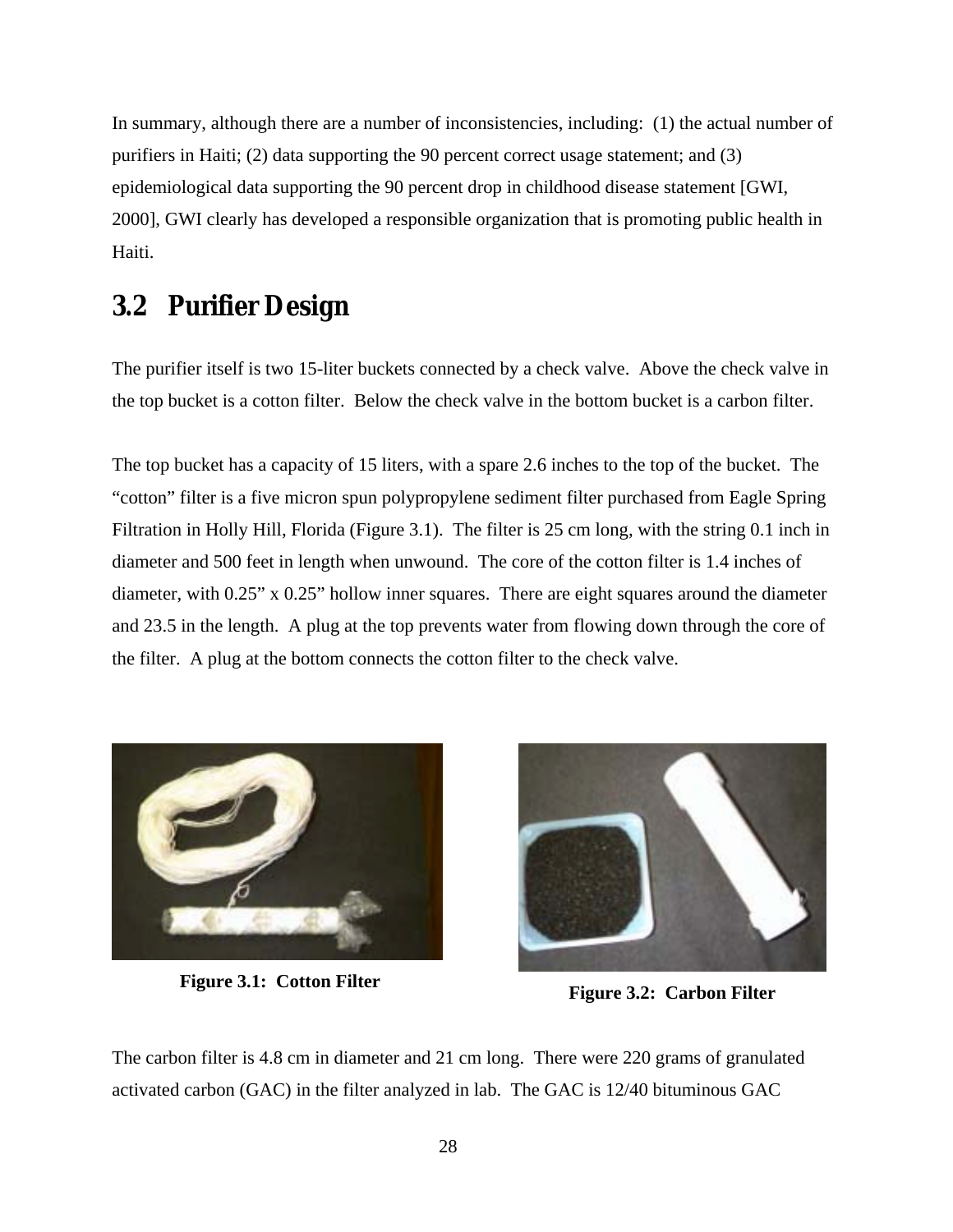In summary, although there are a number of inconsistencies, including: (1) the actual number of purifiers in Haiti; (2) data supporting the 90 percent correct usage statement; and (3) epidemiological data supporting the 90 percent drop in childhood disease statement [GWI, 2000], GWI clearly has developed a responsible organization that is promoting public health in Haiti.

## 3.2 Purifier Design

The purifier itself is two 15-liter buckets connected by a check valve. Above the check valve in the top bucket is a cotton filter. Below the check valve in the bottom bucket is a carbon filter.

The top bucket has a capacity of 15 liters, with a spare 2.6 inches to the top of the bucket. The "cotton" filter is a five micron spun polypropylene sediment filter purchased from Eagle Spring Filtration in Holly Hill, Florida (Figure 3.1). The filter is 25 cm long, with the string 0.1 inch in diameter and 500 feet in length when unwound. The core of the cotton filter is 1.4 inches of diameter, with 0.25" x 0.25" hollow inner squares. There are eight squares around the diameter and 23.5 in the length. A plug at the top prevents water from flowing down through the core of the filter. A plug at the bottom connects the cotton filter to the check valve.

**Figure 3.1: Cotton Filter**

**Figure 3.2: Carbon Filter**

The carbon filter is 4.8 cm in diameter and 21 cm long. There were 220 grams of granulated activated carbon (GAC) in the filter analyzed in lab. The GAC is 12/40 bituminous GAC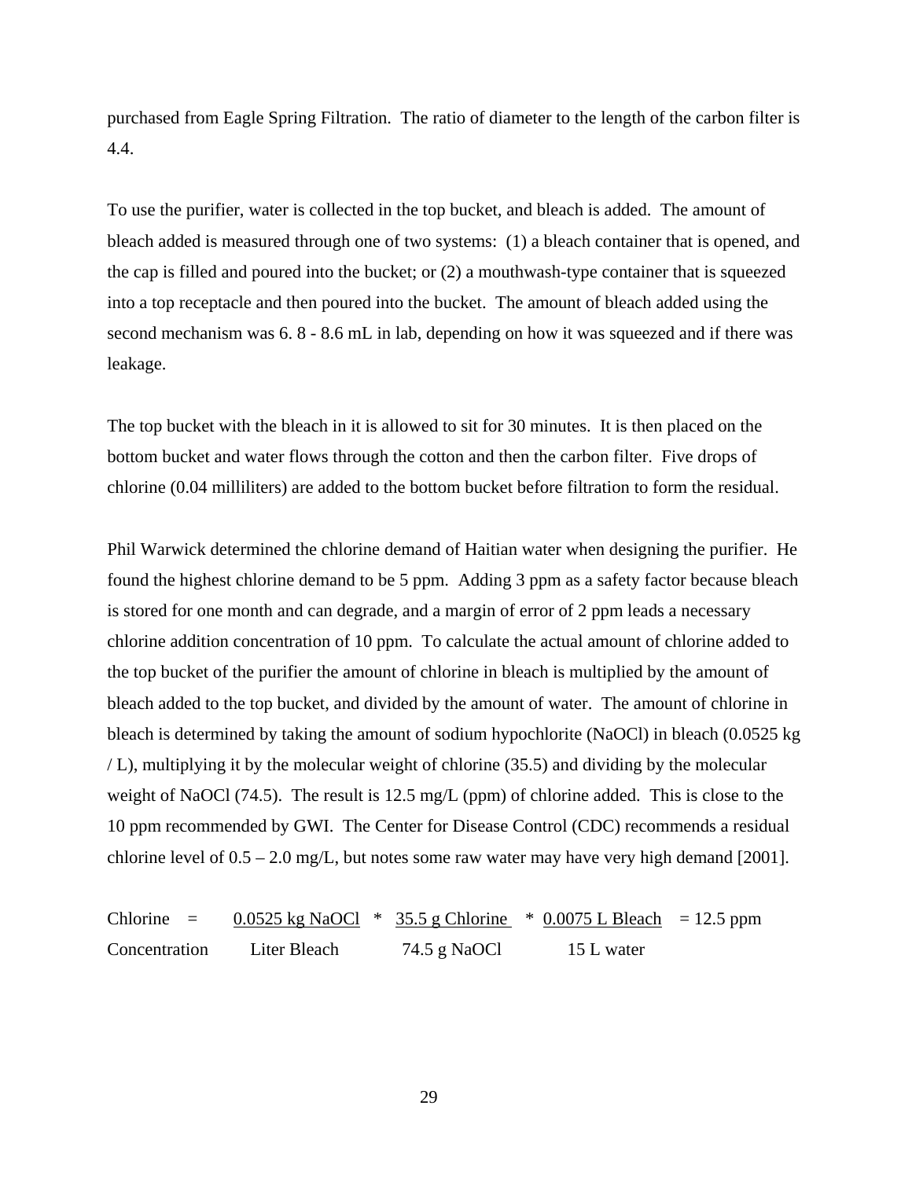purchased from Eagle Spring Filtration. The ratio of diameter to the length of the carbon filter is 4.4.

To use the purifier, water is collected in the top bucket, and bleach is added. The amount of bleach added is measured through one of two systems: (1) a bleach container that is opened, and the cap is filled and poured into the bucket; or (2) a mouthwash-type container that is squeezed into a top receptacle and then poured into the bucket. The amount of bleach added using the second mechanism was 6. 8 - 8.6 mL in lab, depending on how it was squeezed and if there was leakage.

The top bucket with the bleach in it is allowed to sit for 30 minutes. It is then placed on the bottom bucket and water flows through the cotton and then the carbon filter. Five drops of chlorine (0.04 milliliters) are added to the bottom bucket before filtration to form the residual.

Phil Warwick determined the chlorine demand of Haitian water when designing the purifier. He found the highest chlorine demand to be 5 ppm. Adding 3 ppm as a safety factor because bleach is stored for one month and can degrade, and a margin of error of 2 ppm leads a necessary chlorine addition concentration of 10 ppm. To calculate the actual amount of chlorine added to the top bucket of the purifier the amount of chlorine in bleach is multiplied by the amount of bleach added to the top bucket, and divided by the amount of water. The amount of chlorine in bleach is determined by taking the amount of sodium hypochlorite (NaOCl) in bleach (0.0525 kg / L), multiplying it by the molecular weight of chlorine (35.5) and dividing by the molecular weight of NaOCl (74.5). The result is 12.5 mg/L (ppm) of chlorine added. This is close to the 10 ppm recommended by GWI. The Center for Disease Control (CDC) recommends a residual chlorine level of 0.5 – 2.0 mg/L, but notes some raw water may have very high demand [2001].

$$\text{Chlorine Concentration} = \frac{0.0525 \text{ kg NaOCl}}{\text{Liter Bleach}} * \frac{35.5 \text{ g Chlorine}}{74.5 \text{ g NaOCl}} * \frac{0.0075 \text{ L Bleach}}{15 \text{ L water}} = 12.5 \text{ ppm}$$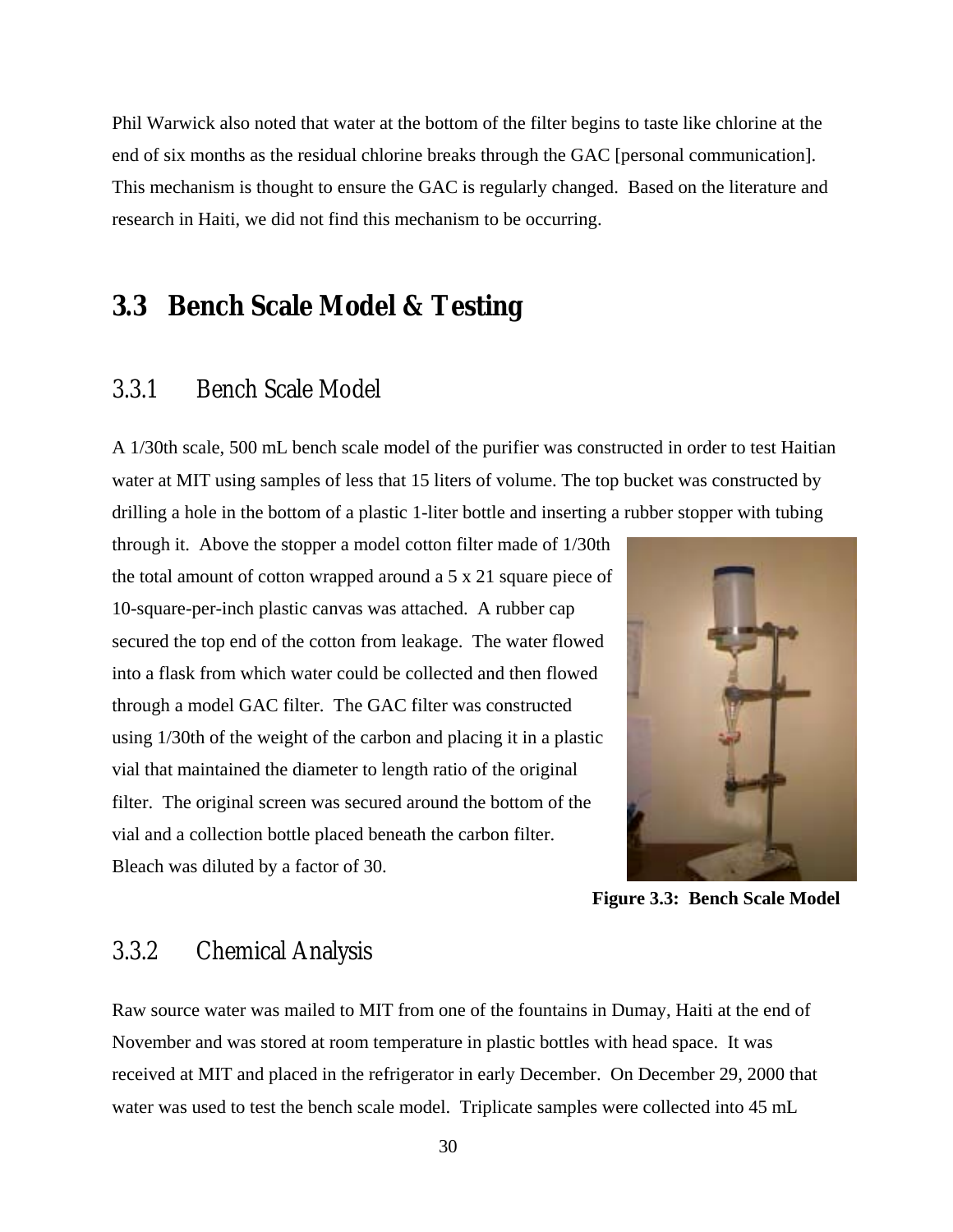Phil Warwick also noted that water at the bottom of the filter begins to taste like chlorine at the end of six months as the residual chlorine breaks through the GAC [personal communication]. This mechanism is thought to ensure the GAC is regularly changed. Based on the literature and research in Haiti, we did not find this mechanism to be occurring.

## 3.3 Bench Scale Model & Testing

### 3.3.1 Bench Scale Model

A 1/30th scale, 500 mL bench scale model of the purifier was constructed in order to test Haitian water at MIT using samples of less that 15 liters of volume. The top bucket was constructed by drilling a hole in the bottom of a plastic 1-liter bottle and inserting a rubber stopper with tubing through it. Above the stopper a model cotton filter made of 1/30th the total amount of cotton wrapped around a 5 x 21 square piece of 10-square-per-inch plastic canvas was attached. A rubber cap secured the top end of the cotton from leakage. The water flowed into a flask from which water could be collected and then flowed through a model GAC filter. The GAC filter was constructed using 1/30th of the weight of the carbon and placing it in a plastic vial that maintained the diameter to length ratio of the original filter. The original screen was secured around the bottom of the vial and a collection bottle placed beneath the carbon filter. Bleach was diluted by a factor of 30.

**Figure 3.3: Bench Scale Model**

### 3.3.2 Chemical Analysis

Raw source water was mailed to MIT from one of the fountains in Dumay, Haiti at the end of November and was stored at room temperature in plastic bottles with head space. It was received at MIT and placed in the refrigerator in early December. On December 29, 2000 that water was used to test the bench scale model. Triplicate samples were collected into 45 mL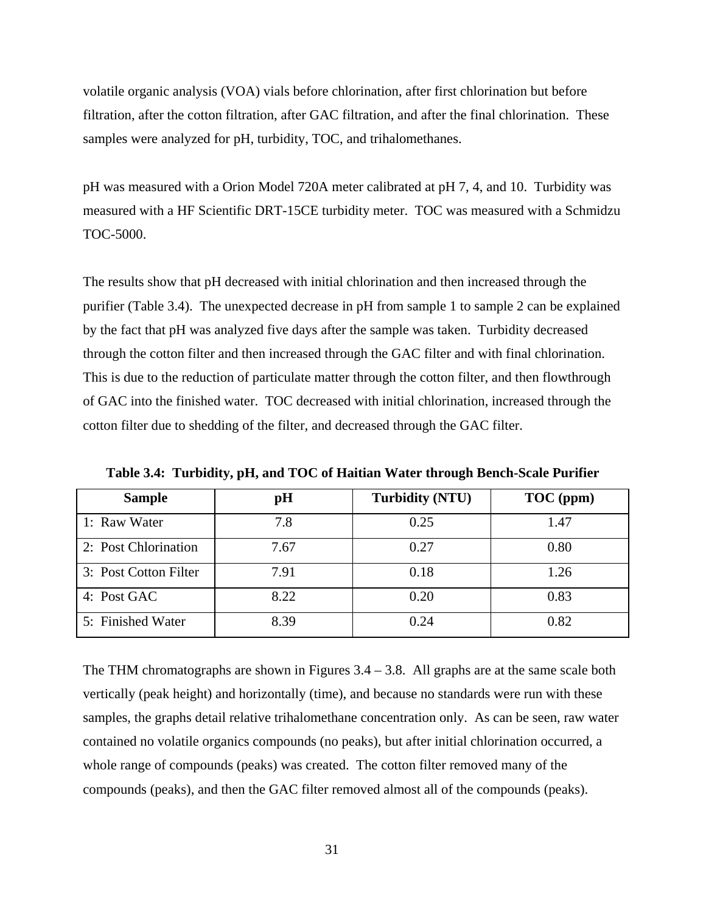volatile organic analysis (VOA) vials before chlorination, after first chlorination but before filtration, after the cotton filtration, after GAC filtration, and after the final chlorination. These samples were analyzed for pH, turbidity, TOC, and trihalomethanes.

pH was measured with a Orion Model 720A meter calibrated at pH 7, 4, and 10. Turbidity was measured with a HF Scientific DRT-15CE turbidity meter. TOC was measured with a Schmidzu TOC-5000.

The results show that pH decreased with initial chlorination and then increased through the purifier (Table 3.4). The unexpected decrease in pH from sample 1 to sample 2 can be explained by the fact that pH was analyzed five days after the sample was taken. Turbidity decreased through the cotton filter and then increased through the GAC filter and with final chlorination. This is due to the reduction of particulate matter through the cotton filter, and then flowthrough of GAC into the finished water. TOC decreased with initial chlorination, increased through the cotton filter due to shedding of the filter, and decreased through the GAC filter.

**Table 3.4: Turbidity, pH, and TOC of Haitian Water through Bench-Scale Purifier**

| Sample | pH | Turbidity (NTU) | TOC (ppm) |
|---|---|---|---|
| 1: Raw Water | 7.8 | 0.25 | 1.47 |
| 2: Post Chlorination | 7.67 | 0.27 | 0.80 |
| 3: Post Cotton Filter | 7.91 | 0.18 | 1.26 |
| 4: Post GAC | 8.22 | 0.20 | 0.83 |
| 5: Finished Water | 8.39 | 0.24 | 0.82 |

The THM chromatographs are shown in Figures 3.4 – 3.8. All graphs are at the same scale both vertically (peak height) and horizontally (time), and because no standards were run with these samples, the graphs detail relative trihalomethane concentration only. As can be seen, raw water contained no volatile organics compounds (no peaks), but after initial chlorination occurred, a whole range of compounds (peaks) was created. The cotton filter removed many of the compounds (peaks), and then the GAC filter removed almost all of the compounds (peaks).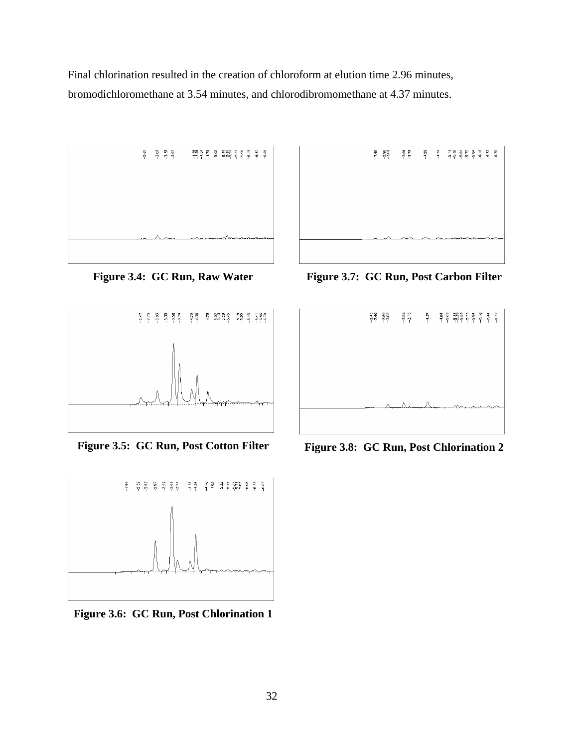Final chlorination resulted in the creation of chloroform at elution time 2.96 minutes, bromodichloromethane at 3.54 minutes, and chlorodibromomethane at 4.37 minutes.

**Figure 3.4: GC Run, Raw Water**

**Figure 3.7: GC Run, Post Carbon Filter**

**Figure 3.5: GC Run, Post Cotton Filter**

**Figure 3.8: GC Run, Post Chlorination 2**

**Figure 3.6: GC Run, Post Chlorination 1**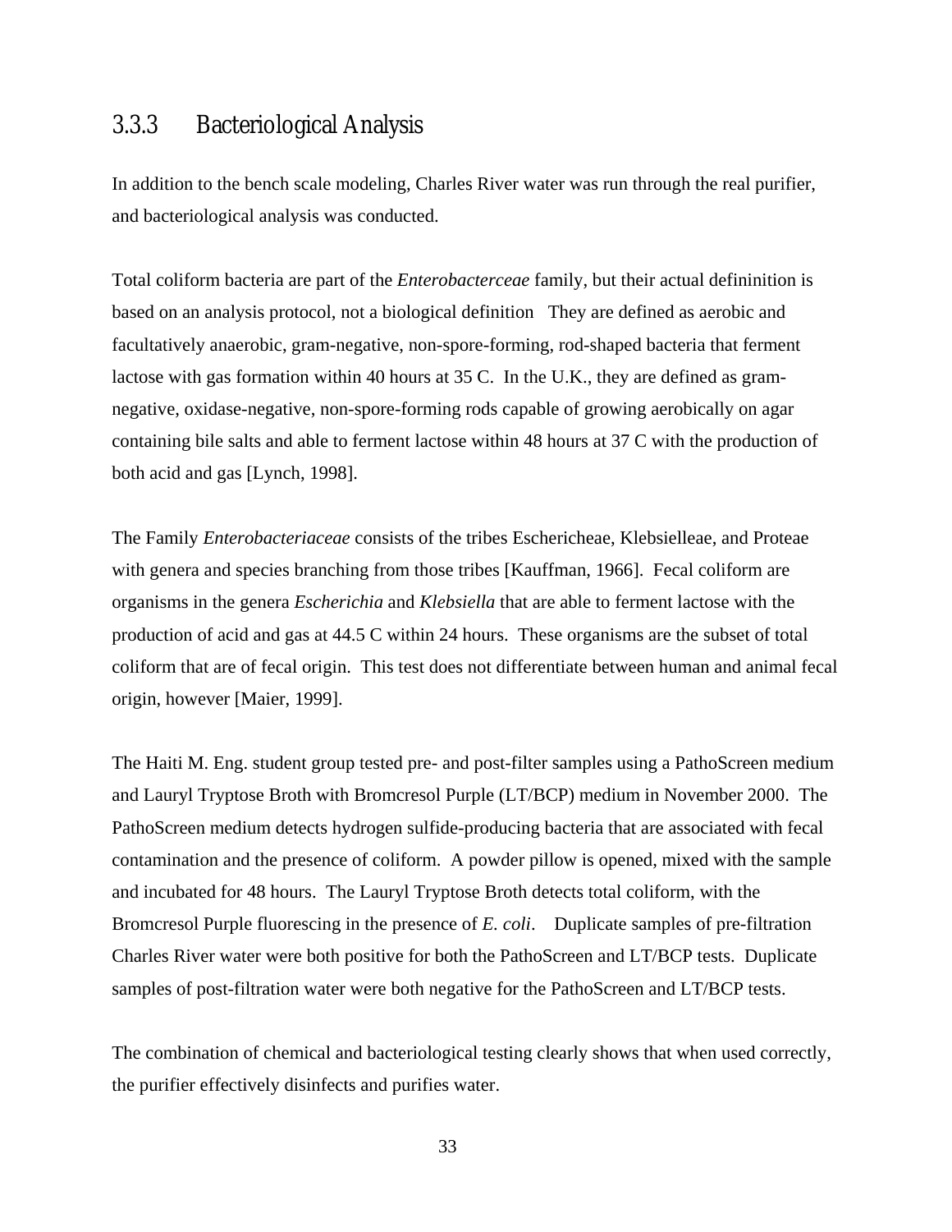### 3.3.3 Bacteriological Analysis

In addition to the bench scale modeling, Charles River water was run through the real purifier, and bacteriological analysis was conducted.

Total coliform bacteria are part of the *Enterobacterceae* family, but their actual defininition is based on an analysis protocol, not a biological definition   They are defined as aerobic and facultatively anaerobic, gram-negative, non-spore-forming, rod-shaped bacteria that ferment lactose with gas formation within 40 hours at 35 C.  In the U.K., they are defined as gram-negative, oxidase-negative, non-spore-forming rods capable of growing aerobically on agar containing bile salts and able to ferment lactose within 48 hours at 37 C with the production of both acid and gas [Lynch, 1998].

The Family *Enterobacteriaceae* consists of the tribes Eschericheae, Klebsielleae, and Proteae with genera and species branching from those tribes [Kauffman, 1966].  Fecal coliform are organisms in the genera *Escherichia* and *Klebsiella* that are able to ferment lactose with the production of acid and gas at 44.5 C within 24 hours.  These organisms are the subset of total coliform that are of fecal origin.  This test does not differentiate between human and animal fecal origin, however [Maier, 1999].

The Haiti M. Eng. student group tested pre- and post-filter samples using a PathoScreen medium and Lauryl Tryptose Broth with Bromcresol Purple (LT/BCP) medium in November 2000.  The PathoScreen medium detects hydrogen sulfide-producing bacteria that are associated with fecal contamination and the presence of coliform.  A powder pillow is opened, mixed with the sample and incubated for 48 hours.  The Lauryl Tryptose Broth detects total coliform, with the Bromcresol Purple fluorescing in the presence of *E. coli*.    Duplicate samples of pre-filtration Charles River water were both positive for both the PathoScreen and LT/BCP tests.  Duplicate samples of post-filtration water were both negative for the PathoScreen and LT/BCP tests.

The combination of chemical and bacteriological testing clearly shows that when used correctly, the purifier effectively disinfects and purifies water.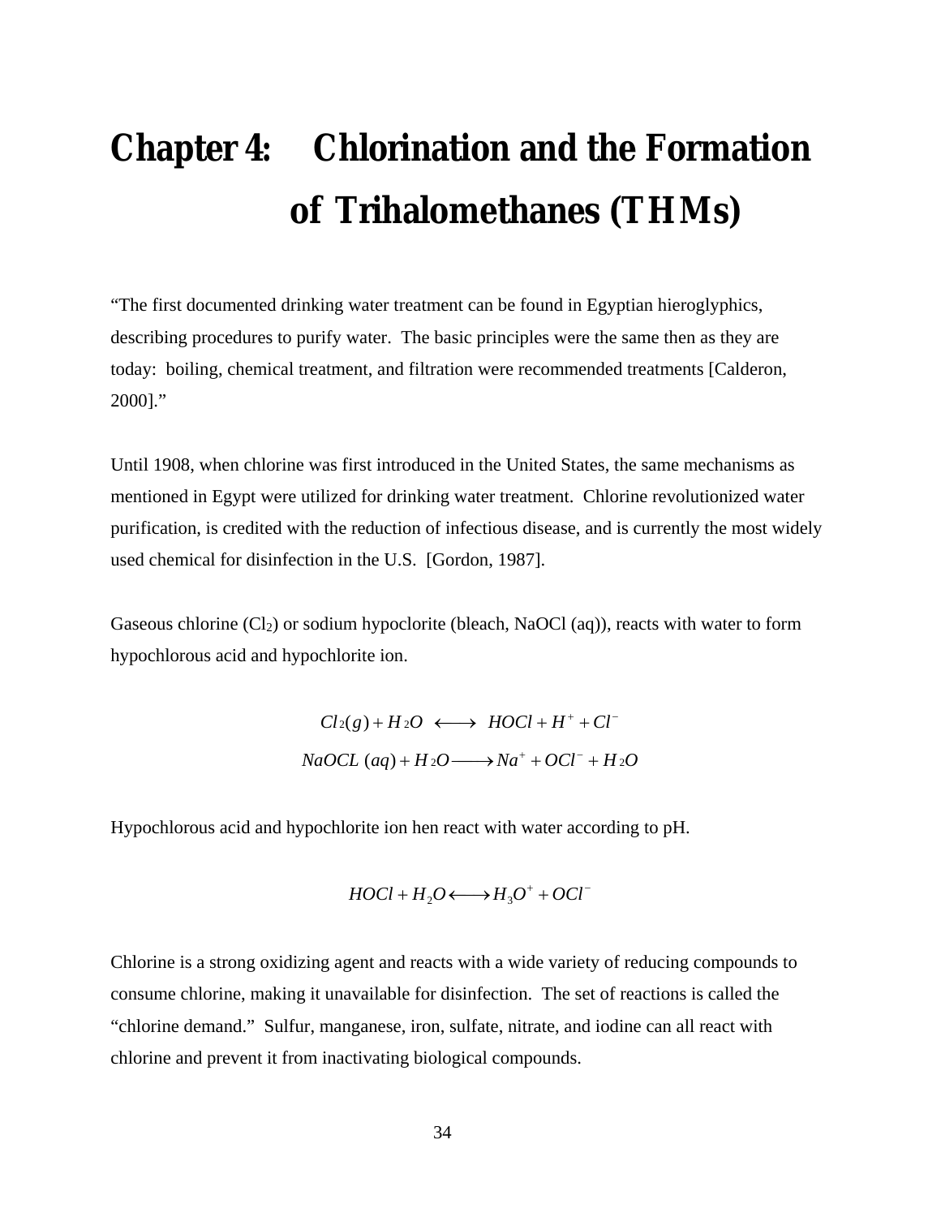# Chapter 4: Chlorination and the Formation of Trihalomethanes (THMs)

"The first documented drinking water treatment can be found in Egyptian hieroglyphics, describing procedures to purify water. The basic principles were the same then as they are today: boiling, chemical treatment, and filtration were recommended treatments [Calderon, 2000]."

Until 1908, when chlorine was first introduced in the United States, the same mechanisms as mentioned in Egypt were utilized for drinking water treatment. Chlorine revolutionized water purification, is credited with the reduction of infectious disease, and is currently the most widely used chemical for disinfection in the U.S. [Gordon, 1987].

Gaseous chlorine ($Cl_2$) or sodium hypoclorite (bleach, NaOCl (aq)), reacts with water to form hypochlorous acid and hypochlorite ion.

$$Cl_2(g) + H_2O \longleftrightarrow HOCl + H^+ + Cl^-$$

$$NaOCL\ (aq) + H_2O \longrightarrow Na^+ + OCl^- + H_2O$$

Hypochlorous acid and hypochlorite ion hen react with water according to pH.

$$HOCl + H_2O \longleftrightarrow H_3O^+ + OCl^-$$

Chlorine is a strong oxidizing agent and reacts with a wide variety of reducing compounds to consume chlorine, making it unavailable for disinfection. The set of reactions is called the "chlorine demand." Sulfur, manganese, iron, sulfate, nitrate, and iodine can all react with chlorine and prevent it from inactivating biological compounds.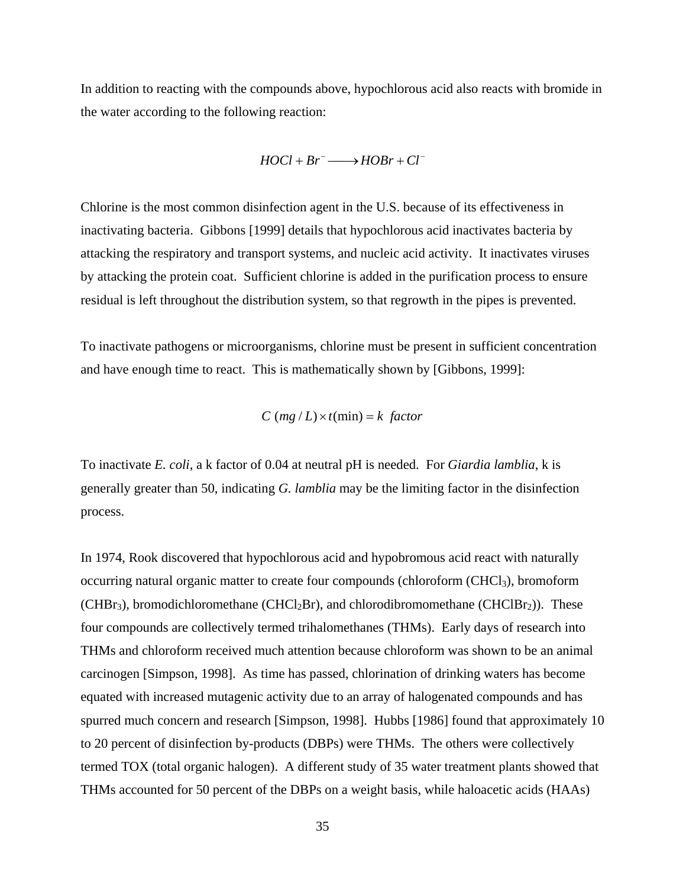In addition to reacting with the compounds above, hypochlorous acid also reacts with bromide in the water according to the following reaction:

$$HOCl + Br^- \longrightarrow HOBr + Cl^-$$

Chlorine is the most common disinfection agent in the U.S. because of its effectiveness in inactivating bacteria. Gibbons [1999] details that hypochlorous acid inactivates bacteria by attacking the respiratory and transport systems, and nucleic acid activity. It inactivates viruses by attacking the protein coat. Sufficient chlorine is added in the purification process to ensure residual is left throughout the distribution system, so that regrowth in the pipes is prevented.

To inactivate pathogens or microorganisms, chlorine must be present in sufficient concentration and have enough time to react. This is mathematically shown by [Gibbons, 1999]:

$$C\ (mg/L) \times t(\text{min}) = k\ \ factor$$

To inactivate *E. coli*, a k factor of 0.04 at neutral pH is needed. For *Giardia lamblia*, k is generally greater than 50, indicating *G. lamblia* may be the limiting factor in the disinfection process.

In 1974, Rook discovered that hypochlorous acid and hypobromous acid react with naturally occurring natural organic matter to create four compounds (chloroform ($CHCl_3$), bromoform ($CHBr_3$), bromodichloromethane ($CHCl_2Br$), and chlorodibromomethane ($CHClBr_2$)). These four compounds are collectively termed trihalomethanes (THMs). Early days of research into THMs and chloroform received much attention because chloroform was shown to be an animal carcinogen [Simpson, 1998]. As time has passed, chlorination of drinking waters has become equated with increased mutagenic activity due to an array of halogenated compounds and has spurred much concern and research [Simpson, 1998]. Hubbs [1986] found that approximately 10 to 20 percent of disinfection by-products (DBPs) were THMs. The others were collectively termed TOX (total organic halogen). A different study of 35 water treatment plants showed that THMs accounted for 50 percent of the DBPs on a weight basis, while haloacetic acids (HAAs)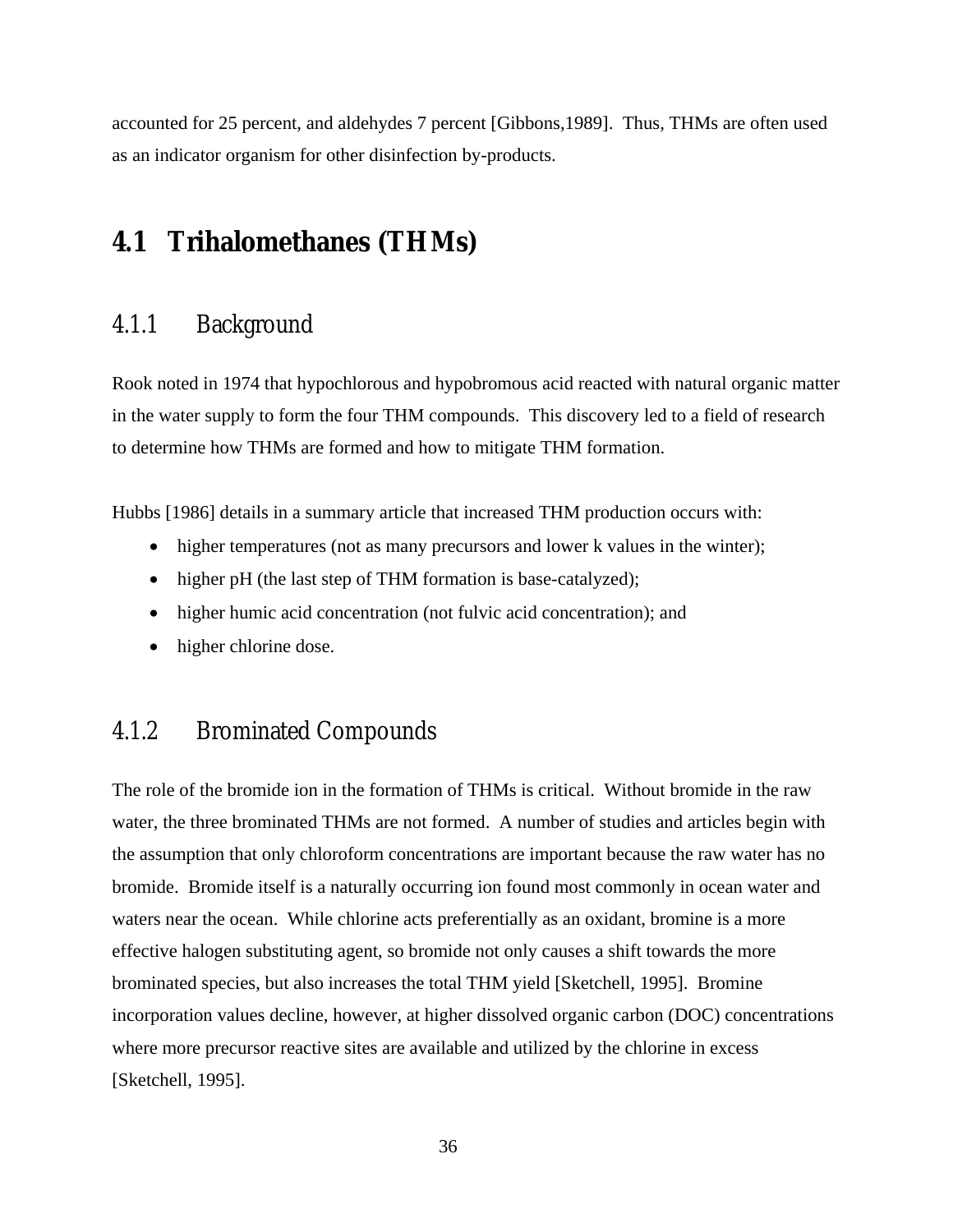accounted for 25 percent, and aldehydes 7 percent [Gibbons,1989]. Thus, THMs are often used as an indicator organism for other disinfection by-products.

## 4.1 Trihalomethanes (THMs)

### 4.1.1 Background

Rook noted in 1974 that hypochlorous and hypobromous acid reacted with natural organic matter in the water supply to form the four THM compounds. This discovery led to a field of research to determine how THMs are formed and how to mitigate THM formation.

Hubbs [1986] details in a summary article that increased THM production occurs with:

- higher temperatures (not as many precursors and lower k values in the winter);
- higher pH (the last step of THM formation is base-catalyzed);
- higher humic acid concentration (not fulvic acid concentration); and
- higher chlorine dose.

### 4.1.2 Brominated Compounds

The role of the bromide ion in the formation of THMs is critical. Without bromide in the raw water, the three brominated THMs are not formed. A number of studies and articles begin with the assumption that only chloroform concentrations are important because the raw water has no bromide. Bromide itself is a naturally occurring ion found most commonly in ocean water and waters near the ocean. While chlorine acts preferentially as an oxidant, bromine is a more effective halogen substituting agent, so bromide not only causes a shift towards the more brominated species, but also increases the total THM yield [Sketchell, 1995]. Bromine incorporation values decline, however, at higher dissolved organic carbon (DOC) concentrations where more precursor reactive sites are available and utilized by the chlorine in excess [Sketchell, 1995].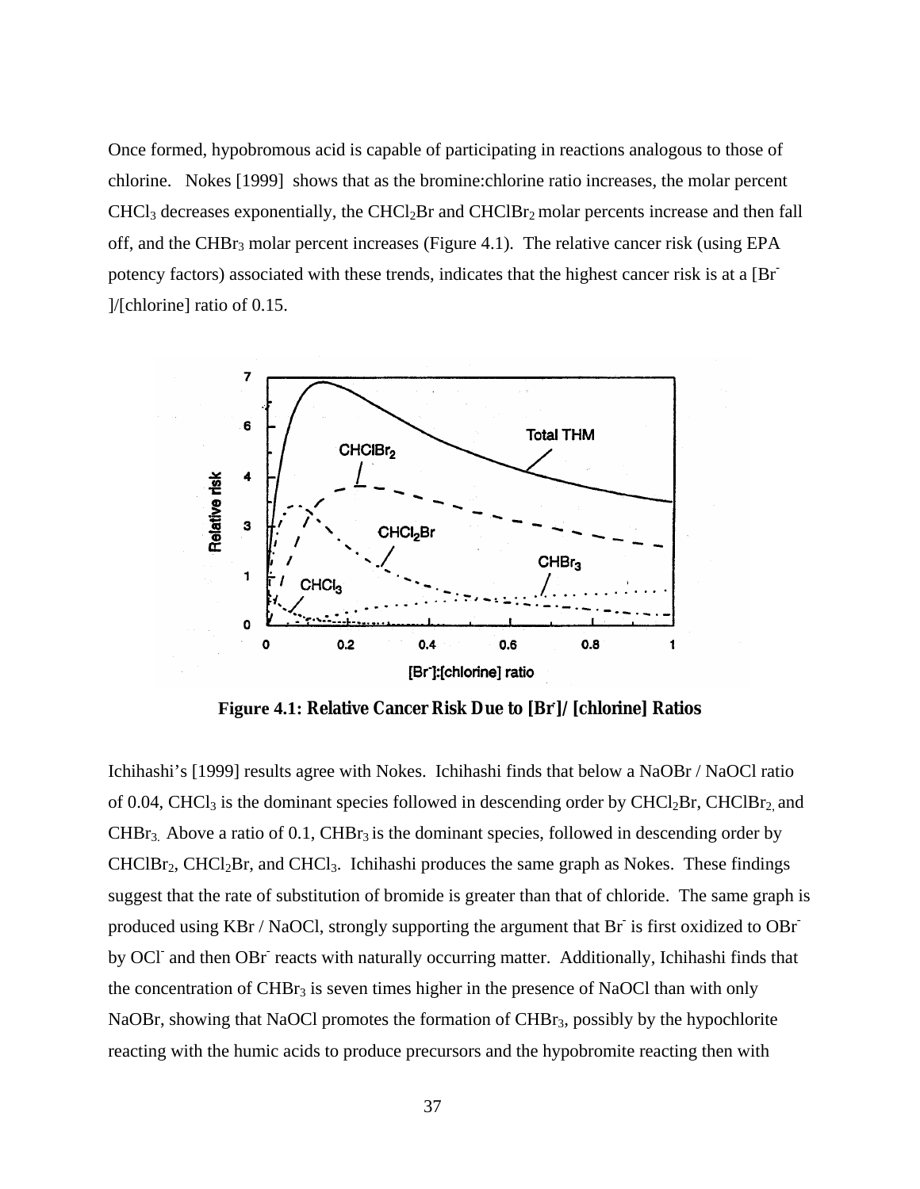Once formed, hypobromous acid is capable of participating in reactions analogous to those of chlorine. Nokes [1999] shows that as the bromine:chlorine ratio increases, the molar percent $CHCl_3$ decreases exponentially, the $CHCl_2Br$ and $CHClBr_2$ molar percents increase and then fall off, and the $CHBr_3$ molar percent increases (Figure 4.1). The relative cancer risk (using EPA potency factors) associated with these trends, indicates that the highest cancer risk is at a $[Br^-]$/[chlorine] ratio of 0.15.

**Figure 4.1: Relative Cancer Risk Due to $[Br^-]$/ [chlorine] Ratios**

Ichihashi's [1999] results agree with Nokes. Ichihashi finds that below a NaOBr / NaOCl ratio of 0.04, $CHCl_3$ is the dominant species followed in descending order by $CHCl_2Br$, $CHClBr_2$, and $CHBr_3$. Above a ratio of 0.1, $CHBr_3$ is the dominant species, followed in descending order by $CHClBr_2$, $CHCl_2Br$, and $CHCl_3$. Ichihashi produces the same graph as Nokes. These findings suggest that the rate of substitution of bromide is greater than that of chloride. The same graph is produced using KBr / NaOCl, strongly supporting the argument that $Br^-$ is first oxidized to $OBr^-$ by $OCl^-$ and then $OBr^-$ reacts with naturally occurring matter. Additionally, Ichihashi finds that the concentration of $CHBr_3$ is seven times higher in the presence of NaOCl than with only NaOBr, showing that NaOCl promotes the formation of $CHBr_3$, possibly by the hypochlorite reacting with the humic acids to produce precursors and the hypobromite reacting then with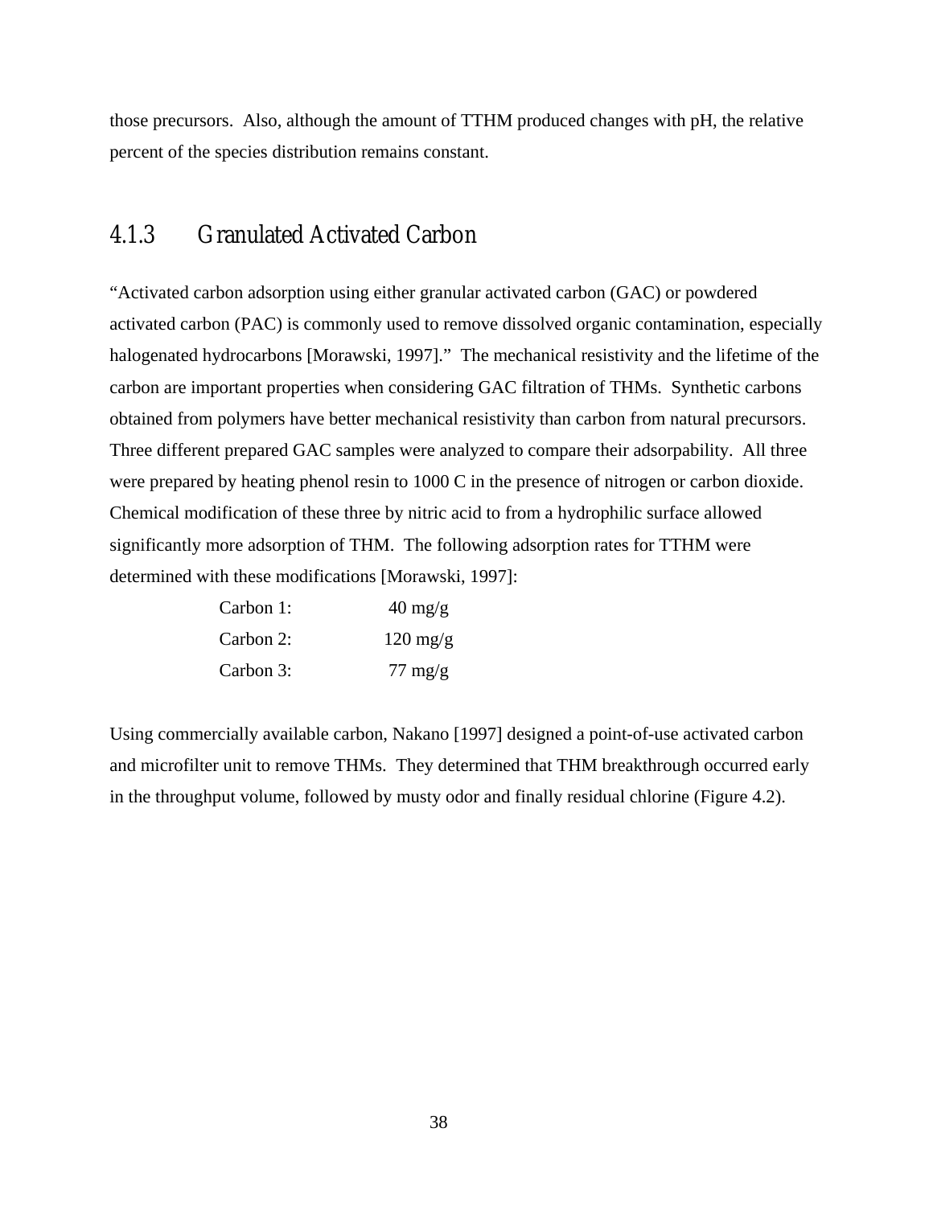those precursors. Also, although the amount of TTHM produced changes with pH, the relative percent of the species distribution remains constant.

### 4.1.3 Granulated Activated Carbon

"Activated carbon adsorption using either granular activated carbon (GAC) or powdered activated carbon (PAC) is commonly used to remove dissolved organic contamination, especially halogenated hydrocarbons [Morawski, 1997]." The mechanical resistivity and the lifetime of the carbon are important properties when considering GAC filtration of THMs. Synthetic carbons obtained from polymers have better mechanical resistivity than carbon from natural precursors. Three different prepared GAC samples were analyzed to compare their adsorpability. All three were prepared by heating phenol resin to 1000 C in the presence of nitrogen or carbon dioxide. Chemical modification of these three by nitric acid to from a hydrophilic surface allowed significantly more adsorption of THM. The following adsorption rates for TTHM were determined with these modifications [Morawski, 1997]:

| | |
|---|---|
| Carbon 1: | 40 mg/g |
| Carbon 2: | 120 mg/g |
| Carbon 3: | 77 mg/g |

Using commercially available carbon, Nakano [1997] designed a point-of-use activated carbon and microfilter unit to remove THMs. They determined that THM breakthrough occurred early in the throughput volume, followed by musty odor and finally residual chlorine (Figure 4.2).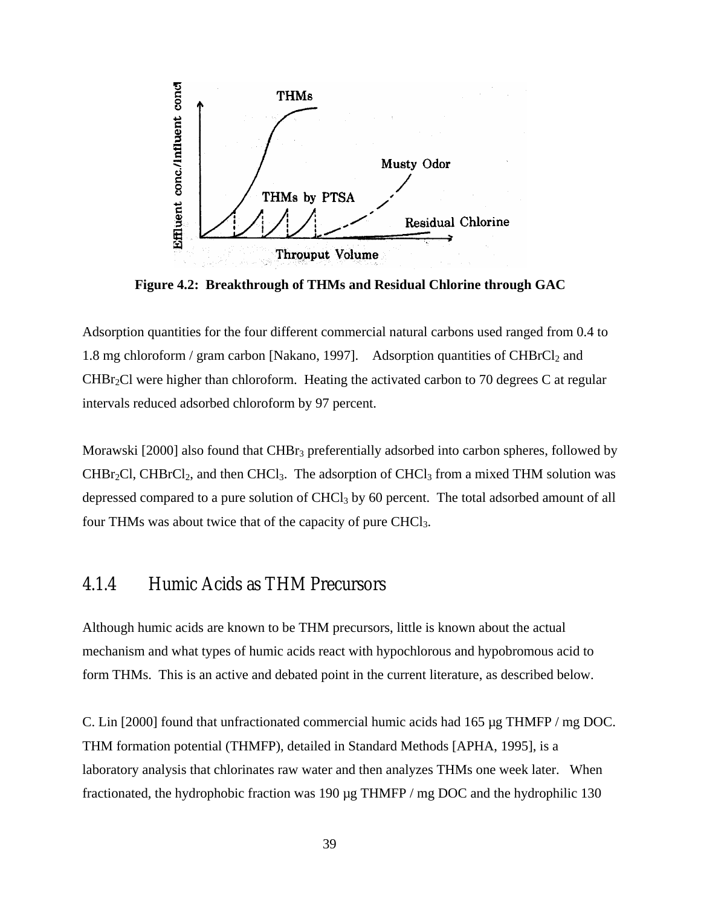Figure 4.2: Breakthrough of THMs and Residual Chlorine through GAC

Adsorption quantities for the four different commercial natural carbons used ranged from 0.4 to 1.8 mg chloroform / gram carbon [Nakano, 1997]. Adsorption quantities of $CHBrCl_2$ and $CHBr_2Cl$ were higher than chloroform. Heating the activated carbon to 70 degrees C at regular intervals reduced adsorbed chloroform by 97 percent.

Morawski [2000] also found that $CHBr_3$ preferentially adsorbed into carbon spheres, followed by $CHBr_2Cl$, $CHBrCl_2$, and then $CHCl_3$. The adsorption of $CHCl_3$ from a mixed THM solution was depressed compared to a pure solution of $CHCl_3$ by 60 percent. The total adsorbed amount of all four THMs was about twice that of the capacity of pure $CHCl_3$.

### 4.1.4 Humic Acids as THM Precursors

Although humic acids are known to be THM precursors, little is known about the actual mechanism and what types of humic acids react with hypochlorous and hypobromous acid to form THMs. This is an active and debated point in the current literature, as described below.

C. Lin [2000] found that unfractionated commercial humic acids had 165 µg THMFP / mg DOC. THM formation potential (THMFP), detailed in Standard Methods [APHA, 1995], is a laboratory analysis that chlorinates raw water and then analyzes THMs one week later. When fractionated, the hydrophobic fraction was 190 µg THMFP / mg DOC and the hydrophilic 130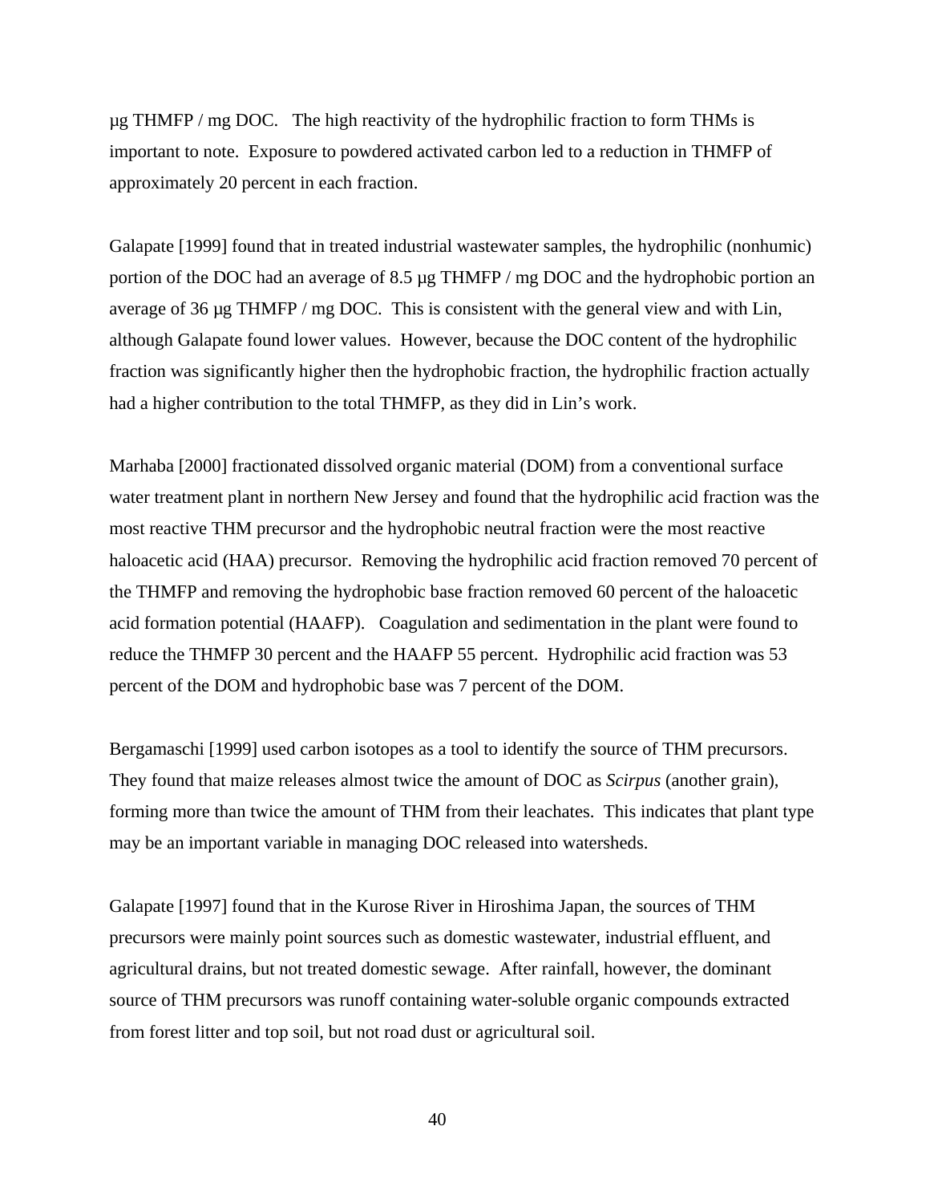µg THMFP / mg DOC. The high reactivity of the hydrophilic fraction to form THMs is important to note. Exposure to powdered activated carbon led to a reduction in THMFP of approximately 20 percent in each fraction.

Galapate [1999] found that in treated industrial wastewater samples, the hydrophilic (nonhumic) portion of the DOC had an average of 8.5 µg THMFP / mg DOC and the hydrophobic portion an average of 36 µg THMFP / mg DOC. This is consistent with the general view and with Lin, although Galapate found lower values. However, because the DOC content of the hydrophilic fraction was significantly higher then the hydrophobic fraction, the hydrophilic fraction actually had a higher contribution to the total THMFP, as they did in Lin's work.

Marhaba [2000] fractionated dissolved organic material (DOM) from a conventional surface water treatment plant in northern New Jersey and found that the hydrophilic acid fraction was the most reactive THM precursor and the hydrophobic neutral fraction were the most reactive haloacetic acid (HAA) precursor. Removing the hydrophilic acid fraction removed 70 percent of the THMFP and removing the hydrophobic base fraction removed 60 percent of the haloacetic acid formation potential (HAAFP). Coagulation and sedimentation in the plant were found to reduce the THMFP 30 percent and the HAAFP 55 percent. Hydrophilic acid fraction was 53 percent of the DOM and hydrophobic base was 7 percent of the DOM.

Bergamaschi [1999] used carbon isotopes as a tool to identify the source of THM precursors. They found that maize releases almost twice the amount of DOC as *Scirpus* (another grain), forming more than twice the amount of THM from their leachates. This indicates that plant type may be an important variable in managing DOC released into watersheds.

Galapate [1997] found that in the Kurose River in Hiroshima Japan, the sources of THM precursors were mainly point sources such as domestic wastewater, industrial effluent, and agricultural drains, but not treated domestic sewage. After rainfall, however, the dominant source of THM precursors was runoff containing water-soluble organic compounds extracted from forest litter and top soil, but not road dust or agricultural soil.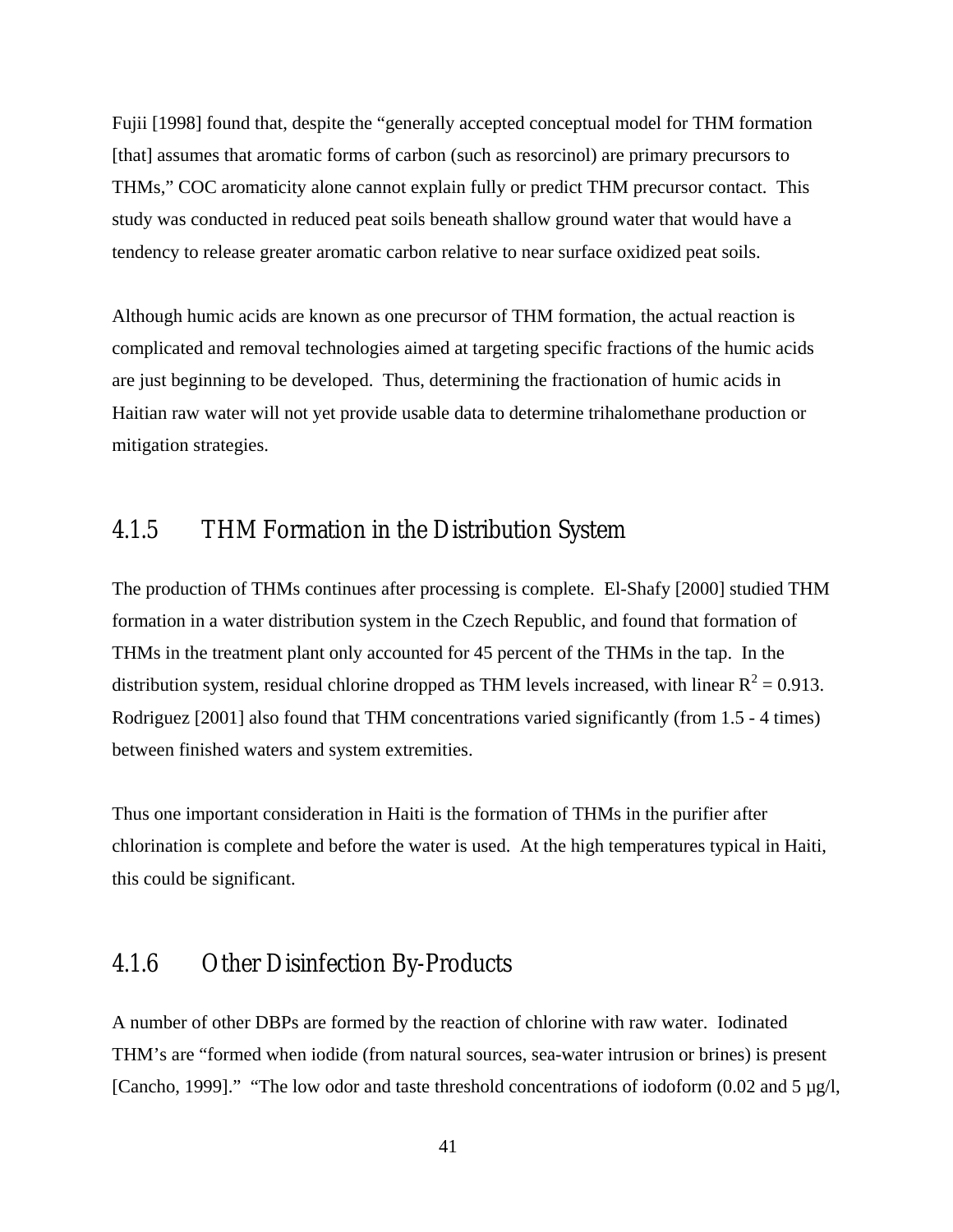Fujii [1998] found that, despite the "generally accepted conceptual model for THM formation [that] assumes that aromatic forms of carbon (such as resorcinol) are primary precursors to THMs," COC aromaticity alone cannot explain fully or predict THM precursor contact. This study was conducted in reduced peat soils beneath shallow ground water that would have a tendency to release greater aromatic carbon relative to near surface oxidized peat soils.

Although humic acids are known as one precursor of THM formation, the actual reaction is complicated and removal technologies aimed at targeting specific fractions of the humic acids are just beginning to be developed. Thus, determining the fractionation of humic acids in Haitian raw water will not yet provide usable data to determine trihalomethane production or mitigation strategies.

### 4.1.5 THM Formation in the Distribution System

The production of THMs continues after processing is complete. El-Shafy [2000] studied THM formation in a water distribution system in the Czech Republic, and found that formation of THMs in the treatment plant only accounted for 45 percent of the THMs in the tap. In the distribution system, residual chlorine dropped as THM levels increased, with linear $R^2 = 0.913$. Rodriguez [2001] also found that THM concentrations varied significantly (from 1.5 - 4 times) between finished waters and system extremities.

Thus one important consideration in Haiti is the formation of THMs in the purifier after chlorination is complete and before the water is used. At the high temperatures typical in Haiti, this could be significant.

### 4.1.6 Other Disinfection By-Products

A number of other DBPs are formed by the reaction of chlorine with raw water. Iodinated THM's are "formed when iodide (from natural sources, sea-water intrusion or brines) is present [Cancho, 1999]." "The low odor and taste threshold concentrations of iodoform (0.02 and 5 μg/l,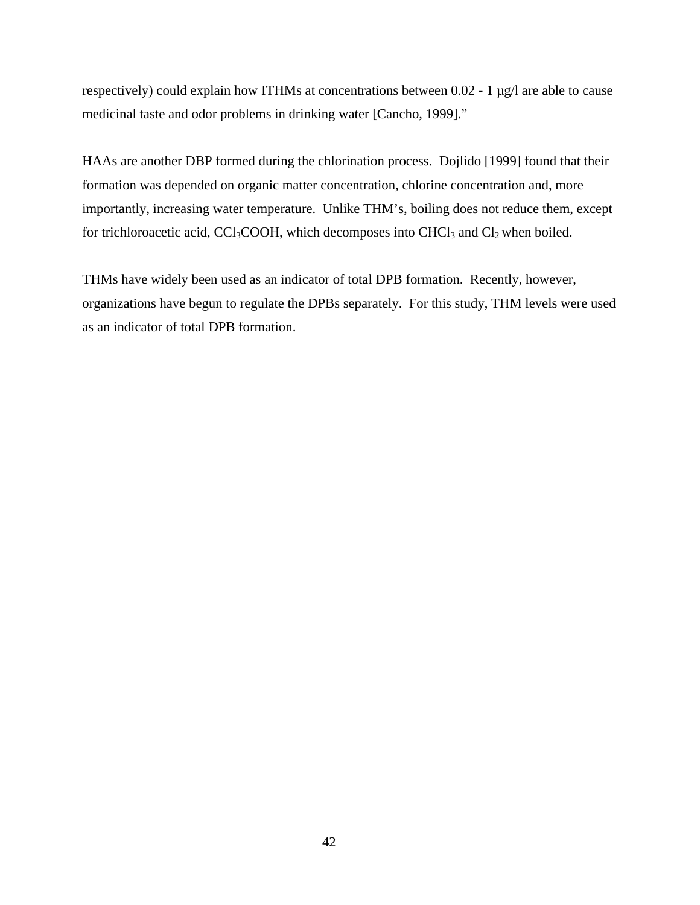respectively) could explain how ITHMs at concentrations between 0.02 - 1 µg/l are able to cause medicinal taste and odor problems in drinking water [Cancho, 1999]."

HAAs are another DBP formed during the chlorination process. Dojlido [1999] found that their formation was depended on organic matter concentration, chlorine concentration and, more importantly, increasing water temperature. Unlike THM's, boiling does not reduce them, except for trichloroacetic acid, $CCl_3COOH$, which decomposes into $CHCl_3$ and $Cl_2$ when boiled.

THMs have widely been used as an indicator of total DPB formation. Recently, however, organizations have begun to regulate the DPBs separately. For this study, THM levels were used as an indicator of total DPB formation.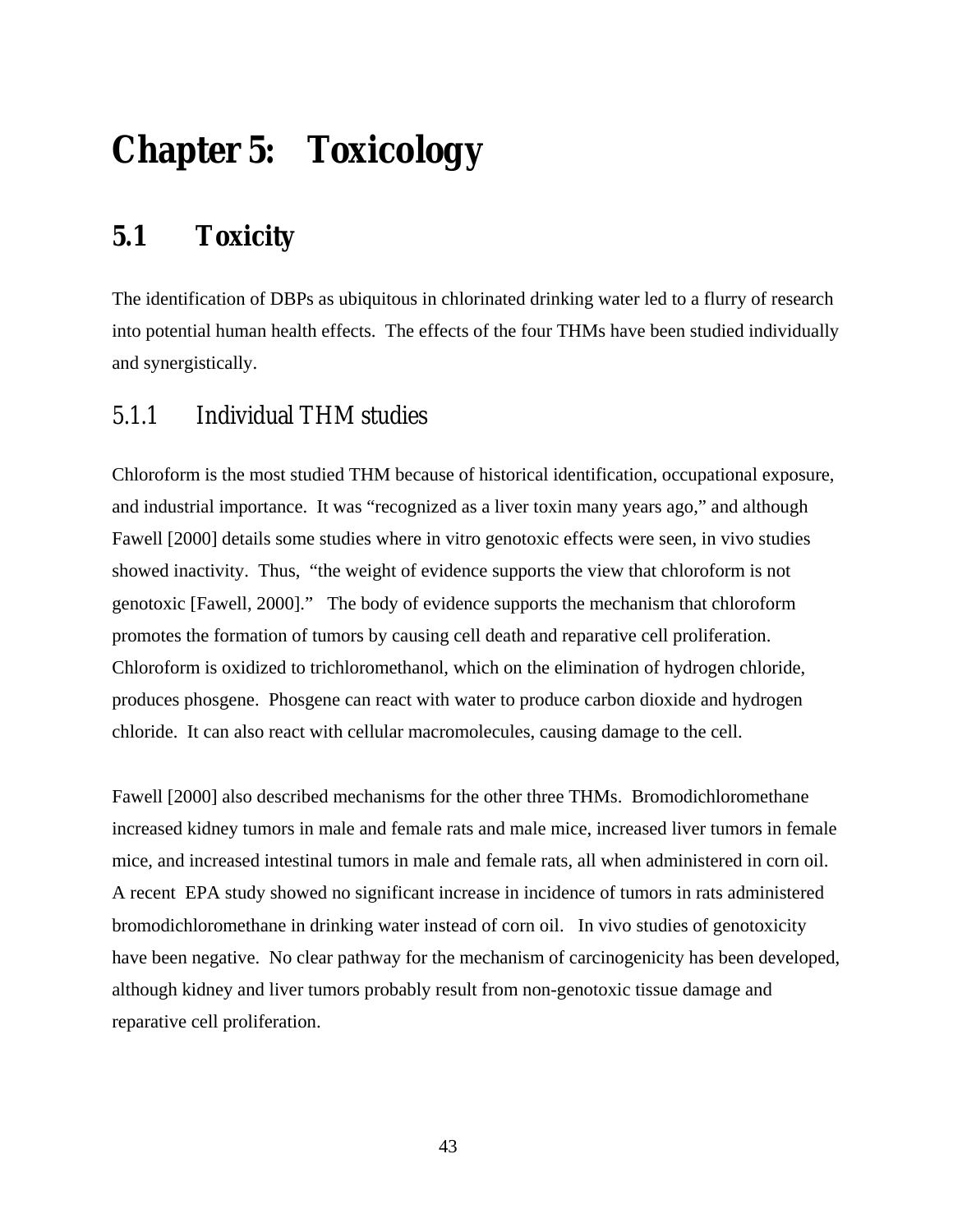# Chapter 5: Toxicology

## 5.1 Toxicity

The identification of DBPs as ubiquitous in chlorinated drinking water led to a flurry of research into potential human health effects. The effects of the four THMs have been studied individually and synergistically.

### 5.1.1 Individual THM studies

Chloroform is the most studied THM because of historical identification, occupational exposure, and industrial importance. It was "recognized as a liver toxin many years ago," and although Fawell [2000] details some studies where in vitro genotoxic effects were seen, in vivo studies showed inactivity. Thus, "the weight of evidence supports the view that chloroform is not genotoxic [Fawell, 2000]." The body of evidence supports the mechanism that chloroform promotes the formation of tumors by causing cell death and reparative cell proliferation. Chloroform is oxidized to trichloromethanol, which on the elimination of hydrogen chloride, produces phosgene. Phosgene can react with water to produce carbon dioxide and hydrogen chloride. It can also react with cellular macromolecules, causing damage to the cell.

Fawell [2000] also described mechanisms for the other three THMs. Bromodichloromethane increased kidney tumors in male and female rats and male mice, increased liver tumors in female mice, and increased intestinal tumors in male and female rats, all when administered in corn oil. A recent EPA study showed no significant increase in incidence of tumors in rats administered bromodichloromethane in drinking water instead of corn oil. In vivo studies of genotoxicity have been negative. No clear pathway for the mechanism of carcinogenicity has been developed, although kidney and liver tumors probably result from non-genotoxic tissue damage and reparative cell proliferation.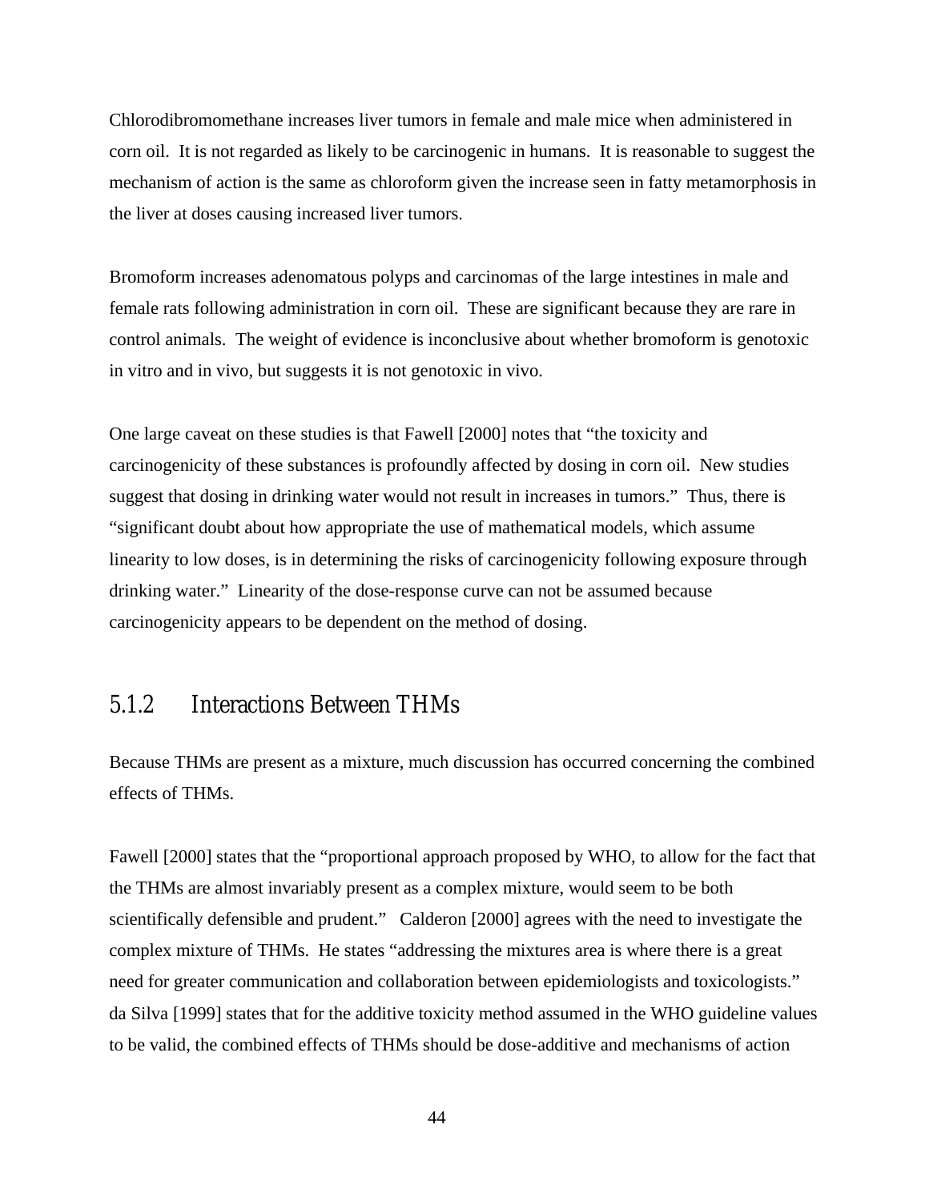Chlorodibromomethane increases liver tumors in female and male mice when administered in corn oil. It is not regarded as likely to be carcinogenic in humans. It is reasonable to suggest the mechanism of action is the same as chloroform given the increase seen in fatty metamorphosis in the liver at doses causing increased liver tumors.

Bromoform increases adenomatous polyps and carcinomas of the large intestines in male and female rats following administration in corn oil. These are significant because they are rare in control animals. The weight of evidence is inconclusive about whether bromoform is genotoxic in vitro and in vivo, but suggests it is not genotoxic in vivo.

One large caveat on these studies is that Fawell [2000] notes that "the toxicity and carcinogenicity of these substances is profoundly affected by dosing in corn oil. New studies suggest that dosing in drinking water would not result in increases in tumors." Thus, there is "significant doubt about how appropriate the use of mathematical models, which assume linearity to low doses, is in determining the risks of carcinogenicity following exposure through drinking water." Linearity of the dose-response curve can not be assumed because carcinogenicity appears to be dependent on the method of dosing.

### 5.1.2 Interactions Between THMs

Because THMs are present as a mixture, much discussion has occurred concerning the combined effects of THMs.

Fawell [2000] states that the "proportional approach proposed by WHO, to allow for the fact that the THMs are almost invariably present as a complex mixture, would seem to be both scientifically defensible and prudent." Calderon [2000] agrees with the need to investigate the complex mixture of THMs. He states "addressing the mixtures area is where there is a great need for greater communication and collaboration between epidemiologists and toxicologists." da Silva [1999] states that for the additive toxicity method assumed in the WHO guideline values to be valid, the combined effects of THMs should be dose-additive and mechanisms of action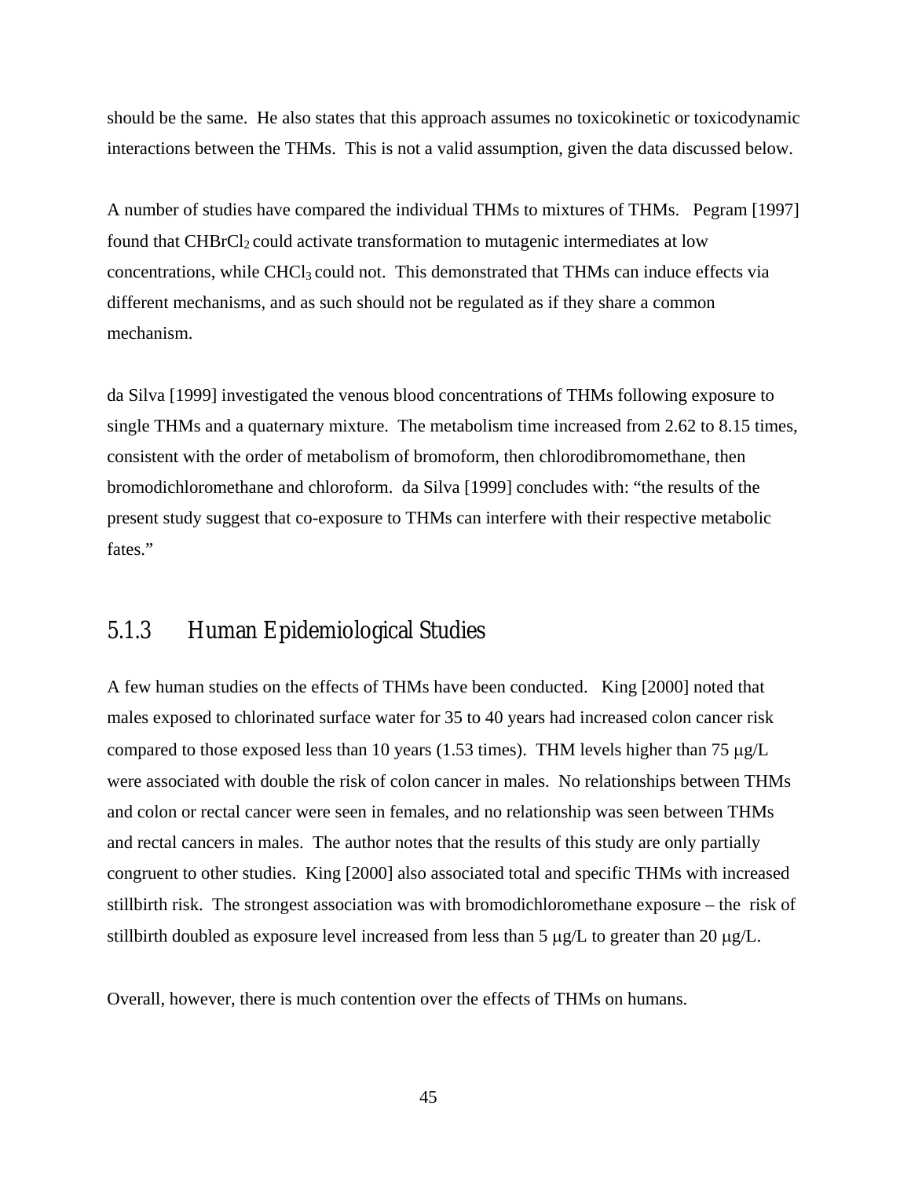should be the same. He also states that this approach assumes no toxicokinetic or toxicodynamic interactions between the THMs. This is not a valid assumption, given the data discussed below.

A number of studies have compared the individual THMs to mixtures of THMs. Pegram [1997] found that $CHBrCl_2$ could activate transformation to mutagenic intermediates at low concentrations, while $CHCl_3$ could not. This demonstrated that THMs can induce effects via different mechanisms, and as such should not be regulated as if they share a common mechanism.

da Silva [1999] investigated the venous blood concentrations of THMs following exposure to single THMs and a quaternary mixture. The metabolism time increased from 2.62 to 8.15 times, consistent with the order of metabolism of bromoform, then chlorodibromomethane, then bromodichloromethane and chloroform. da Silva [1999] concludes with: "the results of the present study suggest that co-exposure to THMs can interfere with their respective metabolic fates."

### 5.1.3 Human Epidemiological Studies

A few human studies on the effects of THMs have been conducted. King [2000] noted that males exposed to chlorinated surface water for 35 to 40 years had increased colon cancer risk compared to those exposed less than 10 years (1.53 times). THM levels higher than 75 μg/L were associated with double the risk of colon cancer in males. No relationships between THMs and colon or rectal cancer were seen in females, and no relationship was seen between THMs and rectal cancers in males. The author notes that the results of this study are only partially congruent to other studies. King [2000] also associated total and specific THMs with increased stillbirth risk. The strongest association was with bromodichloromethane exposure – the risk of stillbirth doubled as exposure level increased from less than 5 μg/L to greater than 20 μg/L.

Overall, however, there is much contention over the effects of THMs on humans.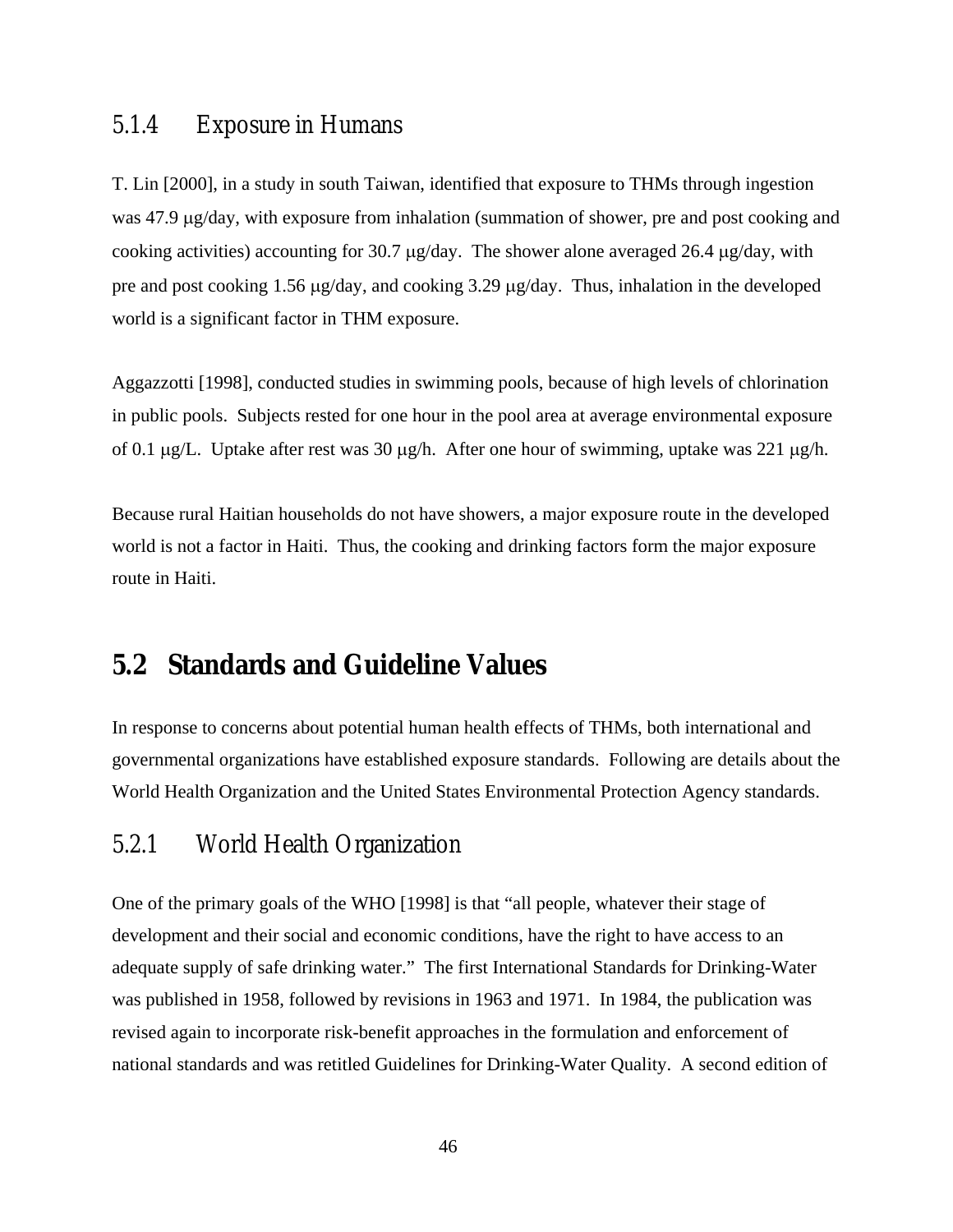### 5.1.4 Exposure in Humans

T. Lin [2000], in a study in south Taiwan, identified that exposure to THMs through ingestion was 47.9 μg/day, with exposure from inhalation (summation of shower, pre and post cooking and cooking activities) accounting for 30.7 μg/day. The shower alone averaged 26.4 μg/day, with pre and post cooking 1.56 μg/day, and cooking 3.29 μg/day. Thus, inhalation in the developed world is a significant factor in THM exposure.

Aggazzotti [1998], conducted studies in swimming pools, because of high levels of chlorination in public pools. Subjects rested for one hour in the pool area at average environmental exposure of 0.1 μg/L. Uptake after rest was 30 μg/h. After one hour of swimming, uptake was 221 μg/h.

Because rural Haitian households do not have showers, a major exposure route in the developed world is not a factor in Haiti. Thus, the cooking and drinking factors form the major exposure route in Haiti.

## 5.2 Standards and Guideline Values

In response to concerns about potential human health effects of THMs, both international and governmental organizations have established exposure standards. Following are details about the World Health Organization and the United States Environmental Protection Agency standards.

### 5.2.1 World Health Organization

One of the primary goals of the WHO [1998] is that "all people, whatever their stage of development and their social and economic conditions, have the right to have access to an adequate supply of safe drinking water." The first International Standards for Drinking-Water was published in 1958, followed by revisions in 1963 and 1971. In 1984, the publication was revised again to incorporate risk-benefit approaches in the formulation and enforcement of national standards and was retitled Guidelines for Drinking-Water Quality. A second edition of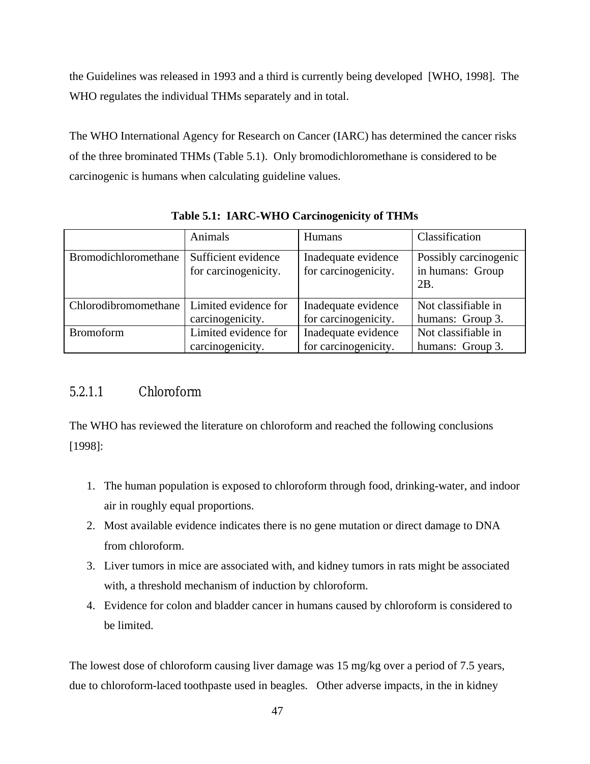the Guidelines was released in 1993 and a third is currently being developed [WHO, 1998]. The WHO regulates the individual THMs separately and in total.

The WHO International Agency for Research on Cancer (IARC) has determined the cancer risks of the three brominated THMs (Table 5.1). Only bromodichloromethane is considered to be carcinogenic is humans when calculating guideline values.

**Table 5.1: IARC-WHO Carcinogenicity of THMs**

| | Animals | Humans | Classification |
|---|---|---|---|
| Bromodichloromethane | Sufficient evidence for carcinogenicity. | Inadequate evidence for carcinogenicity. | Possibly carcinogenic in humans: Group 2B. |
| Chlorodibromomethane | Limited evidence for carcinogenicity. | Inadequate evidence for carcinogenicity. | Not classifiable in humans: Group 3. |
| Bromoform | Limited evidence for carcinogenicity. | Inadequate evidence for carcinogenicity. | Not classifiable in humans: Group 3. |

#### 5.2.1.1 Chloroform

The WHO has reviewed the literature on chloroform and reached the following conclusions [1998]:

1. The human population is exposed to chloroform through food, drinking-water, and indoor air in roughly equal proportions.
2. Most available evidence indicates there is no gene mutation or direct damage to DNA from chloroform.
3. Liver tumors in mice are associated with, and kidney tumors in rats might be associated with, a threshold mechanism of induction by chloroform.
4. Evidence for colon and bladder cancer in humans caused by chloroform is considered to be limited.

The lowest dose of chloroform causing liver damage was 15 mg/kg over a period of 7.5 years, due to chloroform-laced toothpaste used in beagles. Other adverse impacts, in the in kidney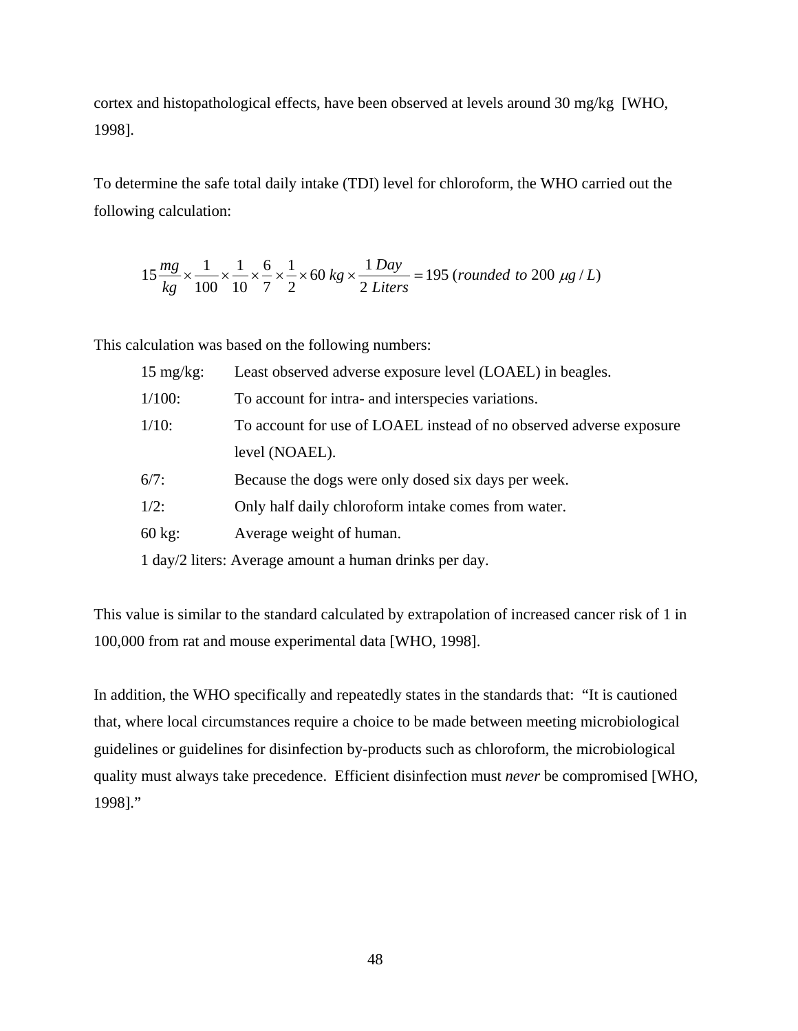cortex and histopathological effects, have been observed at levels around 30 mg/kg [WHO, 1998].

To determine the safe total daily intake (TDI) level for chloroform, the WHO carried out the following calculation:

$$15\frac{mg}{kg}\times\frac{1}{100}\times\frac{1}{10}\times\frac{6}{7}\times\frac{1}{2}\times 60\ kg\times\frac{1\ Day}{2\ Liters}=195\ (rounded\ to\ 200\ \mu g/L)$$

This calculation was based on the following numbers:

15 mg/kg: Least observed adverse exposure level (LOAEL) in beagles.

1/100: To account for intra- and interspecies variations.

1/10: To account for use of LOAEL instead of no observed adverse exposure level (NOAEL).

6/7: Because the dogs were only dosed six days per week.

1/2: Only half daily chloroform intake comes from water.

60 kg: Average weight of human.

1 day/2 liters: Average amount a human drinks per day.

This value is similar to the standard calculated by extrapolation of increased cancer risk of 1 in 100,000 from rat and mouse experimental data [WHO, 1998].

In addition, the WHO specifically and repeatedly states in the standards that: "It is cautioned that, where local circumstances require a choice to be made between meeting microbiological guidelines or guidelines for disinfection by-products such as chloroform, the microbiological quality must always take precedence. Efficient disinfection must *never* be compromised [WHO, 1998]."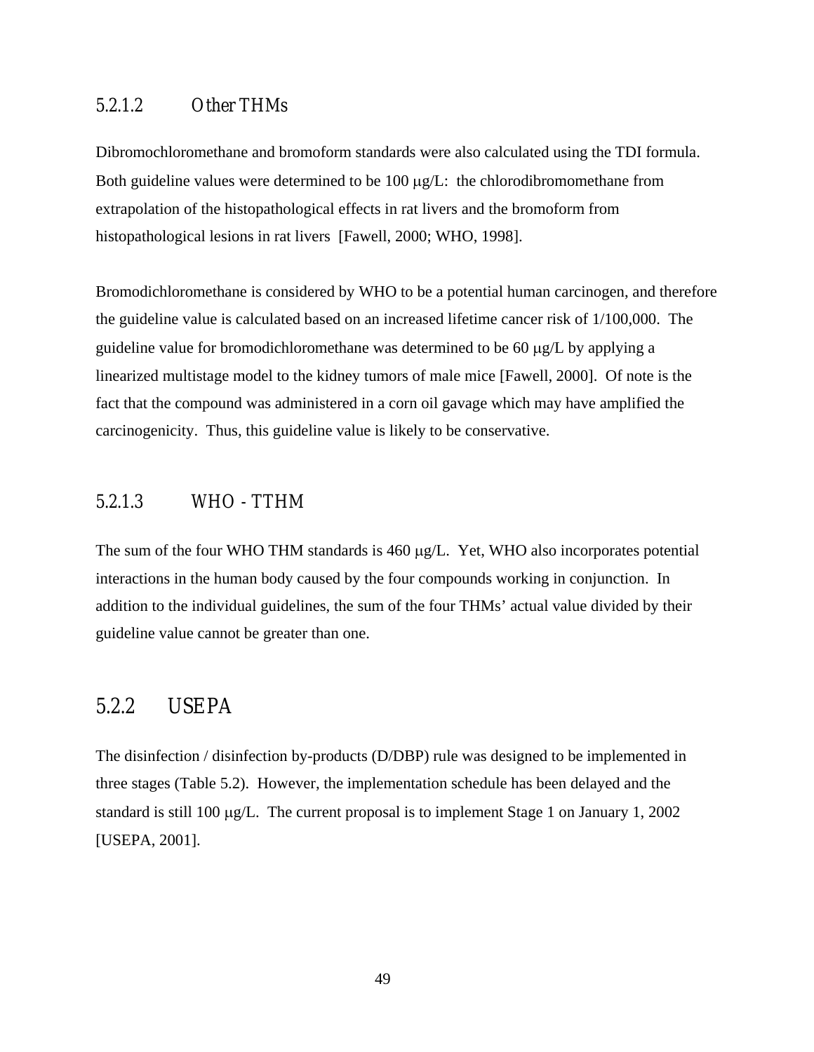#### 5.2.1.2 Other THMs

Dibromochloromethane and bromoform standards were also calculated using the TDI formula. Both guideline values were determined to be 100 μg/L: the chlorodibromomethane from extrapolation of the histopathological effects in rat livers and the bromoform from histopathological lesions in rat livers [Fawell, 2000; WHO, 1998].

Bromodichloromethane is considered by WHO to be a potential human carcinogen, and therefore the guideline value is calculated based on an increased lifetime cancer risk of 1/100,000. The guideline value for bromodichloromethane was determined to be 60 μg/L by applying a linearized multistage model to the kidney tumors of male mice [Fawell, 2000]. Of note is the fact that the compound was administered in a corn oil gavage which may have amplified the carcinogenicity. Thus, this guideline value is likely to be conservative.

#### 5.2.1.3 WHO - TTHM

The sum of the four WHO THM standards is 460 μg/L. Yet, WHO also incorporates potential interactions in the human body caused by the four compounds working in conjunction. In addition to the individual guidelines, the sum of the four THMs' actual value divided by their guideline value cannot be greater than one.

### 5.2.2 USEPA

The disinfection / disinfection by-products (D/DBP) rule was designed to be implemented in three stages (Table 5.2). However, the implementation schedule has been delayed and the standard is still 100 μg/L. The current proposal is to implement Stage 1 on January 1, 2002 [USEPA, 2001].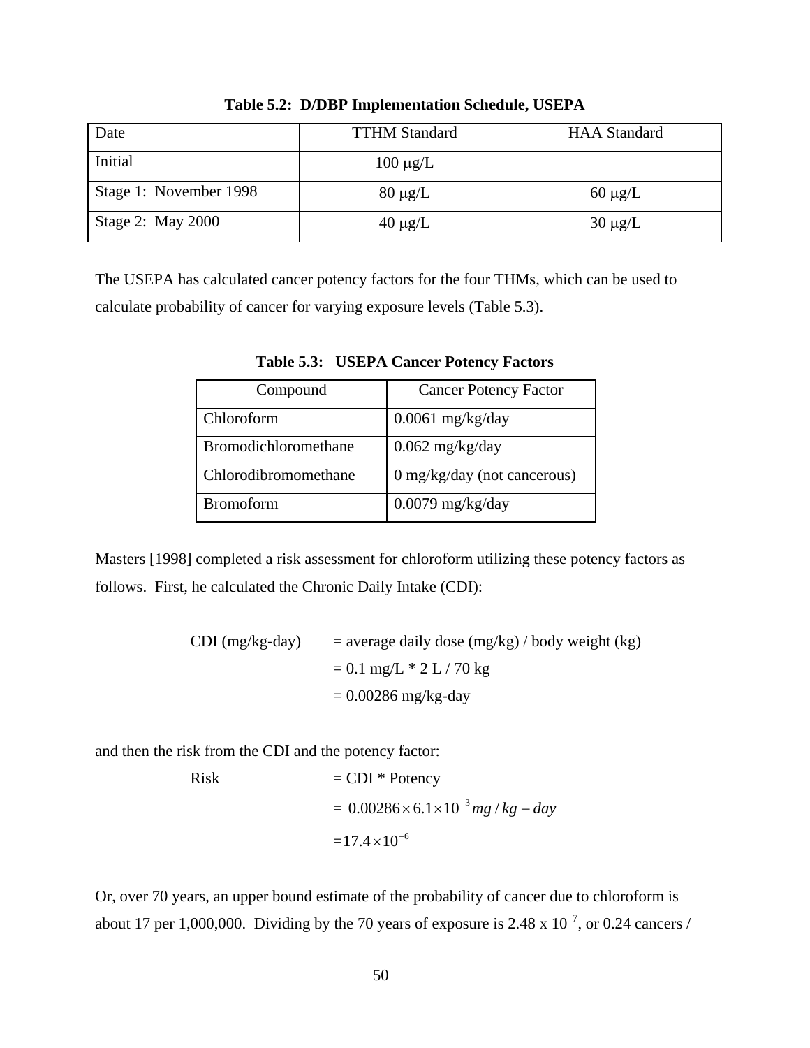**Table 5.2: D/DBP Implementation Schedule, USEPA**

| Date | TTHM Standard | HAA Standard |
|---|---|---|
| Initial | 100 μg/L | |
| Stage 1: November 1998 | 80 μg/L | 60 μg/L |
| Stage 2: May 2000 | 40 μg/L | 30 μg/L |

The USEPA has calculated cancer potency factors for the four THMs, which can be used to calculate probability of cancer for varying exposure levels (Table 5.3).

**Table 5.3: USEPA Cancer Potency Factors**

| Compound | Cancer Potency Factor |
|---|---|
| Chloroform | 0.0061 mg/kg/day |
| Bromodichloromethane | 0.062 mg/kg/day |
| Chlorodibromomethane | 0 mg/kg/day (not cancerous) |
| Bromoform | 0.0079 mg/kg/day |

Masters [1998] completed a risk assessment for chloroform utilizing these potency factors as follows. First, he calculated the Chronic Daily Intake (CDI):

CDI (mg/kg-day) = average daily dose (mg/kg) / body weight (kg)
= 0.1 mg/L * 2 L / 70 kg
= 0.00286 mg/kg-day

and then the risk from the CDI and the potency factor:

Risk = CDI * Potency

$$= 0.00286 \times 6.1 \times 10^{-3} mg/kg - day$$

$$= 17.4 \times 10^{-6}$$

Or, over 70 years, an upper bound estimate of the probability of cancer due to chloroform is about 17 per 1,000,000. Dividing by the 70 years of exposure is $2.48 \times 10^{-7}$, or 0.24 cancers /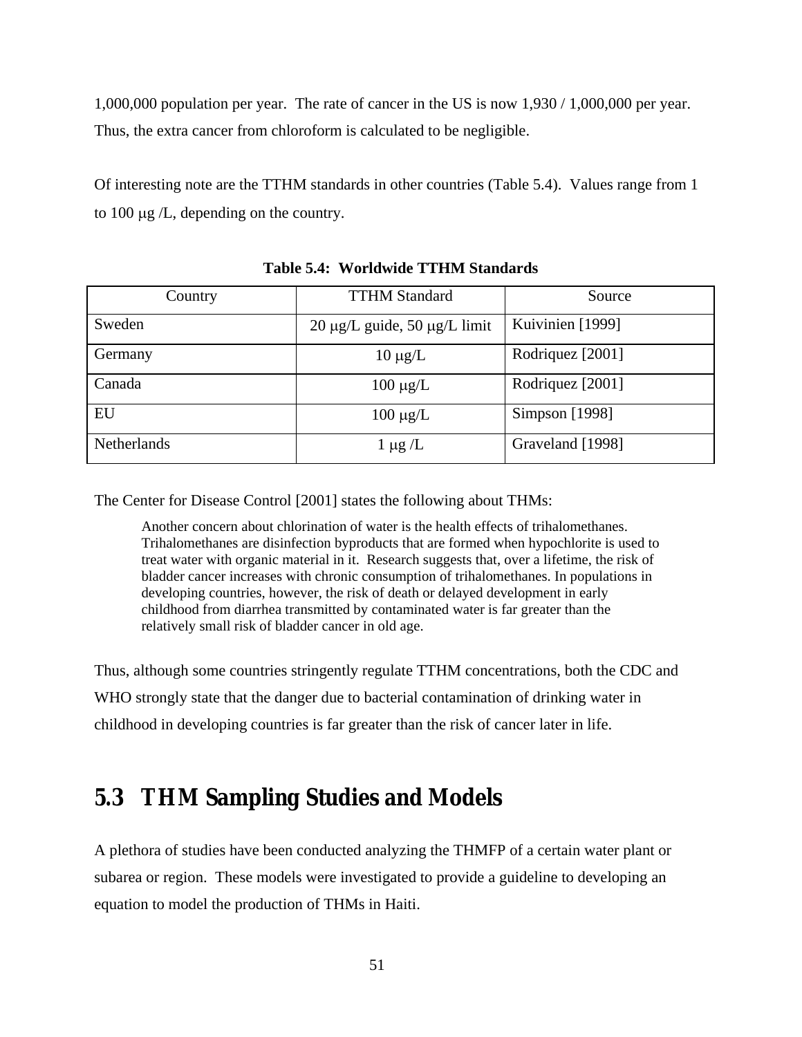1,000,000 population per year. The rate of cancer in the US is now 1,930 / 1,000,000 per year. Thus, the extra cancer from chloroform is calculated to be negligible.

Of interesting note are the TTHM standards in other countries (Table 5.4). Values range from 1 to 100 μg /L, depending on the country.

**Table 5.4: Worldwide TTHM Standards**

| Country | TTHM Standard | Source |
|---|---|---|
| Sweden | 20 μg/L guide, 50 μg/L limit | Kuivinien [1999] |
| Germany | 10 μg/L | Rodriquez [2001] |
| Canada | 100 μg/L | Rodriquez [2001] |
| EU | 100 μg/L | Simpson [1998] |
| Netherlands | 1 μg /L | Graveland [1998] |

The Center for Disease Control [2001] states the following about THMs:

> Another concern about chlorination of water is the health effects of trihalomethanes. Trihalomethanes are disinfection byproducts that are formed when hypochlorite is used to treat water with organic material in it. Research suggests that, over a lifetime, the risk of bladder cancer increases with chronic consumption of trihalomethanes. In populations in developing countries, however, the risk of death or delayed development in early childhood from diarrhea transmitted by contaminated water is far greater than the relatively small risk of bladder cancer in old age.

Thus, although some countries stringently regulate TTHM concentrations, both the CDC and WHO strongly state that the danger due to bacterial contamination of drinking water in childhood in developing countries is far greater than the risk of cancer later in life.

## 5.3 THM Sampling Studies and Models

A plethora of studies have been conducted analyzing the THMFP of a certain water plant or subarea or region. These models were investigated to provide a guideline to developing an equation to model the production of THMs in Haiti.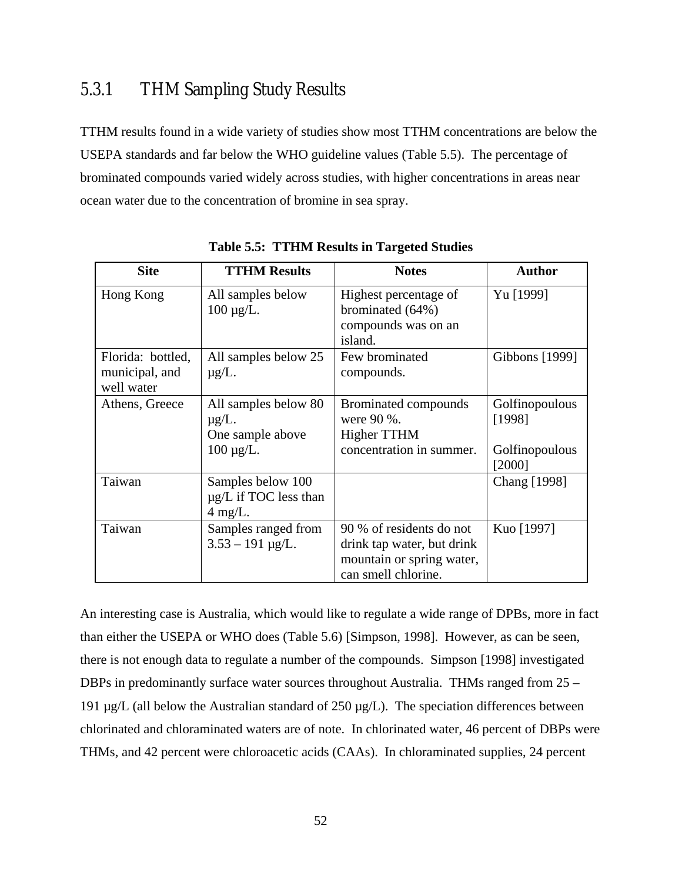### 5.3.1 THM Sampling Study Results

TTHM results found in a wide variety of studies show most TTHM concentrations are below the USEPA standards and far below the WHO guideline values (Table 5.5). The percentage of brominated compounds varied widely across studies, with higher concentrations in areas near ocean water due to the concentration of bromine in sea spray.

**Table 5.5: TTHM Results in Targeted Studies**

| Site | TTHM Results | Notes | Author |
|---|---|---|---|
| Hong Kong | All samples below 100 µg/L. | Highest percentage of brominated (64%) compounds was on an island. | Yu [1999] |
| Florida: bottled, municipal, and well water | All samples below 25 µg/L. | Few brominated compounds. | Gibbons [1999] |
| Athens, Greece | All samples below 80 µg/L. One sample above 100 µg/L. | Brominated compounds were 90 %. Higher TTHM concentration in summer. | Golfinopoulous [1998] Golfinopoulous [2000] |
| Taiwan | Samples below 100 µg/L if TOC less than 4 mg/L. | | Chang [1998] |
| Taiwan | Samples ranged from 3.53 – 191 µg/L. | 90 % of residents do not drink tap water, but drink mountain or spring water, can smell chlorine. | Kuo [1997] |

An interesting case is Australia, which would like to regulate a wide range of DPBs, more in fact than either the USEPA or WHO does (Table 5.6) [Simpson, 1998]. However, as can be seen, there is not enough data to regulate a number of the compounds. Simpson [1998] investigated DBPs in predominantly surface water sources throughout Australia. THMs ranged from 25 – 191 µg/L (all below the Australian standard of 250 µg/L). The speciation differences between chlorinated and chloraminated waters are of note. In chlorinated water, 46 percent of DBPs were THMs, and 42 percent were chloroacetic acids (CAAs). In chloraminated supplies, 24 percent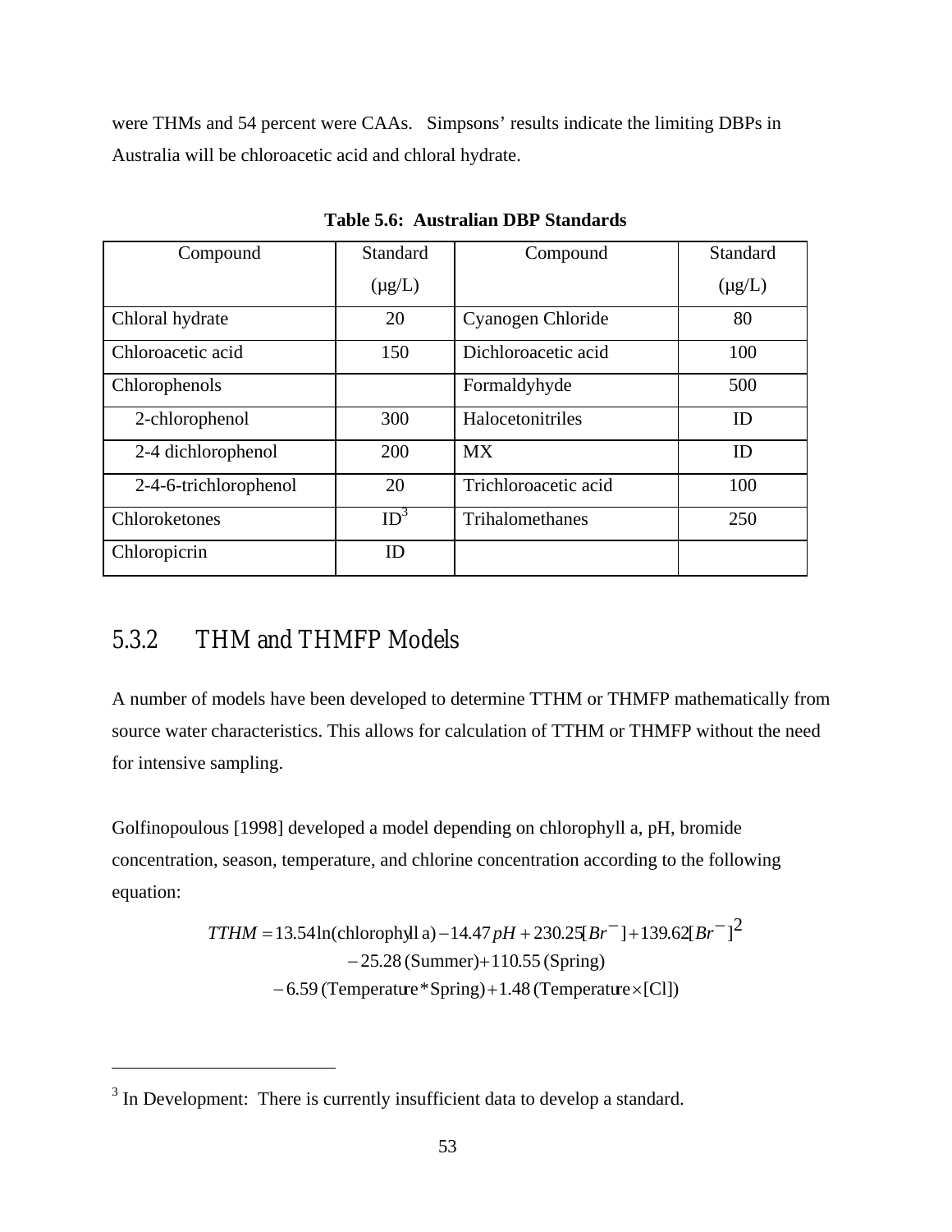were THMs and 54 percent were CAAs. Simpsons' results indicate the limiting DBPs in Australia will be chloroacetic acid and chloral hydrate.

**Table 5.6: Australian DBP Standards**

| Compound | Standard (µg/L) | Compound | Standard (µg/L) |
|---|---|---|---|
| Chloral hydrate | 20 | Cyanogen Chloride | 80 |
| Chloroacetic acid | 150 | Dichloroacetic acid | 100 |
| Chlorophenols | | Formaldyhyde | 500 |
| 2-chlorophenol | 300 | Halocetonitriles | ID |
| 2-4 dichlorophenol | 200 | MX | ID |
| 2-4-6-trichlorophenol | 20 | Trichloroacetic acid | 100 |
| Chloroketones | ID[3] | Trihalomethanes | 250 |
| Chloropicrin | ID | | |

## 5.3.2 THM and THMFP Models

A number of models have been developed to determine TTHM or THMFP mathematically from source water characteristics. This allows for calculation of TTHM or THMFP without the need for intensive sampling.

Golfinopoulous [1998] developed a model depending on chlorophyll a, pH, bromide concentration, season, temperature, and chlorine concentration according to the following equation:

$$
\begin{aligned}
TTHM = 13.54\ln(\text{chlorophyll a}) - 14.47\,pH + 230.25[Br^{-}] + 139.62[Br^{-}]^{2} \\
- 25.28\,(\text{Summer}) + 110.55\,(\text{Spring}) \\
- 6.59\,(\text{Temperature} * \text{Spring}) + 1.48\,(\text{Temperature} \times [\text{Cl}])
\end{aligned}
$$

[3] In Development: There is currently insufficient data to develop a standard.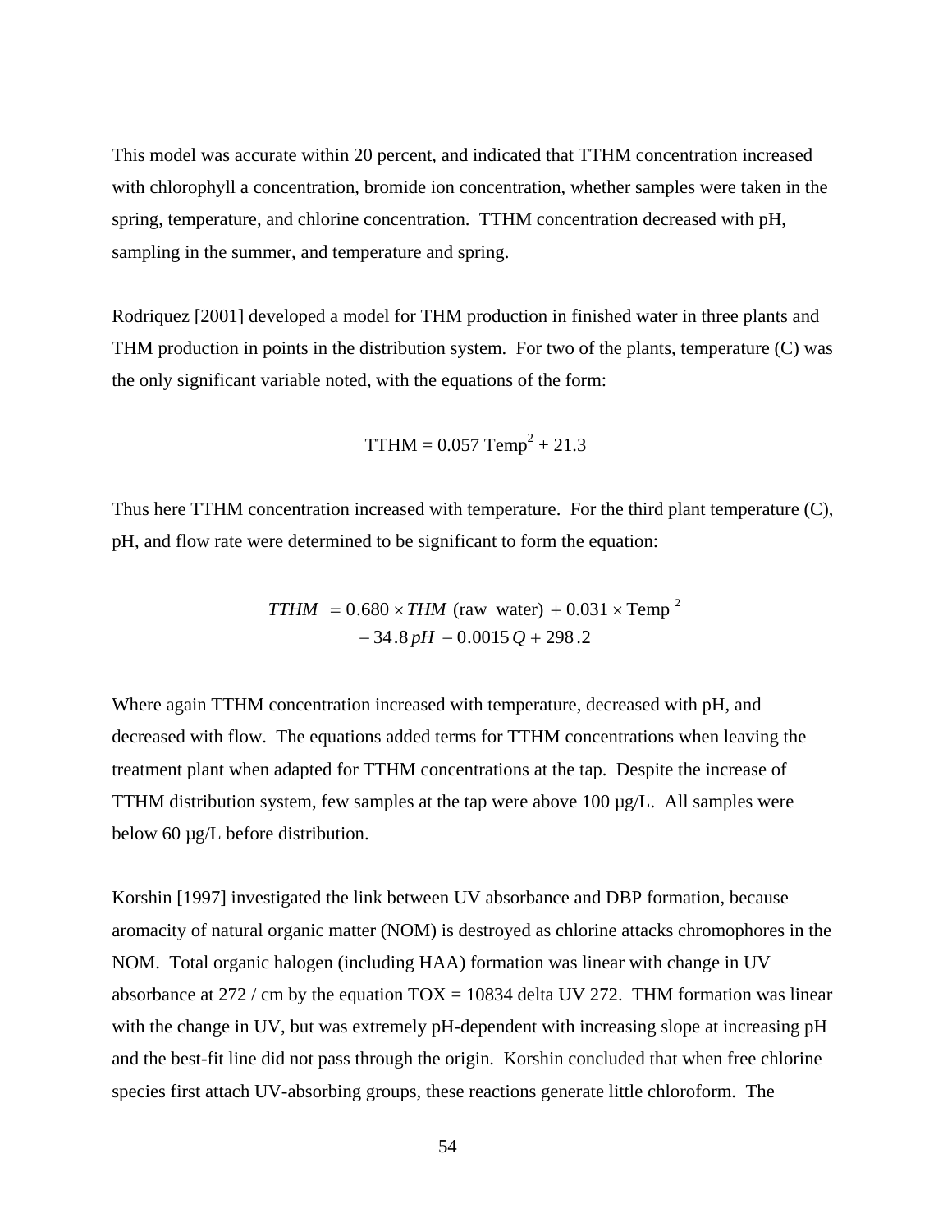This model was accurate within 20 percent, and indicated that TTHM concentration increased with chlorophyll a concentration, bromide ion concentration, whether samples were taken in the spring, temperature, and chlorine concentration. TTHM concentration decreased with pH, sampling in the summer, and temperature and spring.

Rodriquez [2001] developed a model for THM production in finished water in three plants and THM production in points in the distribution system. For two of the plants, temperature (C) was the only significant variable noted, with the equations of the form:

$$\text{TTHM} = 0.057\ \text{Temp}^2 + 21.3$$

Thus here TTHM concentration increased with temperature. For the third plant temperature (C), pH, and flow rate were determined to be significant to form the equation:

$$TTHM = 0.680 \times THM\ \text{(raw water)} + 0.031 \times \text{Temp}^2 - 34.8\,pH - 0.0015\,Q + 298.2$$

Where again TTHM concentration increased with temperature, decreased with pH, and decreased with flow. The equations added terms for TTHM concentrations when leaving the treatment plant when adapted for TTHM concentrations at the tap. Despite the increase of TTHM distribution system, few samples at the tap were above 100 µg/L. All samples were below 60 µg/L before distribution.

Korshin [1997] investigated the link between UV absorbance and DBP formation, because aromacity of natural organic matter (NOM) is destroyed as chlorine attacks chromophores in the NOM. Total organic halogen (including HAA) formation was linear with change in UV absorbance at 272 / cm by the equation TOX = 10834 delta UV 272. THM formation was linear with the change in UV, but was extremely pH-dependent with increasing slope at increasing pH and the best-fit line did not pass through the origin. Korshin concluded that when free chlorine species first attach UV-absorbing groups, these reactions generate little chloroform. The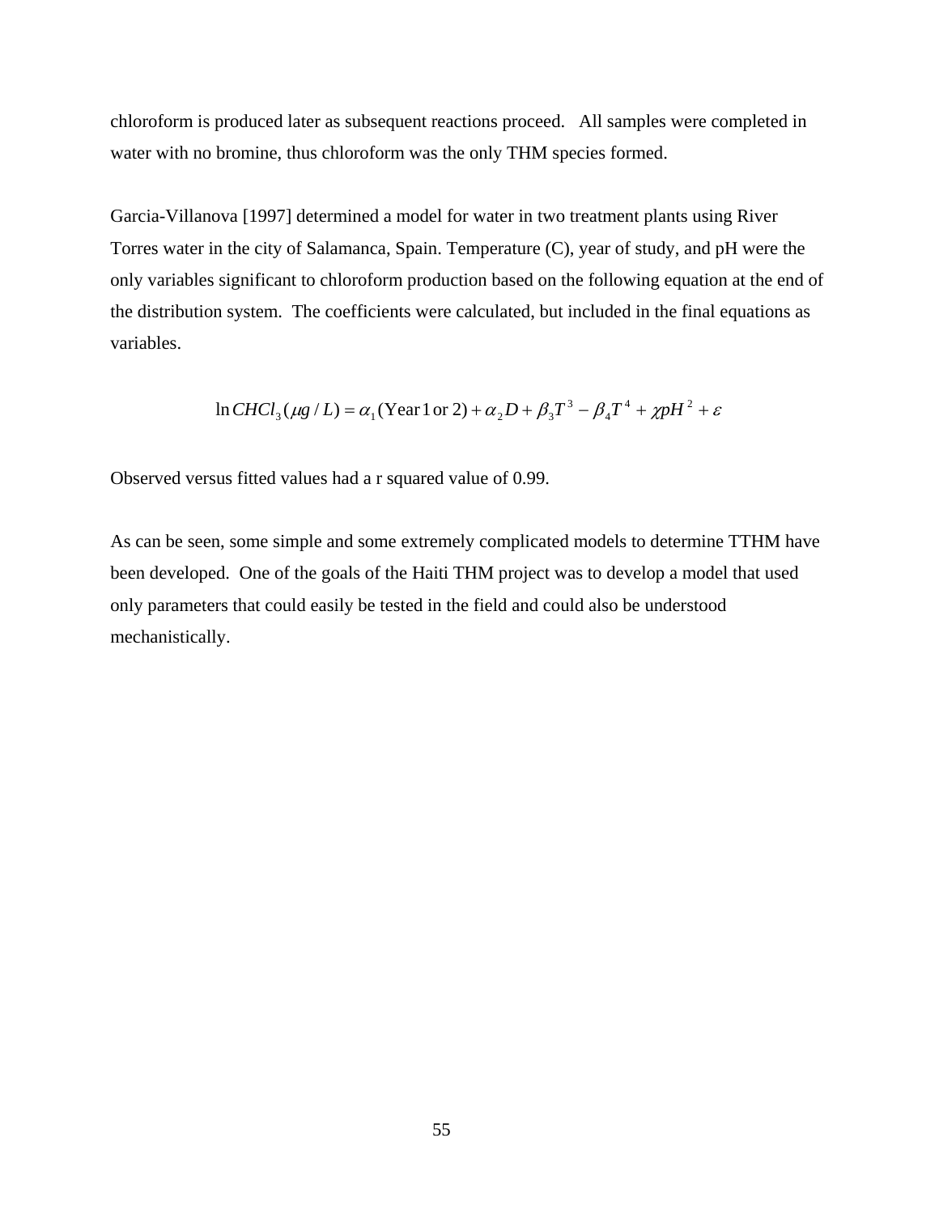chloroform is produced later as subsequent reactions proceed. All samples were completed in water with no bromine, thus chloroform was the only THM species formed.

Garcia-Villanova [1997] determined a model for water in two treatment plants using River Torres water in the city of Salamanca, Spain. Temperature (C), year of study, and pH were the only variables significant to chloroform production based on the following equation at the end of the distribution system. The coefficients were calculated, but included in the final equations as variables.

$$\ln CHCl_3\,(\mu g / L) = \alpha_1 (\text{Year 1 or 2}) + \alpha_2 D + \beta_3 T^3 - \beta_4 T^4 + \chi pH^2 + \varepsilon$$

Observed versus fitted values had a r squared value of 0.99.

As can be seen, some simple and some extremely complicated models to determine TTHM have been developed. One of the goals of the Haiti THM project was to develop a model that used only parameters that could easily be tested in the field and could also be understood mechanistically.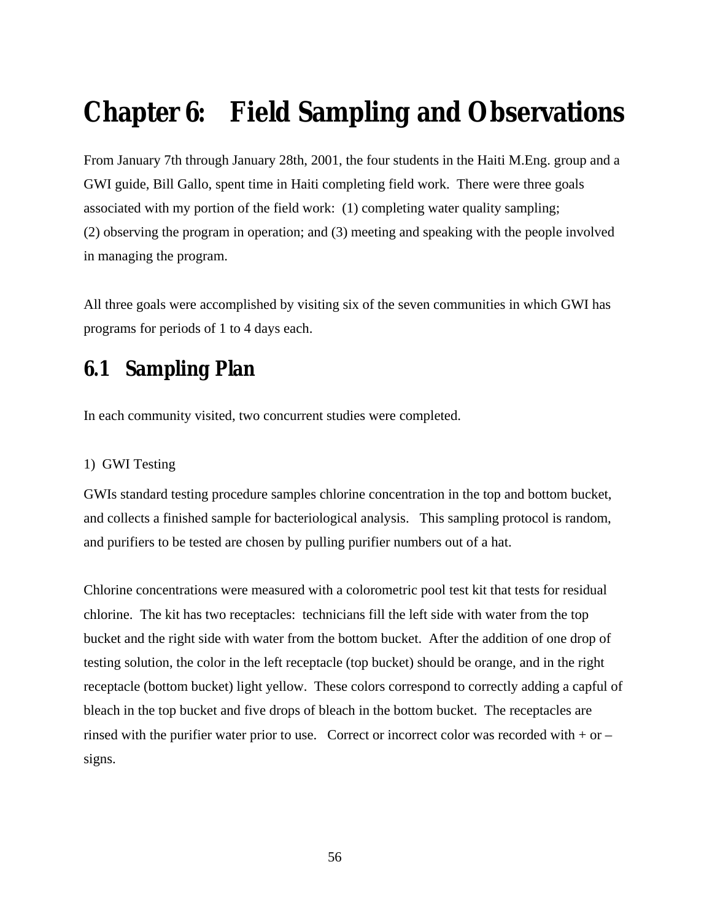# Chapter 6: Field Sampling and Observations

From January 7th through January 28th, 2001, the four students in the Haiti M.Eng. group and a GWI guide, Bill Gallo, spent time in Haiti completing field work. There were three goals associated with my portion of the field work: (1) completing water quality sampling; (2) observing the program in operation; and (3) meeting and speaking with the people involved in managing the program.

All three goals were accomplished by visiting six of the seven communities in which GWI has programs for periods of 1 to 4 days each.

## 6.1 Sampling Plan

In each community visited, two concurrent studies were completed.

1) GWI Testing

GWIs standard testing procedure samples chlorine concentration in the top and bottom bucket, and collects a finished sample for bacteriological analysis. This sampling protocol is random, and purifiers to be tested are chosen by pulling purifier numbers out of a hat.

Chlorine concentrations were measured with a colorometric pool test kit that tests for residual chlorine. The kit has two receptacles: technicians fill the left side with water from the top bucket and the right side with water from the bottom bucket. After the addition of one drop of testing solution, the color in the left receptacle (top bucket) should be orange, and in the right receptacle (bottom bucket) light yellow. These colors correspond to correctly adding a capful of bleach in the top bucket and five drops of bleach in the bottom bucket. The receptacles are rinsed with the purifier water prior to use. Correct or incorrect color was recorded with + or – signs.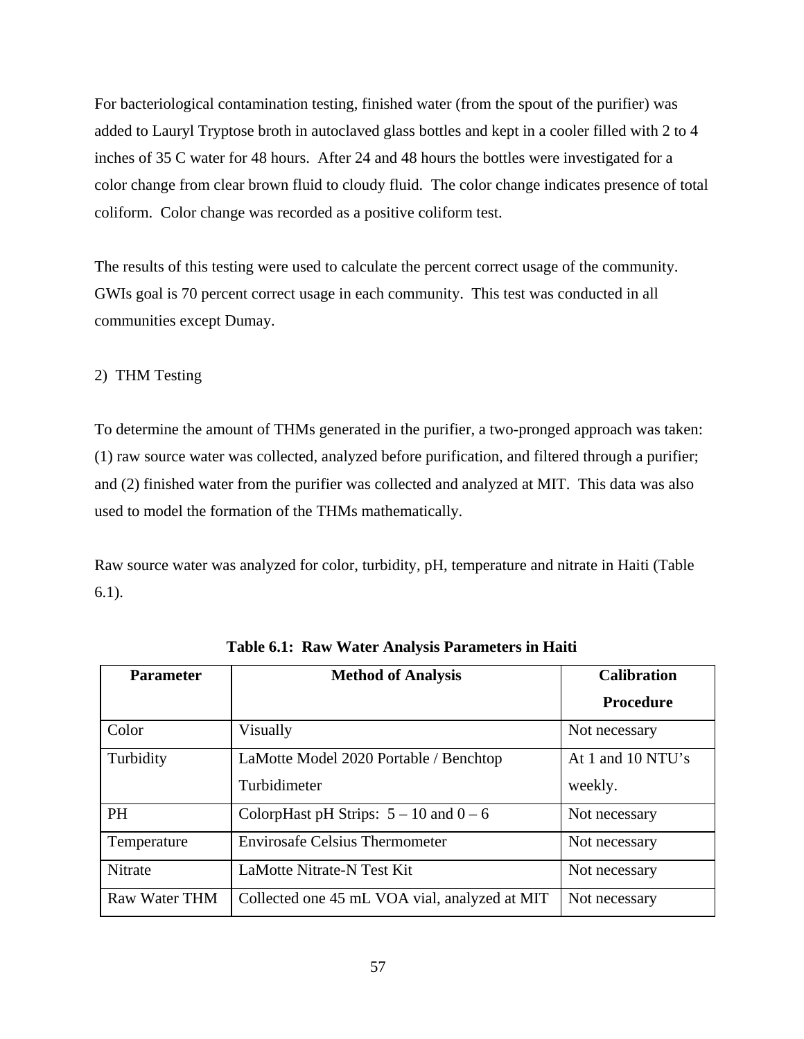For bacteriological contamination testing, finished water (from the spout of the purifier) was added to Lauryl Tryptose broth in autoclaved glass bottles and kept in a cooler filled with 2 to 4 inches of 35 C water for 48 hours. After 24 and 48 hours the bottles were investigated for a color change from clear brown fluid to cloudy fluid. The color change indicates presence of total coliform. Color change was recorded as a positive coliform test.

The results of this testing were used to calculate the percent correct usage of the community. GWIs goal is 70 percent correct usage in each community. This test was conducted in all communities except Dumay.

2) THM Testing

To determine the amount of THMs generated in the purifier, a two-pronged approach was taken: (1) raw source water was collected, analyzed before purification, and filtered through a purifier; and (2) finished water from the purifier was collected and analyzed at MIT. This data was also used to model the formation of the THMs mathematically.

Raw source water was analyzed for color, turbidity, pH, temperature and nitrate in Haiti (Table 6.1).

**Table 6.1: Raw Water Analysis Parameters in Haiti**

| Parameter | Method of Analysis | Calibration Procedure |
|---|---|---|
| Color | Visually | Not necessary |
| Turbidity | LaMotte Model 2020 Portable / Benchtop Turbidimeter | At 1 and 10 NTU's weekly. |
| PH | ColorpHast pH Strips: 5 – 10 and 0 – 6 | Not necessary |
| Temperature | Envirosafe Celsius Thermometer | Not necessary |
| Nitrate | LaMotte Nitrate-N Test Kit | Not necessary |
| Raw Water THM | Collected one 45 mL VOA vial, analyzed at MIT | Not necessary |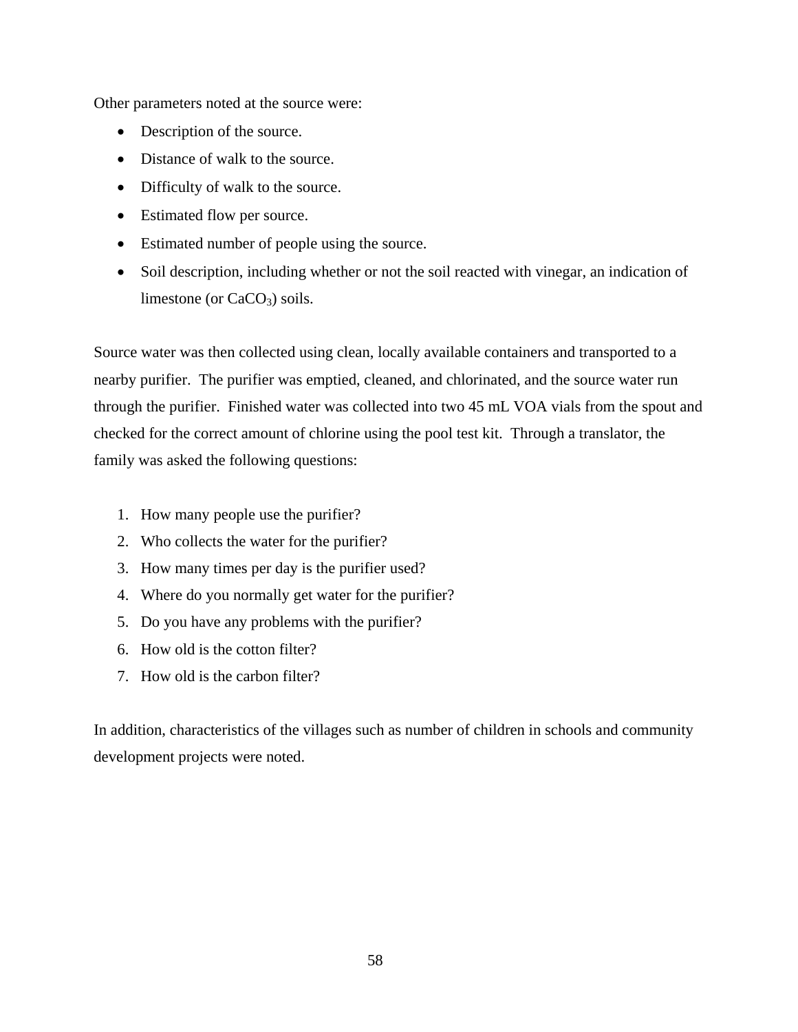Other parameters noted at the source were:

- Description of the source.
- Distance of walk to the source.
- Difficulty of walk to the source.
- Estimated flow per source.
- Estimated number of people using the source.
- Soil description, including whether or not the soil reacted with vinegar, an indication of limestone (or $CaCO_3$) soils.

Source water was then collected using clean, locally available containers and transported to a nearby purifier. The purifier was emptied, cleaned, and chlorinated, and the source water run through the purifier. Finished water was collected into two 45 mL VOA vials from the spout and checked for the correct amount of chlorine using the pool test kit. Through a translator, the family was asked the following questions:

1. How many people use the purifier?
2. Who collects the water for the purifier?
3. How many times per day is the purifier used?
4. Where do you normally get water for the purifier?
5. Do you have any problems with the purifier?
6. How old is the cotton filter?
7. How old is the carbon filter?

In addition, characteristics of the villages such as number of children in schools and community development projects were noted.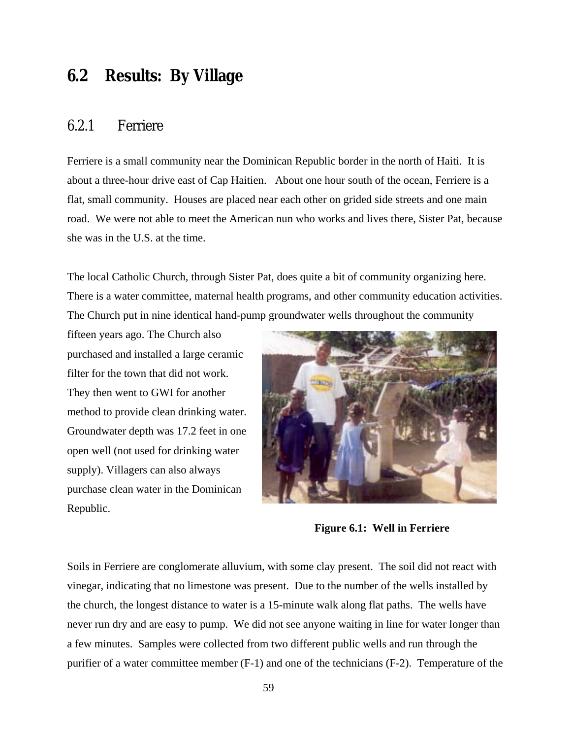## 6.2 Results: By Village

### 6.2.1 Ferriere

Ferriere is a small community near the Dominican Republic border in the north of Haiti. It is about a three-hour drive east of Cap Haitien. About one hour south of the ocean, Ferriere is a flat, small community. Houses are placed near each other on grided side streets and one main road. We were not able to meet the American nun who works and lives there, Sister Pat, because she was in the U.S. at the time.

The local Catholic Church, through Sister Pat, does quite a bit of community organizing here. There is a water committee, maternal health programs, and other community education activities. The Church put in nine identical hand-pump groundwater wells throughout the community fifteen years ago. The Church also purchased and installed a large ceramic filter for the town that did not work. They then went to GWI for another method to provide clean drinking water. Groundwater depth was 17.2 feet in one open well (not used for drinking water supply). Villagers can also always purchase clean water in the Dominican Republic.

**Figure 6.1: Well in Ferriere**

Soils in Ferriere are conglomerate alluvium, with some clay present. The soil did not react with vinegar, indicating that no limestone was present. Due to the number of the wells installed by the church, the longest distance to water is a 15-minute walk along flat paths. The wells have never run dry and are easy to pump. We did not see anyone waiting in line for water longer than a few minutes. Samples were collected from two different public wells and run through the purifier of a water committee member (F-1) and one of the technicians (F-2). Temperature of the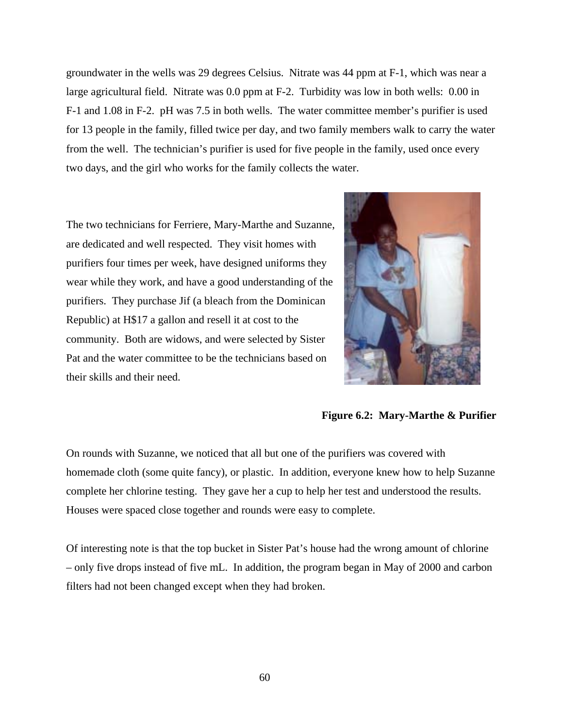groundwater in the wells was 29 degrees Celsius. Nitrate was 44 ppm at F-1, which was near a large agricultural field. Nitrate was 0.0 ppm at F-2. Turbidity was low in both wells: 0.00 in F-1 and 1.08 in F-2. pH was 7.5 in both wells. The water committee member's purifier is used for 13 people in the family, filled twice per day, and two family members walk to carry the water from the well. The technician's purifier is used for five people in the family, used once every two days, and the girl who works for the family collects the water.

The two technicians for Ferriere, Mary-Marthe and Suzanne, are dedicated and well respected. They visit homes with purifiers four times per week, have designed uniforms they wear while they work, and have a good understanding of the purifiers. They purchase Jif (a bleach from the Dominican Republic) at H$17 a gallon and resell it at cost to the community. Both are widows, and were selected by Sister Pat and the water committee to be the technicians based on their skills and their need.

**Figure 6.2: Mary-Marthe & Purifier**

On rounds with Suzanne, we noticed that all but one of the purifiers was covered with homemade cloth (some quite fancy), or plastic. In addition, everyone knew how to help Suzanne complete her chlorine testing. They gave her a cup to help her test and understood the results. Houses were spaced close together and rounds were easy to complete.

Of interesting note is that the top bucket in Sister Pat's house had the wrong amount of chlorine – only five drops instead of five mL. In addition, the program began in May of 2000 and carbon filters had not been changed except when they had broken.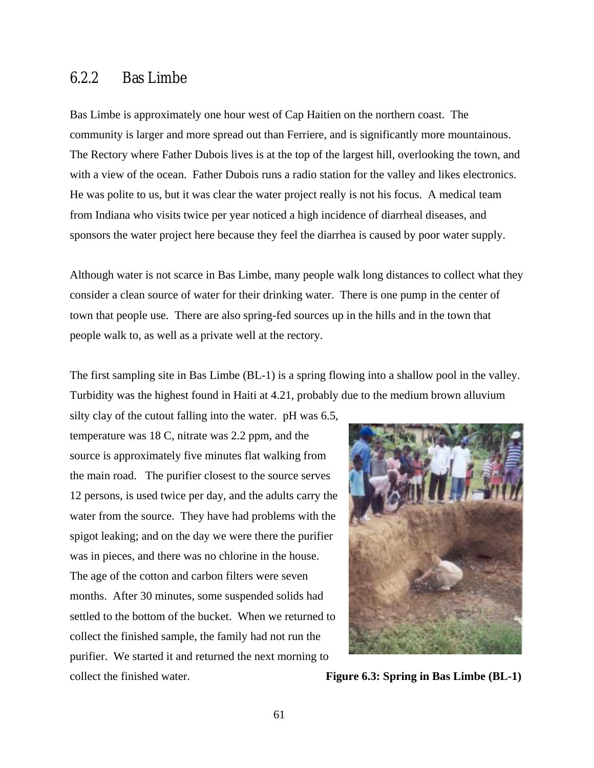### 6.2.2 Bas Limbe

Bas Limbe is approximately one hour west of Cap Haitien on the northern coast. The community is larger and more spread out than Ferriere, and is significantly more mountainous. The Rectory where Father Dubois lives is at the top of the largest hill, overlooking the town, and with a view of the ocean. Father Dubois runs a radio station for the valley and likes electronics. He was polite to us, but it was clear the water project really is not his focus. A medical team from Indiana who visits twice per year noticed a high incidence of diarrheal diseases, and sponsors the water project here because they feel the diarrhea is caused by poor water supply.

Although water is not scarce in Bas Limbe, many people walk long distances to collect what they consider a clean source of water for their drinking water. There is one pump in the center of town that people use. There are also spring-fed sources up in the hills and in the town that people walk to, as well as a private well at the rectory.

The first sampling site in Bas Limbe (BL-1) is a spring flowing into a shallow pool in the valley. Turbidity was the highest found in Haiti at 4.21, probably due to the medium brown alluvium silty clay of the cutout falling into the water. pH was 6.5, temperature was 18 C, nitrate was 2.2 ppm, and the source is approximately five minutes flat walking from the main road. The purifier closest to the source serves 12 persons, is used twice per day, and the adults carry the water from the source. They have had problems with the spigot leaking; and on the day we were there the purifier was in pieces, and there was no chlorine in the house. The age of the cotton and carbon filters were seven months. After 30 minutes, some suspended solids had settled to the bottom of the bucket. When we returned to collect the finished sample, the family had not run the purifier. We started it and returned the next morning to collect the finished water.

**Figure 6.3: Spring in Bas Limbe (BL-1)**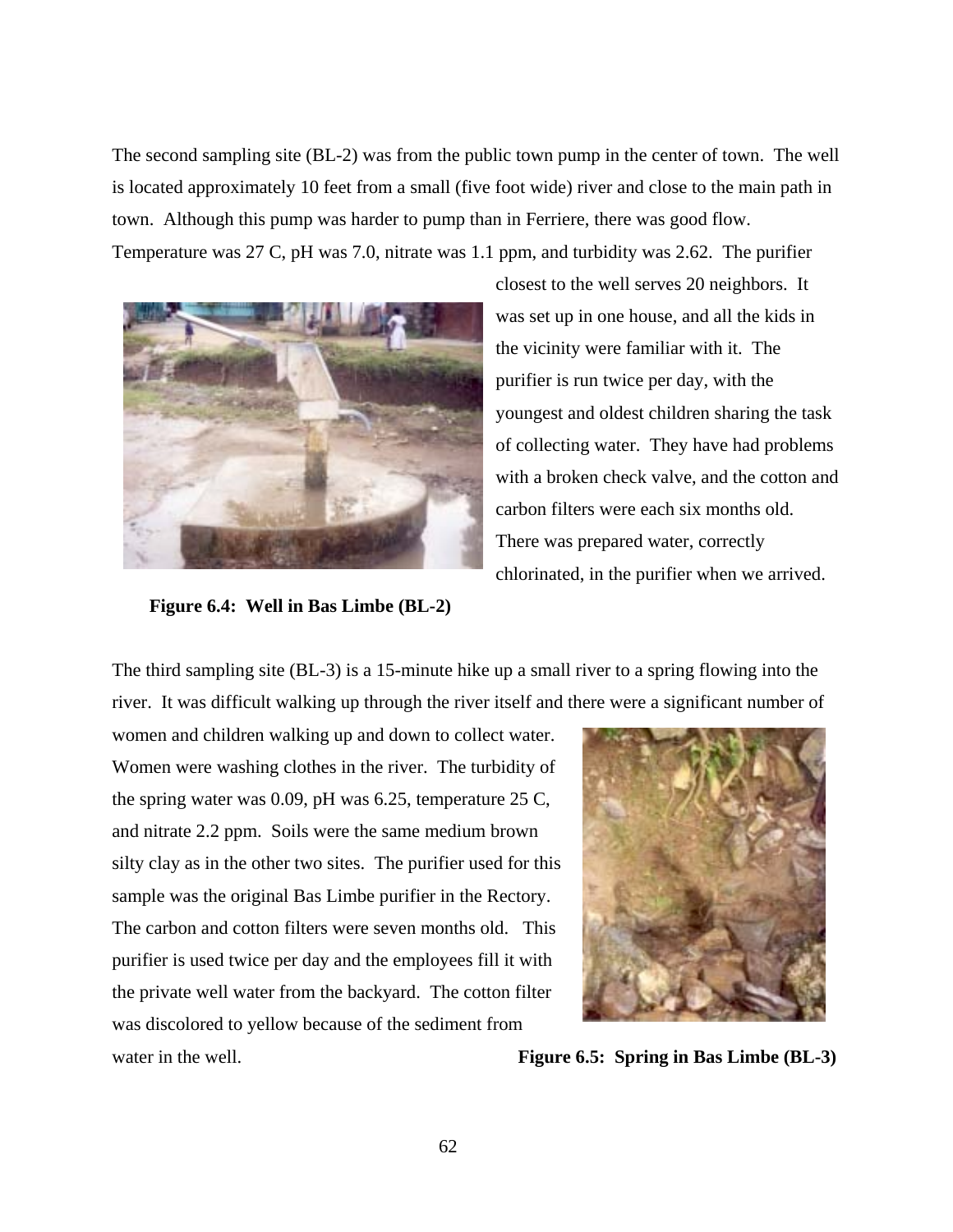The second sampling site (BL-2) was from the public town pump in the center of town. The well is located approximately 10 feet from a small (five foot wide) river and close to the main path in town. Although this pump was harder to pump than in Ferriere, there was good flow. Temperature was 27 C, pH was 7.0, nitrate was 1.1 ppm, and turbidity was 2.62. The purifier closest to the well serves 20 neighbors. It was set up in one house, and all the kids in the vicinity were familiar with it. The purifier is run twice per day, with the youngest and oldest children sharing the task of collecting water. They have had problems with a broken check valve, and the cotton and carbon filters were each six months old. There was prepared water, correctly chlorinated, in the purifier when we arrived.

**Figure 6.4: Well in Bas Limbe (BL-2)**

The third sampling site (BL-3) is a 15-minute hike up a small river to a spring flowing into the river. It was difficult walking up through the river itself and there were a significant number of women and children walking up and down to collect water. Women were washing clothes in the river. The turbidity of the spring water was 0.09, pH was 6.25, temperature 25 C, and nitrate 2.2 ppm. Soils were the same medium brown silty clay as in the other two sites. The purifier used for this sample was the original Bas Limbe purifier in the Rectory. The carbon and cotton filters were seven months old. This purifier is used twice per day and the employees fill it with the private well water from the backyard. The cotton filter was discolored to yellow because of the sediment from water in the well.

**Figure 6.5: Spring in Bas Limbe (BL-3)**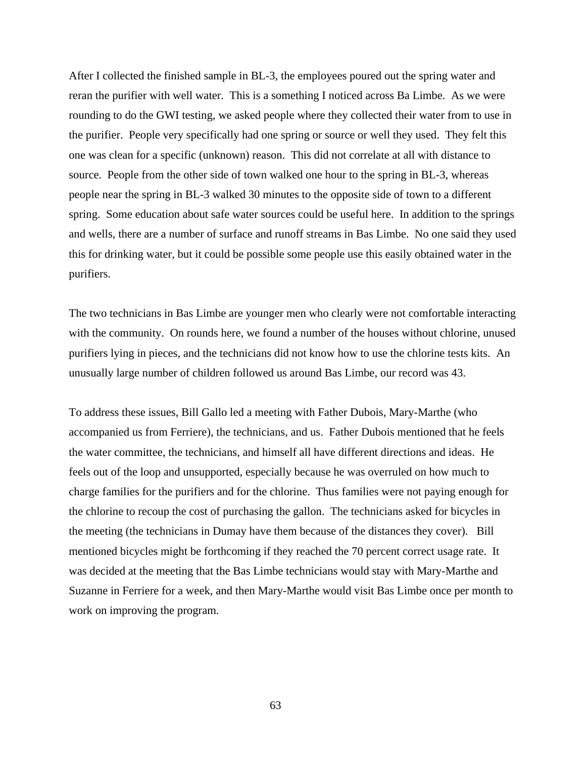After I collected the finished sample in BL-3, the employees poured out the spring water and reran the purifier with well water. This is a something I noticed across Ba Limbe. As we were rounding to do the GWI testing, we asked people where they collected their water from to use in the purifier. People very specifically had one spring or source or well they used. They felt this one was clean for a specific (unknown) reason. This did not correlate at all with distance to source. People from the other side of town walked one hour to the spring in BL-3, whereas people near the spring in BL-3 walked 30 minutes to the opposite side of town to a different spring. Some education about safe water sources could be useful here. In addition to the springs and wells, there are a number of surface and runoff streams in Bas Limbe. No one said they used this for drinking water, but it could be possible some people use this easily obtained water in the purifiers.

The two technicians in Bas Limbe are younger men who clearly were not comfortable interacting with the community. On rounds here, we found a number of the houses without chlorine, unused purifiers lying in pieces, and the technicians did not know how to use the chlorine tests kits. An unusually large number of children followed us around Bas Limbe, our record was 43.

To address these issues, Bill Gallo led a meeting with Father Dubois, Mary-Marthe (who accompanied us from Ferriere), the technicians, and us. Father Dubois mentioned that he feels the water committee, the technicians, and himself all have different directions and ideas. He feels out of the loop and unsupported, especially because he was overruled on how much to charge families for the purifiers and for the chlorine. Thus families were not paying enough for the chlorine to recoup the cost of purchasing the gallon. The technicians asked for bicycles in the meeting (the technicians in Dumay have them because of the distances they cover). Bill mentioned bicycles might be forthcoming if they reached the 70 percent correct usage rate. It was decided at the meeting that the Bas Limbe technicians would stay with Mary-Marthe and Suzanne in Ferriere for a week, and then Mary-Marthe would visit Bas Limbe once per month to work on improving the program.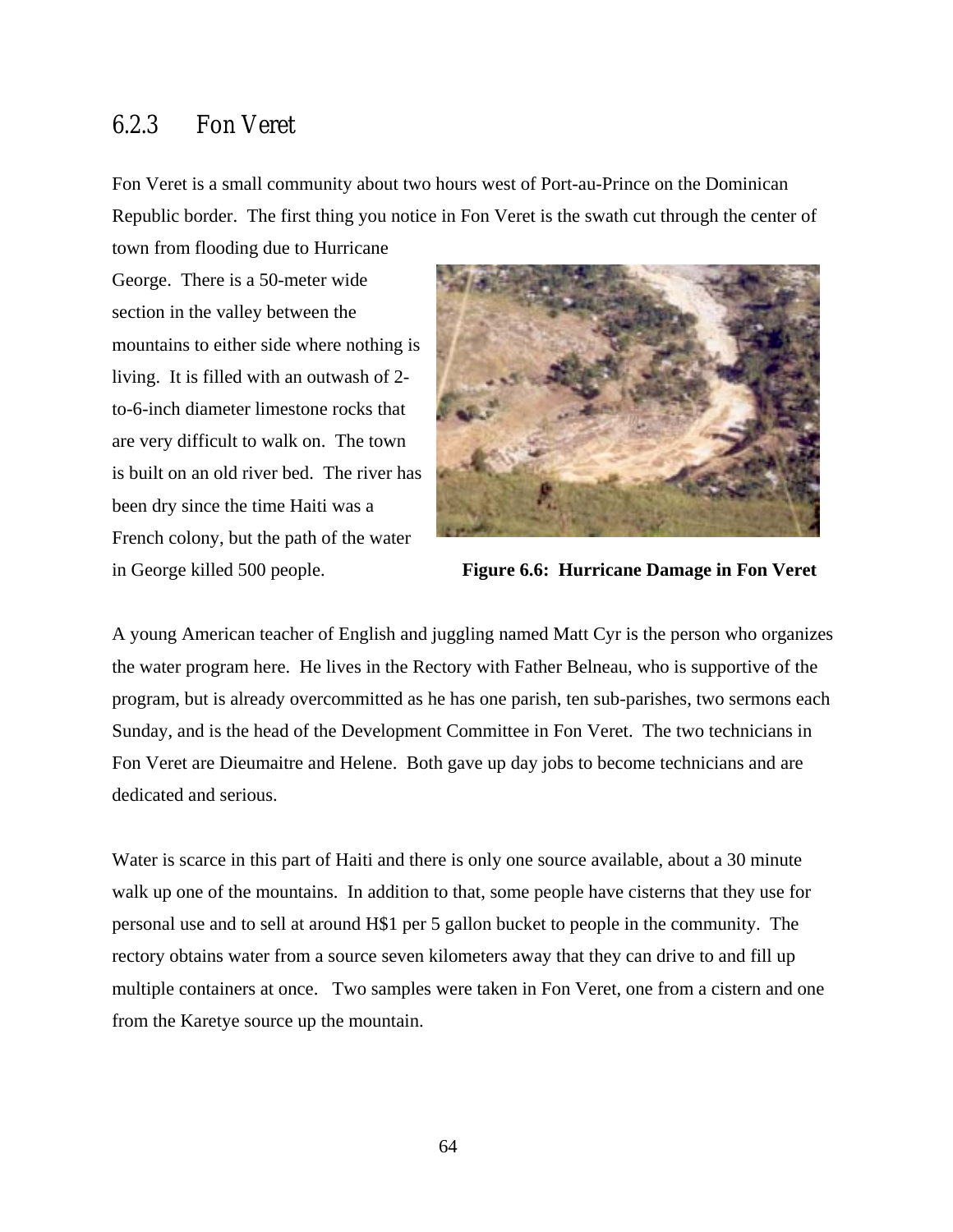### 6.2.3 Fon Veret

Fon Veret is a small community about two hours west of Port-au-Prince on the Dominican Republic border. The first thing you notice in Fon Veret is the swath cut through the center of town from flooding due to Hurricane George. There is a 50-meter wide section in the valley between the mountains to either side where nothing is living. It is filled with an outwash of 2-to-6-inch diameter limestone rocks that are very difficult to walk on. The town is built on an old river bed. The river has been dry since the time Haiti was a French colony, but the path of the water in George killed 500 people.

**Figure 6.6: Hurricane Damage in Fon Veret**

A young American teacher of English and juggling named Matt Cyr is the person who organizes the water program here. He lives in the Rectory with Father Belneau, who is supportive of the program, but is already overcommitted as he has one parish, ten sub-parishes, two sermons each Sunday, and is the head of the Development Committee in Fon Veret. The two technicians in Fon Veret are Dieumaitre and Helene. Both gave up day jobs to become technicians and are dedicated and serious.

Water is scarce in this part of Haiti and there is only one source available, about a 30 minute walk up one of the mountains. In addition to that, some people have cisterns that they use for personal use and to sell at around H$1 per 5 gallon bucket to people in the community. The rectory obtains water from a source seven kilometers away that they can drive to and fill up multiple containers at once. Two samples were taken in Fon Veret, one from a cistern and one from the Karetye source up the mountain.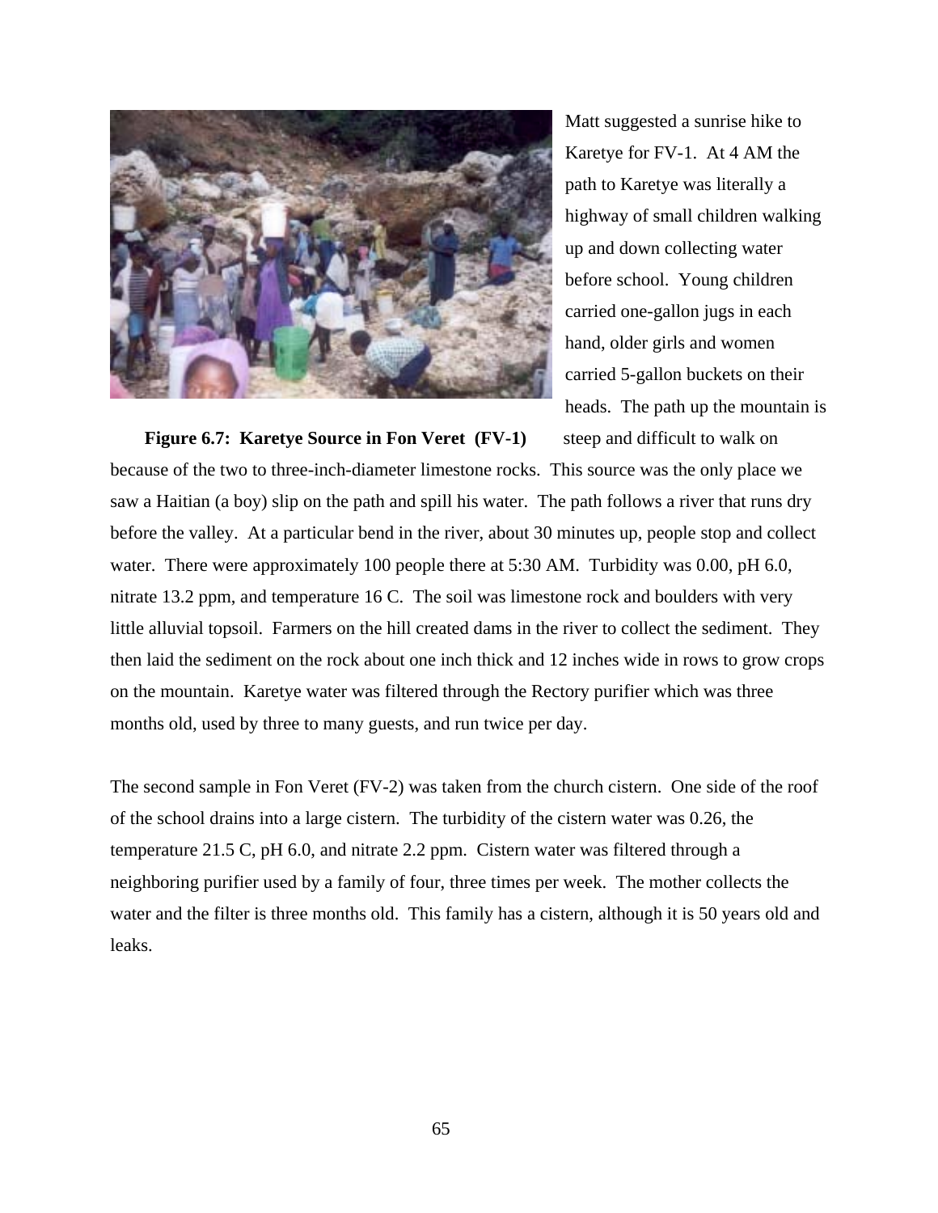Matt suggested a sunrise hike to Karetye for FV-1. At 4 AM the path to Karetye was literally a highway of small children walking up and down collecting water before school. Young children carried one-gallon jugs in each hand, older girls and women carried 5-gallon buckets on their heads. The path up the mountain is steep and difficult to walk on because of the two to three-inch-diameter limestone rocks. This source was the only place we saw a Haitian (a boy) slip on the path and spill his water. The path follows a river that runs dry before the valley. At a particular bend in the river, about 30 minutes up, people stop and collect water. There were approximately 100 people there at 5:30 AM. Turbidity was 0.00, pH 6.0, nitrate 13.2 ppm, and temperature 16 C. The soil was limestone rock and boulders with very little alluvial topsoil. Farmers on the hill created dams in the river to collect the sediment. They then laid the sediment on the rock about one inch thick and 12 inches wide in rows to grow crops on the mountain. Karetye water was filtered through the Rectory purifier which was three months old, used by three to many guests, and run twice per day.

**Figure 6.7: Karetye Source in Fon Veret (FV-1)**

The second sample in Fon Veret (FV-2) was taken from the church cistern. One side of the roof of the school drains into a large cistern. The turbidity of the cistern water was 0.26, the temperature 21.5 C, pH 6.0, and nitrate 2.2 ppm. Cistern water was filtered through a neighboring purifier used by a family of four, three times per week. The mother collects the water and the filter is three months old. This family has a cistern, although it is 50 years old and leaks.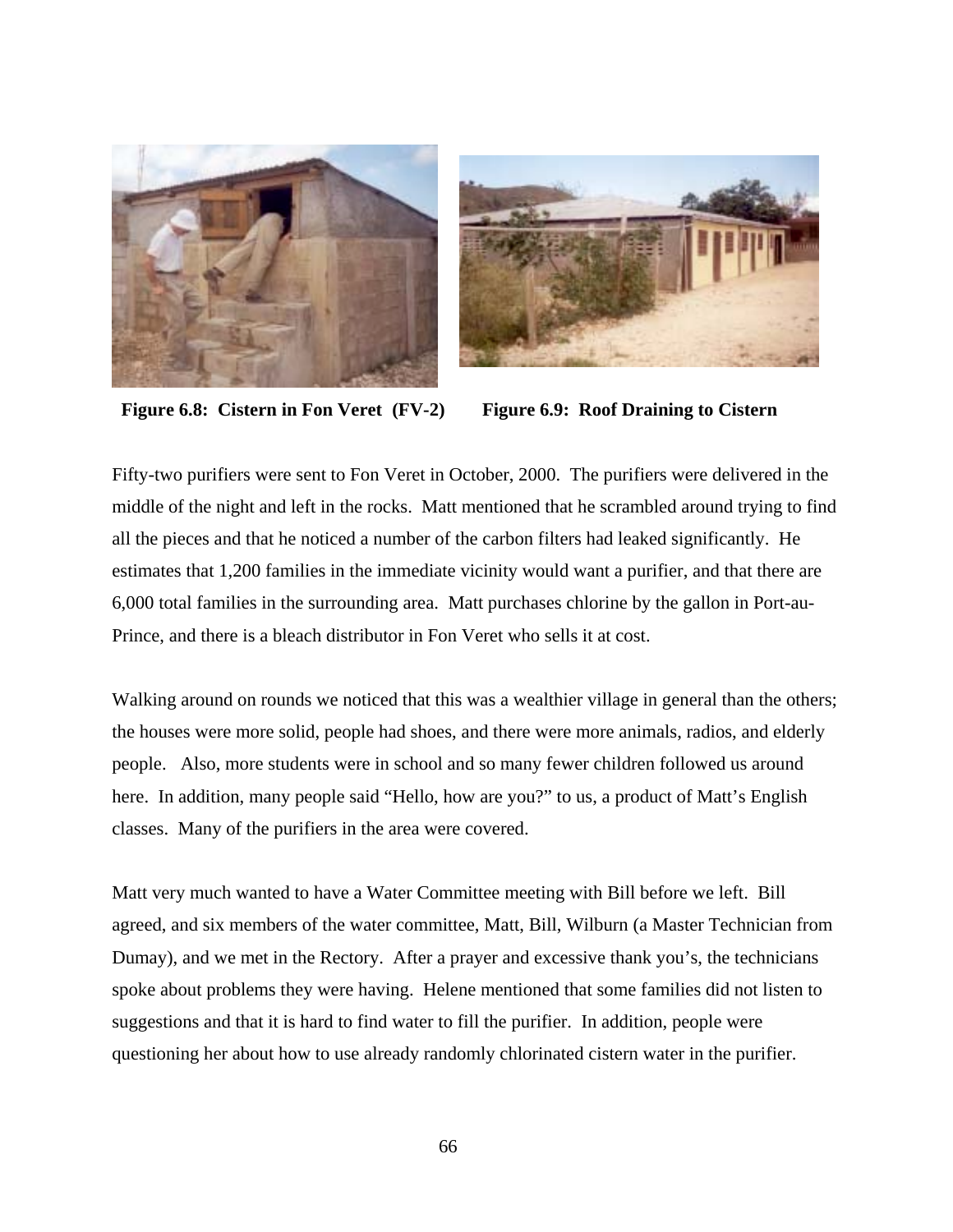Figure 6.8: Cistern in Fon Veret (FV-2)

Figure 6.9: Roof Draining to Cistern

Fifty-two purifiers were sent to Fon Veret in October, 2000. The purifiers were delivered in the middle of the night and left in the rocks. Matt mentioned that he scrambled around trying to find all the pieces and that he noticed a number of the carbon filters had leaked significantly. He estimates that 1,200 families in the immediate vicinity would want a purifier, and that there are 6,000 total families in the surrounding area. Matt purchases chlorine by the gallon in Port-au-Prince, and there is a bleach distributor in Fon Veret who sells it at cost.

Walking around on rounds we noticed that this was a wealthier village in general than the others; the houses were more solid, people had shoes, and there were more animals, radios, and elderly people. Also, more students were in school and so many fewer children followed us around here. In addition, many people said "Hello, how are you?" to us, a product of Matt's English classes. Many of the purifiers in the area were covered.

Matt very much wanted to have a Water Committee meeting with Bill before we left. Bill agreed, and six members of the water committee, Matt, Bill, Wilburn (a Master Technician from Dumay), and we met in the Rectory. After a prayer and excessive thank you's, the technicians spoke about problems they were having. Helene mentioned that some families did not listen to suggestions and that it is hard to find water to fill the purifier. In addition, people were questioning her about how to use already randomly chlorinated cistern water in the purifier.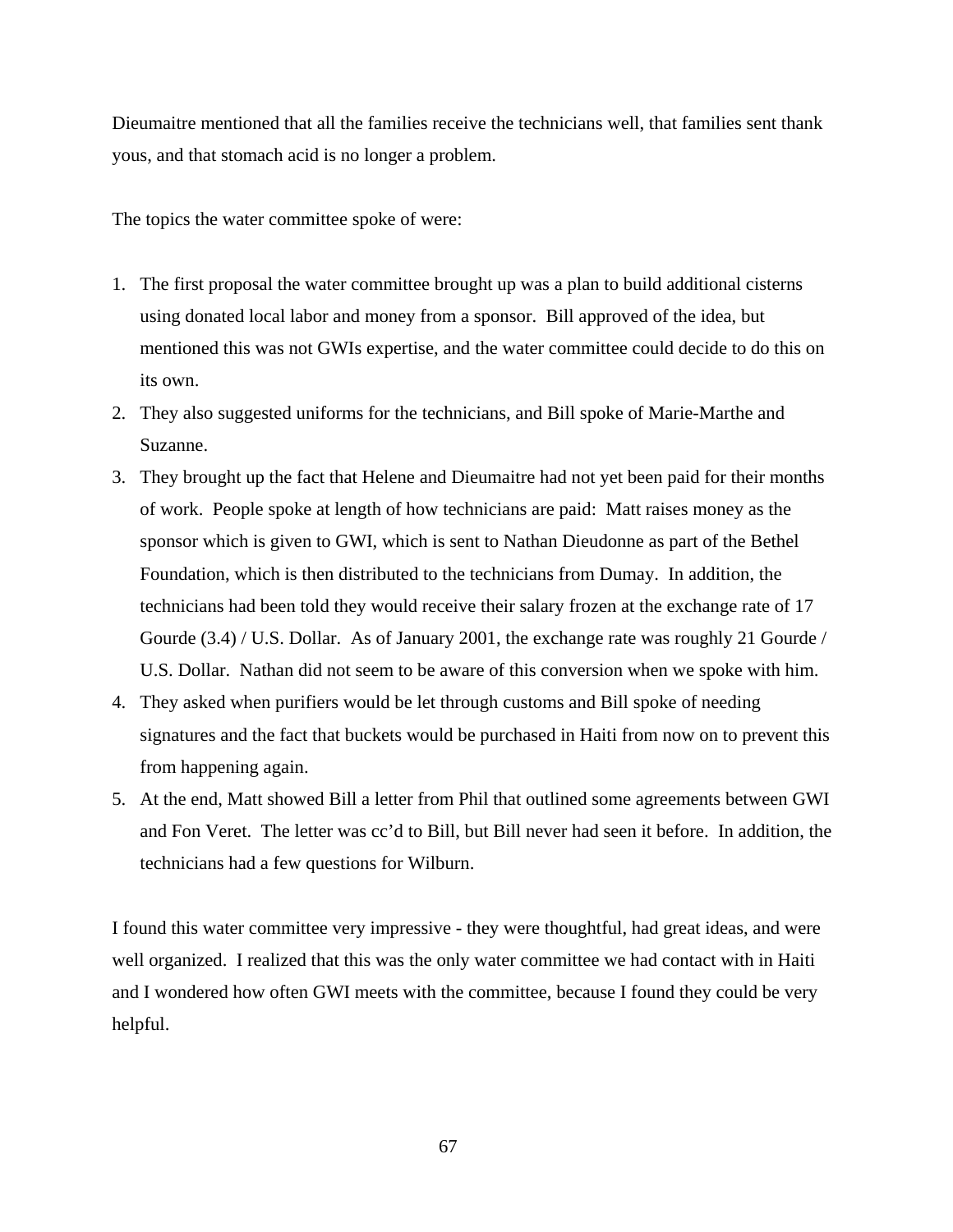Dieumaitre mentioned that all the families receive the technicians well, that families sent thank yous, and that stomach acid is no longer a problem.

The topics the water committee spoke of were:

1. The first proposal the water committee brought up was a plan to build additional cisterns using donated local labor and money from a sponsor. Bill approved of the idea, but mentioned this was not GWIs expertise, and the water committee could decide to do this on its own.
2. They also suggested uniforms for the technicians, and Bill spoke of Marie-Marthe and Suzanne.
3. They brought up the fact that Helene and Dieumaitre had not yet been paid for their months of work. People spoke at length of how technicians are paid: Matt raises money as the sponsor which is given to GWI, which is sent to Nathan Dieudonne as part of the Bethel Foundation, which is then distributed to the technicians from Dumay. In addition, the technicians had been told they would receive their salary frozen at the exchange rate of 17 Gourde (3.4) / U.S. Dollar. As of January 2001, the exchange rate was roughly 21 Gourde / U.S. Dollar. Nathan did not seem to be aware of this conversion when we spoke with him.
4. They asked when purifiers would be let through customs and Bill spoke of needing signatures and the fact that buckets would be purchased in Haiti from now on to prevent this from happening again.
5. At the end, Matt showed Bill a letter from Phil that outlined some agreements between GWI and Fon Veret. The letter was cc'd to Bill, but Bill never had seen it before. In addition, the technicians had a few questions for Wilburn.

I found this water committee very impressive - they were thoughtful, had great ideas, and were well organized. I realized that this was the only water committee we had contact with in Haiti and I wondered how often GWI meets with the committee, because I found they could be very helpful.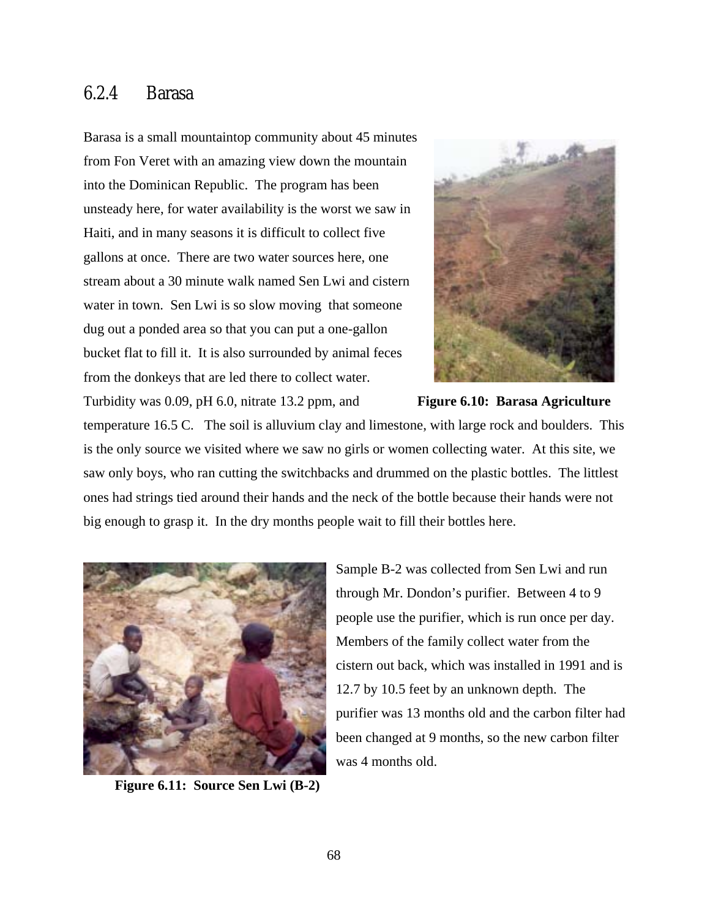### 6.2.4 Barasa

Barasa is a small mountaintop community about 45 minutes from Fon Veret with an amazing view down the mountain into the Dominican Republic. The program has been unsteady here, for water availability is the worst we saw in Haiti, and in many seasons it is difficult to collect five gallons at once. There are two water sources here, one stream about a 30 minute walk named Sen Lwi and cistern water in town. Sen Lwi is so slow moving that someone dug out a ponded area so that you can put a one-gallon bucket flat to fill it. It is also surrounded by animal feces from the donkeys that are led there to collect water. Turbidity was 0.09, pH 6.0, nitrate 13.2 ppm, and temperature 16.5 C. The soil is alluvium clay and limestone, with large rock and boulders. This is the only source we visited where we saw no girls or women collecting water. At this site, we saw only boys, who ran cutting the switchbacks and drummed on the plastic bottles. The littlest ones had strings tied around their hands and the neck of the bottle because their hands were not big enough to grasp it. In the dry months people wait to fill their bottles here.

**Figure 6.10: Barasa Agriculture**

Sample B-2 was collected from Sen Lwi and run through Mr. Dondon's purifier. Between 4 to 9 people use the purifier, which is run once per day. Members of the family collect water from the cistern out back, which was installed in 1991 and is 12.7 by 10.5 feet by an unknown depth. The purifier was 13 months old and the carbon filter had been changed at 9 months, so the new carbon filter was 4 months old.

**Figure 6.11: Source Sen Lwi (B-2)**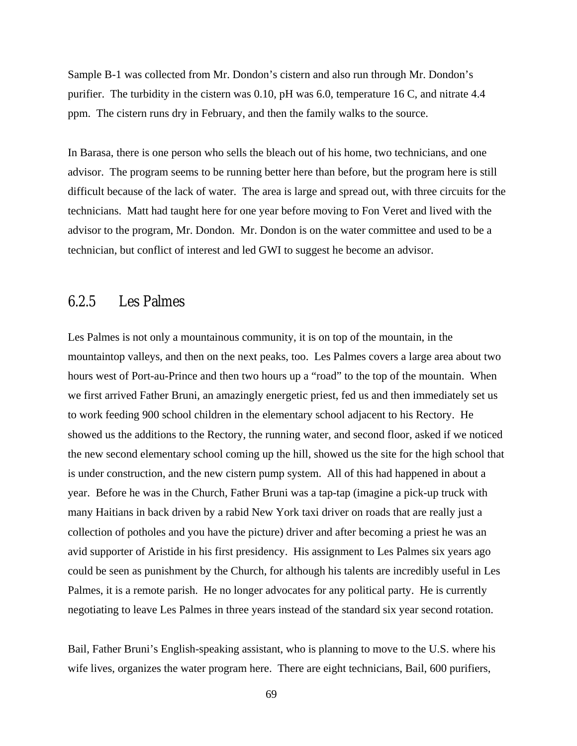Sample B-1 was collected from Mr. Dondon's cistern and also run through Mr. Dondon's purifier. The turbidity in the cistern was 0.10, pH was 6.0, temperature 16 C, and nitrate 4.4 ppm. The cistern runs dry in February, and then the family walks to the source.

In Barasa, there is one person who sells the bleach out of his home, two technicians, and one advisor. The program seems to be running better here than before, but the program here is still difficult because of the lack of water. The area is large and spread out, with three circuits for the technicians. Matt had taught here for one year before moving to Fon Veret and lived with the advisor to the program, Mr. Dondon. Mr. Dondon is on the water committee and used to be a technician, but conflict of interest and led GWI to suggest he become an advisor.

### 6.2.5 Les Palmes

Les Palmes is not only a mountainous community, it is on top of the mountain, in the mountaintop valleys, and then on the next peaks, too. Les Palmes covers a large area about two hours west of Port-au-Prince and then two hours up a "road" to the top of the mountain. When we first arrived Father Bruni, an amazingly energetic priest, fed us and then immediately set us to work feeding 900 school children in the elementary school adjacent to his Rectory. He showed us the additions to the Rectory, the running water, and second floor, asked if we noticed the new second elementary school coming up the hill, showed us the site for the high school that is under construction, and the new cistern pump system. All of this had happened in about a year. Before he was in the Church, Father Bruni was a tap-tap (imagine a pick-up truck with many Haitians in back driven by a rabid New York taxi driver on roads that are really just a collection of potholes and you have the picture) driver and after becoming a priest he was an avid supporter of Aristide in his first presidency. His assignment to Les Palmes six years ago could be seen as punishment by the Church, for although his talents are incredibly useful in Les Palmes, it is a remote parish. He no longer advocates for any political party. He is currently negotiating to leave Les Palmes in three years instead of the standard six year second rotation.

Bail, Father Bruni's English-speaking assistant, who is planning to move to the U.S. where his wife lives, organizes the water program here. There are eight technicians, Bail, 600 purifiers,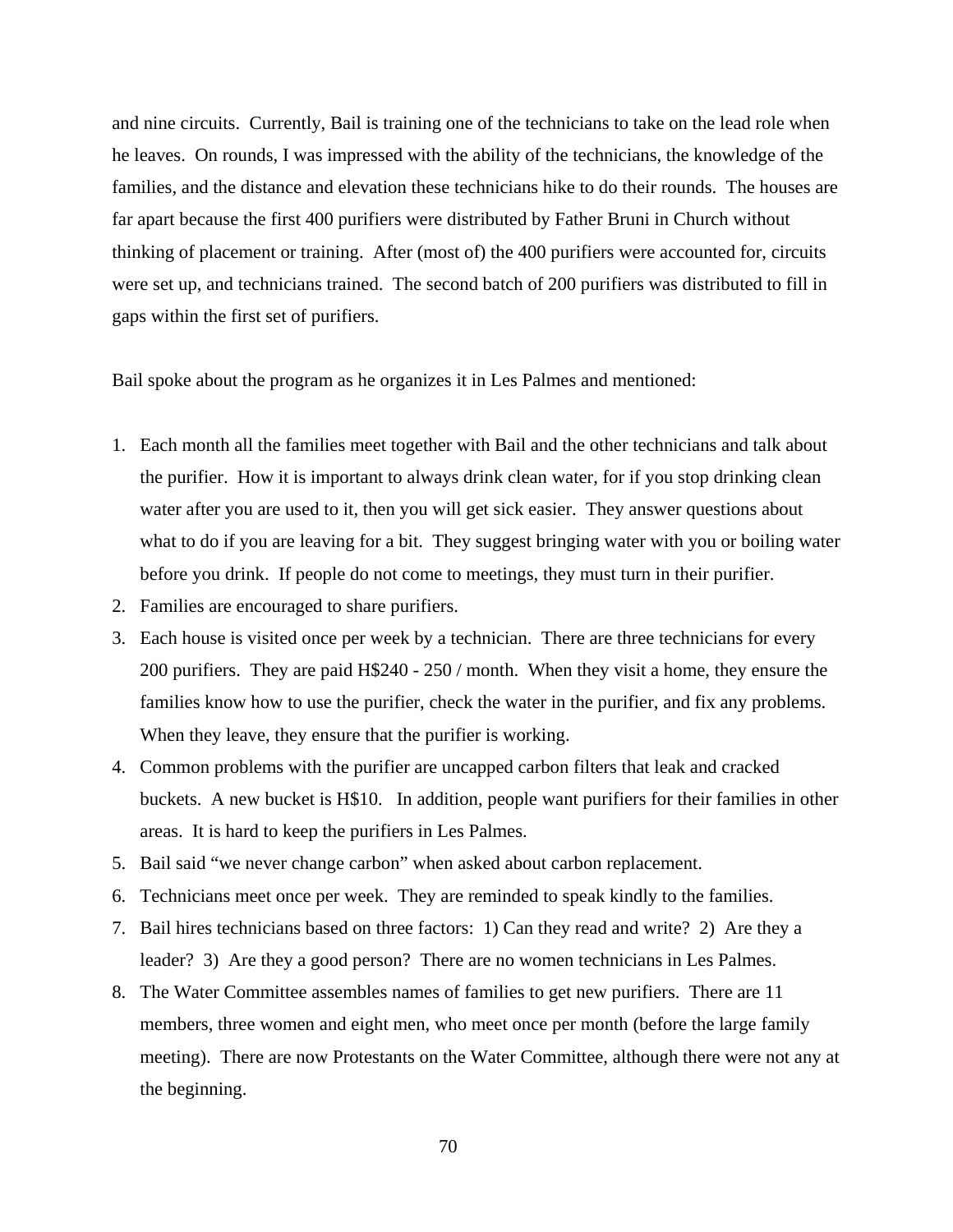and nine circuits. Currently, Bail is training one of the technicians to take on the lead role when he leaves. On rounds, I was impressed with the ability of the technicians, the knowledge of the families, and the distance and elevation these technicians hike to do their rounds. The houses are far apart because the first 400 purifiers were distributed by Father Bruni in Church without thinking of placement or training. After (most of) the 400 purifiers were accounted for, circuits were set up, and technicians trained. The second batch of 200 purifiers was distributed to fill in gaps within the first set of purifiers.

Bail spoke about the program as he organizes it in Les Palmes and mentioned:

1. Each month all the families meet together with Bail and the other technicians and talk about the purifier. How it is important to always drink clean water, for if you stop drinking clean water after you are used to it, then you will get sick easier. They answer questions about what to do if you are leaving for a bit. They suggest bringing water with you or boiling water before you drink. If people do not come to meetings, they must turn in their purifier.
2. Families are encouraged to share purifiers.
3. Each house is visited once per week by a technician. There are three technicians for every 200 purifiers. They are paid H$240 - 250 / month. When they visit a home, they ensure the families know how to use the purifier, check the water in the purifier, and fix any problems. When they leave, they ensure that the purifier is working.
4. Common problems with the purifier are uncapped carbon filters that leak and cracked buckets. A new bucket is H$10. In addition, people want purifiers for their families in other areas. It is hard to keep the purifiers in Les Palmes.
5. Bail said "we never change carbon" when asked about carbon replacement.
6. Technicians meet once per week. They are reminded to speak kindly to the families.
7. Bail hires technicians based on three factors: 1) Can they read and write? 2) Are they a leader? 3) Are they a good person? There are no women technicians in Les Palmes.
8. The Water Committee assembles names of families to get new purifiers. There are 11 members, three women and eight men, who meet once per month (before the large family meeting). There are now Protestants on the Water Committee, although there were not any at the beginning.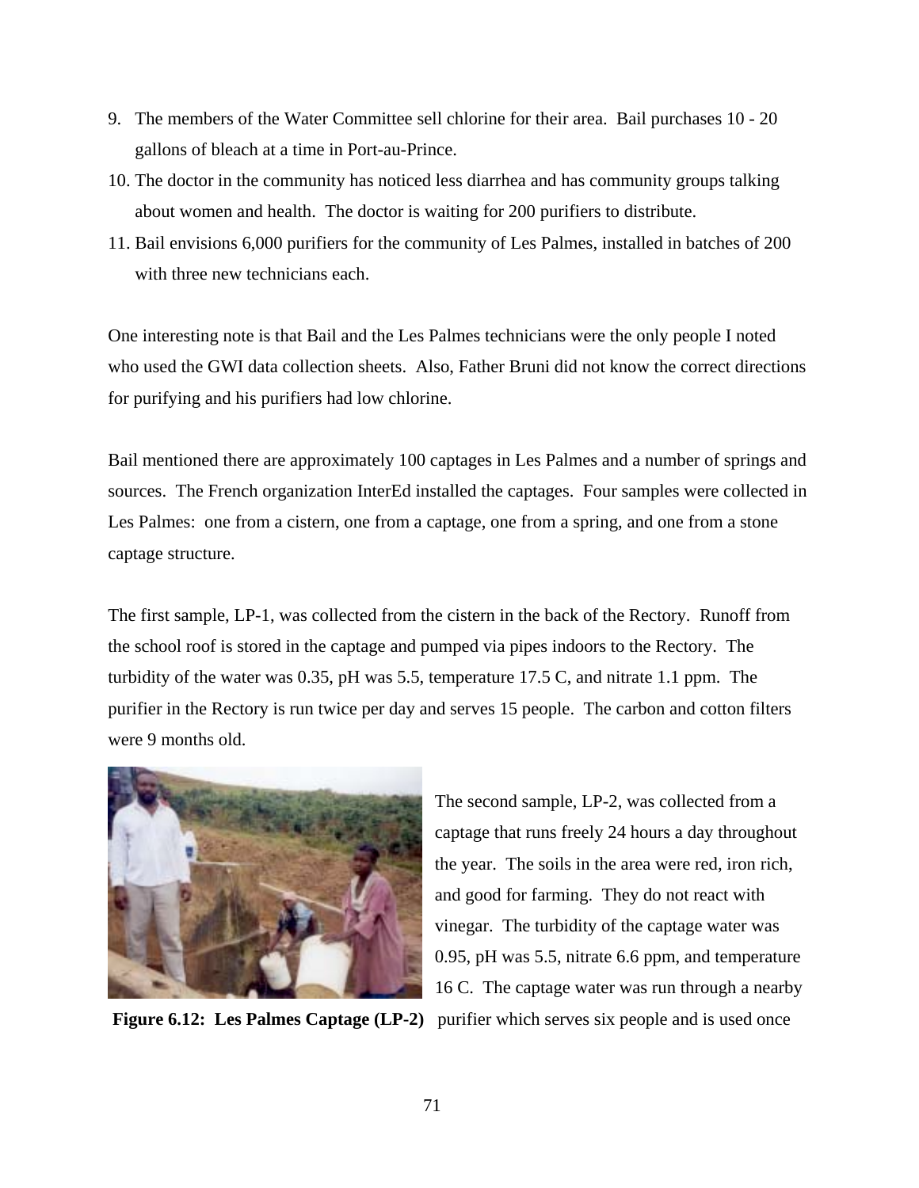9. The members of the Water Committee sell chlorine for their area. Bail purchases 10 - 20 gallons of bleach at a time in Port-au-Prince.
10. The doctor in the community has noticed less diarrhea and has community groups talking about women and health. The doctor is waiting for 200 purifiers to distribute.
11. Bail envisions 6,000 purifiers for the community of Les Palmes, installed in batches of 200 with three new technicians each.

One interesting note is that Bail and the Les Palmes technicians were the only people I noted who used the GWI data collection sheets. Also, Father Bruni did not know the correct directions for purifying and his purifiers had low chlorine.

Bail mentioned there are approximately 100 captages in Les Palmes and a number of springs and sources. The French organization InterEd installed the captages. Four samples were collected in Les Palmes: one from a cistern, one from a captage, one from a spring, and one from a stone captage structure.

The first sample, LP-1, was collected from the cistern in the back of the Rectory. Runoff from the school roof is stored in the captage and pumped via pipes indoors to the Rectory. The turbidity of the water was 0.35, pH was 5.5, temperature 17.5 C, and nitrate 1.1 ppm. The purifier in the Rectory is run twice per day and serves 15 people. The carbon and cotton filters were 9 months old.

**Figure 6.12: Les Palmes Captage (LP-2)**

The second sample, LP-2, was collected from a captage that runs freely 24 hours a day throughout the year. The soils in the area were red, iron rich, and good for farming. They do not react with vinegar. The turbidity of the captage water was 0.95, pH was 5.5, nitrate 6.6 ppm, and temperature 16 C. The captage water was run through a nearby purifier which serves six people and is used once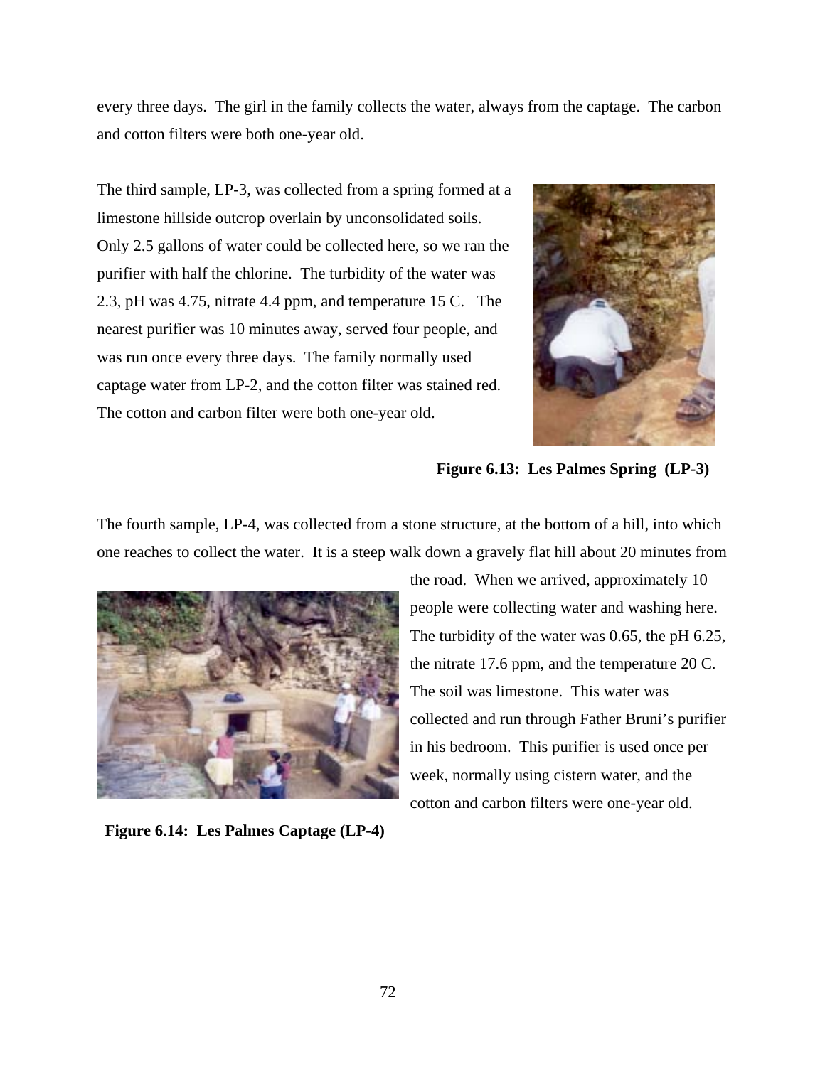every three days. The girl in the family collects the water, always from the captage. The carbon and cotton filters were both one-year old.

The third sample, LP-3, was collected from a spring formed at a limestone hillside outcrop overlain by unconsolidated soils. Only 2.5 gallons of water could be collected here, so we ran the purifier with half the chlorine. The turbidity of the water was 2.3, pH was 4.75, nitrate 4.4 ppm, and temperature 15 C. The nearest purifier was 10 minutes away, served four people, and was run once every three days. The family normally used captage water from LP-2, and the cotton filter was stained red. The cotton and carbon filter were both one-year old.

**Figure 6.13: Les Palmes Spring (LP-3)**

The fourth sample, LP-4, was collected from a stone structure, at the bottom of a hill, into which one reaches to collect the water. It is a steep walk down a gravely flat hill about 20 minutes from the road. When we arrived, approximately 10 people were collecting water and washing here. The turbidity of the water was 0.65, the pH 6.25, the nitrate 17.6 ppm, and the temperature 20 C. The soil was limestone. This water was collected and run through Father Bruni's purifier in his bedroom. This purifier is used once per week, normally using cistern water, and the cotton and carbon filters were one-year old.

**Figure 6.14: Les Palmes Captage (LP-4)**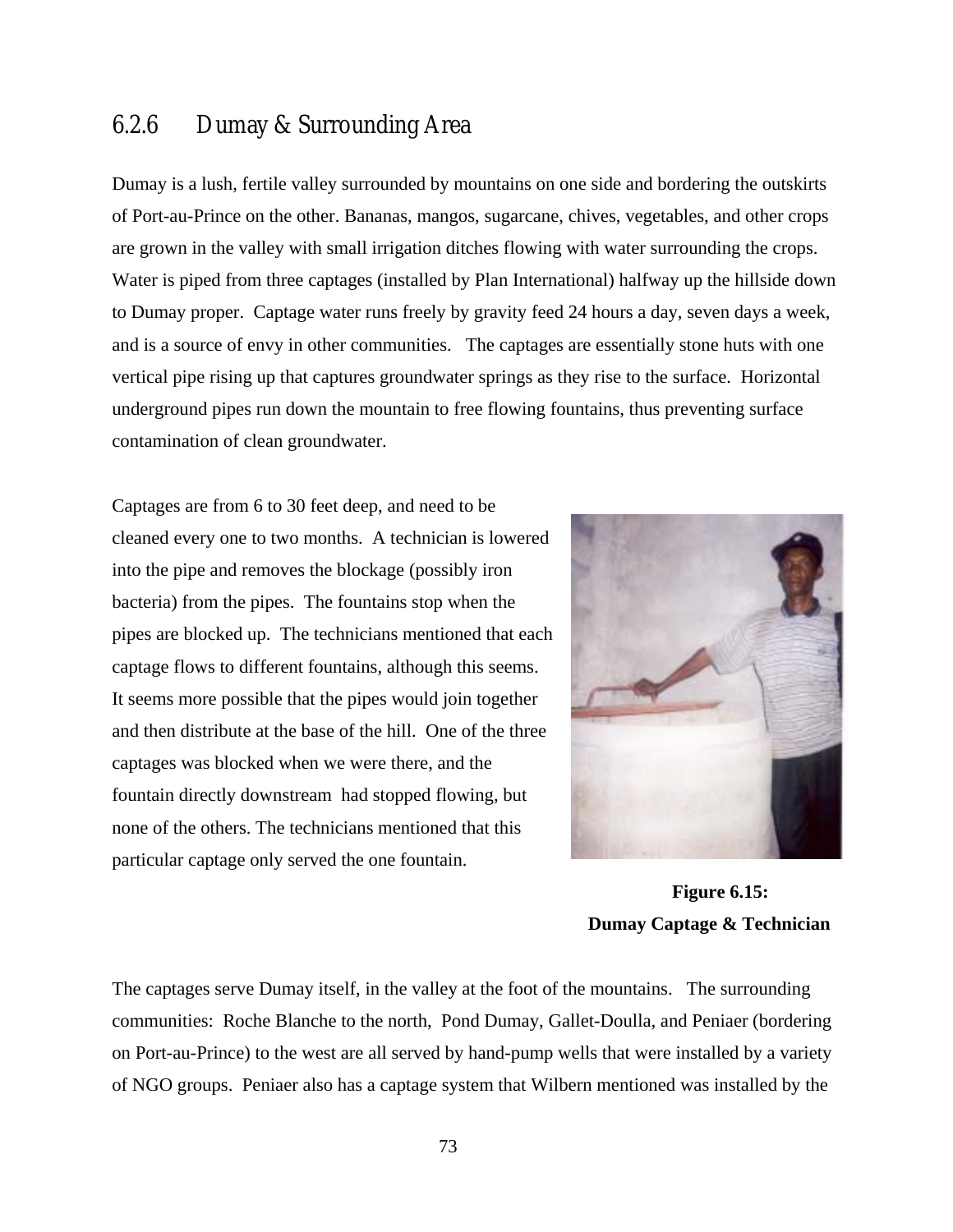### 6.2.6 Dumay & Surrounding Area

Dumay is a lush, fertile valley surrounded by mountains on one side and bordering the outskirts of Port-au-Prince on the other. Bananas, mangos, sugarcane, chives, vegetables, and other crops are grown in the valley with small irrigation ditches flowing with water surrounding the crops. Water is piped from three captages (installed by Plan International) halfway up the hillside down to Dumay proper. Captage water runs freely by gravity feed 24 hours a day, seven days a week, and is a source of envy in other communities. The captages are essentially stone huts with one vertical pipe rising up that captures groundwater springs as they rise to the surface. Horizontal underground pipes run down the mountain to free flowing fountains, thus preventing surface contamination of clean groundwater.

Captages are from 6 to 30 feet deep, and need to be cleaned every one to two months. A technician is lowered into the pipe and removes the blockage (possibly iron bacteria) from the pipes. The fountains stop when the pipes are blocked up. The technicians mentioned that each captage flows to different fountains, although this seems. It seems more possible that the pipes would join together and then distribute at the base of the hill. One of the three captages was blocked when we were there, and the fountain directly downstream had stopped flowing, but none of the others. The technicians mentioned that this particular captage only served the one fountain.

**Figure 6.15: Dumay Captage & Technician**

The captages serve Dumay itself, in the valley at the foot of the mountains. The surrounding communities: Roche Blanche to the north, Pond Dumay, Gallet-Doulla, and Peniaer (bordering on Port-au-Prince) to the west are all served by hand-pump wells that were installed by a variety of NGO groups. Peniaer also has a captage system that Wilbern mentioned was installed by the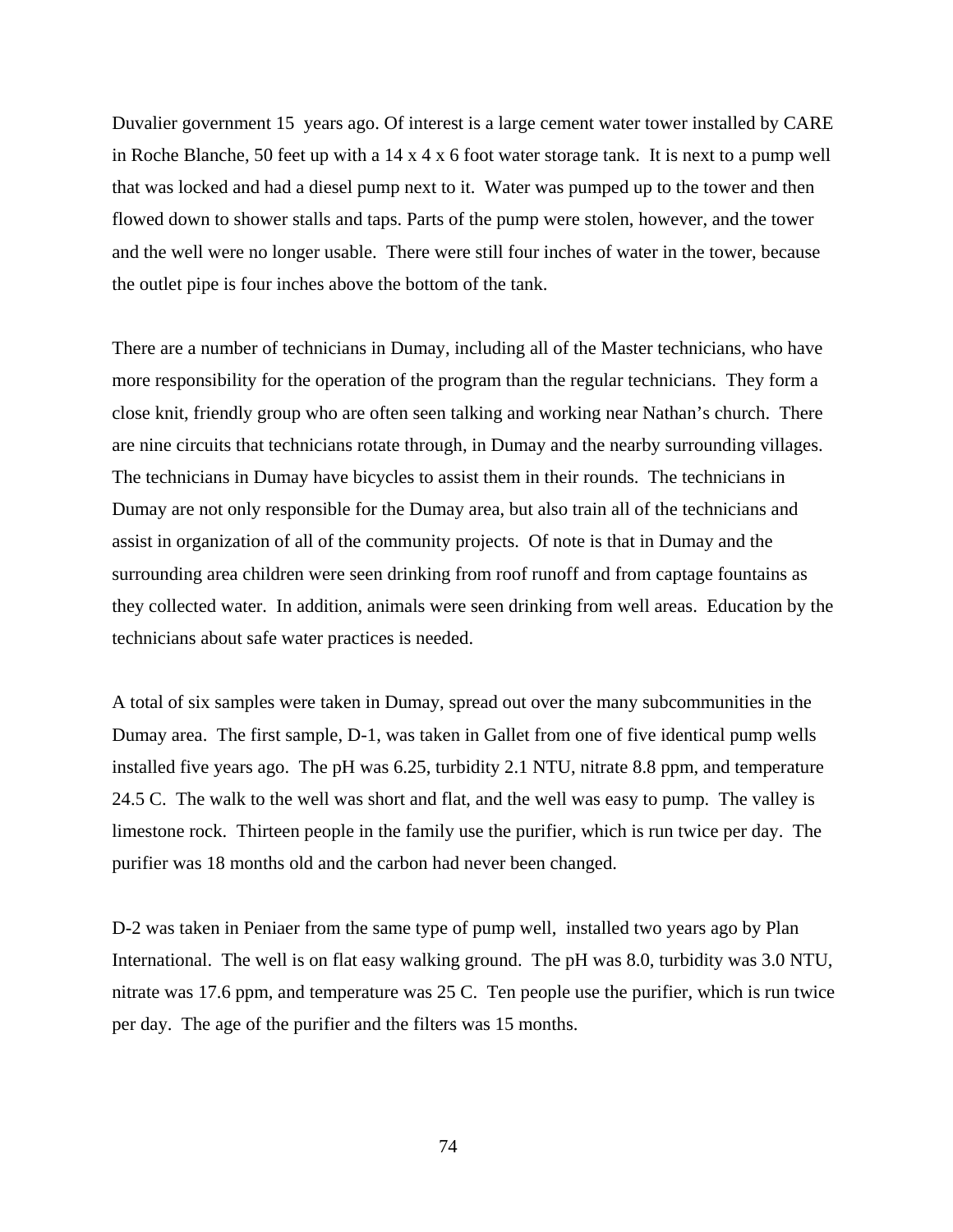Duvalier government 15 years ago. Of interest is a large cement water tower installed by CARE in Roche Blanche, 50 feet up with a 14 x 4 x 6 foot water storage tank. It is next to a pump well that was locked and had a diesel pump next to it. Water was pumped up to the tower and then flowed down to shower stalls and taps. Parts of the pump were stolen, however, and the tower and the well were no longer usable. There were still four inches of water in the tower, because the outlet pipe is four inches above the bottom of the tank.

There are a number of technicians in Dumay, including all of the Master technicians, who have more responsibility for the operation of the program than the regular technicians. They form a close knit, friendly group who are often seen talking and working near Nathan's church. There are nine circuits that technicians rotate through, in Dumay and the nearby surrounding villages. The technicians in Dumay have bicycles to assist them in their rounds. The technicians in Dumay are not only responsible for the Dumay area, but also train all of the technicians and assist in organization of all of the community projects. Of note is that in Dumay and the surrounding area children were seen drinking from roof runoff and from captage fountains as they collected water. In addition, animals were seen drinking from well areas. Education by the technicians about safe water practices is needed.

A total of six samples were taken in Dumay, spread out over the many subcommunities in the Dumay area. The first sample, D-1, was taken in Gallet from one of five identical pump wells installed five years ago. The pH was 6.25, turbidity 2.1 NTU, nitrate 8.8 ppm, and temperature 24.5 C. The walk to the well was short and flat, and the well was easy to pump. The valley is limestone rock. Thirteen people in the family use the purifier, which is run twice per day. The purifier was 18 months old and the carbon had never been changed.

D-2 was taken in Peniaer from the same type of pump well, installed two years ago by Plan International. The well is on flat easy walking ground. The pH was 8.0, turbidity was 3.0 NTU, nitrate was 17.6 ppm, and temperature was 25 C. Ten people use the purifier, which is run twice per day. The age of the purifier and the filters was 15 months.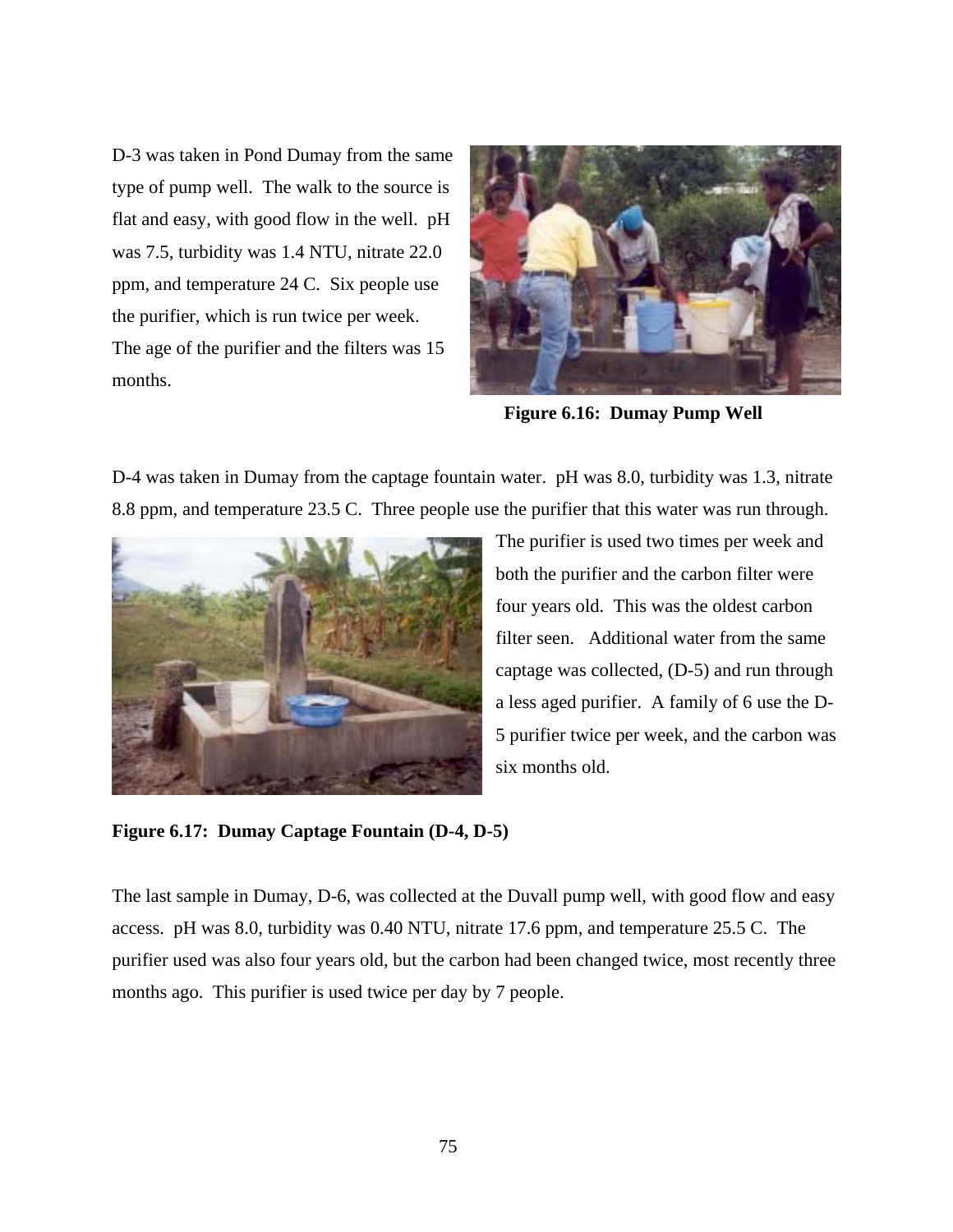D-3 was taken in Pond Dumay from the same type of pump well. The walk to the source is flat and easy, with good flow in the well. pH was 7.5, turbidity was 1.4 NTU, nitrate 22.0 ppm, and temperature 24 C. Six people use the purifier, which is run twice per week. The age of the purifier and the filters was 15 months.

**Figure 6.16: Dumay Pump Well**

D-4 was taken in Dumay from the captage fountain water. pH was 8.0, turbidity was 1.3, nitrate 8.8 ppm, and temperature 23.5 C. Three people use the purifier that this water was run through. The purifier is used two times per week and both the purifier and the carbon filter were four years old. This was the oldest carbon filter seen. Additional water from the same captage was collected, (D-5) and run through a less aged purifier. A family of 6 use the D-5 purifier twice per week, and the carbon was six months old.

**Figure 6.17: Dumay Captage Fountain (D-4, D-5)**

The last sample in Dumay, D-6, was collected at the Duvall pump well, with good flow and easy access. pH was 8.0, turbidity was 0.40 NTU, nitrate 17.6 ppm, and temperature 25.5 C. The purifier used was also four years old, but the carbon had been changed twice, most recently three months ago. This purifier is used twice per day by 7 people.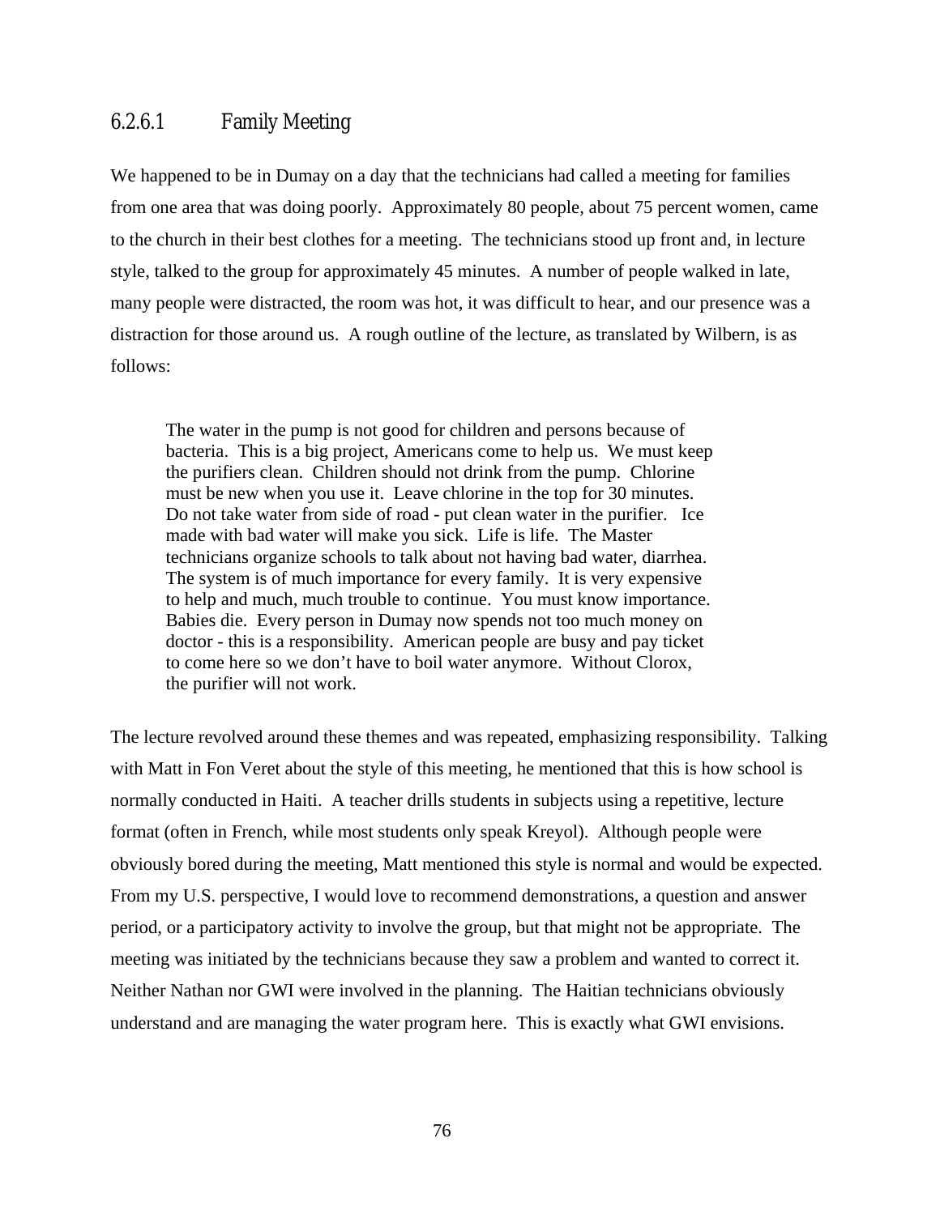#### 6.2.6.1 Family Meeting

We happened to be in Dumay on a day that the technicians had called a meeting for families from one area that was doing poorly. Approximately 80 people, about 75 percent women, came to the church in their best clothes for a meeting. The technicians stood up front and, in lecture style, talked to the group for approximately 45 minutes. A number of people walked in late, many people were distracted, the room was hot, it was difficult to hear, and our presence was a distraction for those around us. A rough outline of the lecture, as translated by Wilbern, is as follows:

> The water in the pump is not good for children and persons because of bacteria. This is a big project, Americans come to help us. We must keep the purifiers clean. Children should not drink from the pump. Chlorine must be new when you use it. Leave chlorine in the top for 30 minutes. Do not take water from side of road - put clean water in the purifier. Ice made with bad water will make you sick. Life is life. The Master technicians organize schools to talk about not having bad water, diarrhea. The system is of much importance for every family. It is very expensive to help and much, much trouble to continue. You must know importance. Babies die. Every person in Dumay now spends not too much money on doctor - this is a responsibility. American people are busy and pay ticket to come here so we don't have to boil water anymore. Without Clorox, the purifier will not work.

The lecture revolved around these themes and was repeated, emphasizing responsibility. Talking with Matt in Fon Veret about the style of this meeting, he mentioned that this is how school is normally conducted in Haiti. A teacher drills students in subjects using a repetitive, lecture format (often in French, while most students only speak Kreyol). Although people were obviously bored during the meeting, Matt mentioned this style is normal and would be expected. From my U.S. perspective, I would love to recommend demonstrations, a question and answer period, or a participatory activity to involve the group, but that might not be appropriate. The meeting was initiated by the technicians because they saw a problem and wanted to correct it. Neither Nathan nor GWI were involved in the planning. The Haitian technicians obviously understand and are managing the water program here. This is exactly what GWI envisions.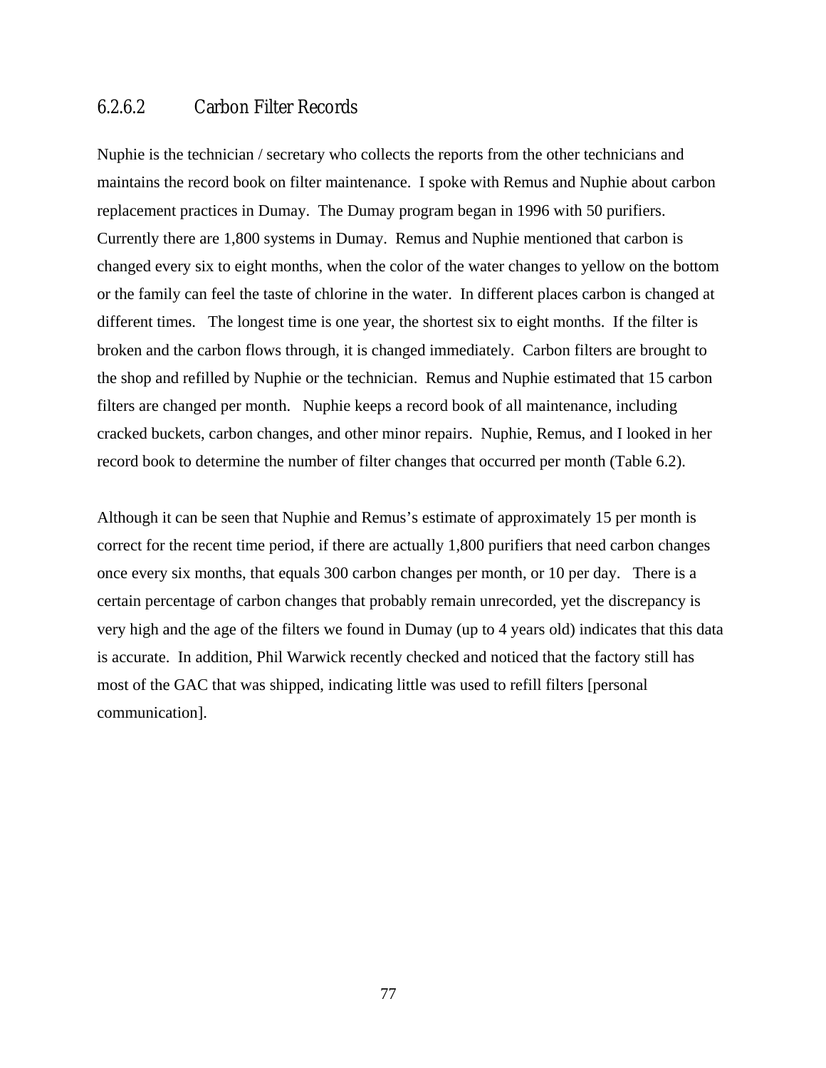### 6.2.6.2 Carbon Filter Records

Nuphie is the technician / secretary who collects the reports from the other technicians and maintains the record book on filter maintenance. I spoke with Remus and Nuphie about carbon replacement practices in Dumay. The Dumay program began in 1996 with 50 purifiers. Currently there are 1,800 systems in Dumay. Remus and Nuphie mentioned that carbon is changed every six to eight months, when the color of the water changes to yellow on the bottom or the family can feel the taste of chlorine in the water. In different places carbon is changed at different times. The longest time is one year, the shortest six to eight months. If the filter is broken and the carbon flows through, it is changed immediately. Carbon filters are brought to the shop and refilled by Nuphie or the technician. Remus and Nuphie estimated that 15 carbon filters are changed per month. Nuphie keeps a record book of all maintenance, including cracked buckets, carbon changes, and other minor repairs. Nuphie, Remus, and I looked in her record book to determine the number of filter changes that occurred per month (Table 6.2).

Although it can be seen that Nuphie and Remus's estimate of approximately 15 per month is correct for the recent time period, if there are actually 1,800 purifiers that need carbon changes once every six months, that equals 300 carbon changes per month, or 10 per day. There is a certain percentage of carbon changes that probably remain unrecorded, yet the discrepancy is very high and the age of the filters we found in Dumay (up to 4 years old) indicates that this data is accurate. In addition, Phil Warwick recently checked and noticed that the factory still has most of the GAC that was shipped, indicating little was used to refill filters [personal communication].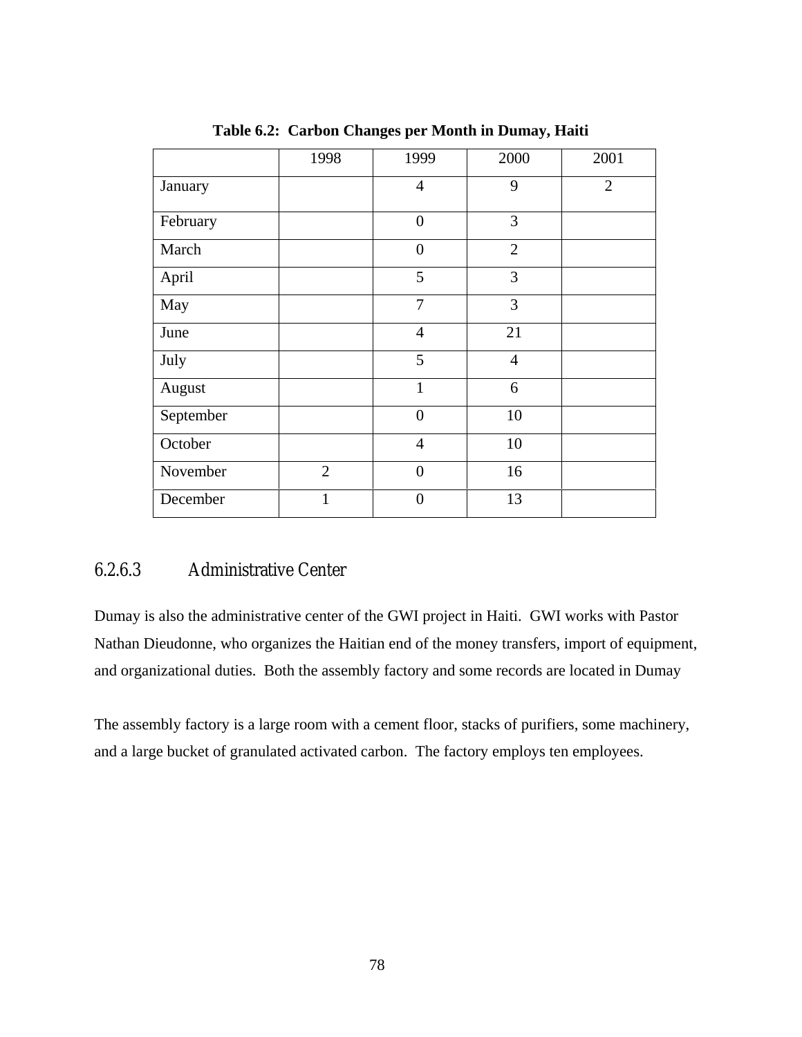**Table 6.2: Carbon Changes per Month in Dumay, Haiti**

| | 1998 | 1999 | 2000 | 2001 |
|---|---|---|---|---|
| January | | 4 | 9 | 2 |
| February | | 0 | 3 | |
| March | | 0 | 2 | |
| April | | 5 | 3 | |
| May | | 7 | 3 | |
| June | | 4 | 21 | |
| July | | 5 | 4 | |
| August | | 1 | 6 | |
| September | | 0 | 10 | |
| October | | 4 | 10 | |
| November | 2 | 0 | 16 | |
| December | 1 | 0 | 13 | |

#### 6.2.6.3 Administrative Center

Dumay is also the administrative center of the GWI project in Haiti. GWI works with Pastor Nathan Dieudonne, who organizes the Haitian end of the money transfers, import of equipment, and organizational duties. Both the assembly factory and some records are located in Dumay

The assembly factory is a large room with a cement floor, stacks of purifiers, some machinery, and a large bucket of granulated activated carbon. The factory employs ten employees.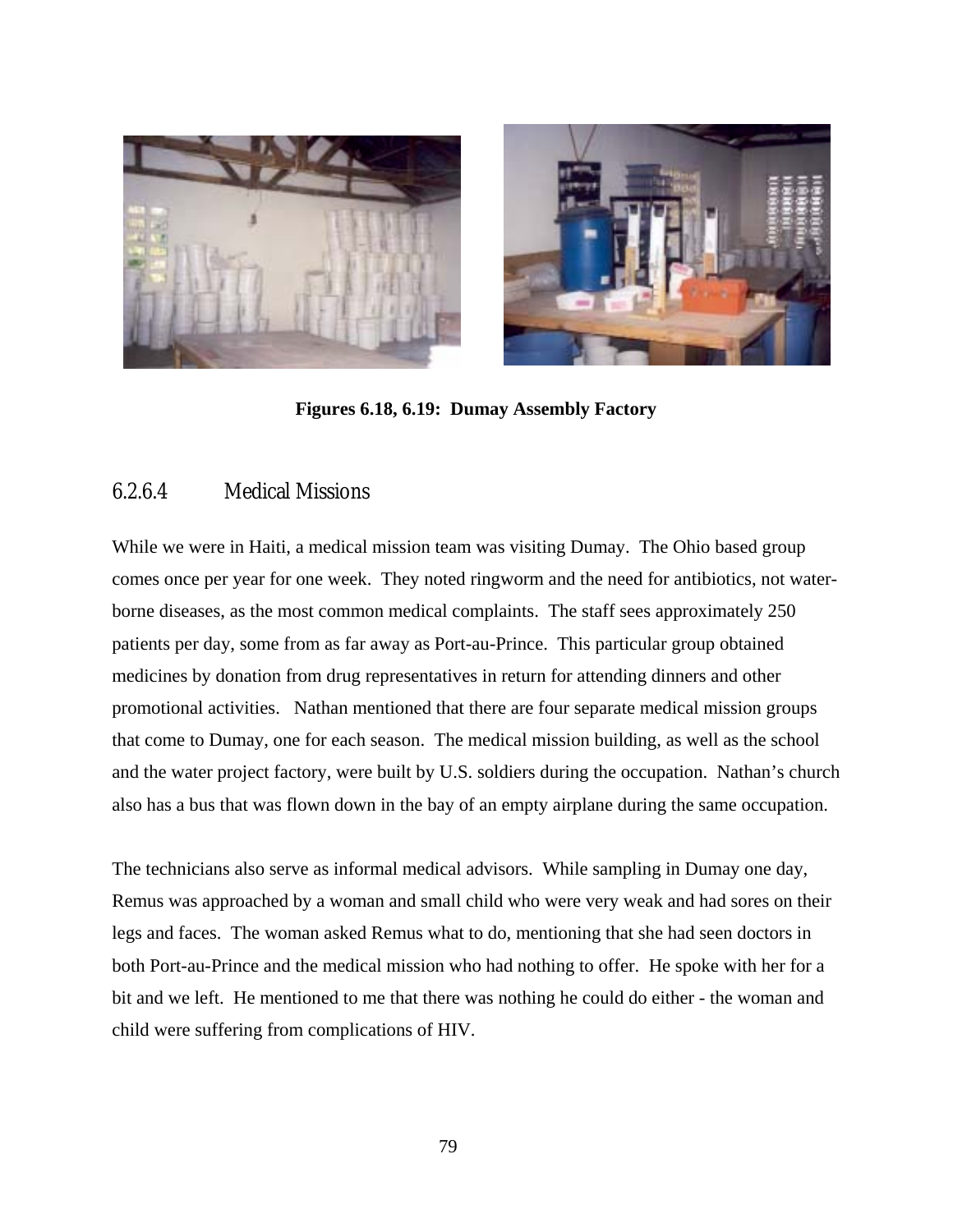Figures 6.18, 6.19: Dumay Assembly Factory

#### 6.2.6.4 Medical Missions

While we were in Haiti, a medical mission team was visiting Dumay. The Ohio based group comes once per year for one week. They noted ringworm and the need for antibiotics, not water-borne diseases, as the most common medical complaints. The staff sees approximately 250 patients per day, some from as far away as Port-au-Prince. This particular group obtained medicines by donation from drug representatives in return for attending dinners and other promotional activities. Nathan mentioned that there are four separate medical mission groups that come to Dumay, one for each season. The medical mission building, as well as the school and the water project factory, were built by U.S. soldiers during the occupation. Nathan's church also has a bus that was flown down in the bay of an empty airplane during the same occupation.

The technicians also serve as informal medical advisors. While sampling in Dumay one day, Remus was approached by a woman and small child who were very weak and had sores on their legs and faces. The woman asked Remus what to do, mentioning that she had seen doctors in both Port-au-Prince and the medical mission who had nothing to offer. He spoke with her for a bit and we left. He mentioned to me that there was nothing he could do either - the woman and child were suffering from complications of HIV.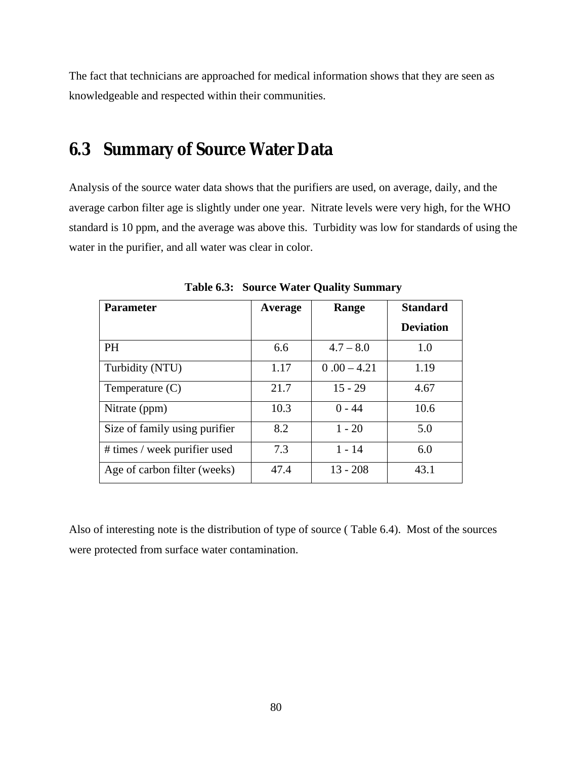The fact that technicians are approached for medical information shows that they are seen as knowledgeable and respected within their communities.

## 6.3 Summary of Source Water Data

Analysis of the source water data shows that the purifiers are used, on average, daily, and the average carbon filter age is slightly under one year. Nitrate levels were very high, for the WHO standard is 10 ppm, and the average was above this. Turbidity was low for standards of using the water in the purifier, and all water was clear in color.

**Table 6.3: Source Water Quality Summary**

| Parameter | Average | Range | Standard Deviation |
|---|---|---|---|
| PH | 6.6 | 4.7 – 8.0 | 1.0 |
| Turbidity (NTU) | 1.17 | 0 .00 – 4.21 | 1.19 |
| Temperature (C) | 21.7 | 15 - 29 | 4.67 |
| Nitrate (ppm) | 10.3 | 0 - 44 | 10.6 |
| Size of family using purifier | 8.2 | 1 - 20 | 5.0 |
| # times / week purifier used | 7.3 | 1 - 14 | 6.0 |
| Age of carbon filter (weeks) | 47.4 | 13 - 208 | 43.1 |

Also of interesting note is the distribution of type of source ( Table 6.4). Most of the sources were protected from surface water contamination.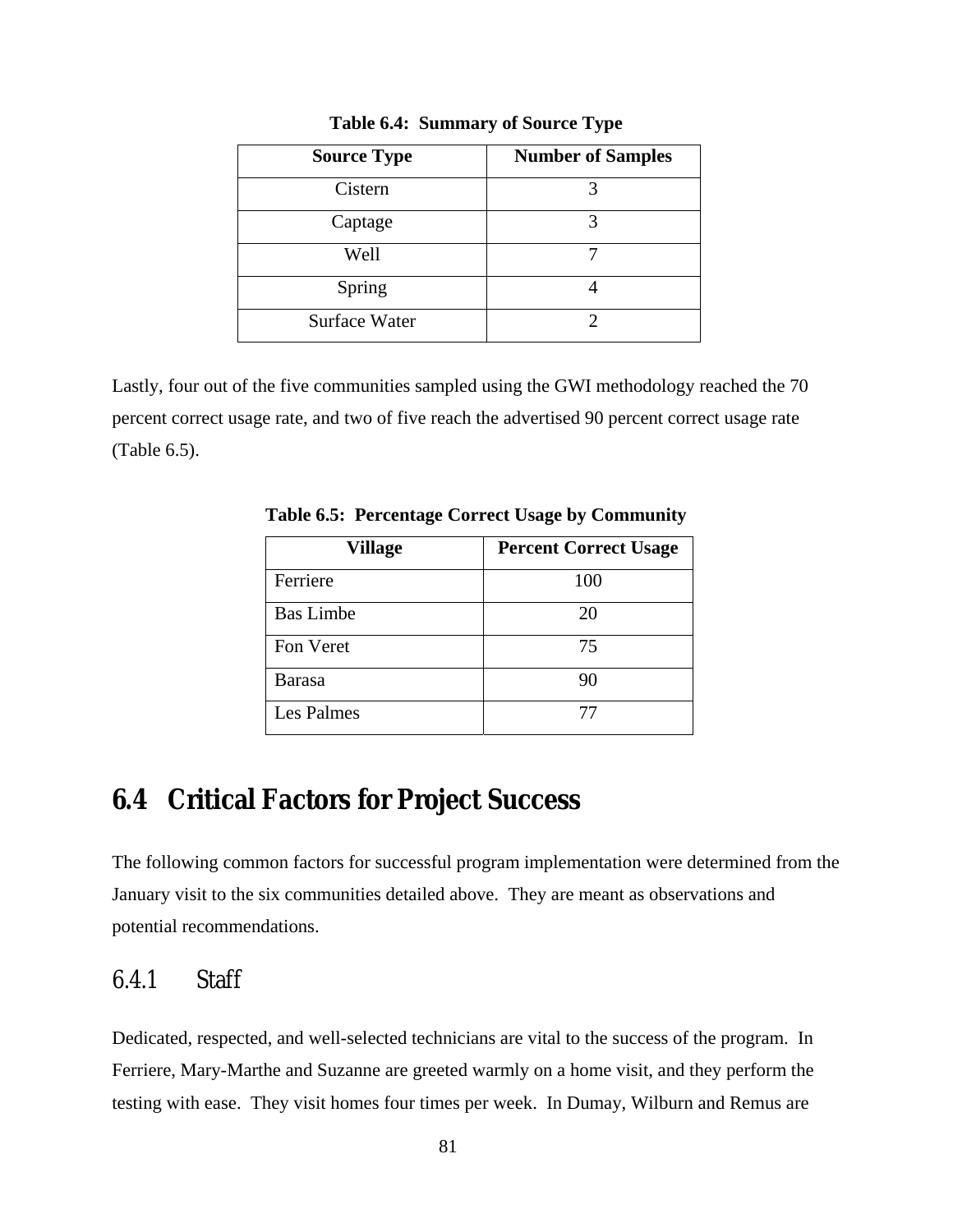**Table 6.4: Summary of Source Type**

| Source Type | Number of Samples |
| --- | --- |
| Cistern | 3 |
| Captage | 3 |
| Well | 7 |
| Spring | 4 |
| Surface Water | 2 |

Lastly, four out of the five communities sampled using the GWI methodology reached the 70 percent correct usage rate, and two of five reach the advertised 90 percent correct usage rate (Table 6.5).

**Table 6.5: Percentage Correct Usage by Community**

| Village | Percent Correct Usage |
| --- | --- |
| Ferriere | 100 |
| Bas Limbe | 20 |
| Fon Veret | 75 |
| Barasa | 90 |
| Les Palmes | 77 |

## 6.4 Critical Factors for Project Success

The following common factors for successful program implementation were determined from the January visit to the six communities detailed above. They are meant as observations and potential recommendations.

### 6.4.1 Staff

Dedicated, respected, and well-selected technicians are vital to the success of the program. In Ferriere, Mary-Marthe and Suzanne are greeted warmly on a home visit, and they perform the testing with ease. They visit homes four times per week. In Dumay, Wilburn and Remus are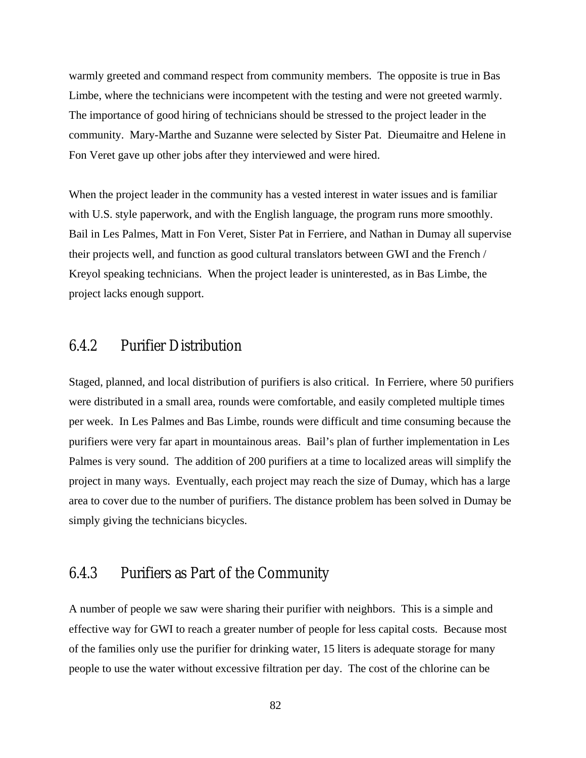warmly greeted and command respect from community members. The opposite is true in Bas Limbe, where the technicians were incompetent with the testing and were not greeted warmly. The importance of good hiring of technicians should be stressed to the project leader in the community. Mary-Marthe and Suzanne were selected by Sister Pat. Dieumaitre and Helene in Fon Veret gave up other jobs after they interviewed and were hired.

When the project leader in the community has a vested interest in water issues and is familiar with U.S. style paperwork, and with the English language, the program runs more smoothly. Bail in Les Palmes, Matt in Fon Veret, Sister Pat in Ferriere, and Nathan in Dumay all supervise their projects well, and function as good cultural translators between GWI and the French / Kreyol speaking technicians. When the project leader is uninterested, as in Bas Limbe, the project lacks enough support.

### 6.4.2 Purifier Distribution

Staged, planned, and local distribution of purifiers is also critical. In Ferriere, where 50 purifiers were distributed in a small area, rounds were comfortable, and easily completed multiple times per week. In Les Palmes and Bas Limbe, rounds were difficult and time consuming because the purifiers were very far apart in mountainous areas. Bail's plan of further implementation in Les Palmes is very sound. The addition of 200 purifiers at a time to localized areas will simplify the project in many ways. Eventually, each project may reach the size of Dumay, which has a large area to cover due to the number of purifiers. The distance problem has been solved in Dumay be simply giving the technicians bicycles.

### 6.4.3 Purifiers as Part of the Community

A number of people we saw were sharing their purifier with neighbors. This is a simple and effective way for GWI to reach a greater number of people for less capital costs. Because most of the families only use the purifier for drinking water, 15 liters is adequate storage for many people to use the water without excessive filtration per day. The cost of the chlorine can be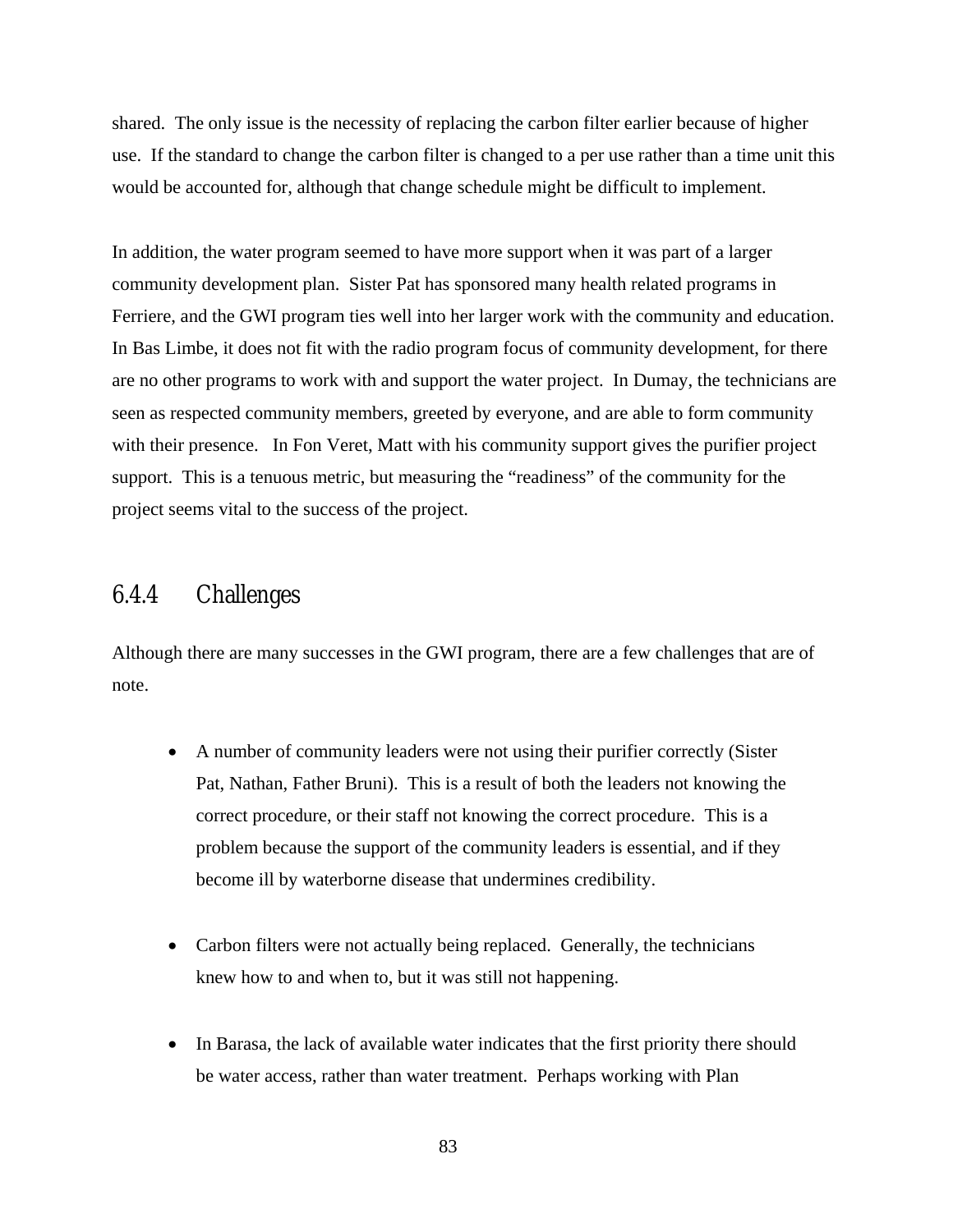shared. The only issue is the necessity of replacing the carbon filter earlier because of higher use. If the standard to change the carbon filter is changed to a per use rather than a time unit this would be accounted for, although that change schedule might be difficult to implement.

In addition, the water program seemed to have more support when it was part of a larger community development plan. Sister Pat has sponsored many health related programs in Ferriere, and the GWI program ties well into her larger work with the community and education. In Bas Limbe, it does not fit with the radio program focus of community development, for there are no other programs to work with and support the water project. In Dumay, the technicians are seen as respected community members, greeted by everyone, and are able to form community with their presence. In Fon Veret, Matt with his community support gives the purifier project support. This is a tenuous metric, but measuring the "readiness" of the community for the project seems vital to the success of the project.

### 6.4.4 Challenges

Although there are many successes in the GWI program, there are a few challenges that are of note.

- A number of community leaders were not using their purifier correctly (Sister Pat, Nathan, Father Bruni). This is a result of both the leaders not knowing the correct procedure, or their staff not knowing the correct procedure. This is a problem because the support of the community leaders is essential, and if they become ill by waterborne disease that undermines credibility.

- Carbon filters were not actually being replaced. Generally, the technicians knew how to and when to, but it was still not happening.

- In Barasa, the lack of available water indicates that the first priority there should be water access, rather than water treatment. Perhaps working with Plan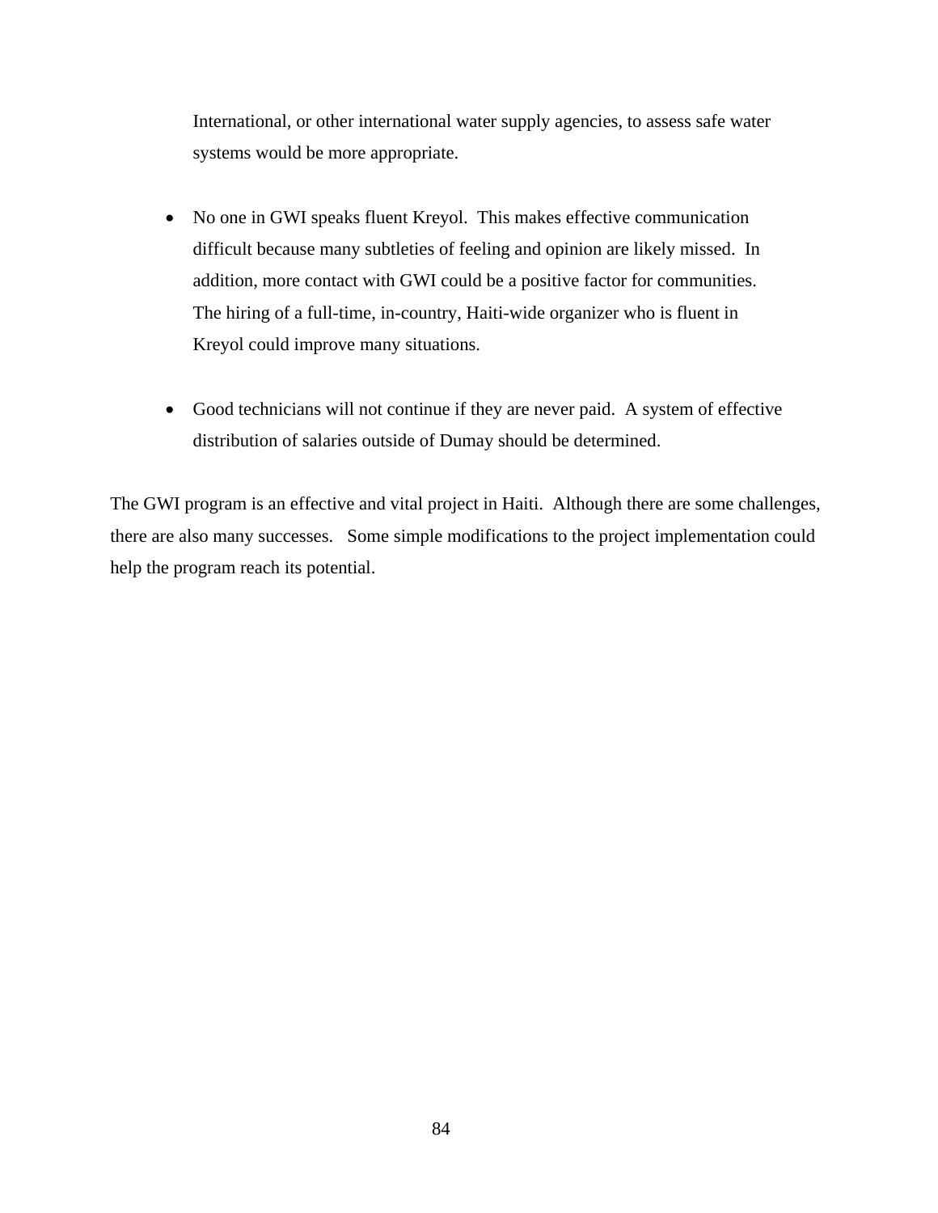International, or other international water supply agencies, to assess safe water systems would be more appropriate.

- No one in GWI speaks fluent Kreyol. This makes effective communication difficult because many subtleties of feeling and opinion are likely missed. In addition, more contact with GWI could be a positive factor for communities. The hiring of a full-time, in-country, Haiti-wide organizer who is fluent in Kreyol could improve many situations.

- Good technicians will not continue if they are never paid. A system of effective distribution of salaries outside of Dumay should be determined.

The GWI program is an effective and vital project in Haiti. Although there are some challenges, there are also many successes. Some simple modifications to the project implementation could help the program reach its potential.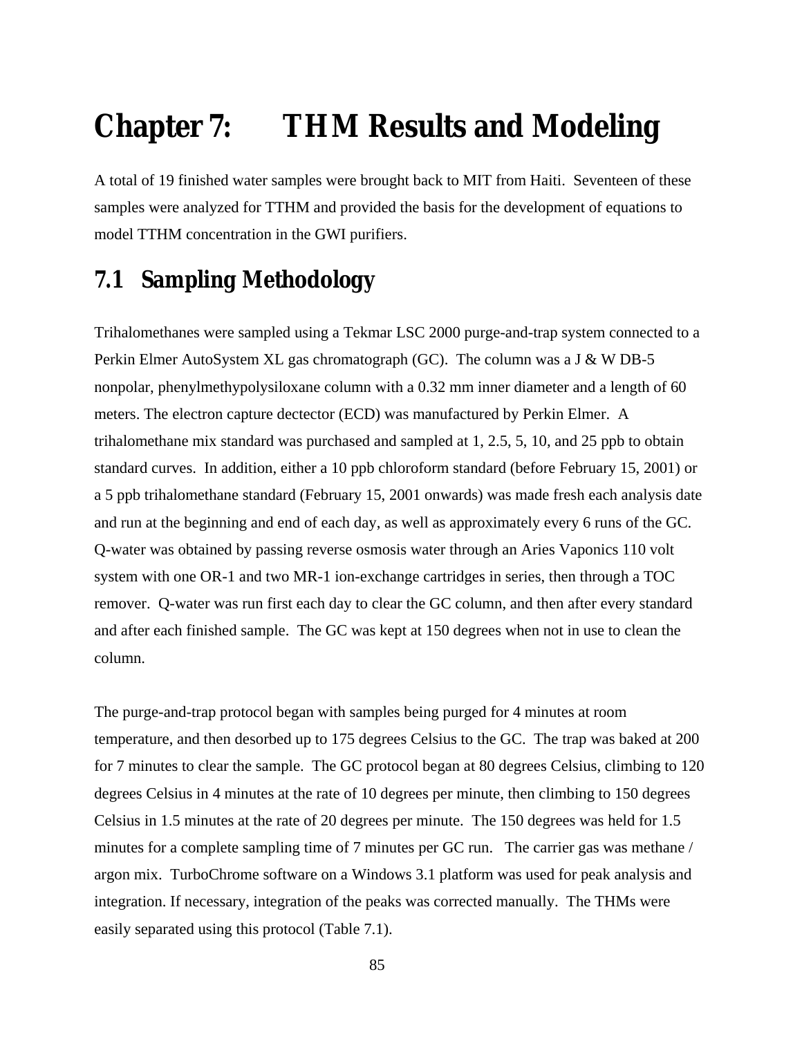# Chapter 7: THM Results and Modeling

A total of 19 finished water samples were brought back to MIT from Haiti. Seventeen of these samples were analyzed for TTHM and provided the basis for the development of equations to model TTHM concentration in the GWI purifiers.

## 7.1 Sampling Methodology

Trihalomethanes were sampled using a Tekmar LSC 2000 purge-and-trap system connected to a Perkin Elmer AutoSystem XL gas chromatograph (GC). The column was a J & W DB-5 nonpolar, phenylmethypolysiloxane column with a 0.32 mm inner diameter and a length of 60 meters. The electron capture dectector (ECD) was manufactured by Perkin Elmer. A trihalomethane mix standard was purchased and sampled at 1, 2.5, 5, 10, and 25 ppb to obtain standard curves. In addition, either a 10 ppb chloroform standard (before February 15, 2001) or a 5 ppb trihalomethane standard (February 15, 2001 onwards) was made fresh each analysis date and run at the beginning and end of each day, as well as approximately every 6 runs of the GC. Q-water was obtained by passing reverse osmosis water through an Aries Vaponics 110 volt system with one OR-1 and two MR-1 ion-exchange cartridges in series, then through a TOC remover. Q-water was run first each day to clear the GC column, and then after every standard and after each finished sample. The GC was kept at 150 degrees when not in use to clean the column.

The purge-and-trap protocol began with samples being purged for 4 minutes at room temperature, and then desorbed up to 175 degrees Celsius to the GC. The trap was baked at 200 for 7 minutes to clear the sample. The GC protocol began at 80 degrees Celsius, climbing to 120 degrees Celsius in 4 minutes at the rate of 10 degrees per minute, then climbing to 150 degrees Celsius in 1.5 minutes at the rate of 20 degrees per minute. The 150 degrees was held for 1.5 minutes for a complete sampling time of 7 minutes per GC run. The carrier gas was methane / argon mix. TurboChrome software on a Windows 3.1 platform was used for peak analysis and integration. If necessary, integration of the peaks was corrected manually. The THMs were easily separated using this protocol (Table 7.1).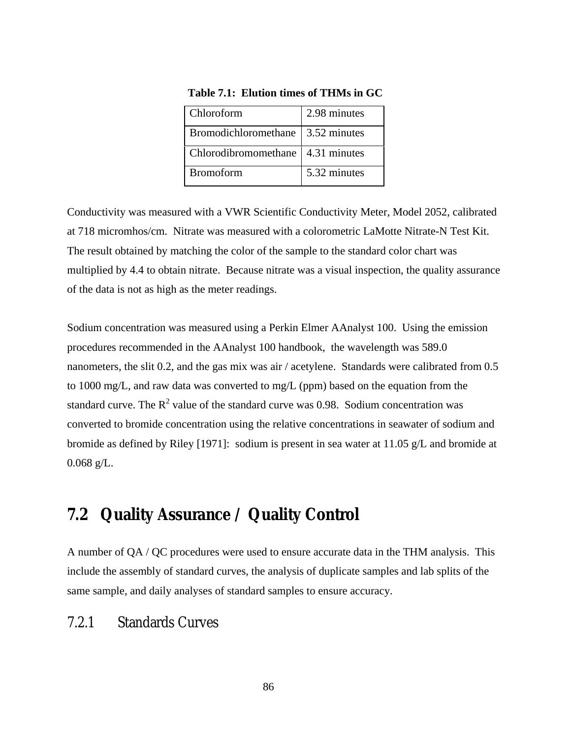**Table 7.1: Elution times of THMs in GC**

| Chloroform | 2.98 minutes |
|---|---|
| Bromodichloromethane | 3.52 minutes |
| Chlorodibromomethane | 4.31 minutes |
| Bromoform | 5.32 minutes |

Conductivity was measured with a VWR Scientific Conductivity Meter, Model 2052, calibrated at 718 micromhos/cm. Nitrate was measured with a colorometric LaMotte Nitrate-N Test Kit. The result obtained by matching the color of the sample to the standard color chart was multiplied by 4.4 to obtain nitrate. Because nitrate was a visual inspection, the quality assurance of the data is not as high as the meter readings.

Sodium concentration was measured using a Perkin Elmer AAnalyst 100. Using the emission procedures recommended in the AAnalyst 100 handbook, the wavelength was 589.0 nanometers, the slit 0.2, and the gas mix was air / acetylene. Standards were calibrated from 0.5 to 1000 mg/L, and raw data was converted to mg/L (ppm) based on the equation from the standard curve. The $R^2$ value of the standard curve was 0.98. Sodium concentration was converted to bromide concentration using the relative concentrations in seawater of sodium and bromide as defined by Riley [1971]: sodium is present in sea water at 11.05 g/L and bromide at 0.068 g/L.

## 7.2 Quality Assurance / Quality Control

A number of QA / QC procedures were used to ensure accurate data in the THM analysis. This include the assembly of standard curves, the analysis of duplicate samples and lab splits of the same sample, and daily analyses of standard samples to ensure accuracy.

### 7.2.1 Standards Curves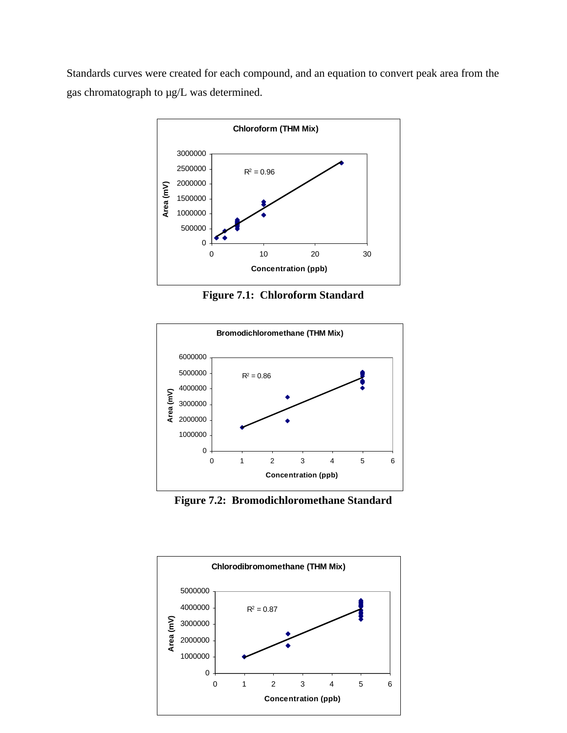Standards curves were created for each compound, and an equation to convert peak area from the gas chromatograph to µg/L was determined.

**Figure 7.1: Chloroform Standard**

**Figure 7.2: Bromodichloromethane Standard**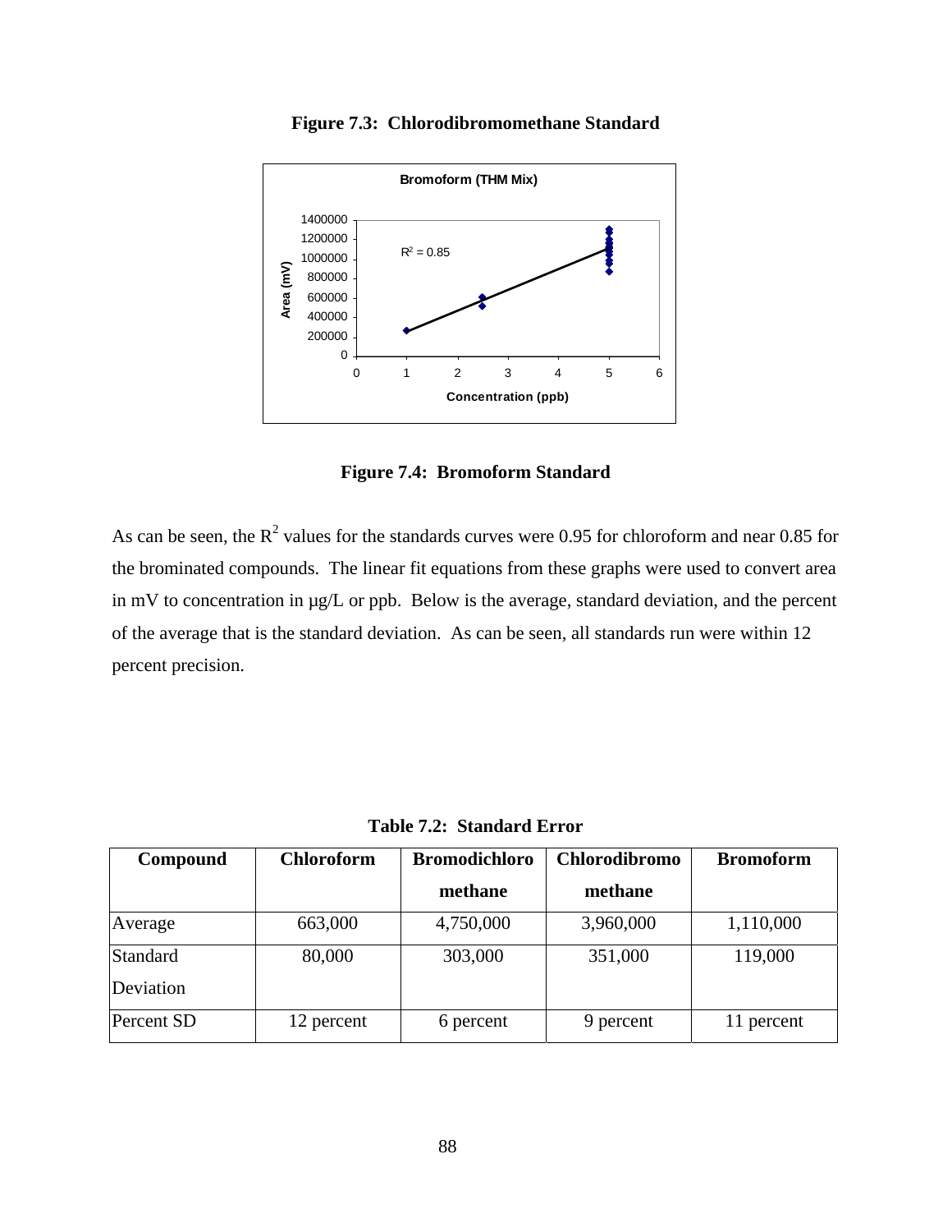**Figure 7.3: Chlorodibromomethane Standard**

**Figure 7.4: Bromoform Standard**

As can be seen, the $R^2$ values for the standards curves were 0.95 for chloroform and near 0.85 for the brominated compounds. The linear fit equations from these graphs were used to convert area in mV to concentration in µg/L or ppb. Below is the average, standard deviation, and the percent of the average that is the standard deviation. As can be seen, all standards run were within 12 percent precision.

**Table 7.2: Standard Error**

| Compound | Chloroform | Bromodichloromethane | Chlorodibromomethane | Bromoform |
|---|---|---|---|---|
| Average | 663,000 | 4,750,000 | 3,960,000 | 1,110,000 |
| Standard Deviation | 80,000 | 303,000 | 351,000 | 119,000 |
| Percent SD | 12 percent | 6 percent | 9 percent | 11 percent |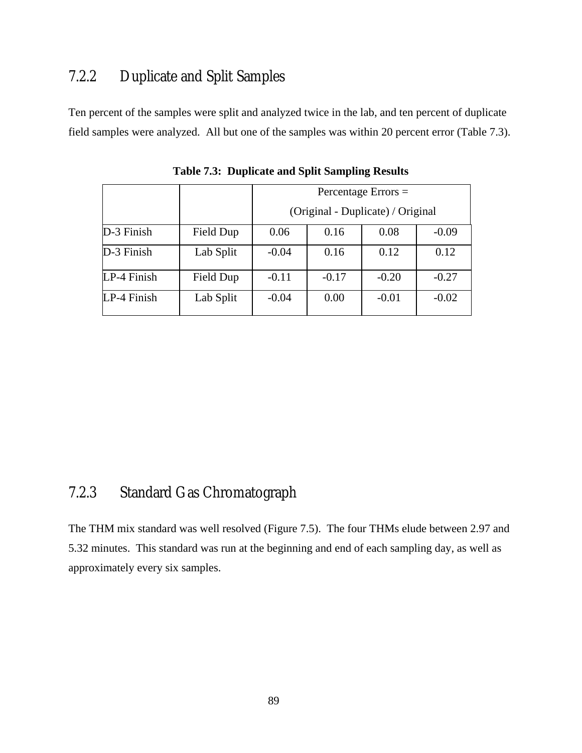### 7.2.2 Duplicate and Split Samples

Ten percent of the samples were split and analyzed twice in the lab, and ten percent of duplicate field samples were analyzed. All but one of the samples was within 20 percent error (Table 7.3).

**Table 7.3: Duplicate and Split Sampling Results**

| | | Percentage Errors = (Original - Duplicate) / Original | | | |
|---|---|---|---|---|---|
| D-3 Finish | Field Dup | 0.06 | 0.16 | 0.08 | -0.09 |
| D-3 Finish | Lab Split | -0.04 | 0.16 | 0.12 | 0.12 |
| LP-4 Finish | Field Dup | -0.11 | -0.17 | -0.20 | -0.27 |
| LP-4 Finish | Lab Split | -0.04 | 0.00 | -0.01 | -0.02 |

### 7.2.3 Standard Gas Chromatograph

The THM mix standard was well resolved (Figure 7.5). The four THMs elude between 2.97 and 5.32 minutes. This standard was run at the beginning and end of each sampling day, as well as approximately every six samples.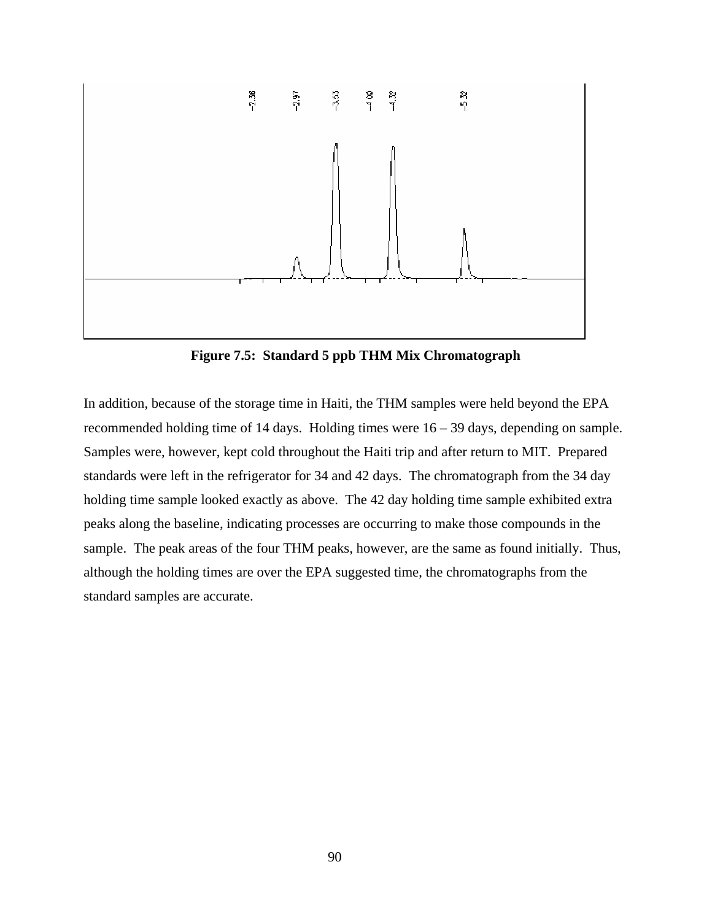**Figure 7.5: Standard 5 ppb THM Mix Chromatograph**

In addition, because of the storage time in Haiti, the THM samples were held beyond the EPA recommended holding time of 14 days. Holding times were 16 – 39 days, depending on sample. Samples were, however, kept cold throughout the Haiti trip and after return to MIT. Prepared standards were left in the refrigerator for 34 and 42 days. The chromatograph from the 34 day holding time sample looked exactly as above. The 42 day holding time sample exhibited extra peaks along the baseline, indicating processes are occurring to make those compounds in the sample. The peak areas of the four THM peaks, however, are the same as found initially. Thus, although the holding times are over the EPA suggested time, the chromatographs from the standard samples are accurate.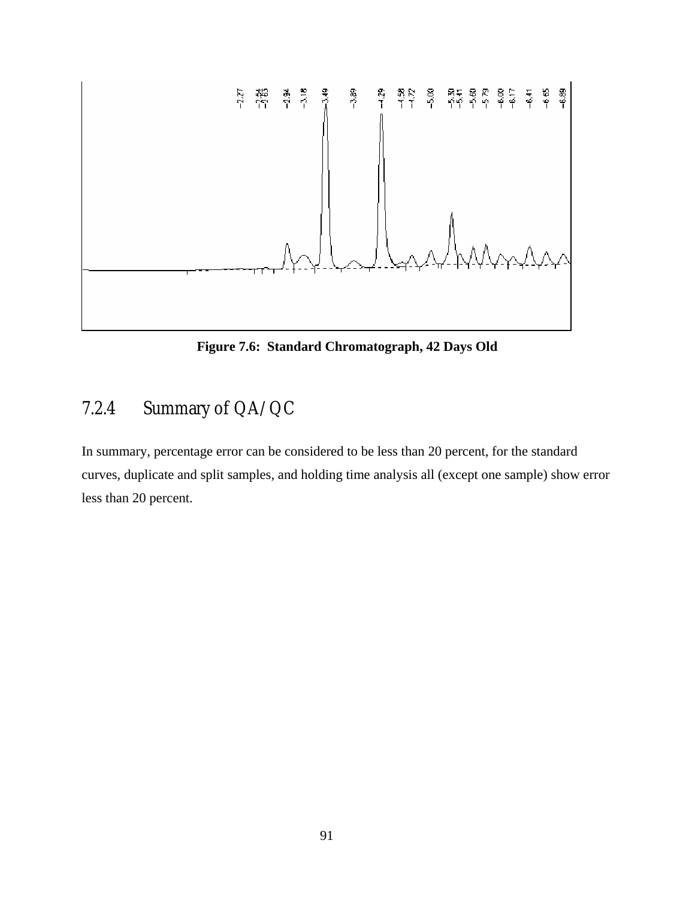**Figure 7.6: Standard Chromatograph, 42 Days Old**

### 7.2.4 Summary of QA/QC

In summary, percentage error can be considered to be less than 20 percent, for the standard curves, duplicate and split samples, and holding time analysis all (except one sample) show error less than 20 percent.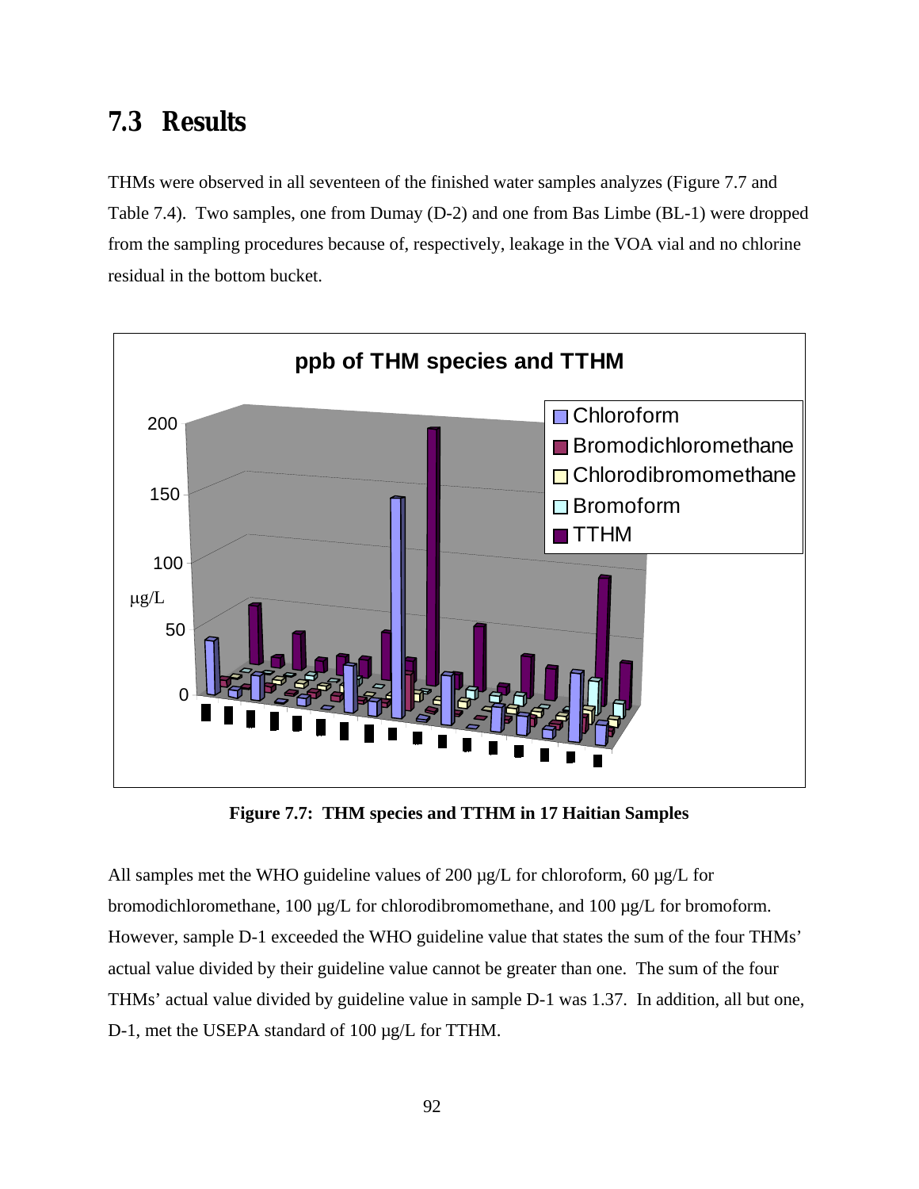## 7.3 Results

THMs were observed in all seventeen of the finished water samples analyzes (Figure 7.7 and Table 7.4). Two samples, one from Dumay (D-2) and one from Bas Limbe (BL-1) were dropped from the sampling procedures because of, respectively, leakage in the VOA vial and no chlorine residual in the bottom bucket.

**Figure 7.7: THM species and TTHM in 17 Haitian Samples**

All samples met the WHO guideline values of 200 μg/L for chloroform, 60 μg/L for bromodichloromethane, 100 μg/L for chlorodibromomethane, and 100 μg/L for bromoform. However, sample D-1 exceeded the WHO guideline value that states the sum of the four THMs' actual value divided by their guideline value cannot be greater than one. The sum of the four THMs' actual value divided by guideline value in sample D-1 was 1.37. In addition, all but one, D-1, met the USEPA standard of 100 μg/L for TTHM.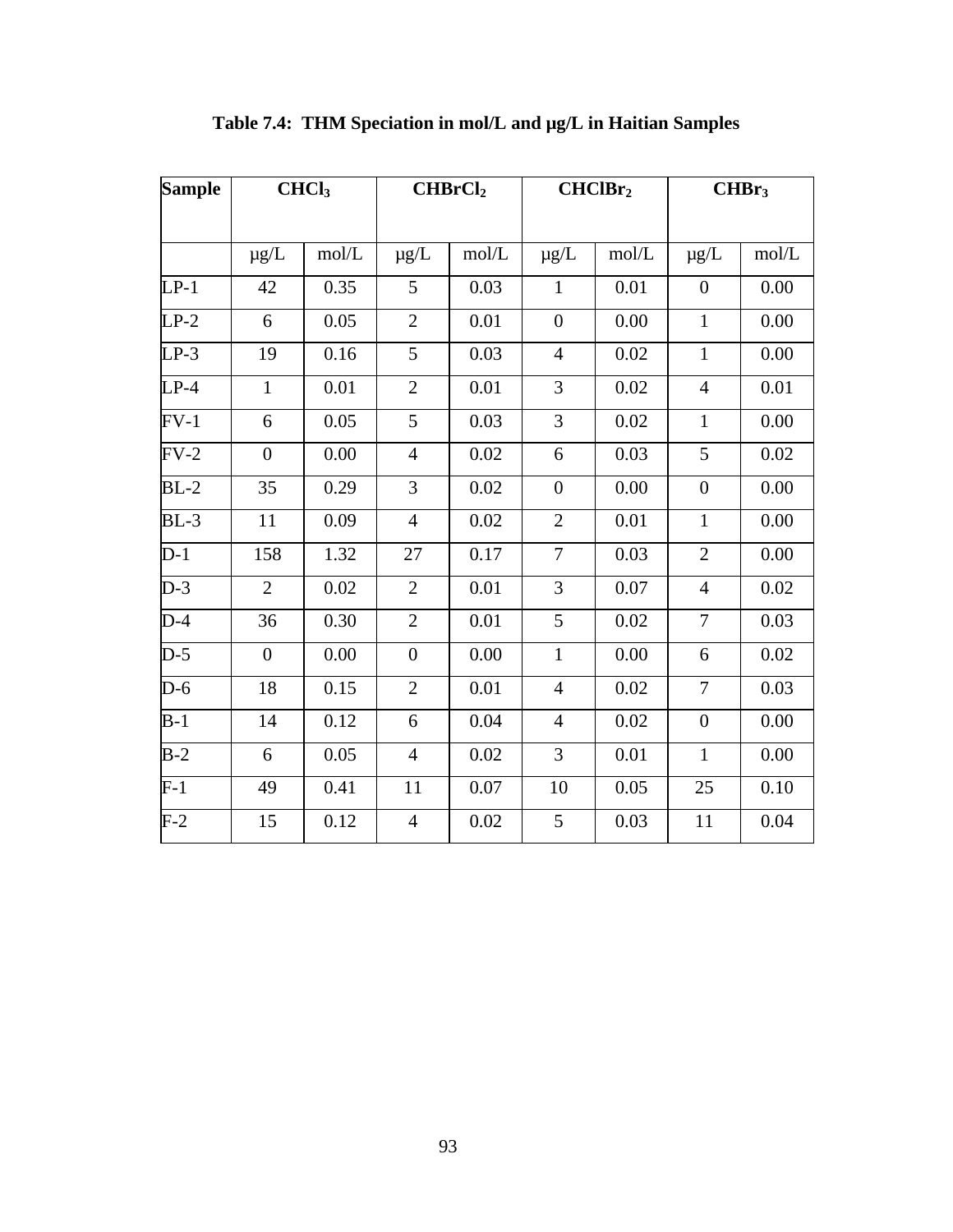**Table 7.4: THM Speciation in mol/L and μg/L in Haitian Samples**

| Sample | $CHCl_3$ | | $CHBrCl_2$ | | $CHClBr_2$ | | $CHBr_3$ | |
|---|---|---|---|---|---|---|---|---|
| | μg/L | mol/L | μg/L | mol/L | μg/L | mol/L | μg/L | mol/L |
| LP-1 | 42 | 0.35 | 5 | 0.03 | 1 | 0.01 | 0 | 0.00 |
| LP-2 | 6 | 0.05 | 2 | 0.01 | 0 | 0.00 | 1 | 0.00 |
| LP-3 | 19 | 0.16 | 5 | 0.03 | 4 | 0.02 | 1 | 0.00 |
| LP-4 | 1 | 0.01 | 2 | 0.01 | 3 | 0.02 | 4 | 0.01 |
| FV-1 | 6 | 0.05 | 5 | 0.03 | 3 | 0.02 | 1 | 0.00 |
| FV-2 | 0 | 0.00 | 4 | 0.02 | 6 | 0.03 | 5 | 0.02 |
| BL-2 | 35 | 0.29 | 3 | 0.02 | 0 | 0.00 | 0 | 0.00 |
| BL-3 | 11 | 0.09 | 4 | 0.02 | 2 | 0.01 | 1 | 0.00 |
| D-1 | 158 | 1.32 | 27 | 0.17 | 7 | 0.03 | 2 | 0.00 |
| D-3 | 2 | 0.02 | 2 | 0.01 | 3 | 0.07 | 4 | 0.02 |
| D-4 | 36 | 0.30 | 2 | 0.01 | 5 | 0.02 | 7 | 0.03 |
| D-5 | 0 | 0.00 | 0 | 0.00 | 1 | 0.00 | 6 | 0.02 |
| D-6 | 18 | 0.15 | 2 | 0.01 | 4 | 0.02 | 7 | 0.03 |
| B-1 | 14 | 0.12 | 6 | 0.04 | 4 | 0.02 | 0 | 0.00 |
| B-2 | 6 | 0.05 | 4 | 0.02 | 3 | 0.01 | 1 | 0.00 |
| F-1 | 49 | 0.41 | 11 | 0.07 | 10 | 0.05 | 25 | 0.10 |
| F-2 | 15 | 0.12 | 4 | 0.02 | 5 | 0.03 | 11 | 0.04 |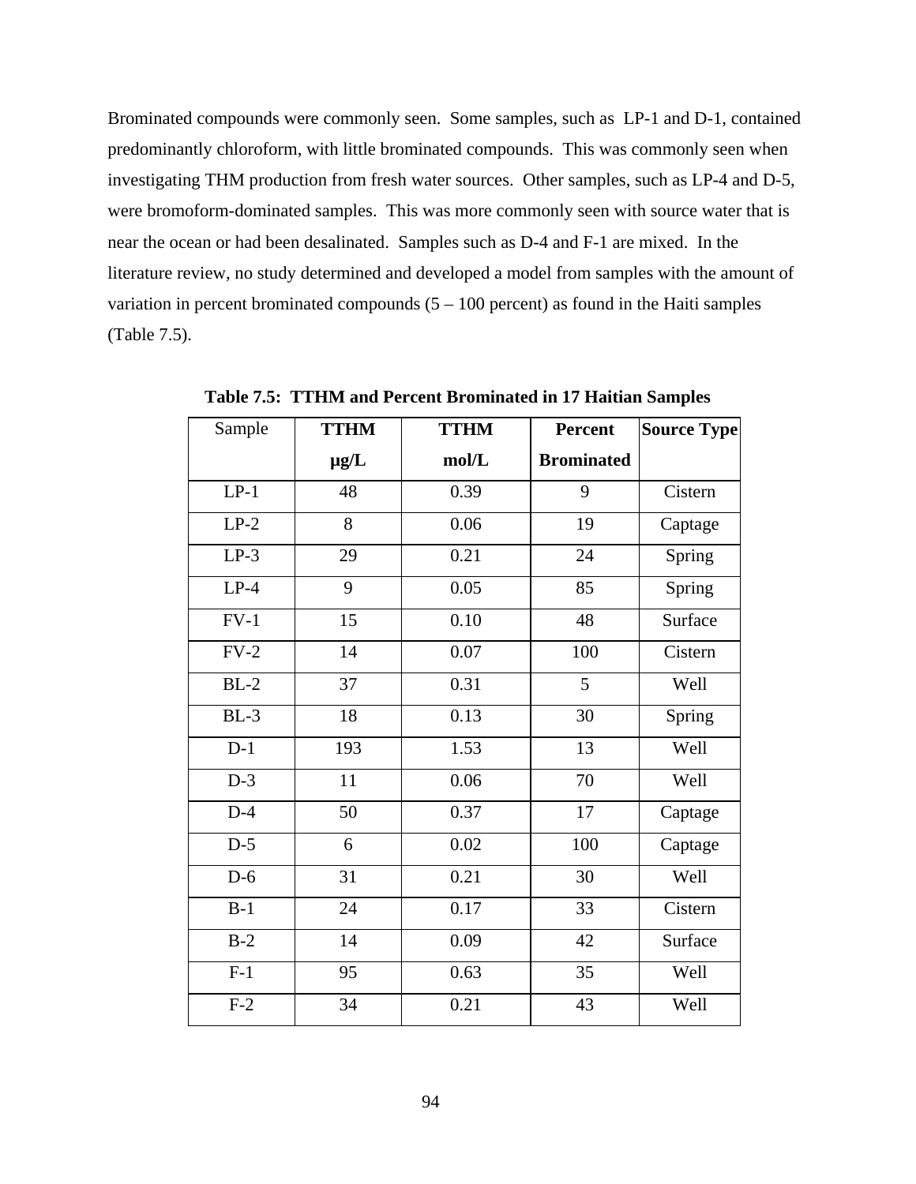Brominated compounds were commonly seen. Some samples, such as LP-1 and D-1, contained predominantly chloroform, with little brominated compounds. This was commonly seen when investigating THM production from fresh water sources. Other samples, such as LP-4 and D-5, were bromoform-dominated samples. This was more commonly seen with source water that is near the ocean or had been desalinated. Samples such as D-4 and F-1 are mixed. In the literature review, no study determined and developed a model from samples with the amount of variation in percent brominated compounds (5 – 100 percent) as found in the Haiti samples (Table 7.5).

**Table 7.5: TTHM and Percent Brominated in 17 Haitian Samples**

| Sample | **TTHM µg/L** | **TTHM mol/L** | **Percent Brominated** | **Source Type** |
|---|---|---|---|---|
| LP-1 | 48 | 0.39 | 9 | Cistern |
| LP-2 | 8 | 0.06 | 19 | Captage |
| LP-3 | 29 | 0.21 | 24 | Spring |
| LP-4 | 9 | 0.05 | 85 | Spring |
| FV-1 | 15 | 0.10 | 48 | Surface |
| FV-2 | 14 | 0.07 | 100 | Cistern |
| BL-2 | 37 | 0.31 | 5 | Well |
| BL-3 | 18 | 0.13 | 30 | Spring |
| D-1 | 193 | 1.53 | 13 | Well |
| D-3 | 11 | 0.06 | 70 | Well |
| D-4 | 50 | 0.37 | 17 | Captage |
| D-5 | 6 | 0.02 | 100 | Captage |
| D-6 | 31 | 0.21 | 30 | Well |
| B-1 | 24 | 0.17 | 33 | Cistern |
| B-2 | 14 | 0.09 | 42 | Surface |
| F-1 | 95 | 0.63 | 35 | Well |
| F-2 | 34 | 0.21 | 43 | Well |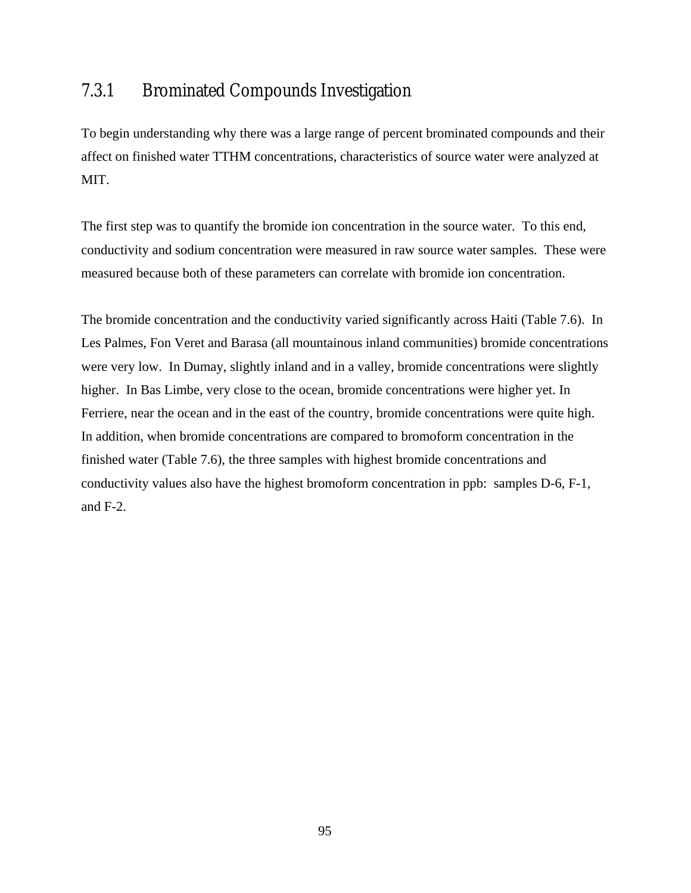### 7.3.1 Brominated Compounds Investigation

To begin understanding why there was a large range of percent brominated compounds and their affect on finished water TTHM concentrations, characteristics of source water were analyzed at MIT.

The first step was to quantify the bromide ion concentration in the source water. To this end, conductivity and sodium concentration were measured in raw source water samples. These were measured because both of these parameters can correlate with bromide ion concentration.

The bromide concentration and the conductivity varied significantly across Haiti (Table 7.6). In Les Palmes, Fon Veret and Barasa (all mountainous inland communities) bromide concentrations were very low. In Dumay, slightly inland and in a valley, bromide concentrations were slightly higher. In Bas Limbe, very close to the ocean, bromide concentrations were higher yet. In Ferriere, near the ocean and in the east of the country, bromide concentrations were quite high. In addition, when bromide concentrations are compared to bromoform concentration in the finished water (Table 7.6), the three samples with highest bromide concentrations and conductivity values also have the highest bromoform concentration in ppb: samples D-6, F-1, and F-2.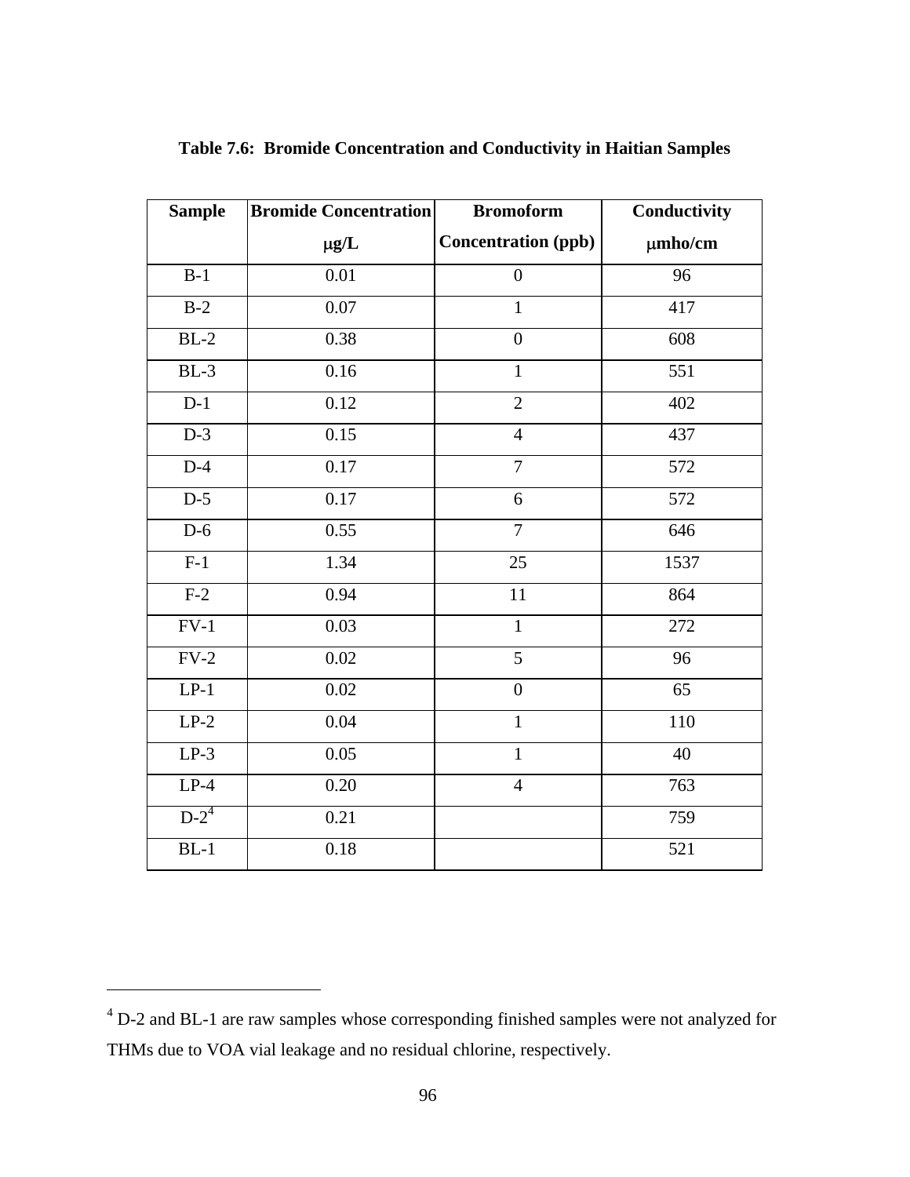**Table 7.6: Bromide Concentration and Conductivity in Haitian Samples**

| Sample | Bromide Concentration μg/L | Bromoform Concentration (ppb) | Conductivity μmho/cm |
|---|---|---|---|
| B-1 | 0.01 | 0 | 96 |
| B-2 | 0.07 | 1 | 417 |
| BL-2 | 0.38 | 0 | 608 |
| BL-3 | 0.16 | 1 | 551 |
| D-1 | 0.12 | 2 | 402 |
| D-3 | 0.15 | 4 | 437 |
| D-4 | 0.17 | 7 | 572 |
| D-5 | 0.17 | 6 | 572 |
| D-6 | 0.55 | 7 | 646 |
| F-1 | 1.34 | 25 | 1537 |
| F-2 | 0.94 | 11 | 864 |
| FV-1 | 0.03 | 1 | 272 |
| FV-2 | 0.02 | 5 | 96 |
| LP-1 | 0.02 | 0 | 65 |
| LP-2 | 0.04 | 1 | 110 |
| LP-3 | 0.05 | 1 | 40 |
| LP-4 | 0.20 | 4 | 763 |
| D-2[4] | 0.21 | | 759 |
| BL-1 | 0.18 | | 521 |

[4] D-2 and BL-1 are raw samples whose corresponding finished samples were not analyzed for THMs due to VOA vial leakage and no residual chlorine, respectively.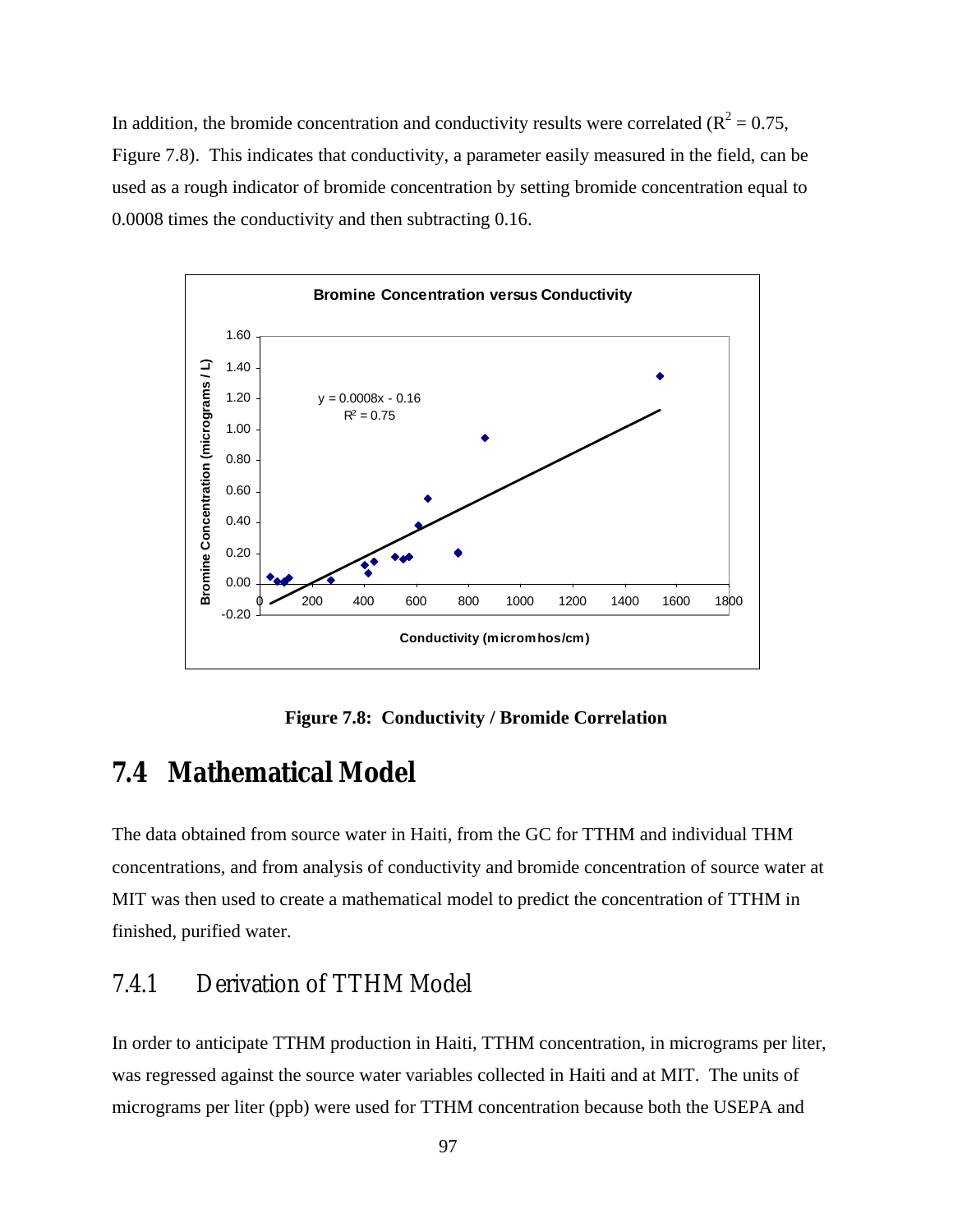In addition, the bromide concentration and conductivity results were correlated ($R^2 = 0.75$, Figure 7.8). This indicates that conductivity, a parameter easily measured in the field, can be used as a rough indicator of bromide concentration by setting bromide concentration equal to 0.0008 times the conductivity and then subtracting 0.16.

**Figure 7.8: Conductivity / Bromide Correlation**

## 7.4 Mathematical Model

The data obtained from source water in Haiti, from the GC for TTHM and individual THM concentrations, and from analysis of conductivity and bromide concentration of source water at MIT was then used to create a mathematical model to predict the concentration of TTHM in finished, purified water.

### 7.4.1 Derivation of TTHM Model

In order to anticipate TTHM production in Haiti, TTHM concentration, in micrograms per liter, was regressed against the source water variables collected in Haiti and at MIT. The units of micrograms per liter (ppb) were used for TTHM concentration because both the USEPA and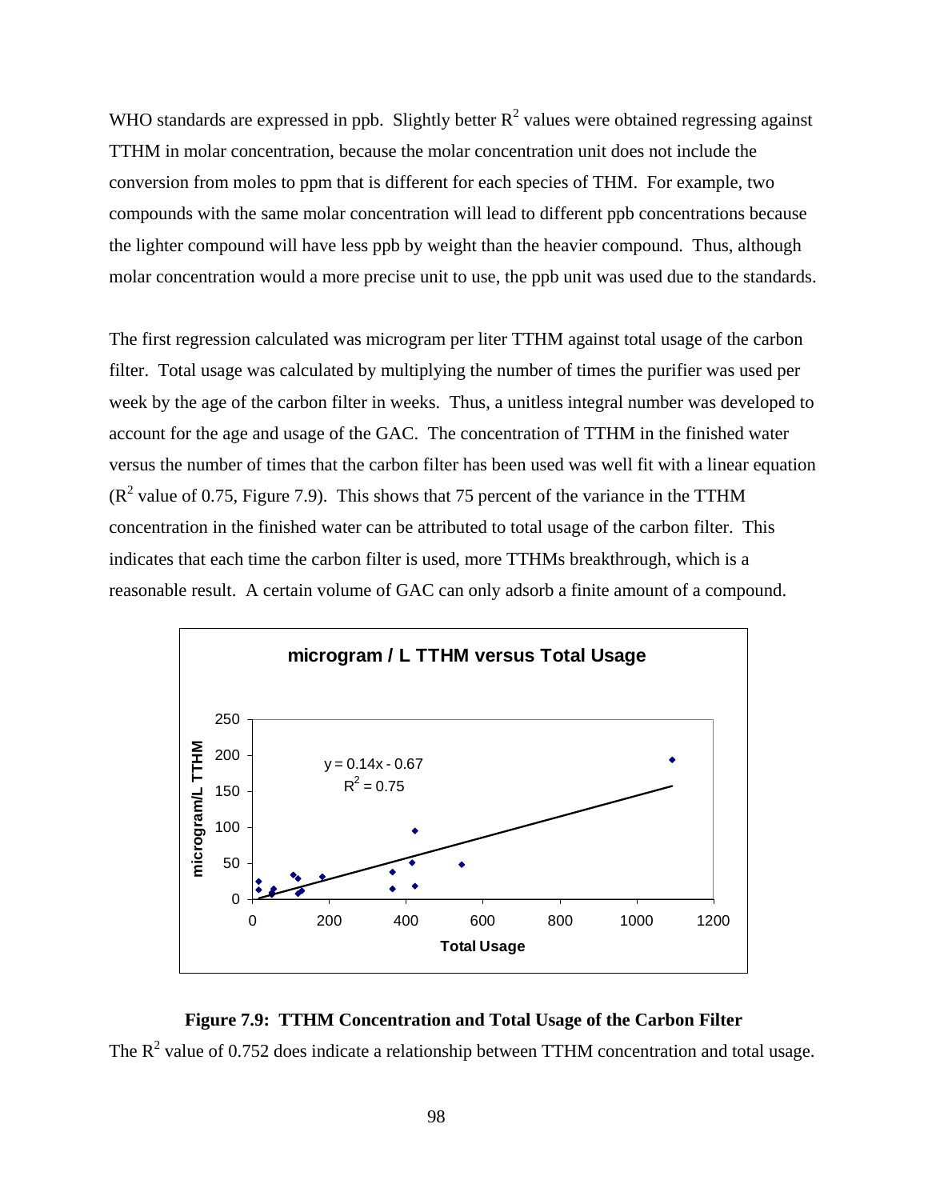WHO standards are expressed in ppb. Slightly better $R^2$ values were obtained regressing against TTHM in molar concentration, because the molar concentration unit does not include the conversion from moles to ppm that is different for each species of THM. For example, two compounds with the same molar concentration will lead to different ppb concentrations because the lighter compound will have less ppb by weight than the heavier compound. Thus, although molar concentration would a more precise unit to use, the ppb unit was used due to the standards.

The first regression calculated was microgram per liter TTHM against total usage of the carbon filter. Total usage was calculated by multiplying the number of times the purifier was used per week by the age of the carbon filter in weeks. Thus, a unitless integral number was developed to account for the age and usage of the GAC. The concentration of TTHM in the finished water versus the number of times that the carbon filter has been used was well fit with a linear equation ($R^2$ value of 0.75, Figure 7.9). This shows that 75 percent of the variance in the TTHM concentration in the finished water can be attributed to total usage of the carbon filter. This indicates that each time the carbon filter is used, more TTHMs breakthrough, which is a reasonable result. A certain volume of GAC can only adsorb a finite amount of a compound.

**Figure 7.9: TTHM Concentration and Total Usage of the Carbon Filter**

The $R^2$ value of 0.752 does indicate a relationship between TTHM concentration and total usage.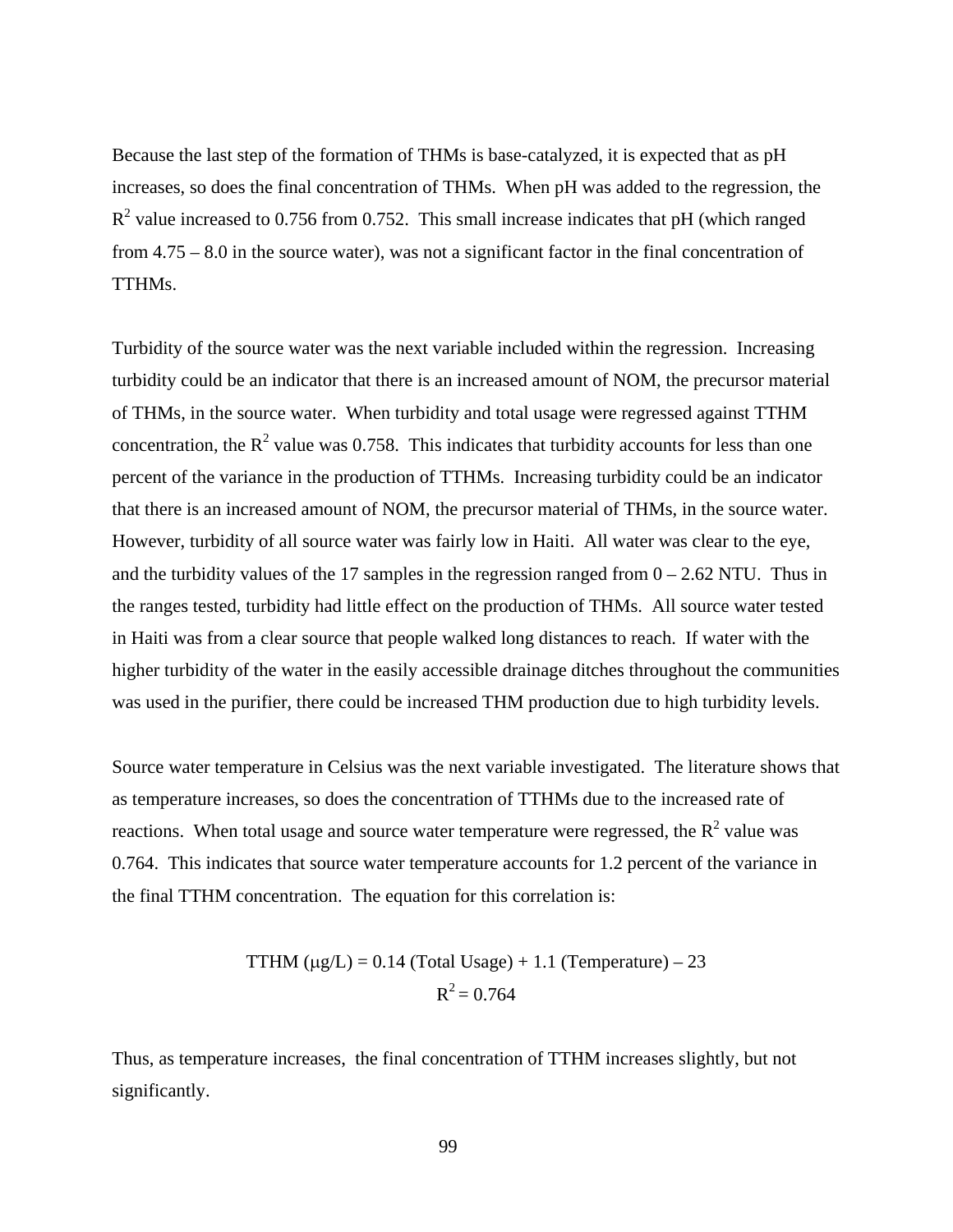Because the last step of the formation of THMs is base-catalyzed, it is expected that as pH increases, so does the final concentration of THMs. When pH was added to the regression, the $R^2$ value increased to 0.756 from 0.752. This small increase indicates that pH (which ranged from 4.75 – 8.0 in the source water), was not a significant factor in the final concentration of TTHMs.

Turbidity of the source water was the next variable included within the regression. Increasing turbidity could be an indicator that there is an increased amount of NOM, the precursor material of THMs, in the source water. When turbidity and total usage were regressed against TTHM concentration, the $R^2$ value was 0.758. This indicates that turbidity accounts for less than one percent of the variance in the production of TTHMs. Increasing turbidity could be an indicator that there is an increased amount of NOM, the precursor material of THMs, in the source water. However, turbidity of all source water was fairly low in Haiti. All water was clear to the eye, and the turbidity values of the 17 samples in the regression ranged from 0 – 2.62 NTU. Thus in the ranges tested, turbidity had little effect on the production of THMs. All source water tested in Haiti was from a clear source that people walked long distances to reach. If water with the higher turbidity of the water in the easily accessible drainage ditches throughout the communities was used in the purifier, there could be increased THM production due to high turbidity levels.

Source water temperature in Celsius was the next variable investigated. The literature shows that as temperature increases, so does the concentration of TTHMs due to the increased rate of reactions. When total usage and source water temperature were regressed, the $R^2$ value was 0.764. This indicates that source water temperature accounts for 1.2 percent of the variance in the final TTHM concentration. The equation for this correlation is:

$$\text{TTHM } (\mu\text{g/L}) = 0.14 \text{ (Total Usage)} + 1.1 \text{ (Temperature)} - 23$$
$$R^2 = 0.764$$

Thus, as temperature increases, the final concentration of TTHM increases slightly, but not significantly.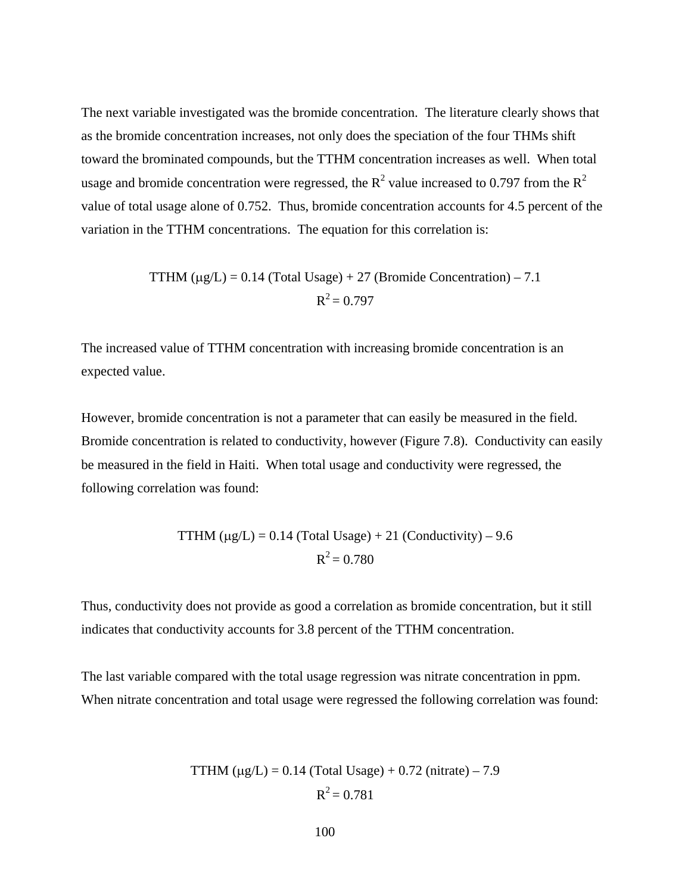The next variable investigated was the bromide concentration. The literature clearly shows that as the bromide concentration increases, not only does the speciation of the four THMs shift toward the brominated compounds, but the TTHM concentration increases as well. When total usage and bromide concentration were regressed, the $R^2$ value increased to 0.797 from the $R^2$ value of total usage alone of 0.752. Thus, bromide concentration accounts for 4.5 percent of the variation in the TTHM concentrations. The equation for this correlation is:

$$\text{TTHM } (\mu\text{g/L}) = 0.14 \text{ (Total Usage)} + 27 \text{ (Bromide Concentration)} - 7.1$$
$$R^2 = 0.797$$

The increased value of TTHM concentration with increasing bromide concentration is an expected value.

However, bromide concentration is not a parameter that can easily be measured in the field. Bromide concentration is related to conductivity, however (Figure 7.8). Conductivity can easily be measured in the field in Haiti. When total usage and conductivity were regressed, the following correlation was found:

$$\text{TTHM } (\mu\text{g/L}) = 0.14 \text{ (Total Usage)} + 21 \text{ (Conductivity)} - 9.6$$
$$R^2 = 0.780$$

Thus, conductivity does not provide as good a correlation as bromide concentration, but it still indicates that conductivity accounts for 3.8 percent of the TTHM concentration.

The last variable compared with the total usage regression was nitrate concentration in ppm. When nitrate concentration and total usage were regressed the following correlation was found:

$$\text{TTHM } (\mu\text{g/L}) = 0.14 \text{ (Total Usage)} + 0.72 \text{ (nitrate)} - 7.9$$
$$R^2 = 0.781$$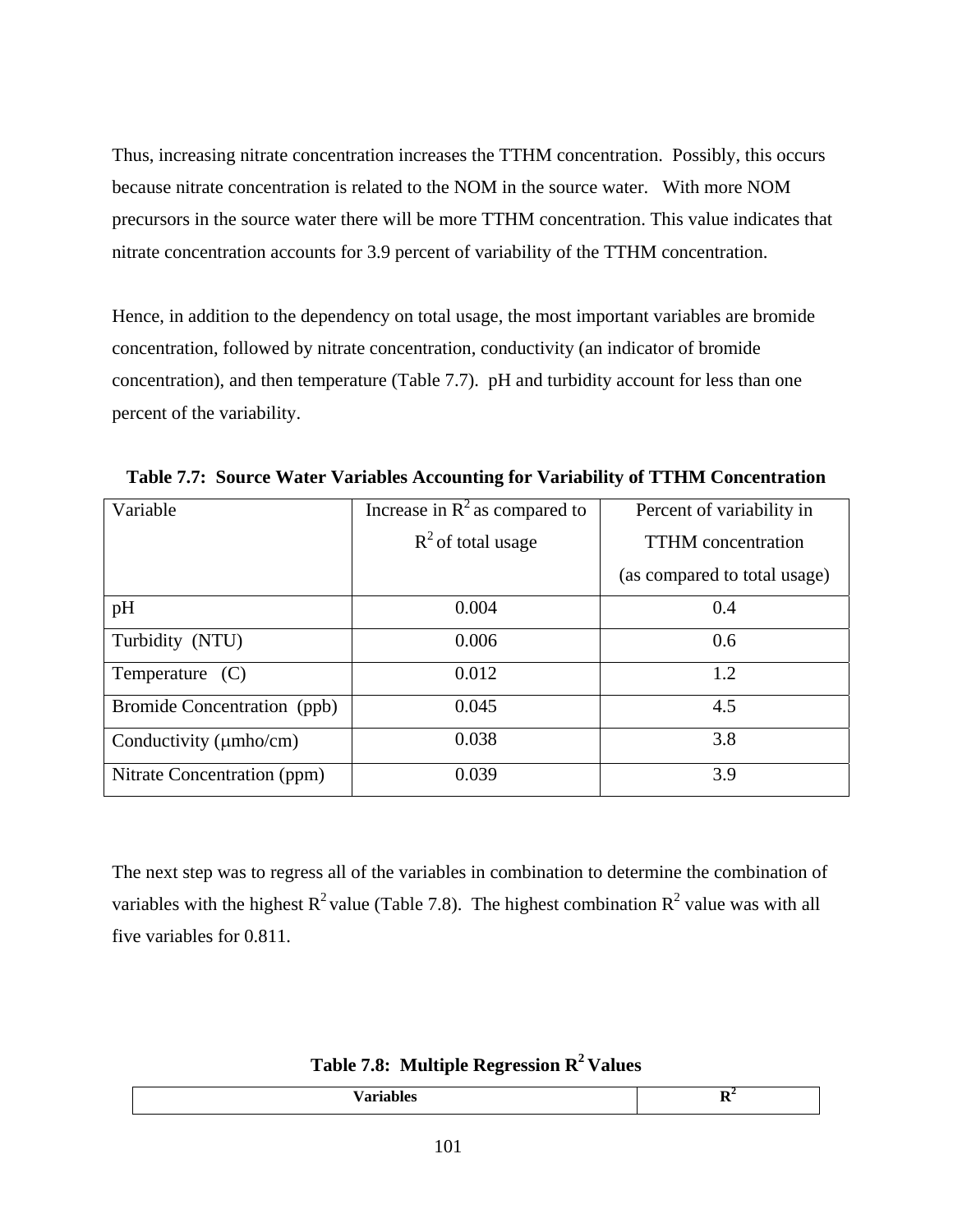Thus, increasing nitrate concentration increases the TTHM concentration. Possibly, this occurs because nitrate concentration is related to the NOM in the source water. With more NOM precursors in the source water there will be more TTHM concentration. This value indicates that nitrate concentration accounts for 3.9 percent of variability of the TTHM concentration.

Hence, in addition to the dependency on total usage, the most important variables are bromide concentration, followed by nitrate concentration, conductivity (an indicator of bromide concentration), and then temperature (Table 7.7). pH and turbidity account for less than one percent of the variability.

**Table 7.7: Source Water Variables Accounting for Variability of TTHM Concentration**

| Variable | Increase in $R^2$ as compared to $R^2$ of total usage | Percent of variability in TTHM concentration (as compared to total usage) |
|---|---|---|
| pH | 0.004 | 0.4 |
| Turbidity (NTU) | 0.006 | 0.6 |
| Temperature (C) | 0.012 | 1.2 |
| Bromide Concentration (ppb) | 0.045 | 4.5 |
| Conductivity (μmho/cm) | 0.038 | 3.8 |
| Nitrate Concentration (ppm) | 0.039 | 3.9 |

The next step was to regress all of the variables in combination to determine the combination of variables with the highest $R^2$ value (Table 7.8). The highest combination $R^2$ value was with all five variables for 0.811.

**Table 7.8: Multiple Regression $R^2$ Values**

| Variables | $R^2$ |
|---|---|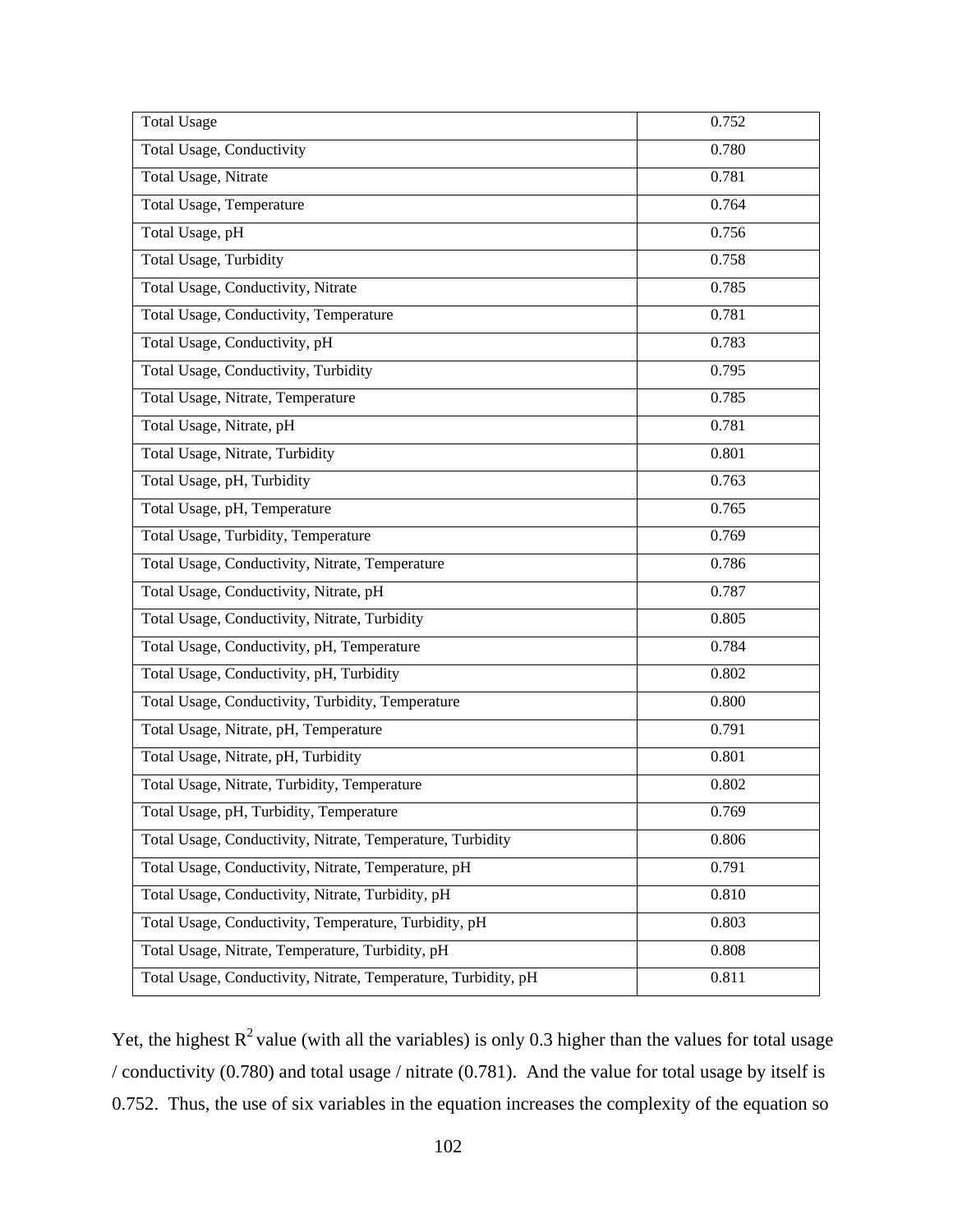| Total Usage | 0.752 |
|---|---|
| Total Usage, Conductivity | 0.780 |
| Total Usage, Nitrate | 0.781 |
| Total Usage, Temperature | 0.764 |
| Total Usage, pH | 0.756 |
| Total Usage, Turbidity | 0.758 |
| Total Usage, Conductivity, Nitrate | 0.785 |
| Total Usage, Conductivity, Temperature | 0.781 |
| Total Usage, Conductivity, pH | 0.783 |
| Total Usage, Conductivity, Turbidity | 0.795 |
| Total Usage, Nitrate, Temperature | 0.785 |
| Total Usage, Nitrate, pH | 0.781 |
| Total Usage, Nitrate, Turbidity | 0.801 |
| Total Usage, pH, Turbidity | 0.763 |
| Total Usage, pH, Temperature | 0.765 |
| Total Usage, Turbidity, Temperature | 0.769 |
| Total Usage, Conductivity, Nitrate, Temperature | 0.786 |
| Total Usage, Conductivity, Nitrate, pH | 0.787 |
| Total Usage, Conductivity, Nitrate, Turbidity | 0.805 |
| Total Usage, Conductivity, pH, Temperature | 0.784 |
| Total Usage, Conductivity, pH, Turbidity | 0.802 |
| Total Usage, Conductivity, Turbidity, Temperature | 0.800 |
| Total Usage, Nitrate, pH, Temperature | 0.791 |
| Total Usage, Nitrate, pH, Turbidity | 0.801 |
| Total Usage, Nitrate, Turbidity, Temperature | 0.802 |
| Total Usage, pH, Turbidity, Temperature | 0.769 |
| Total Usage, Conductivity, Nitrate, Temperature, Turbidity | 0.806 |
| Total Usage, Conductivity, Nitrate, Temperature, pH | 0.791 |
| Total Usage, Conductivity, Nitrate, Turbidity, pH | 0.810 |
| Total Usage, Conductivity, Temperature, Turbidity, pH | 0.803 |
| Total Usage, Nitrate, Temperature, Turbidity, pH | 0.808 |
| Total Usage, Conductivity, Nitrate, Temperature, Turbidity, pH | 0.811 |

Yet, the highest $R^2$ value (with all the variables) is only 0.3 higher than the values for total usage / conductivity (0.780) and total usage / nitrate (0.781). And the value for total usage by itself is 0.752. Thus, the use of six variables in the equation increases the complexity of the equation so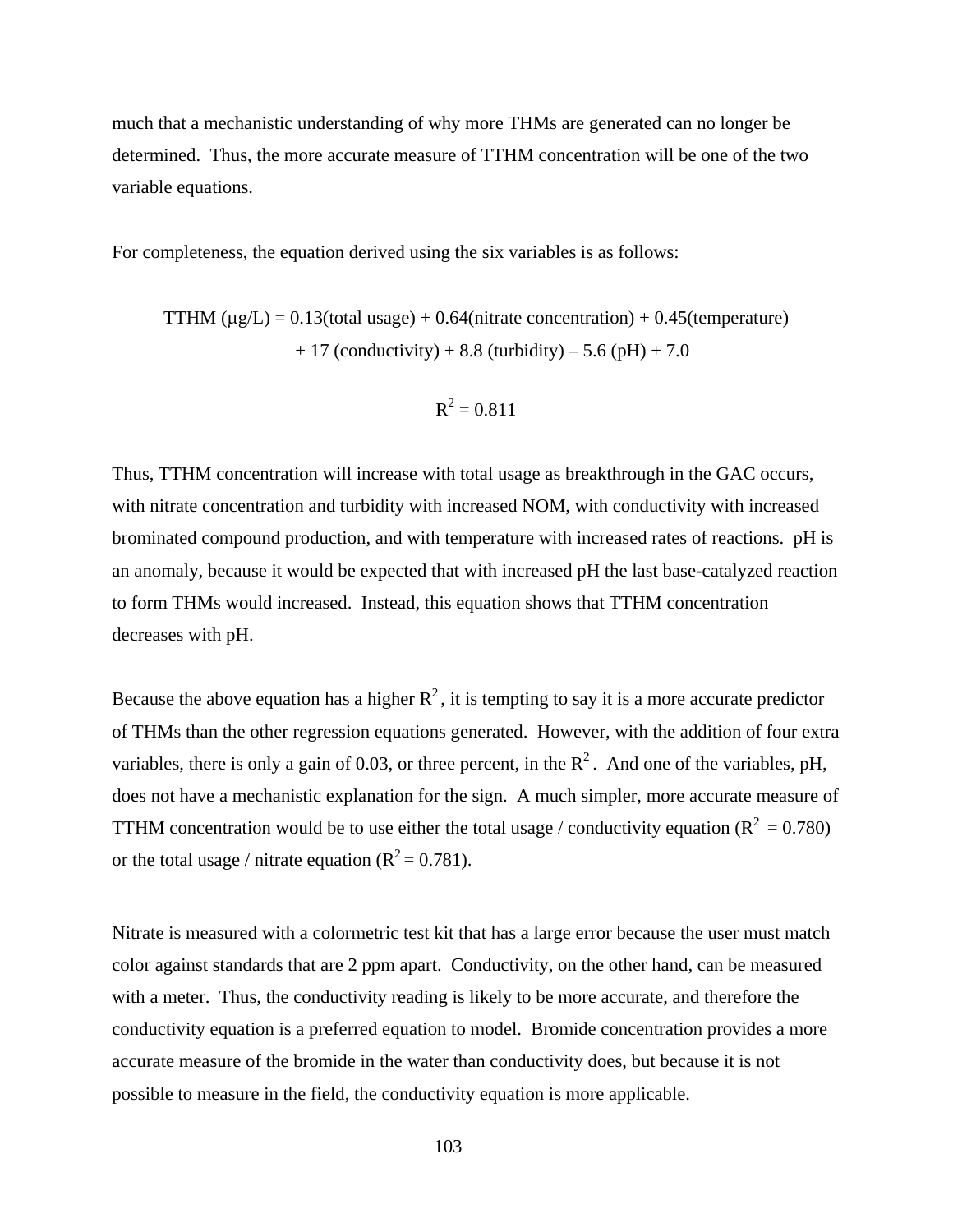much that a mechanistic understanding of why more THMs are generated can no longer be determined. Thus, the more accurate measure of TTHM concentration will be one of the two variable equations.

For completeness, the equation derived using the six variables is as follows:

$$\text{TTHM } (\mu g/L) = 0.13(\text{total usage}) + 0.64(\text{nitrate concentration}) + 0.45(\text{temperature}) + 17\,(\text{conductivity}) + 8.8\,(\text{turbidity}) - 5.6\,(\text{pH}) + 7.0$$

$$R^2 = 0.811$$

Thus, TTHM concentration will increase with total usage as breakthrough in the GAC occurs, with nitrate concentration and turbidity with increased NOM, with conductivity with increased brominated compound production, and with temperature with increased rates of reactions. pH is an anomaly, because it would be expected that with increased pH the last base-catalyzed reaction to form THMs would increased. Instead, this equation shows that TTHM concentration decreases with pH.

Because the above equation has a higher $R^2$, it is tempting to say it is a more accurate predictor of THMs than the other regression equations generated. However, with the addition of four extra variables, there is only a gain of 0.03, or three percent, in the $R^2$. And one of the variables, pH, does not have a mechanistic explanation for the sign. A much simpler, more accurate measure of TTHM concentration would be to use either the total usage / conductivity equation ($R^2 = 0.780$) or the total usage / nitrate equation ($R^2 = 0.781$).

Nitrate is measured with a colormetric test kit that has a large error because the user must match color against standards that are 2 ppm apart. Conductivity, on the other hand, can be measured with a meter. Thus, the conductivity reading is likely to be more accurate, and therefore the conductivity equation is a preferred equation to model. Bromide concentration provides a more accurate measure of the bromide in the water than conductivity does, but because it is not possible to measure in the field, the conductivity equation is more applicable.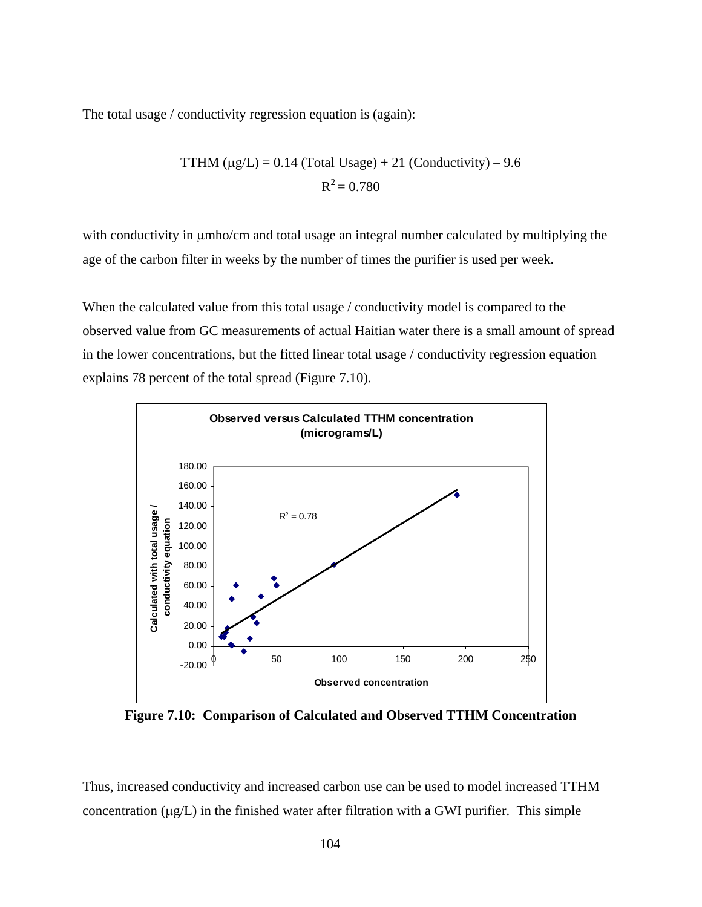The total usage / conductivity regression equation is (again):

$$\text{TTHM } (\mu\text{g/L}) = 0.14 \text{ (Total Usage)} + 21 \text{ (Conductivity)} - 9.6$$
$$R^2 = 0.780$$

with conductivity in μmho/cm and total usage an integral number calculated by multiplying the age of the carbon filter in weeks by the number of times the purifier is used per week.

When the calculated value from this total usage / conductivity model is compared to the observed value from GC measurements of actual Haitian water there is a small amount of spread in the lower concentrations, but the fitted linear total usage / conductivity regression equation explains 78 percent of the total spread (Figure 7.10).

**Figure 7.10: Comparison of Calculated and Observed TTHM Concentration**

Thus, increased conductivity and increased carbon use can be used to model increased TTHM concentration (μg/L) in the finished water after filtration with a GWI purifier. This simple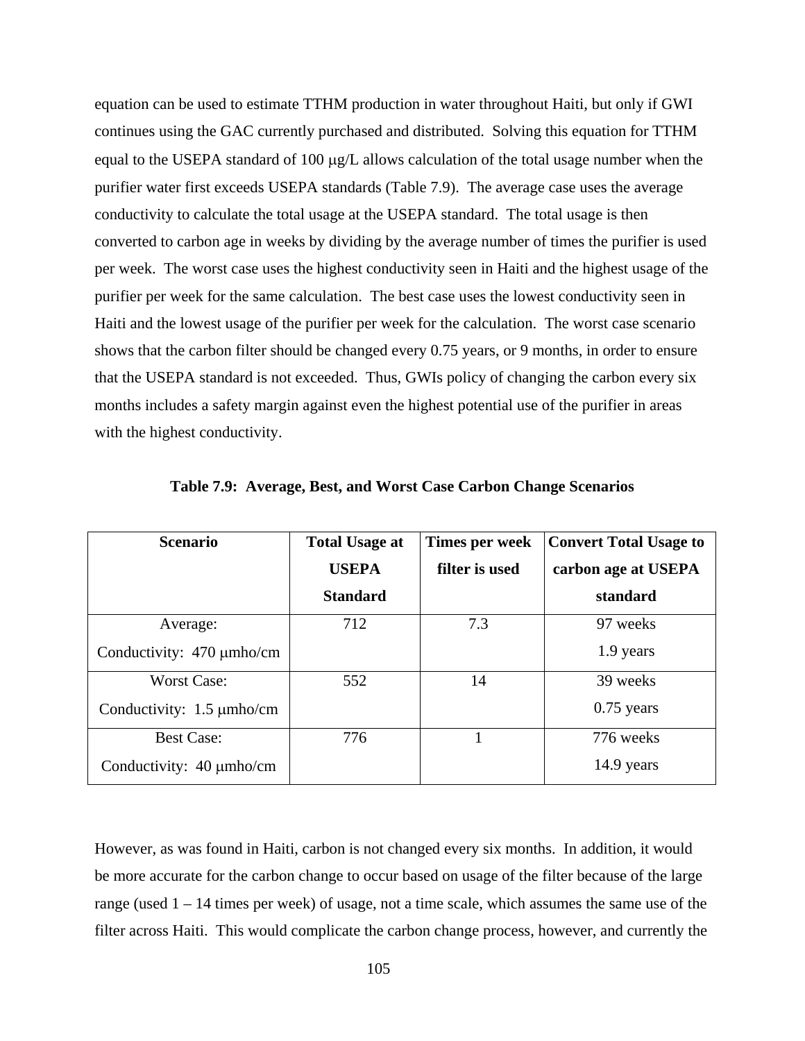equation can be used to estimate TTHM production in water throughout Haiti, but only if GWI continues using the GAC currently purchased and distributed. Solving this equation for TTHM equal to the USEPA standard of 100 μg/L allows calculation of the total usage number when the purifier water first exceeds USEPA standards (Table 7.9). The average case uses the average conductivity to calculate the total usage at the USEPA standard. The total usage is then converted to carbon age in weeks by dividing by the average number of times the purifier is used per week. The worst case uses the highest conductivity seen in Haiti and the highest usage of the purifier per week for the same calculation. The best case uses the lowest conductivity seen in Haiti and the lowest usage of the purifier per week for the calculation. The worst case scenario shows that the carbon filter should be changed every 0.75 years, or 9 months, in order to ensure that the USEPA standard is not exceeded. Thus, GWIs policy of changing the carbon every six months includes a safety margin against even the highest potential use of the purifier in areas with the highest conductivity.

**Table 7.9: Average, Best, and Worst Case Carbon Change Scenarios**

| Scenario | Total Usage at USEPA Standard | Times per week filter is used | Convert Total Usage to carbon age at USEPA standard |
|---|---|---|---|
| Average: Conductivity: 470 μmho/cm | 712 | 7.3 | 97 weeks 1.9 years |
| Worst Case: Conductivity: 1.5 μmho/cm | 552 | 14 | 39 weeks 0.75 years |
| Best Case: Conductivity: 40 μmho/cm | 776 | 1 | 776 weeks 14.9 years |

However, as was found in Haiti, carbon is not changed every six months. In addition, it would be more accurate for the carbon change to occur based on usage of the filter because of the large range (used 1 – 14 times per week) of usage, not a time scale, which assumes the same use of the filter across Haiti. This would complicate the carbon change process, however, and currently the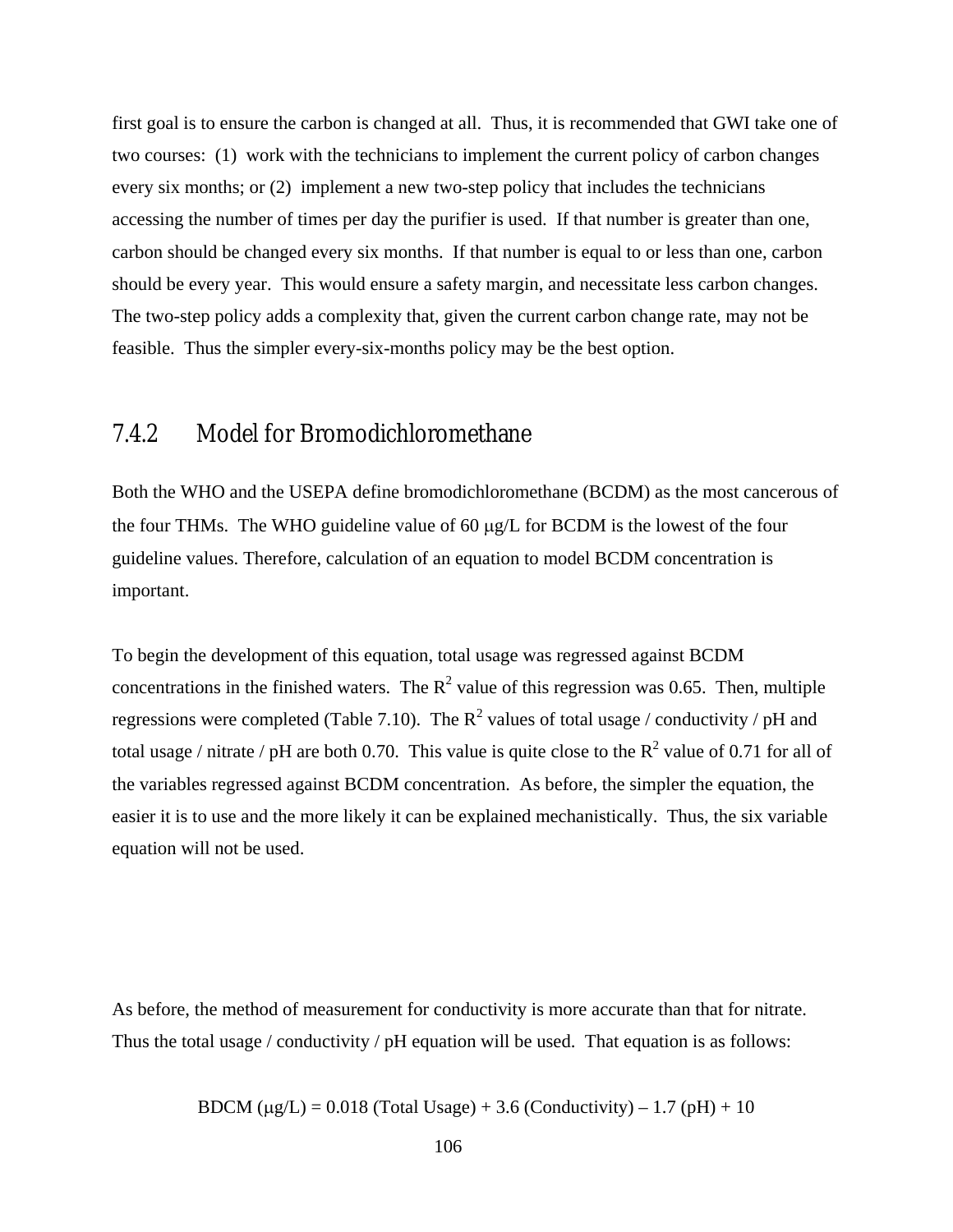first goal is to ensure the carbon is changed at all. Thus, it is recommended that GWI take one of two courses: (1) work with the technicians to implement the current policy of carbon changes every six months; or (2) implement a new two-step policy that includes the technicians accessing the number of times per day the purifier is used. If that number is greater than one, carbon should be changed every six months. If that number is equal to or less than one, carbon should be every year. This would ensure a safety margin, and necessitate less carbon changes. The two-step policy adds a complexity that, given the current carbon change rate, may not be feasible. Thus the simpler every-six-months policy may be the best option.

### 7.4.2 Model for Bromodichloromethane

Both the WHO and the USEPA define bromodichloromethane (BCDM) as the most cancerous of the four THMs. The WHO guideline value of 60 μg/L for BCDM is the lowest of the four guideline values. Therefore, calculation of an equation to model BCDM concentration is important.

To begin the development of this equation, total usage was regressed against BCDM concentrations in the finished waters. The $R^2$ value of this regression was 0.65. Then, multiple regressions were completed (Table 7.10). The $R^2$ values of total usage / conductivity / pH and total usage / nitrate / pH are both 0.70. This value is quite close to the $R^2$ value of 0.71 for all of the variables regressed against BCDM concentration. As before, the simpler the equation, the easier it is to use and the more likely it can be explained mechanistically. Thus, the six variable equation will not be used.

As before, the method of measurement for conductivity is more accurate than that for nitrate. Thus the total usage / conductivity / pH equation will be used. That equation is as follows:

$$\text{BDCM } (\mu g/L) = 0.018 \text{ (Total Usage)} + 3.6 \text{ (Conductivity)} - 1.7 \text{ (pH)} + 10$$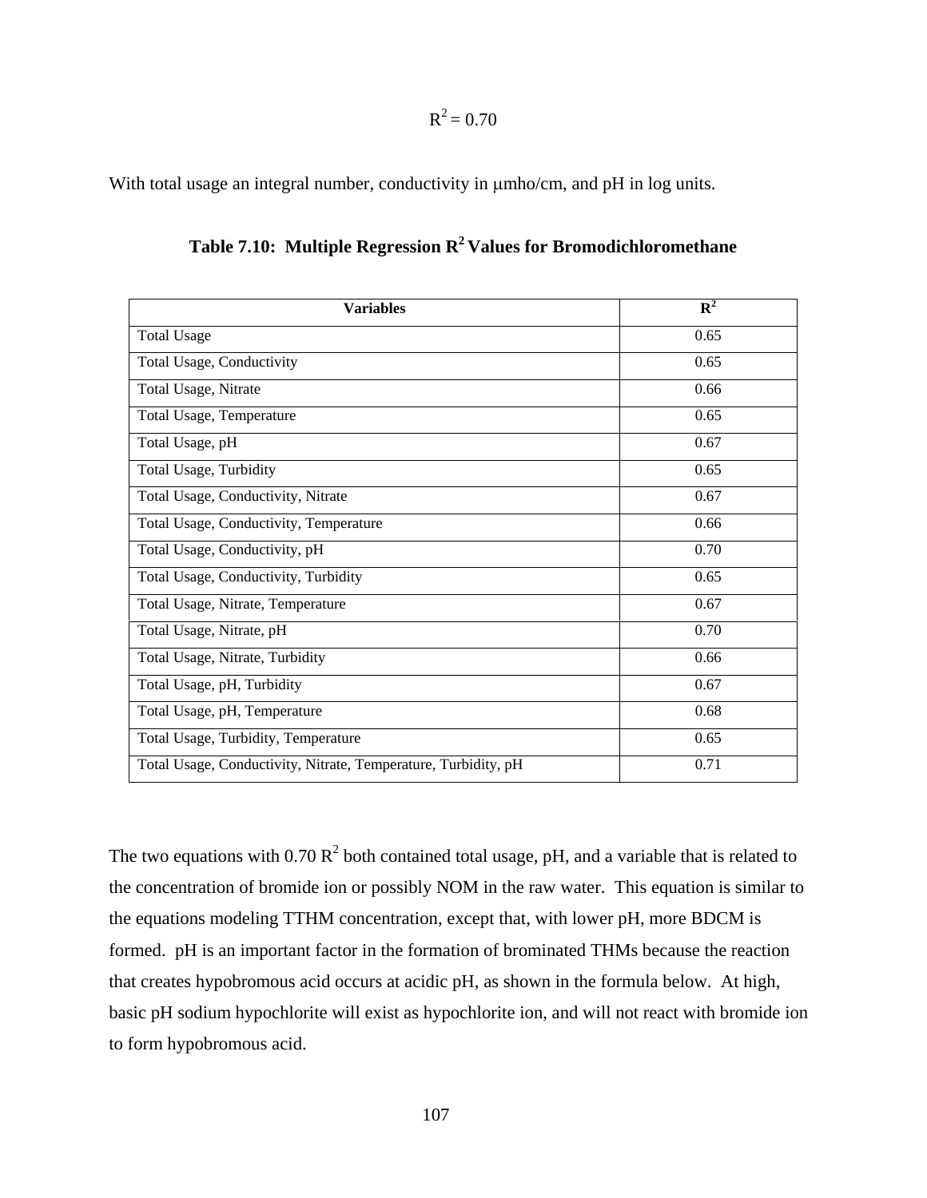$$R^2 = 0.70$$

With total usage an integral number, conductivity in μmho/cm, and pH in log units.

**Table 7.10: Multiple Regression $R^2$ Values for Bromodichloromethane**

| Variables | $R^2$ |
|---|---|
| Total Usage | 0.65 |
| Total Usage, Conductivity | 0.65 |
| Total Usage, Nitrate | 0.66 |
| Total Usage, Temperature | 0.65 |
| Total Usage, pH | 0.67 |
| Total Usage, Turbidity | 0.65 |
| Total Usage, Conductivity, Nitrate | 0.67 |
| Total Usage, Conductivity, Temperature | 0.66 |
| Total Usage, Conductivity, pH | 0.70 |
| Total Usage, Conductivity, Turbidity | 0.65 |
| Total Usage, Nitrate, Temperature | 0.67 |
| Total Usage, Nitrate, pH | 0.70 |
| Total Usage, Nitrate, Turbidity | 0.66 |
| Total Usage, pH, Turbidity | 0.67 |
| Total Usage, pH, Temperature | 0.68 |
| Total Usage, Turbidity, Temperature | 0.65 |
| Total Usage, Conductivity, Nitrate, Temperature, Turbidity, pH | 0.71 |

The two equations with 0.70 $R^2$ both contained total usage, pH, and a variable that is related to the concentration of bromide ion or possibly NOM in the raw water. This equation is similar to the equations modeling TTHM concentration, except that, with lower pH, more BDCM is formed. pH is an important factor in the formation of brominated THMs because the reaction that creates hypobromous acid occurs at acidic pH, as shown in the formula below. At high, basic pH sodium hypochlorite will exist as hypochlorite ion, and will not react with bromide ion to form hypobromous acid.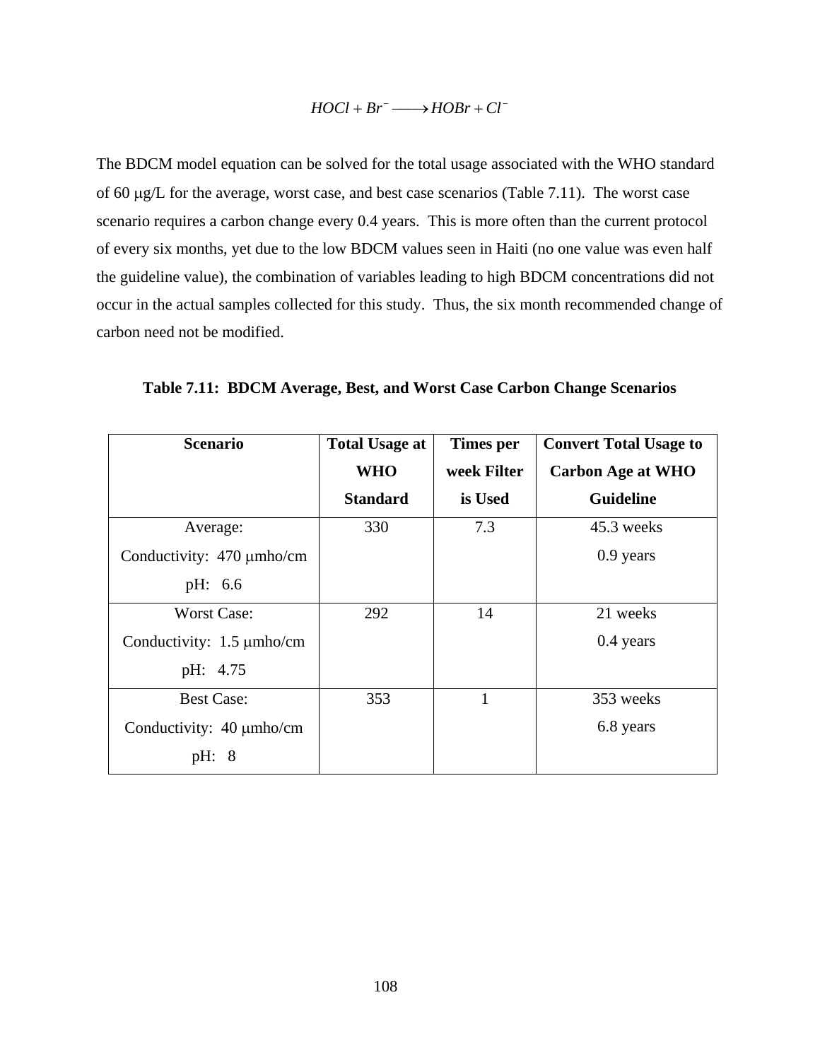$$HOCl + Br^{-} \longrightarrow HOBr + Cl^{-}$$

The BDCM model equation can be solved for the total usage associated with the WHO standard of 60 μg/L for the average, worst case, and best case scenarios (Table 7.11). The worst case scenario requires a carbon change every 0.4 years. This is more often than the current protocol of every six months, yet due to the low BDCM values seen in Haiti (no one value was even half the guideline value), the combination of variables leading to high BDCM concentrations did not occur in the actual samples collected for this study. Thus, the six month recommended change of carbon need not be modified.

**Table 7.11: BDCM Average, Best, and Worst Case Carbon Change Scenarios**

| Scenario | Total Usage at WHO Standard | Times per week Filter is Used | Convert Total Usage to Carbon Age at WHO Guideline |
|---|---|---|---|
| Average: Conductivity: 470 μmho/cm pH: 6.6 | 330 | 7.3 | 45.3 weeks 0.9 years |
| Worst Case: Conductivity: 1.5 μmho/cm pH: 4.75 | 292 | 14 | 21 weeks 0.4 years |
| Best Case: Conductivity: 40 μmho/cm pH: 8 | 353 | 1 | 353 weeks 6.8 years |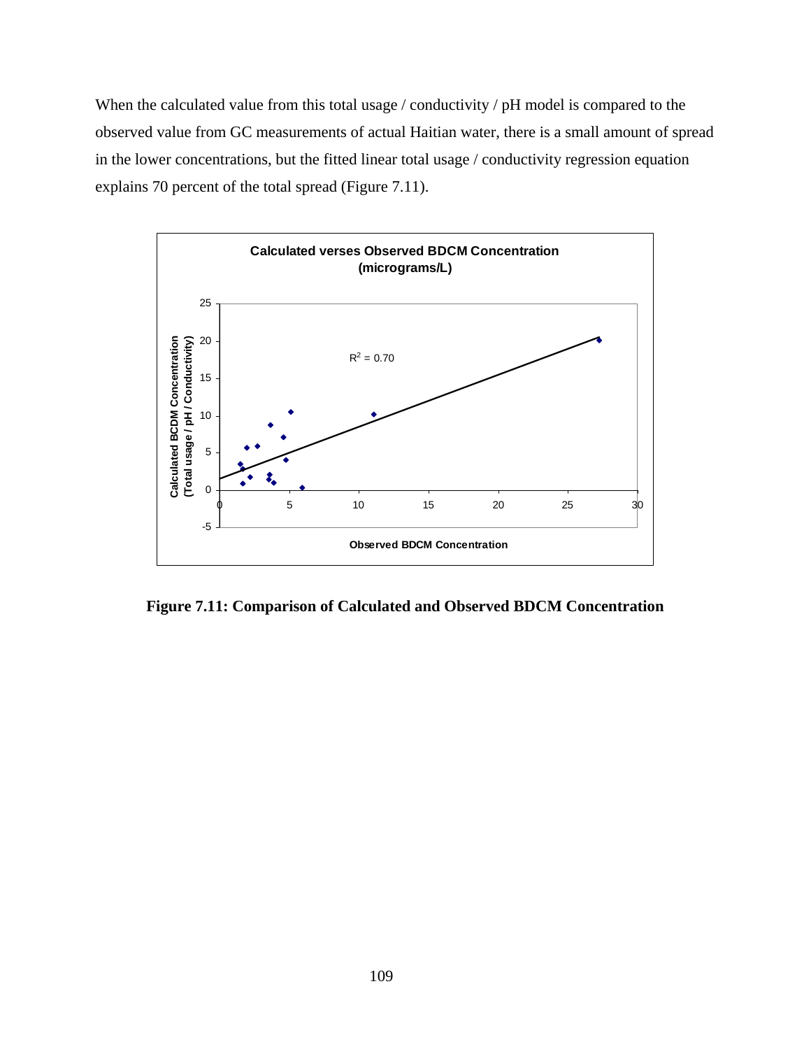When the calculated value from this total usage / conductivity / pH model is compared to the observed value from GC measurements of actual Haitian water, there is a small amount of spread in the lower concentrations, but the fitted linear total usage / conductivity regression equation explains 70 percent of the total spread (Figure 7.11).

**Figure 7.11: Comparison of Calculated and Observed BDCM Concentration**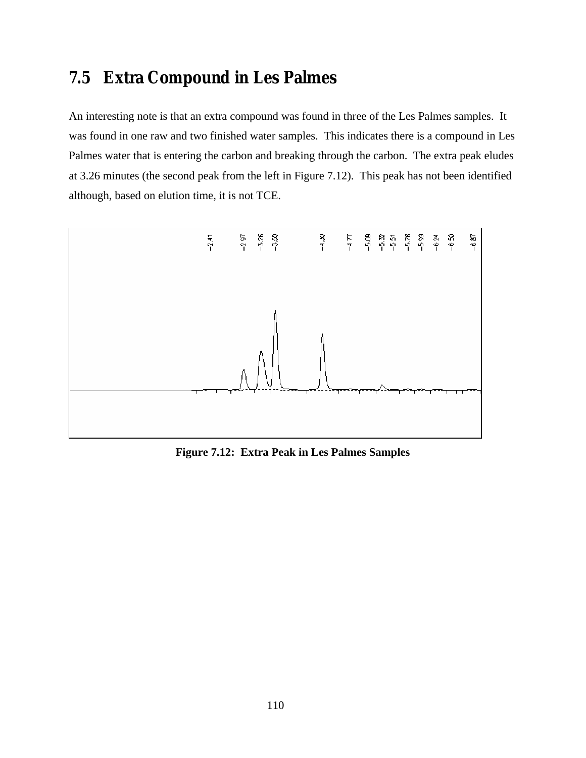## 7.5 Extra Compound in Les Palmes

An interesting note is that an extra compound was found in three of the Les Palmes samples. It was found in one raw and two finished water samples. This indicates there is a compound in Les Palmes water that is entering the carbon and breaking through the carbon. The extra peak eludes at 3.26 minutes (the second peak from the left in Figure 7.12). This peak has not been identified although, based on elution time, it is not TCE.

**Figure 7.12: Extra Peak in Les Palmes Samples**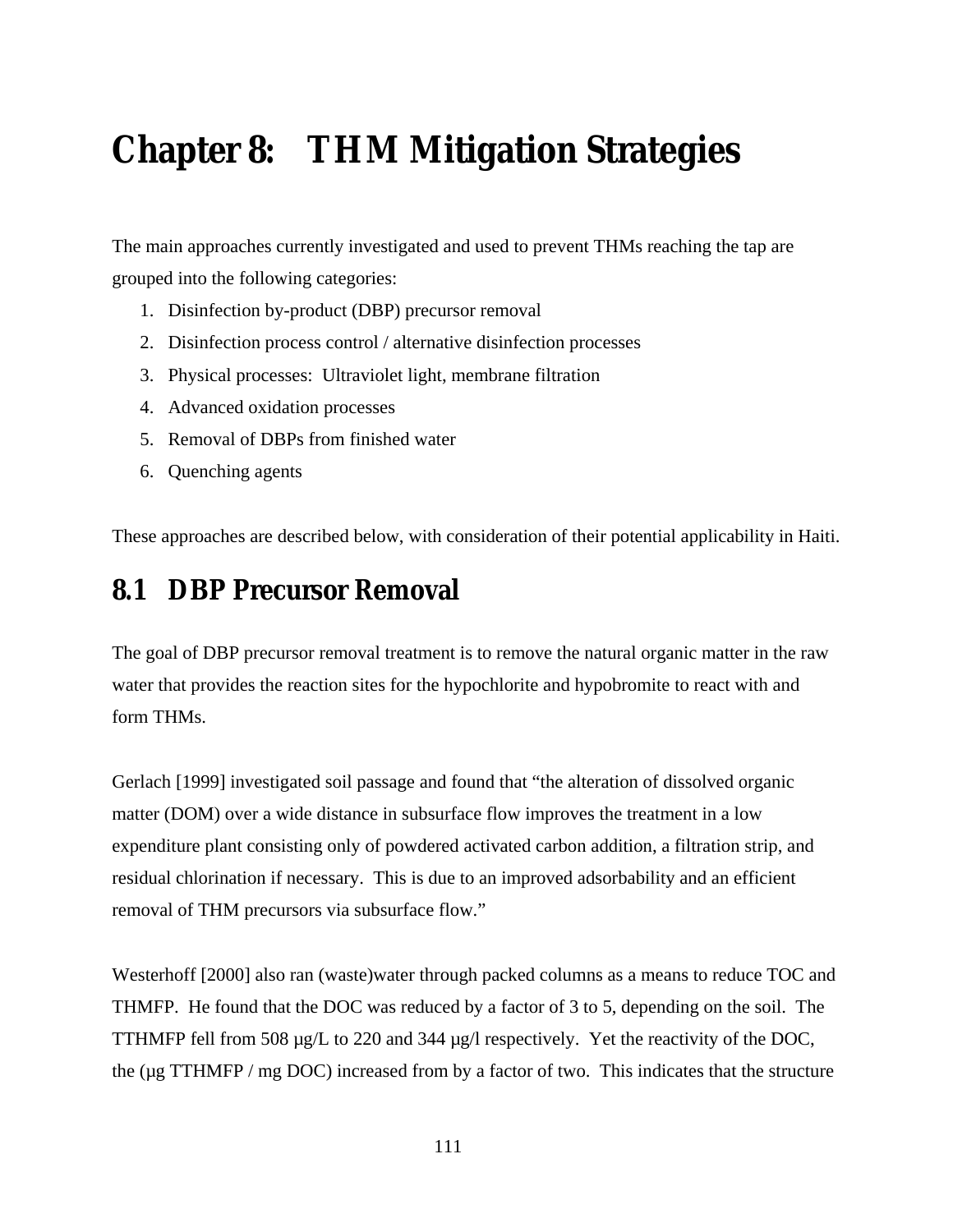# Chapter 8: THM Mitigation Strategies

The main approaches currently investigated and used to prevent THMs reaching the tap are grouped into the following categories:

1. Disinfection by-product (DBP) precursor removal
2. Disinfection process control / alternative disinfection processes
3. Physical processes: Ultraviolet light, membrane filtration
4. Advanced oxidation processes
5. Removal of DBPs from finished water
6. Quenching agents

These approaches are described below, with consideration of their potential applicability in Haiti.

## 8.1 DBP Precursor Removal

The goal of DBP precursor removal treatment is to remove the natural organic matter in the raw water that provides the reaction sites for the hypochlorite and hypobromite to react with and form THMs.

Gerlach [1999] investigated soil passage and found that "the alteration of dissolved organic matter (DOM) over a wide distance in subsurface flow improves the treatment in a low expenditure plant consisting only of powdered activated carbon addition, a filtration strip, and residual chlorination if necessary. This is due to an improved adsorbability and an efficient removal of THM precursors via subsurface flow."

Westerhoff [2000] also ran (waste)water through packed columns as a means to reduce TOC and THMFP. He found that the DOC was reduced by a factor of 3 to 5, depending on the soil. The TTHMFP fell from 508 µg/L to 220 and 344 µg/l respectively. Yet the reactivity of the DOC, the (µg TTHMFP / mg DOC) increased from by a factor of two. This indicates that the structure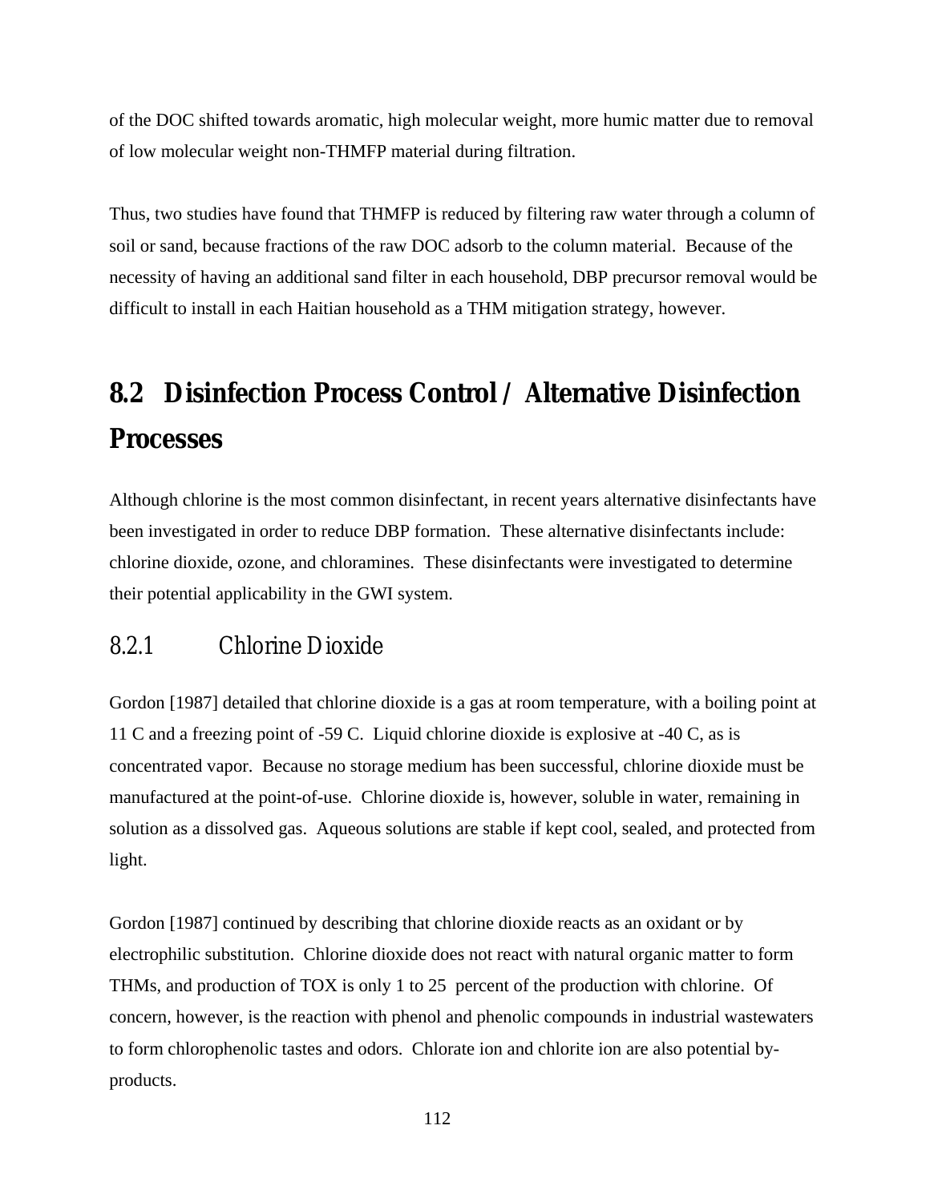of the DOC shifted towards aromatic, high molecular weight, more humic matter due to removal of low molecular weight non-THMFP material during filtration.

Thus, two studies have found that THMFP is reduced by filtering raw water through a column of soil or sand, because fractions of the raw DOC adsorb to the column material. Because of the necessity of having an additional sand filter in each household, DBP precursor removal would be difficult to install in each Haitian household as a THM mitigation strategy, however.

## 8.2 Disinfection Process Control / Alternative Disinfection Processes

Although chlorine is the most common disinfectant, in recent years alternative disinfectants have been investigated in order to reduce DBP formation. These alternative disinfectants include: chlorine dioxide, ozone, and chloramines. These disinfectants were investigated to determine their potential applicability in the GWI system.

### 8.2.1 Chlorine Dioxide

Gordon [1987] detailed that chlorine dioxide is a gas at room temperature, with a boiling point at 11 C and a freezing point of -59 C. Liquid chlorine dioxide is explosive at -40 C, as is concentrated vapor. Because no storage medium has been successful, chlorine dioxide must be manufactured at the point-of-use. Chlorine dioxide is, however, soluble in water, remaining in solution as a dissolved gas. Aqueous solutions are stable if kept cool, sealed, and protected from light.

Gordon [1987] continued by describing that chlorine dioxide reacts as an oxidant or by electrophilic substitution. Chlorine dioxide does not react with natural organic matter to form THMs, and production of TOX is only 1 to 25 percent of the production with chlorine. Of concern, however, is the reaction with phenol and phenolic compounds in industrial wastewaters to form chlorophenolic tastes and odors. Chlorate ion and chlorite ion are also potential by-products.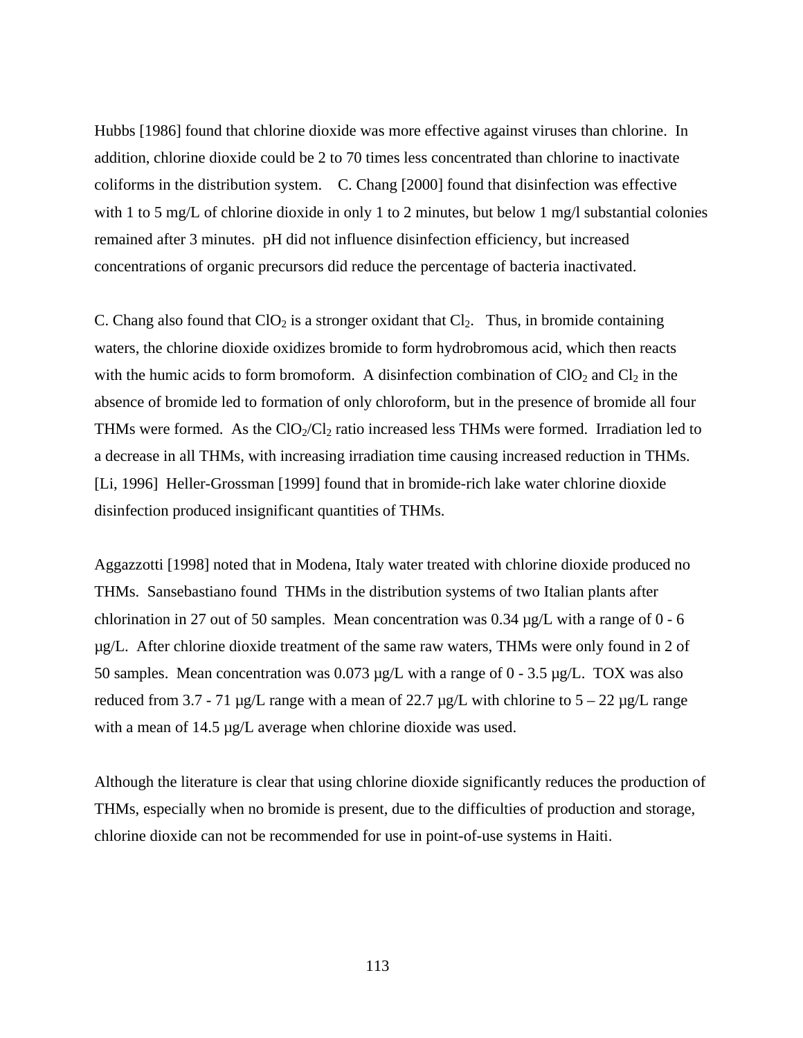Hubbs [1986] found that chlorine dioxide was more effective against viruses than chlorine. In addition, chlorine dioxide could be 2 to 70 times less concentrated than chlorine to inactivate coliforms in the distribution system. C. Chang [2000] found that disinfection was effective with 1 to 5 mg/L of chlorine dioxide in only 1 to 2 minutes, but below 1 mg/l substantial colonies remained after 3 minutes. pH did not influence disinfection efficiency, but increased concentrations of organic precursors did reduce the percentage of bacteria inactivated.

C. Chang also found that $ClO_2$ is a stronger oxidant that $Cl_2$. Thus, in bromide containing waters, the chlorine dioxide oxidizes bromide to form hydrobromous acid, which then reacts with the humic acids to form bromoform. A disinfection combination of $ClO_2$ and $Cl_2$ in the absence of bromide led to formation of only chloroform, but in the presence of bromide all four THMs were formed. As the $ClO_2/Cl_2$ ratio increased less THMs were formed. Irradiation led to a decrease in all THMs, with increasing irradiation time causing increased reduction in THMs. [Li, 1996] Heller-Grossman [1999] found that in bromide-rich lake water chlorine dioxide disinfection produced insignificant quantities of THMs.

Aggazzotti [1998] noted that in Modena, Italy water treated with chlorine dioxide produced no THMs. Sansebastiano found THMs in the distribution systems of two Italian plants after chlorination in 27 out of 50 samples. Mean concentration was 0.34 µg/L with a range of 0 - 6 µg/L. After chlorine dioxide treatment of the same raw waters, THMs were only found in 2 of 50 samples. Mean concentration was 0.073 µg/L with a range of 0 - 3.5 µg/L. TOX was also reduced from 3.7 - 71 µg/L range with a mean of 22.7 µg/L with chlorine to 5 – 22 µg/L range with a mean of 14.5 µg/L average when chlorine dioxide was used.

Although the literature is clear that using chlorine dioxide significantly reduces the production of THMs, especially when no bromide is present, due to the difficulties of production and storage, chlorine dioxide can not be recommended for use in point-of-use systems in Haiti.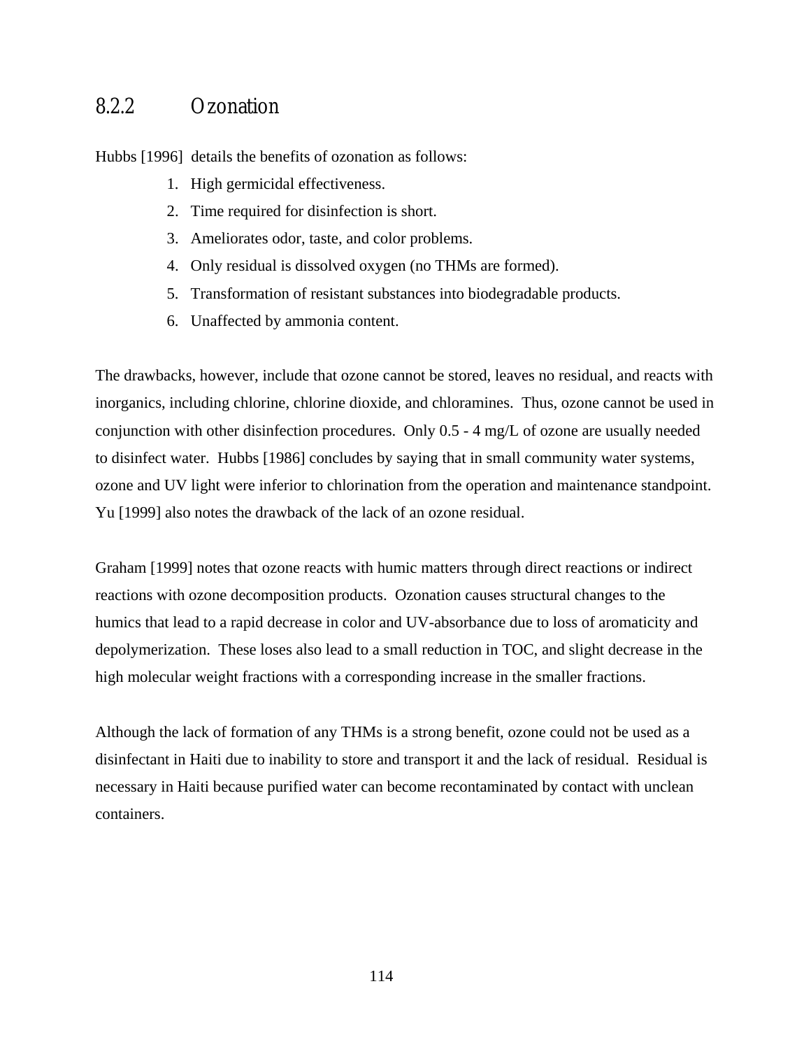### 8.2.2 Ozonation

Hubbs [1996] details the benefits of ozonation as follows:

1. High germicidal effectiveness.
2. Time required for disinfection is short.
3. Ameliorates odor, taste, and color problems.
4. Only residual is dissolved oxygen (no THMs are formed).
5. Transformation of resistant substances into biodegradable products.
6. Unaffected by ammonia content.

The drawbacks, however, include that ozone cannot be stored, leaves no residual, and reacts with inorganics, including chlorine, chlorine dioxide, and chloramines. Thus, ozone cannot be used in conjunction with other disinfection procedures. Only 0.5 - 4 mg/L of ozone are usually needed to disinfect water. Hubbs [1986] concludes by saying that in small community water systems, ozone and UV light were inferior to chlorination from the operation and maintenance standpoint. Yu [1999] also notes the drawback of the lack of an ozone residual.

Graham [1999] notes that ozone reacts with humic matters through direct reactions or indirect reactions with ozone decomposition products. Ozonation causes structural changes to the humics that lead to a rapid decrease in color and UV-absorbance due to loss of aromaticity and depolymerization. These loses also lead to a small reduction in TOC, and slight decrease in the high molecular weight fractions with a corresponding increase in the smaller fractions.

Although the lack of formation of any THMs is a strong benefit, ozone could not be used as a disinfectant in Haiti due to inability to store and transport it and the lack of residual. Residual is necessary in Haiti because purified water can become recontaminated by contact with unclean containers.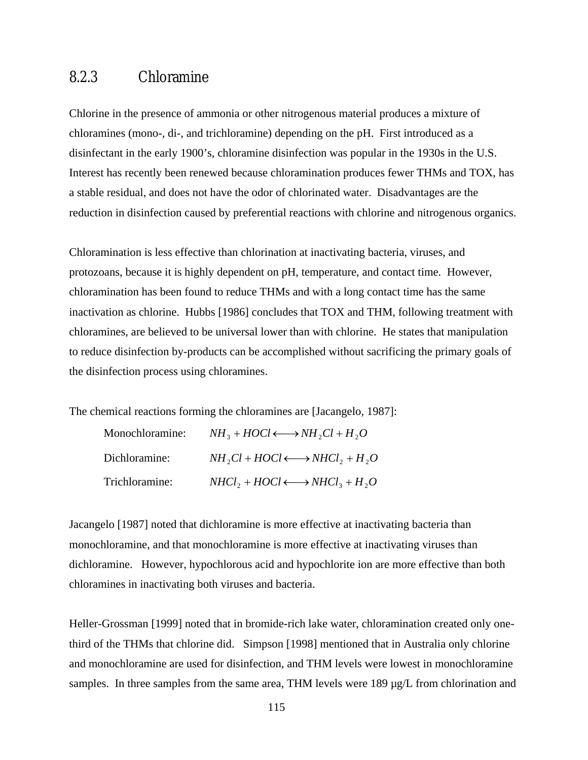### 8.2.3 Chloramine

Chlorine in the presence of ammonia or other nitrogenous material produces a mixture of chloramines (mono-, di-, and trichloramine) depending on the pH. First introduced as a disinfectant in the early 1900's, chloramine disinfection was popular in the 1930s in the U.S. Interest has recently been renewed because chloramination produces fewer THMs and TOX, has a stable residual, and does not have the odor of chlorinated water. Disadvantages are the reduction in disinfection caused by preferential reactions with chlorine and nitrogenous organics.

Chloramination is less effective than chlorination at inactivating bacteria, viruses, and protozoans, because it is highly dependent on pH, temperature, and contact time. However, chloramination has been found to reduce THMs and with a long contact time has the same inactivation as chlorine. Hubbs [1986] concludes that TOX and THM, following treatment with chloramines, are believed to be universal lower than with chlorine. He states that manipulation to reduce disinfection by-products can be accomplished without sacrificing the primary goals of the disinfection process using chloramines.

The chemical reactions forming the chloramines are [Jacangelo, 1987]:

Monochloramine: $NH_3 + HOCl \longleftrightarrow NH_2Cl + H_2O$

Dichloramine: $NH_2Cl + HOCl \longleftrightarrow NHCl_2 + H_2O$

Trichloramine: $NHCl_2 + HOCl \longleftrightarrow NHCl_3 + H_2O$

Jacangelo [1987] noted that dichloramine is more effective at inactivating bacteria than monochloramine, and that monochloramine is more effective at inactivating viruses than dichloramine. However, hypochlorous acid and hypochlorite ion are more effective than both chloramines in inactivating both viruses and bacteria.

Heller-Grossman [1999] noted that in bromide-rich lake water, chloramination created only one-third of the THMs that chlorine did. Simpson [1998] mentioned that in Australia only chlorine and monochloramine are used for disinfection, and THM levels were lowest in monochloramine samples. In three samples from the same area, THM levels were 189 µg/L from chlorination and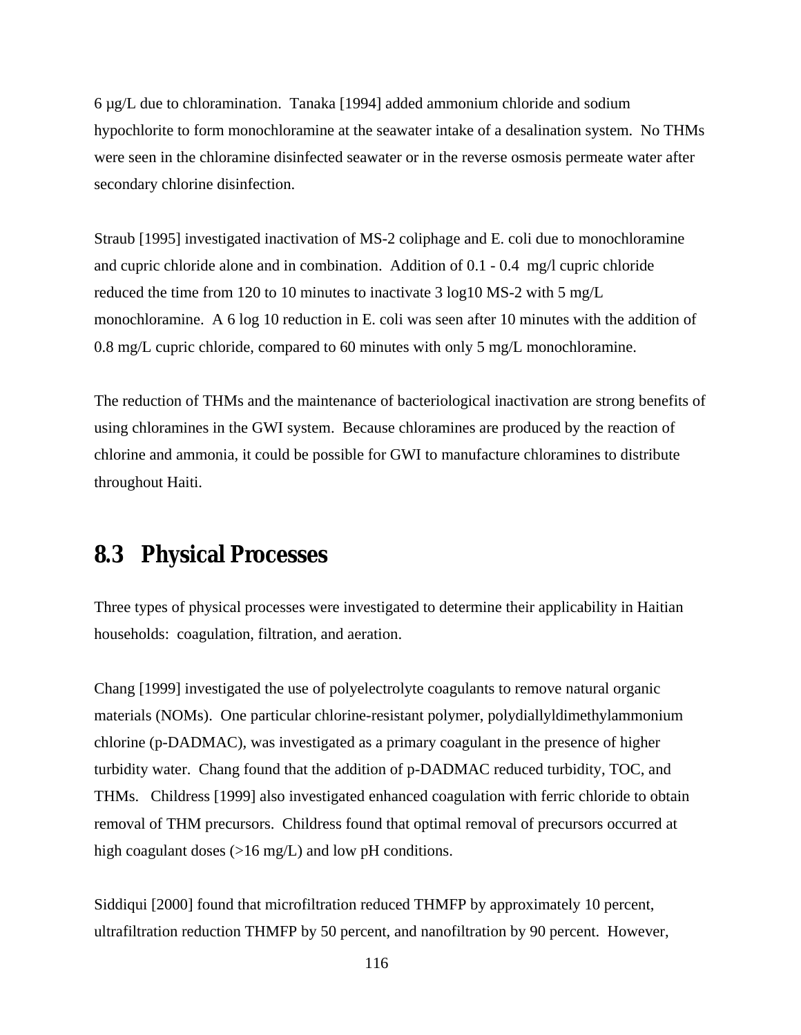6 μg/L due to chloramination. Tanaka [1994] added ammonium chloride and sodium hypochlorite to form monochloramine at the seawater intake of a desalination system. No THMs were seen in the chloramine disinfected seawater or in the reverse osmosis permeate water after secondary chlorine disinfection.

Straub [1995] investigated inactivation of MS-2 coliphage and E. coli due to monochloramine and cupric chloride alone and in combination. Addition of 0.1 - 0.4 mg/l cupric chloride reduced the time from 120 to 10 minutes to inactivate 3 log10 MS-2 with 5 mg/L monochloramine. A 6 log 10 reduction in E. coli was seen after 10 minutes with the addition of 0.8 mg/L cupric chloride, compared to 60 minutes with only 5 mg/L monochloramine.

The reduction of THMs and the maintenance of bacteriological inactivation are strong benefits of using chloramines in the GWI system. Because chloramines are produced by the reaction of chlorine and ammonia, it could be possible for GWI to manufacture chloramines to distribute throughout Haiti.

## 8.3 Physical Processes

Three types of physical processes were investigated to determine their applicability in Haitian households: coagulation, filtration, and aeration.

Chang [1999] investigated the use of polyelectrolyte coagulants to remove natural organic materials (NOMs). One particular chlorine-resistant polymer, polydiallyldimethylammonium chlorine (p-DADMAC), was investigated as a primary coagulant in the presence of higher turbidity water. Chang found that the addition of p-DADMAC reduced turbidity, TOC, and THMs. Childress [1999] also investigated enhanced coagulation with ferric chloride to obtain removal of THM precursors. Childress found that optimal removal of precursors occurred at high coagulant doses (>16 mg/L) and low pH conditions.

Siddiqui [2000] found that microfiltration reduced THMFP by approximately 10 percent, ultrafiltration reduction THMFP by 50 percent, and nanofiltration by 90 percent. However,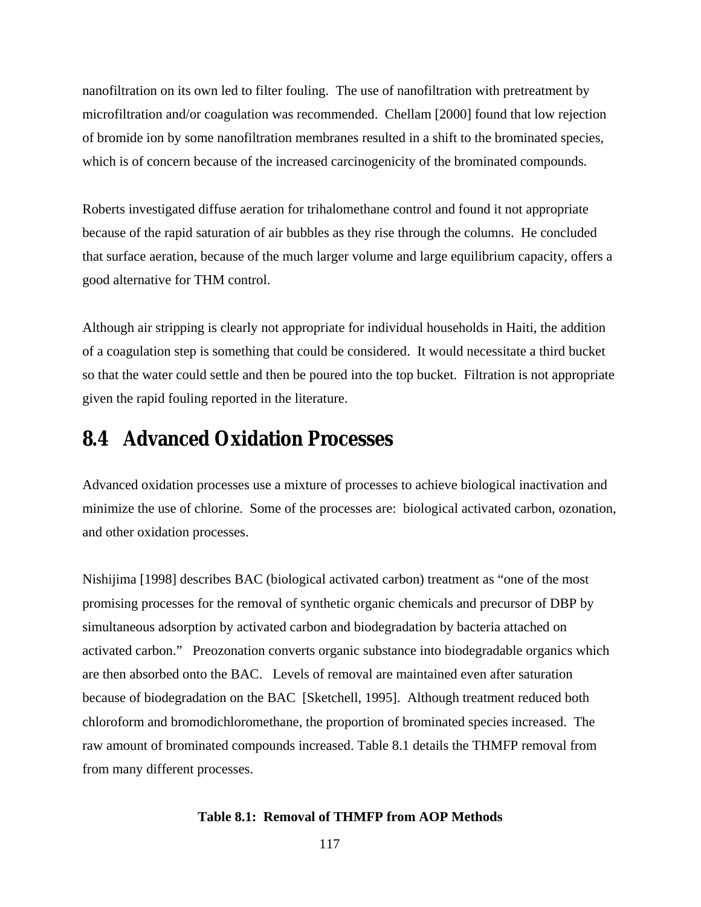nanofiltration on its own led to filter fouling. The use of nanofiltration with pretreatment by microfiltration and/or coagulation was recommended. Chellam [2000] found that low rejection of bromide ion by some nanofiltration membranes resulted in a shift to the brominated species, which is of concern because of the increased carcinogenicity of the brominated compounds.

Roberts investigated diffuse aeration for trihalomethane control and found it not appropriate because of the rapid saturation of air bubbles as they rise through the columns. He concluded that surface aeration, because of the much larger volume and large equilibrium capacity, offers a good alternative for THM control.

Although air stripping is clearly not appropriate for individual households in Haiti, the addition of a coagulation step is something that could be considered. It would necessitate a third bucket so that the water could settle and then be poured into the top bucket. Filtration is not appropriate given the rapid fouling reported in the literature.

## 8.4 Advanced Oxidation Processes

Advanced oxidation processes use a mixture of processes to achieve biological inactivation and minimize the use of chlorine. Some of the processes are: biological activated carbon, ozonation, and other oxidation processes.

Nishijima [1998] describes BAC (biological activated carbon) treatment as "one of the most promising processes for the removal of synthetic organic chemicals and precursor of DBP by simultaneous adsorption by activated carbon and biodegradation by bacteria attached on activated carbon." Preozonation converts organic substance into biodegradable organics which are then absorbed onto the BAC. Levels of removal are maintained even after saturation because of biodegradation on the BAC [Sketchell, 1995]. Although treatment reduced both chloroform and bromodichloromethane, the proportion of brominated species increased. The raw amount of brominated compounds increased. Table 8.1 details the THMFP removal from from many different processes.

**Table 8.1: Removal of THMFP from AOP Methods**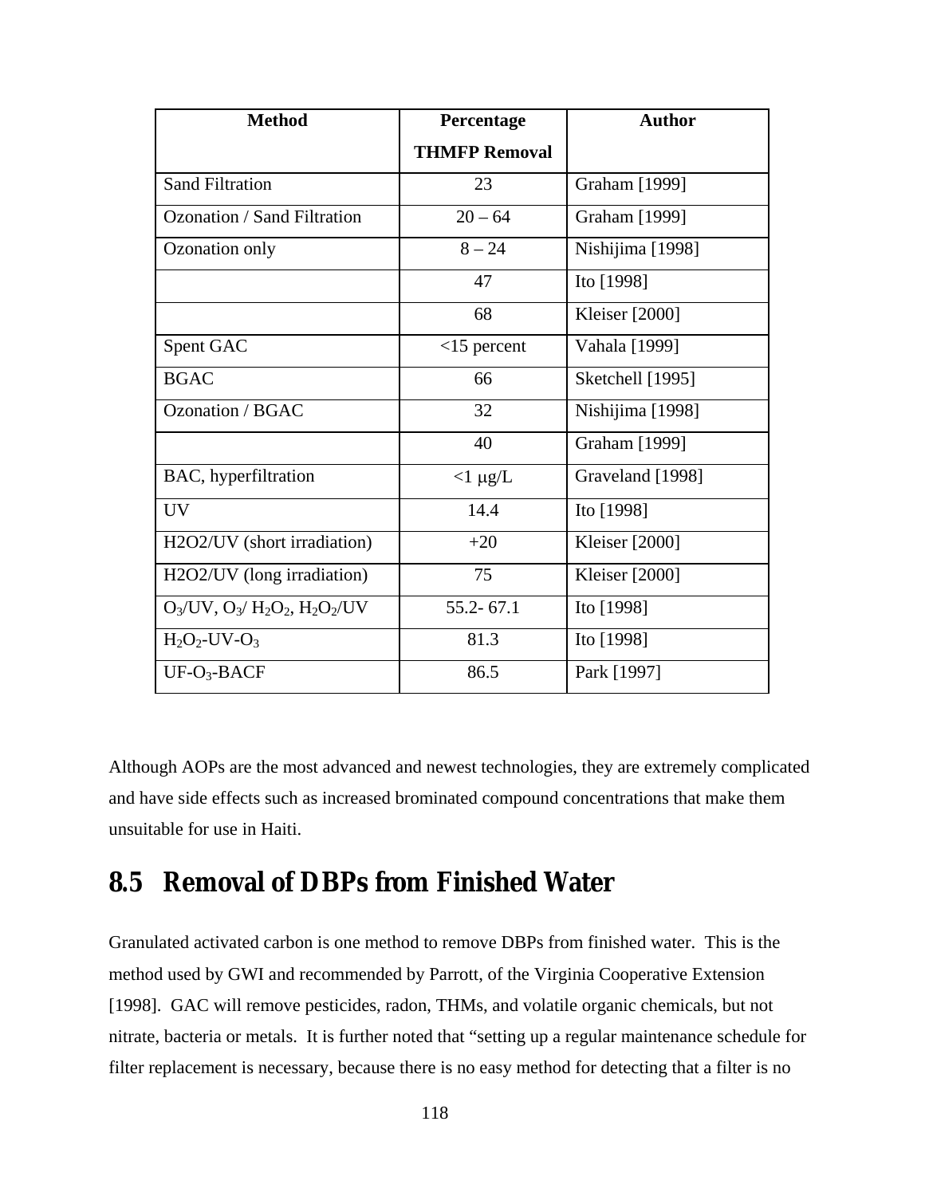| Method | Percentage THMFP Removal | Author |
|---|---|---|
| Sand Filtration | 23 | Graham [1999] |
| Ozonation / Sand Filtration | 20 – 64 | Graham [1999] |
| Ozonation only | 8 – 24 | Nishijima [1998] |
| | 47 | Ito [1998] |
| | 68 | Kleiser [2000] |
| Spent GAC | <15 percent | Vahala [1999] |
| BGAC | 66 | Sketchell [1995] |
| Ozonation / BGAC | 32 | Nishijima [1998] |
| | 40 | Graham [1999] |
| BAC, hyperfiltration | <1 μg/L | Graveland [1998] |
| UV | 14.4 | Ito [1998] |
| H2O2/UV (short irradiation) | +20 | Kleiser [2000] |
| H2O2/UV (long irradiation) | 75 | Kleiser [2000] |
| $O_3$/UV, $O_3$/ $H_2O_2$, $H_2O_2$/UV | 55.2- 67.1 | Ito [1998] |
| $H_2O_2$-UV-$O_3$ | 81.3 | Ito [1998] |
| UF-$O_3$-BACF | 86.5 | Park [1997] |

Although AOPs are the most advanced and newest technologies, they are extremely complicated and have side effects such as increased brominated compound concentrations that make them unsuitable for use in Haiti.

## 8.5 Removal of DBPs from Finished Water

Granulated activated carbon is one method to remove DBPs from finished water. This is the method used by GWI and recommended by Parrott, of the Virginia Cooperative Extension [1998]. GAC will remove pesticides, radon, THMs, and volatile organic chemicals, but not nitrate, bacteria or metals. It is further noted that "setting up a regular maintenance schedule for filter replacement is necessary, because there is no easy method for detecting that a filter is no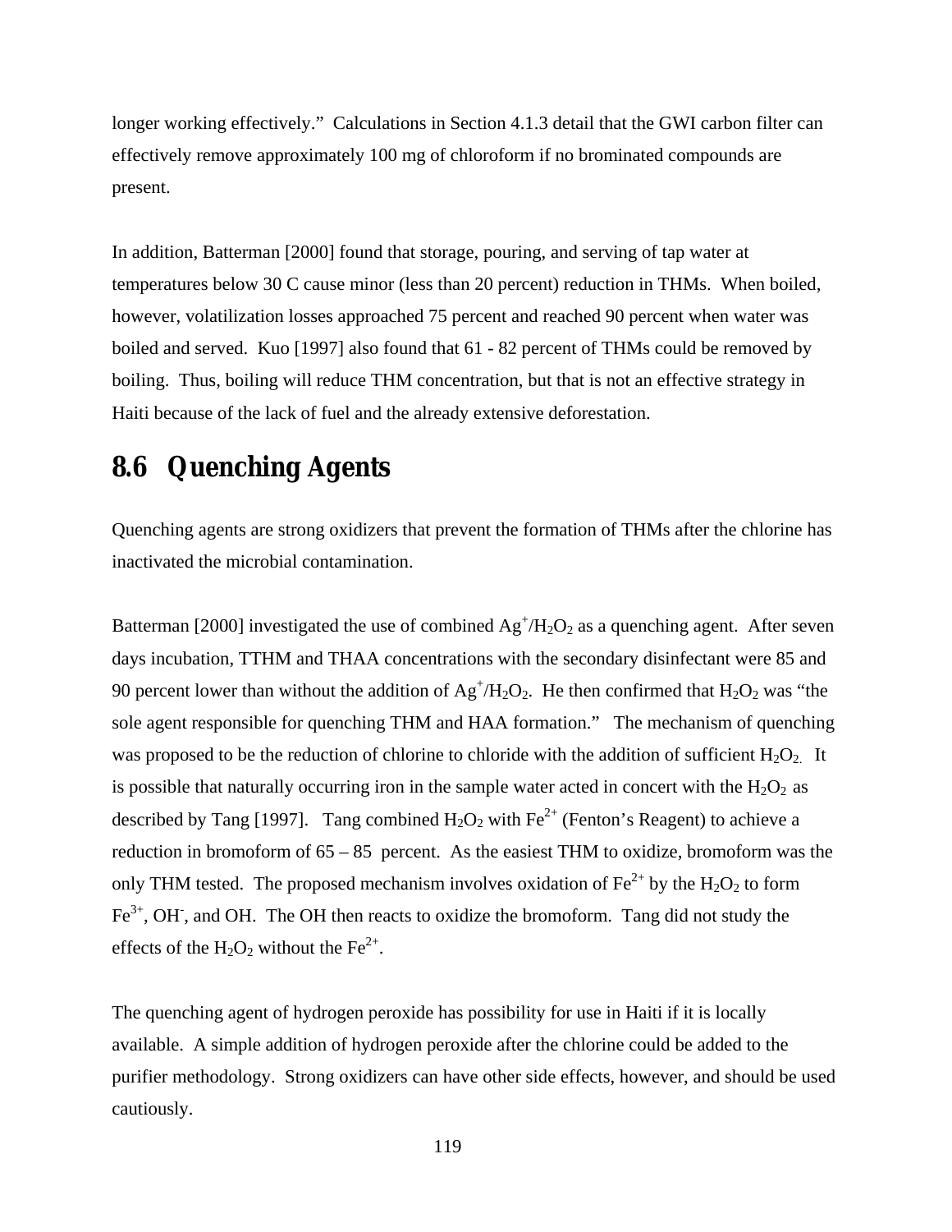longer working effectively." Calculations in Section 4.1.3 detail that the GWI carbon filter can effectively remove approximately 100 mg of chloroform if no brominated compounds are present.

In addition, Batterman [2000] found that storage, pouring, and serving of tap water at temperatures below 30 C cause minor (less than 20 percent) reduction in THMs. When boiled, however, volatilization losses approached 75 percent and reached 90 percent when water was boiled and served. Kuo [1997] also found that 61 - 82 percent of THMs could be removed by boiling. Thus, boiling will reduce THM concentration, but that is not an effective strategy in Haiti because of the lack of fuel and the already extensive deforestation.

## 8.6 Quenching Agents

Quenching agents are strong oxidizers that prevent the formation of THMs after the chlorine has inactivated the microbial contamination.

Batterman [2000] investigated the use of combined $Ag^{+}/H_2O_2$ as a quenching agent. After seven days incubation, TTHM and THAA concentrations with the secondary disinfectant were 85 and 90 percent lower than without the addition of $Ag^{+}/H_2O_2$. He then confirmed that $H_2O_2$ was "the sole agent responsible for quenching THM and HAA formation." The mechanism of quenching was proposed to be the reduction of chlorine to chloride with the addition of sufficient $H_2O_2$. It is possible that naturally occurring iron in the sample water acted in concert with the $H_2O_2$ as described by Tang [1997]. Tang combined $H_2O_2$ with $Fe^{2+}$ (Fenton's Reagent) to achieve a reduction in bromoform of 65 – 85 percent. As the easiest THM to oxidize, bromoform was the only THM tested. The proposed mechanism involves oxidation of $Fe^{2+}$ by the $H_2O_2$ to form $Fe^{3+}$, $OH^{-}$, and OH. The OH then reacts to oxidize the bromoform. Tang did not study the effects of the $H_2O_2$ without the $Fe^{2+}$.

The quenching agent of hydrogen peroxide has possibility for use in Haiti if it is locally available. A simple addition of hydrogen peroxide after the chlorine could be added to the purifier methodology. Strong oxidizers can have other side effects, however, and should be used cautiously.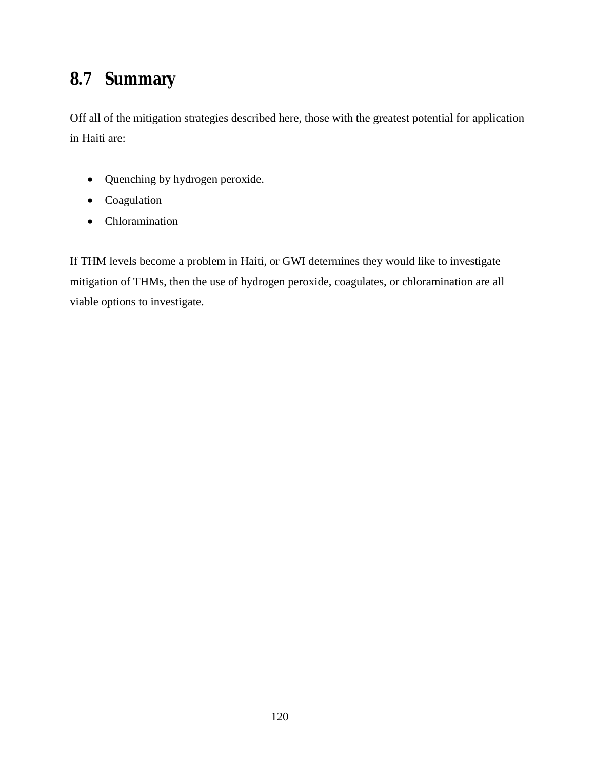## 8.7 Summary

Off all of the mitigation strategies described here, those with the greatest potential for application in Haiti are:

- Quenching by hydrogen peroxide.
- Coagulation
- Chloramination

If THM levels become a problem in Haiti, or GWI determines they would like to investigate mitigation of THMs, then the use of hydrogen peroxide, coagulates, or chloramination are all viable options to investigate.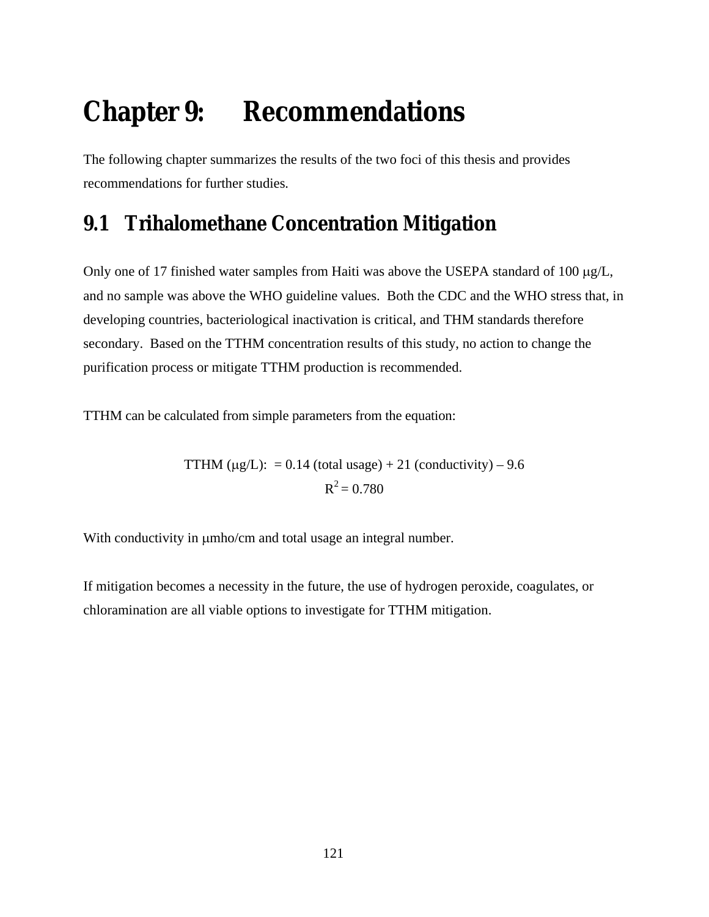# Chapter 9: Recommendations

The following chapter summarizes the results of the two foci of this thesis and provides recommendations for further studies.

## 9.1 Trihalomethane Concentration Mitigation

Only one of 17 finished water samples from Haiti was above the USEPA standard of 100 μg/L, and no sample was above the WHO guideline values. Both the CDC and the WHO stress that, in developing countries, bacteriological inactivation is critical, and THM standards therefore secondary. Based on the TTHM concentration results of this study, no action to change the purification process or mitigate TTHM production is recommended.

TTHM can be calculated from simple parameters from the equation:

$$\text{TTHM } (\mu\text{g/L}): = 0.14 \text{ (total usage)} + 21 \text{ (conductivity)} - 9.6$$

$$R^2 = 0.780$$

With conductivity in μmho/cm and total usage an integral number.

If mitigation becomes a necessity in the future, the use of hydrogen peroxide, coagulates, or chloramination are all viable options to investigate for TTHM mitigation.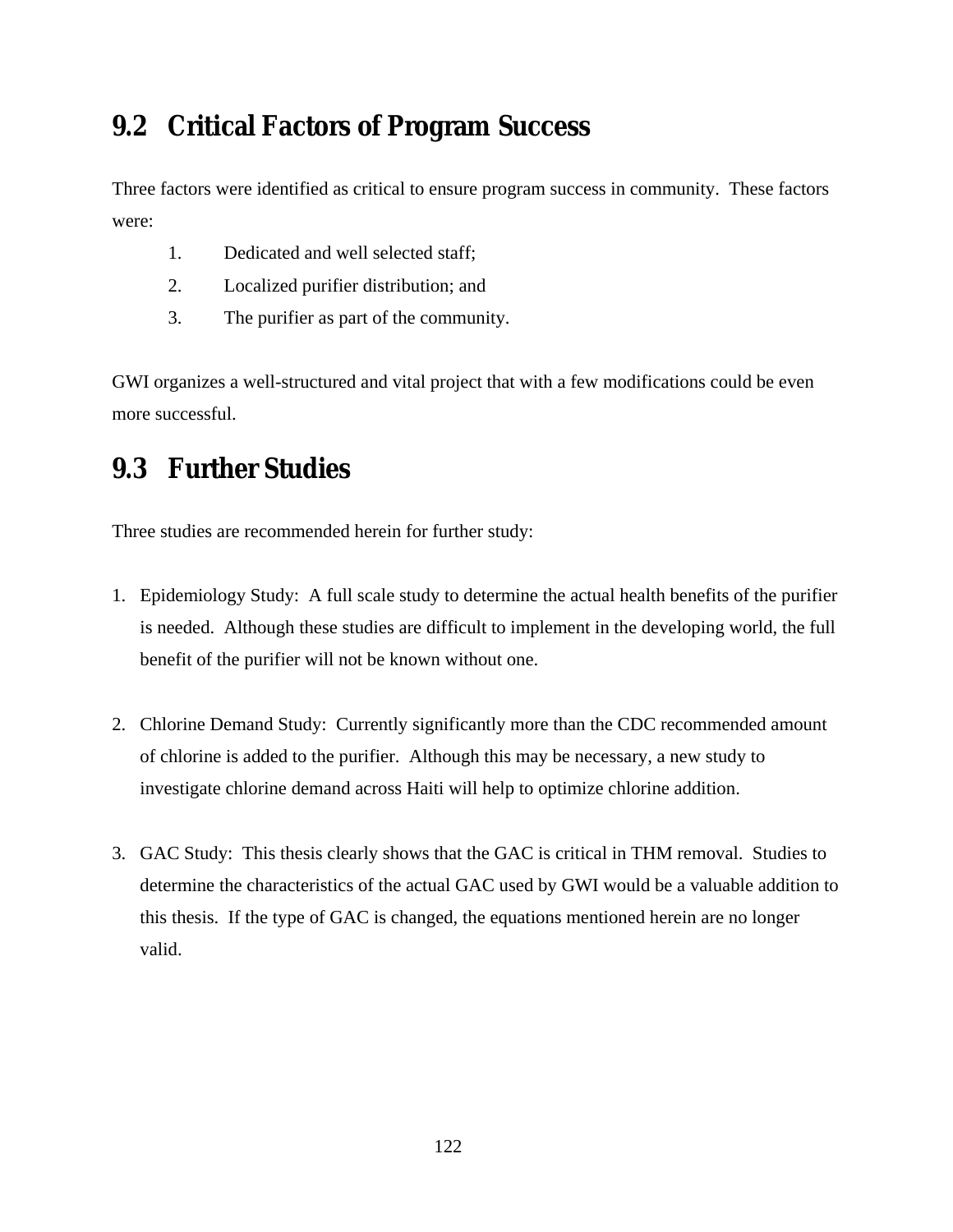## 9.2 Critical Factors of Program Success

Three factors were identified as critical to ensure program success in community. These factors were:

1. Dedicated and well selected staff;
2. Localized purifier distribution; and
3. The purifier as part of the community.

GWI organizes a well-structured and vital project that with a few modifications could be even more successful.

## 9.3 Further Studies

Three studies are recommended herein for further study:

1. Epidemiology Study: A full scale study to determine the actual health benefits of the purifier is needed. Although these studies are difficult to implement in the developing world, the full benefit of the purifier will not be known without one.

2. Chlorine Demand Study: Currently significantly more than the CDC recommended amount of chlorine is added to the purifier. Although this may be necessary, a new study to investigate chlorine demand across Haiti will help to optimize chlorine addition.

3. GAC Study: This thesis clearly shows that the GAC is critical in THM removal. Studies to determine the characteristics of the actual GAC used by GWI would be a valuable addition to this thesis. If the type of GAC is changed, the equations mentioned herein are no longer valid.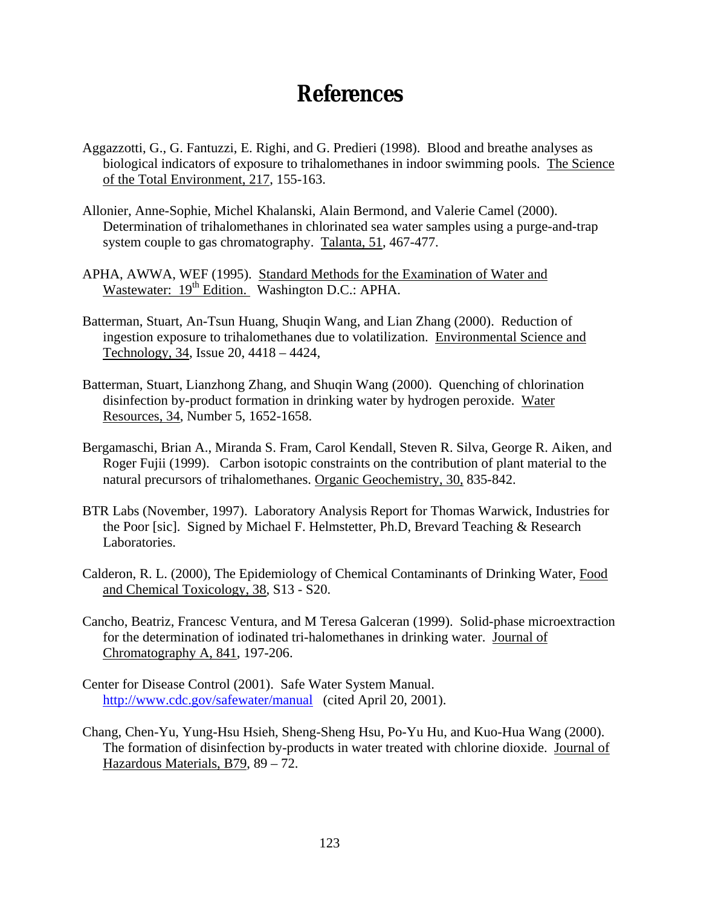# References

Aggazzotti, G., G. Fantuzzi, E. Righi, and G. Predieri (1998). Blood and breathe analyses as biological indicators of exposure to trihalomethanes in indoor swimming pools. The Science of the Total Environment, 217, 155-163.

Allonier, Anne-Sophie, Michel Khalanski, Alain Bermond, and Valerie Camel (2000). Determination of trihalomethanes in chlorinated sea water samples using a purge-and-trap system couple to gas chromatography. Talanta, 51, 467-477.

APHA, AWWA, WEF (1995). Standard Methods for the Examination of Water and Wastewater: 19th Edition. Washington D.C.: APHA.

Batterman, Stuart, An-Tsun Huang, Shuqin Wang, and Lian Zhang (2000). Reduction of ingestion exposure to trihalomethanes due to volatilization. Environmental Science and Technology, 34, Issue 20, 4418 – 4424,

Batterman, Stuart, Lianzhong Zhang, and Shuqin Wang (2000). Quenching of chlorination disinfection by-product formation in drinking water by hydrogen peroxide. Water Resources, 34, Number 5, 1652-1658.

Bergamaschi, Brian A., Miranda S. Fram, Carol Kendall, Steven R. Silva, George R. Aiken, and Roger Fujii (1999). Carbon isotopic constraints on the contribution of plant material to the natural precursors of trihalomethanes. Organic Geochemistry, 30, 835-842.

BTR Labs (November, 1997). Laboratory Analysis Report for Thomas Warwick, Industries for the Poor [sic]. Signed by Michael F. Helmstetter, Ph.D, Brevard Teaching & Research Laboratories.

Calderon, R. L. (2000), The Epidemiology of Chemical Contaminants of Drinking Water, Food and Chemical Toxicology, 38, S13 - S20.

Cancho, Beatriz, Francesc Ventura, and M Teresa Galceran (1999). Solid-phase microextraction for the determination of iodinated tri-halomethanes in drinking water. Journal of Chromatography A, 841, 197-206.

Center for Disease Control (2001). Safe Water System Manual. http://www.cdc.gov/safewater/manual (cited April 20, 2001).

Chang, Chen-Yu, Yung-Hsu Hsieh, Sheng-Sheng Hsu, Po-Yu Hu, and Kuo-Hua Wang (2000). The formation of disinfection by-products in water treated with chlorine dioxide. Journal of Hazardous Materials, B79, 89 – 72.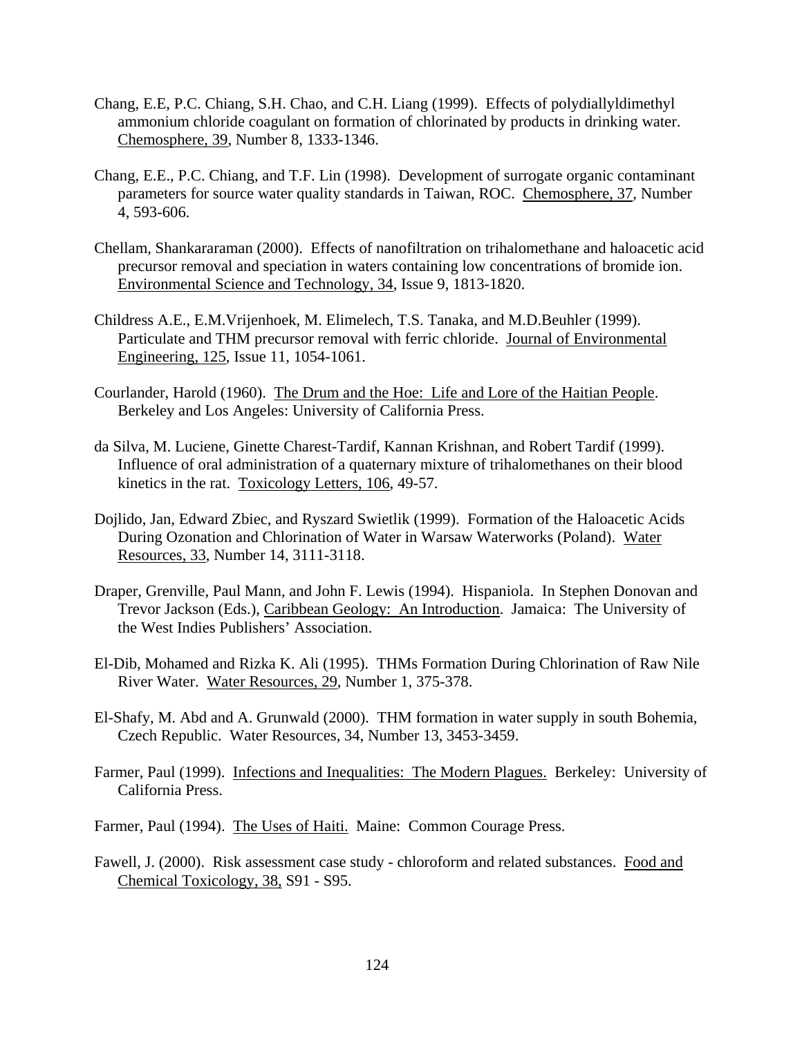Chang, E.E, P.C. Chiang, S.H. Chao, and C.H. Liang (1999). Effects of polydiallyldimethyl ammonium chloride coagulant on formation of chlorinated by products in drinking water. Chemosphere, 39, Number 8, 1333-1346.

Chang, E.E., P.C. Chiang, and T.F. Lin (1998). Development of surrogate organic contaminant parameters for source water quality standards in Taiwan, ROC. Chemosphere, 37, Number 4, 593-606.

Chellam, Shankararaman (2000). Effects of nanofiltration on trihalomethane and haloacetic acid precursor removal and speciation in waters containing low concentrations of bromide ion. Environmental Science and Technology, 34, Issue 9, 1813-1820.

Childress A.E., E.M.Vrijenhoek, M. Elimelech, T.S. Tanaka, and M.D.Beuhler (1999). Particulate and THM precursor removal with ferric chloride. Journal of Environmental Engineering, 125, Issue 11, 1054-1061.

Courlander, Harold (1960). The Drum and the Hoe: Life and Lore of the Haitian People. Berkeley and Los Angeles: University of California Press.

da Silva, M. Luciene, Ginette Charest-Tardif, Kannan Krishnan, and Robert Tardif (1999). Influence of oral administration of a quaternary mixture of trihalomethanes on their blood kinetics in the rat. Toxicology Letters, 106, 49-57.

Dojlido, Jan, Edward Zbiec, and Ryszard Swietlik (1999). Formation of the Haloacetic Acids During Ozonation and Chlorination of Water in Warsaw Waterworks (Poland). Water Resources, 33, Number 14, 3111-3118.

Draper, Grenville, Paul Mann, and John F. Lewis (1994). Hispaniola. In Stephen Donovan and Trevor Jackson (Eds.), Caribbean Geology: An Introduction. Jamaica: The University of the West Indies Publishers' Association.

El-Dib, Mohamed and Rizka K. Ali (1995). THMs Formation During Chlorination of Raw Nile River Water. Water Resources, 29, Number 1, 375-378.

El-Shafy, M. Abd and A. Grunwald (2000). THM formation in water supply in south Bohemia, Czech Republic. Water Resources, 34, Number 13, 3453-3459.

Farmer, Paul (1999). Infections and Inequalities: The Modern Plagues. Berkeley: University of California Press.

Farmer, Paul (1994). The Uses of Haiti. Maine: Common Courage Press.

Fawell, J. (2000). Risk assessment case study - chloroform and related substances. Food and Chemical Toxicology, 38, S91 - S95.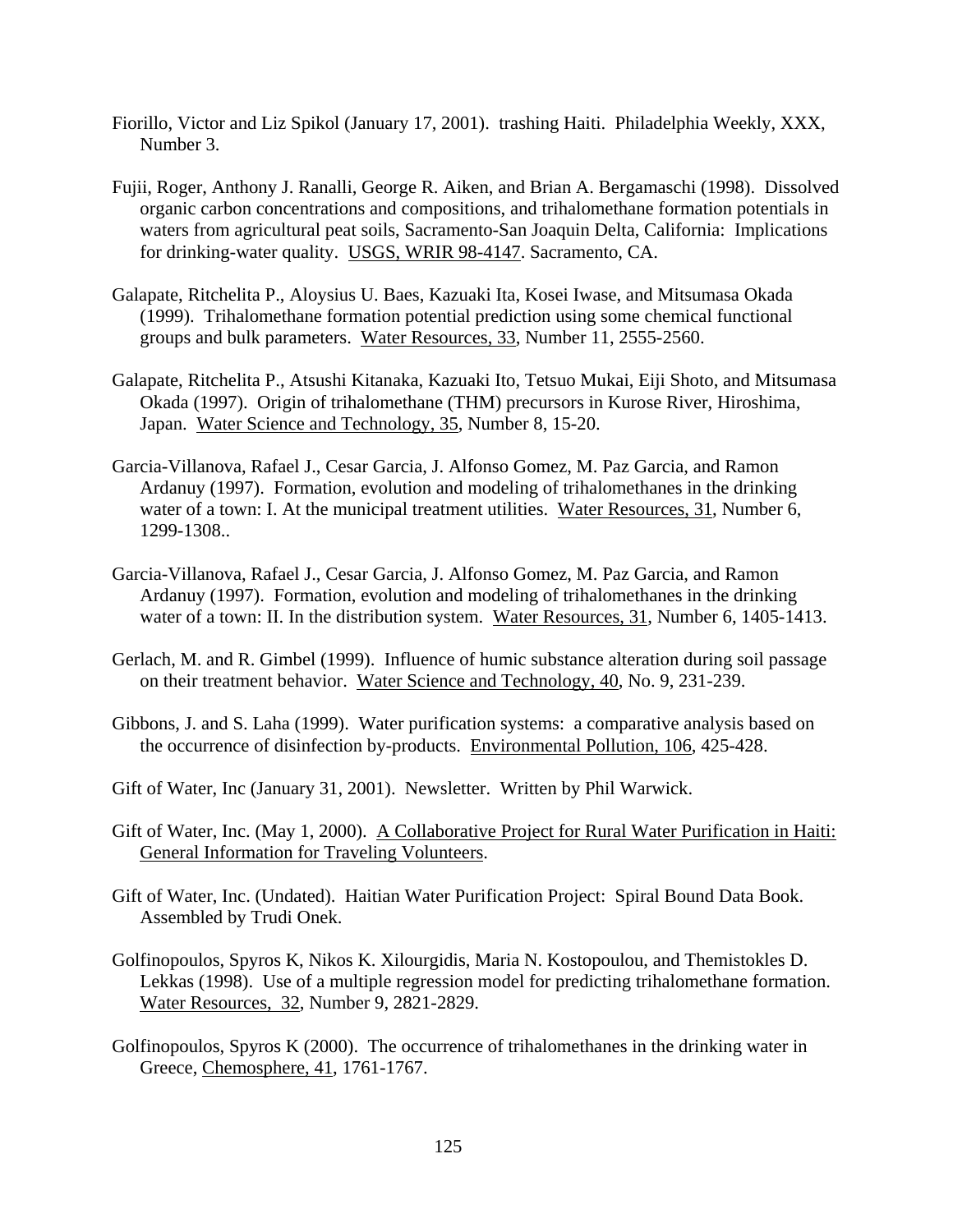Fiorillo, Victor and Liz Spikol (January 17, 2001). trashing Haiti. Philadelphia Weekly, XXX, Number 3.

Fujii, Roger, Anthony J. Ranalli, George R. Aiken, and Brian A. Bergamaschi (1998). Dissolved organic carbon concentrations and compositions, and trihalomethane formation potentials in waters from agricultural peat soils, Sacramento-San Joaquin Delta, California: Implications for drinking-water quality. USGS, WRIR 98-4147. Sacramento, CA.

Galapate, Ritchelita P., Aloysius U. Baes, Kazuaki Ita, Kosei Iwase, and Mitsumasa Okada (1999). Trihalomethane formation potential prediction using some chemical functional groups and bulk parameters. Water Resources, 33, Number 11, 2555-2560.

Galapate, Ritchelita P., Atsushi Kitanaka, Kazuaki Ito, Tetsuo Mukai, Eiji Shoto, and Mitsumasa Okada (1997). Origin of trihalomethane (THM) precursors in Kurose River, Hiroshima, Japan. Water Science and Technology, 35, Number 8, 15-20.

Garcia-Villanova, Rafael J., Cesar Garcia, J. Alfonso Gomez, M. Paz Garcia, and Ramon Ardanuy (1997). Formation, evolution and modeling of trihalomethanes in the drinking water of a town: I. At the municipal treatment utilities. Water Resources, 31, Number 6, 1299-1308..

Garcia-Villanova, Rafael J., Cesar Garcia, J. Alfonso Gomez, M. Paz Garcia, and Ramon Ardanuy (1997). Formation, evolution and modeling of trihalomethanes in the drinking water of a town: II. In the distribution system. Water Resources, 31, Number 6, 1405-1413.

Gerlach, M. and R. Gimbel (1999). Influence of humic substance alteration during soil passage on their treatment behavior. Water Science and Technology, 40, No. 9, 231-239.

Gibbons, J. and S. Laha (1999). Water purification systems: a comparative analysis based on the occurrence of disinfection by-products. Environmental Pollution, 106, 425-428.

Gift of Water, Inc (January 31, 2001). Newsletter. Written by Phil Warwick.

Gift of Water, Inc. (May 1, 2000). A Collaborative Project for Rural Water Purification in Haiti: General Information for Traveling Volunteers.

Gift of Water, Inc. (Undated). Haitian Water Purification Project: Spiral Bound Data Book. Assembled by Trudi Onek.

Golfinopoulos, Spyros K, Nikos K. Xilourgidis, Maria N. Kostopoulou, and Themistokles D. Lekkas (1998). Use of a multiple regression model for predicting trihalomethane formation. Water Resources, 32, Number 9, 2821-2829.

Golfinopoulos, Spyros K (2000). The occurrence of trihalomethanes in the drinking water in Greece, Chemosphere, 41, 1761-1767.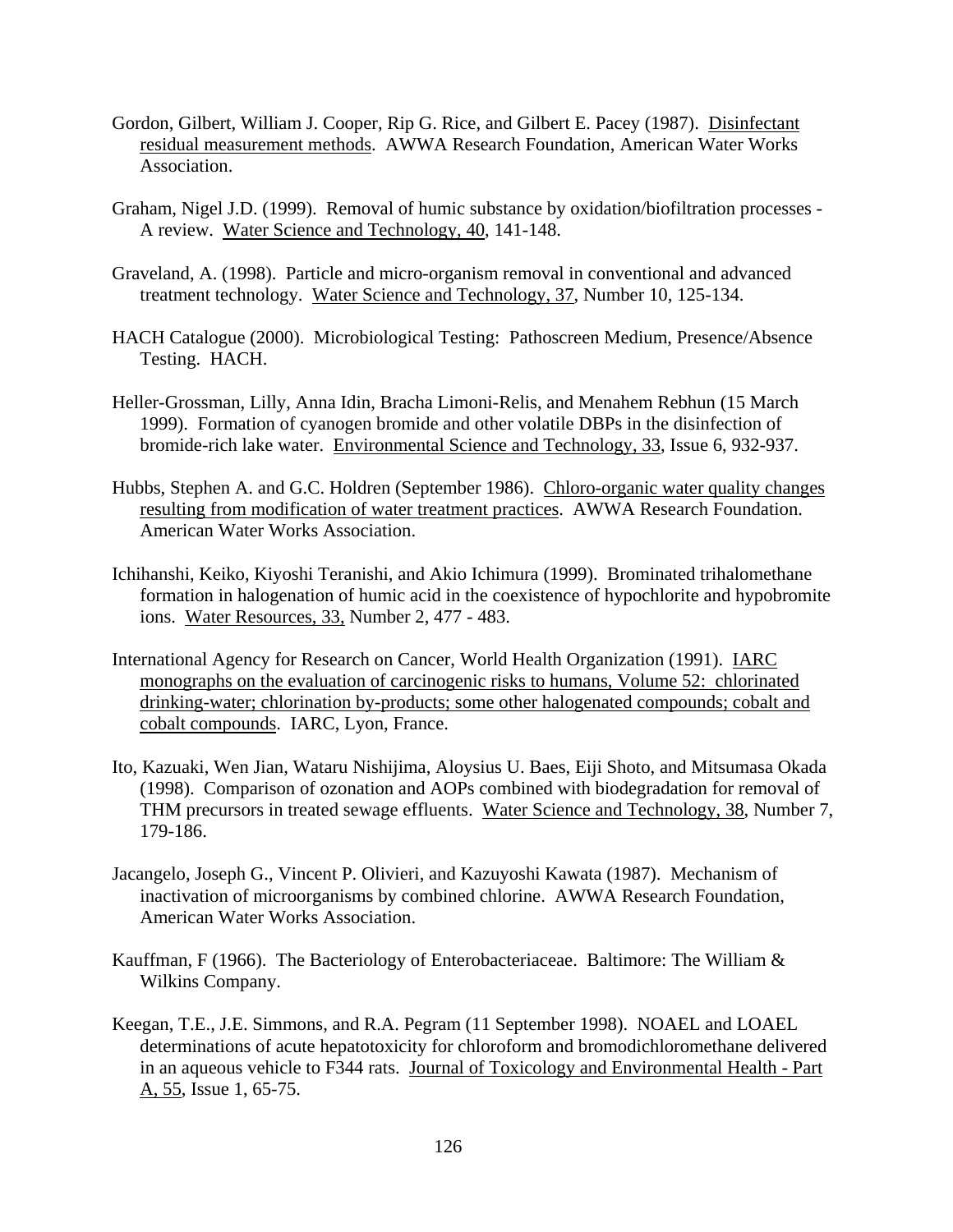Gordon, Gilbert, William J. Cooper, Rip G. Rice, and Gilbert E. Pacey (1987). Disinfectant residual measurement methods. AWWA Research Foundation, American Water Works Association.

Graham, Nigel J.D. (1999). Removal of humic substance by oxidation/biofiltration processes - A review. Water Science and Technology, 40, 141-148.

Graveland, A. (1998). Particle and micro-organism removal in conventional and advanced treatment technology. Water Science and Technology, 37, Number 10, 125-134.

HACH Catalogue (2000). Microbiological Testing: Pathoscreen Medium, Presence/Absence Testing. HACH.

Heller-Grossman, Lilly, Anna Idin, Bracha Limoni-Relis, and Menahem Rebhun (15 March 1999). Formation of cyanogen bromide and other volatile DBPs in the disinfection of bromide-rich lake water. Environmental Science and Technology, 33, Issue 6, 932-937.

Hubbs, Stephen A. and G.C. Holdren (September 1986). Chloro-organic water quality changes resulting from modification of water treatment practices. AWWA Research Foundation. American Water Works Association.

Ichihanshi, Keiko, Kiyoshi Teranishi, and Akio Ichimura (1999). Brominated trihalomethane formation in halogenation of humic acid in the coexistence of hypochlorite and hypobromite ions. Water Resources, 33, Number 2, 477 - 483.

International Agency for Research on Cancer, World Health Organization (1991). IARC monographs on the evaluation of carcinogenic risks to humans, Volume 52: chlorinated drinking-water; chlorination by-products; some other halogenated compounds; cobalt and cobalt compounds. IARC, Lyon, France.

Ito, Kazuaki, Wen Jian, Wataru Nishijima, Aloysius U. Baes, Eiji Shoto, and Mitsumasa Okada (1998). Comparison of ozonation and AOPs combined with biodegradation for removal of THM precursors in treated sewage effluents. Water Science and Technology, 38, Number 7, 179-186.

Jacangelo, Joseph G., Vincent P. Olivieri, and Kazuyoshi Kawata (1987). Mechanism of inactivation of microorganisms by combined chlorine. AWWA Research Foundation, American Water Works Association.

Kauffman, F (1966). The Bacteriology of Enterobacteriaceae. Baltimore: The William & Wilkins Company.

Keegan, T.E., J.E. Simmons, and R.A. Pegram (11 September 1998). NOAEL and LOAEL determinations of acute hepatotoxicity for chloroform and bromodichloromethane delivered in an aqueous vehicle to F344 rats. Journal of Toxicology and Environmental Health - Part A, 55, Issue 1, 65-75.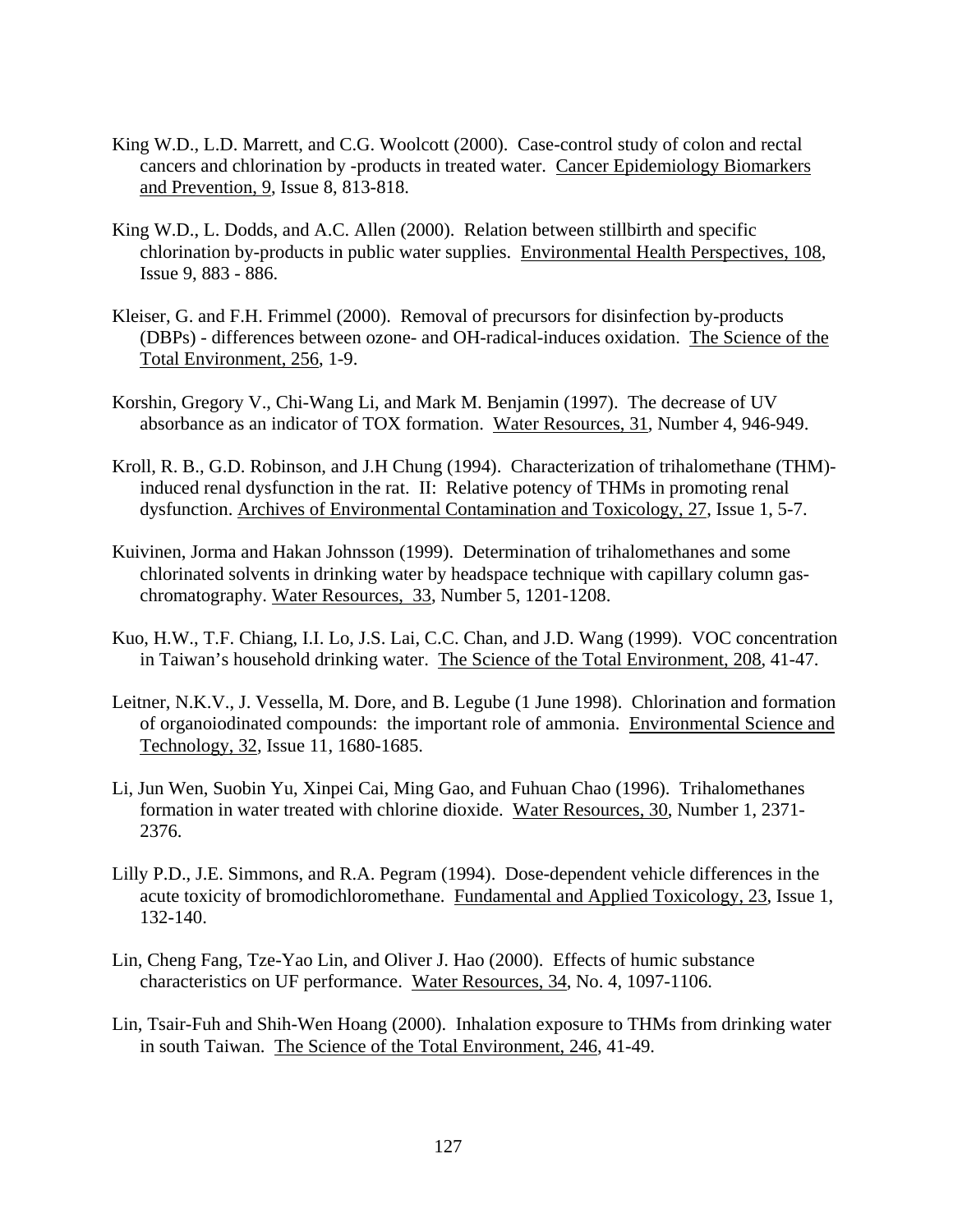King W.D., L.D. Marrett, and C.G. Woolcott (2000). Case-control study of colon and rectal cancers and chlorination by -products in treated water. Cancer Epidemiology Biomarkers and Prevention, 9, Issue 8, 813-818.

King W.D., L. Dodds, and A.C. Allen (2000). Relation between stillbirth and specific chlorination by-products in public water supplies. Environmental Health Perspectives, 108, Issue 9, 883 - 886.

Kleiser, G. and F.H. Frimmel (2000). Removal of precursors for disinfection by-products (DBPs) - differences between ozone- and OH-radical-induces oxidation. The Science of the Total Environment, 256, 1-9.

Korshin, Gregory V., Chi-Wang Li, and Mark M. Benjamin (1997). The decrease of UV absorbance as an indicator of TOX formation. Water Resources, 31, Number 4, 946-949.

Kroll, R. B., G.D. Robinson, and J.H Chung (1994). Characterization of trihalomethane (THM)-induced renal dysfunction in the rat. II: Relative potency of THMs in promoting renal dysfunction. Archives of Environmental Contamination and Toxicology, 27, Issue 1, 5-7.

Kuivinen, Jorma and Hakan Johnsson (1999). Determination of trihalomethanes and some chlorinated solvents in drinking water by headspace technique with capillary column gas-chromatography. Water Resources, 33, Number 5, 1201-1208.

Kuo, H.W., T.F. Chiang, I.I. Lo, J.S. Lai, C.C. Chan, and J.D. Wang (1999). VOC concentration in Taiwan's household drinking water. The Science of the Total Environment, 208, 41-47.

Leitner, N.K.V., J. Vessella, M. Dore, and B. Legube (1 June 1998). Chlorination and formation of organoiodinated compounds: the important role of ammonia. Environmental Science and Technology, 32, Issue 11, 1680-1685.

Li, Jun Wen, Suobin Yu, Xinpei Cai, Ming Gao, and Fuhuan Chao (1996). Trihalomethanes formation in water treated with chlorine dioxide. Water Resources, 30, Number 1, 2371-2376.

Lilly P.D., J.E. Simmons, and R.A. Pegram (1994). Dose-dependent vehicle differences in the acute toxicity of bromodichloromethane. Fundamental and Applied Toxicology, 23, Issue 1, 132-140.

Lin, Cheng Fang, Tze-Yao Lin, and Oliver J. Hao (2000). Effects of humic substance characteristics on UF performance. Water Resources, 34, No. 4, 1097-1106.

Lin, Tsair-Fuh and Shih-Wen Hoang (2000). Inhalation exposure to THMs from drinking water in south Taiwan. The Science of the Total Environment, 246, 41-49.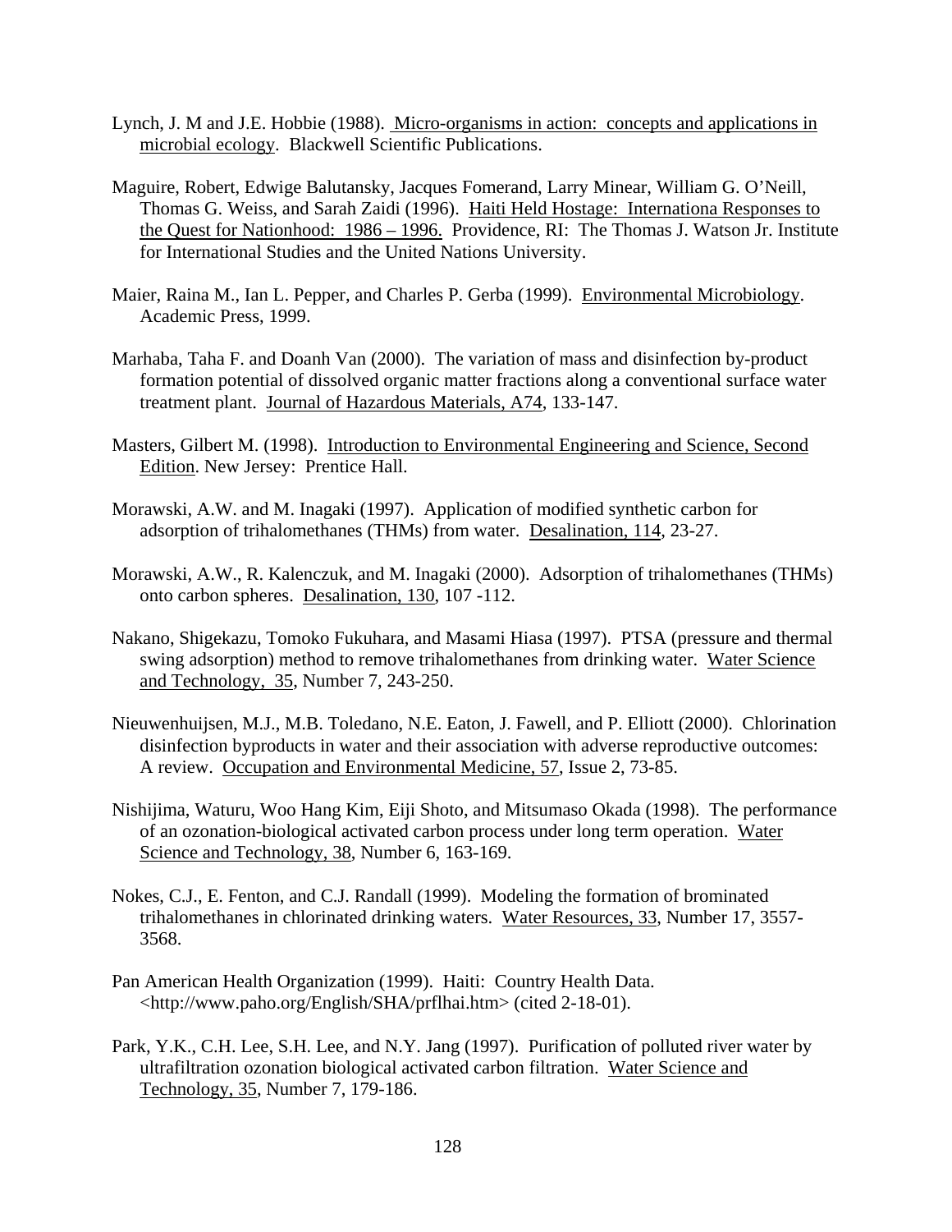Lynch, J. M and J.E. Hobbie (1988). Micro-organisms in action: concepts and applications in microbial ecology. Blackwell Scientific Publications.

Maguire, Robert, Edwige Balutansky, Jacques Fomerand, Larry Minear, William G. O'Neill, Thomas G. Weiss, and Sarah Zaidi (1996). Haiti Held Hostage: Internationa Responses to the Quest for Nationhood: 1986 – 1996. Providence, RI: The Thomas J. Watson Jr. Institute for International Studies and the United Nations University.

Maier, Raina M., Ian L. Pepper, and Charles P. Gerba (1999). Environmental Microbiology. Academic Press, 1999.

Marhaba, Taha F. and Doanh Van (2000). The variation of mass and disinfection by-product formation potential of dissolved organic matter fractions along a conventional surface water treatment plant. Journal of Hazardous Materials, A74, 133-147.

Masters, Gilbert M. (1998). Introduction to Environmental Engineering and Science, Second Edition. New Jersey: Prentice Hall.

Morawski, A.W. and M. Inagaki (1997). Application of modified synthetic carbon for adsorption of trihalomethanes (THMs) from water. Desalination, 114, 23-27.

Morawski, A.W., R. Kalenczuk, and M. Inagaki (2000). Adsorption of trihalomethanes (THMs) onto carbon spheres. Desalination, 130, 107 -112.

Nakano, Shigekazu, Tomoko Fukuhara, and Masami Hiasa (1997). PTSA (pressure and thermal swing adsorption) method to remove trihalomethanes from drinking water. Water Science and Technology, 35, Number 7, 243-250.

Nieuwenhuijsen, M.J., M.B. Toledano, N.E. Eaton, J. Fawell, and P. Elliott (2000). Chlorination disinfection byproducts in water and their association with adverse reproductive outcomes: A review. Occupation and Environmental Medicine, 57, Issue 2, 73-85.

Nishijima, Waturu, Woo Hang Kim, Eiji Shoto, and Mitsumaso Okada (1998). The performance of an ozonation-biological activated carbon process under long term operation. Water Science and Technology, 38, Number 6, 163-169.

Nokes, C.J., E. Fenton, and C.J. Randall (1999). Modeling the formation of brominated trihalomethanes in chlorinated drinking waters. Water Resources, 33, Number 17, 3557-3568.

Pan American Health Organization (1999). Haiti: Country Health Data. <http://www.paho.org/English/SHA/prflhai.htm> (cited 2-18-01).

Park, Y.K., C.H. Lee, S.H. Lee, and N.Y. Jang (1997). Purification of polluted river water by ultrafiltration ozonation biological activated carbon filtration. Water Science and Technology, 35, Number 7, 179-186.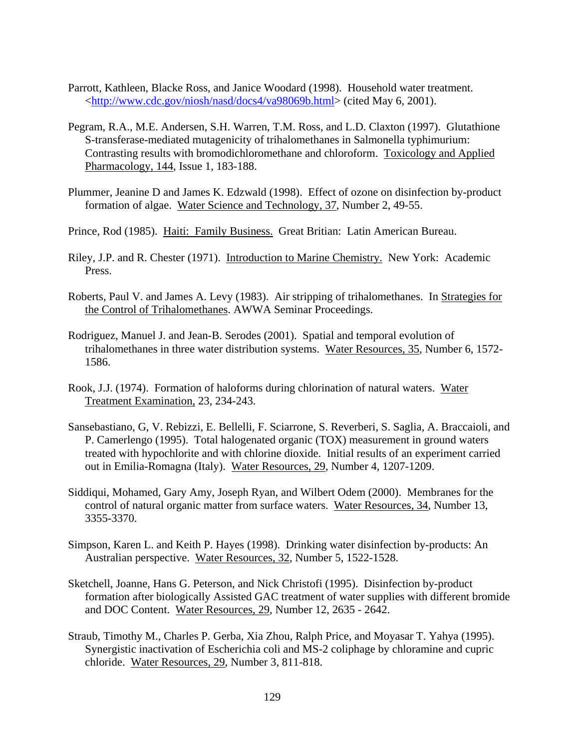Parrott, Kathleen, Blacke Ross, and Janice Woodard (1998). Household water treatment. <http://www.cdc.gov/niosh/nasd/docs4/va98069b.html> (cited May 6, 2001).

Pegram, R.A., M.E. Andersen, S.H. Warren, T.M. Ross, and L.D. Claxton (1997). Glutathione S-transferase-mediated mutagenicity of trihalomethanes in Salmonella typhimurium: Contrasting results with bromodichloromethane and chloroform. Toxicology and Applied Pharmacology, 144, Issue 1, 183-188.

Plummer, Jeanine D and James K. Edzwald (1998). Effect of ozone on disinfection by-product formation of algae. Water Science and Technology, 37, Number 2, 49-55.

Prince, Rod (1985). Haiti: Family Business. Great Britian: Latin American Bureau.

Riley, J.P. and R. Chester (1971). Introduction to Marine Chemistry. New York: Academic Press.

Roberts, Paul V. and James A. Levy (1983). Air stripping of trihalomethanes. In Strategies for the Control of Trihalomethanes. AWWA Seminar Proceedings.

Rodriguez, Manuel J. and Jean-B. Serodes (2001). Spatial and temporal evolution of trihalomethanes in three water distribution systems. Water Resources, 35, Number 6, 1572-1586.

Rook, J.J. (1974). Formation of haloforms during chlorination of natural waters. Water Treatment Examination, 23, 234-243.

Sansebastiano, G, V. Rebizzi, E. Bellelli, F. Sciarrone, S. Reverberi, S. Saglia, A. Braccaioli, and P. Camerlengo (1995). Total halogenated organic (TOX) measurement in ground waters treated with hypochlorite and with chlorine dioxide. Initial results of an experiment carried out in Emilia-Romagna (Italy). Water Resources, 29, Number 4, 1207-1209.

Siddiqui, Mohamed, Gary Amy, Joseph Ryan, and Wilbert Odem (2000). Membranes for the control of natural organic matter from surface waters. Water Resources, 34, Number 13, 3355-3370.

Simpson, Karen L. and Keith P. Hayes (1998). Drinking water disinfection by-products: An Australian perspective. Water Resources, 32, Number 5, 1522-1528.

Sketchell, Joanne, Hans G. Peterson, and Nick Christofi (1995). Disinfection by-product formation after biologically Assisted GAC treatment of water supplies with different bromide and DOC Content. Water Resources, 29, Number 12, 2635 - 2642.

Straub, Timothy M., Charles P. Gerba, Xia Zhou, Ralph Price, and Moyasar T. Yahya (1995). Synergistic inactivation of Escherichia coli and MS-2 coliphage by chloramine and cupric chloride. Water Resources, 29, Number 3, 811-818.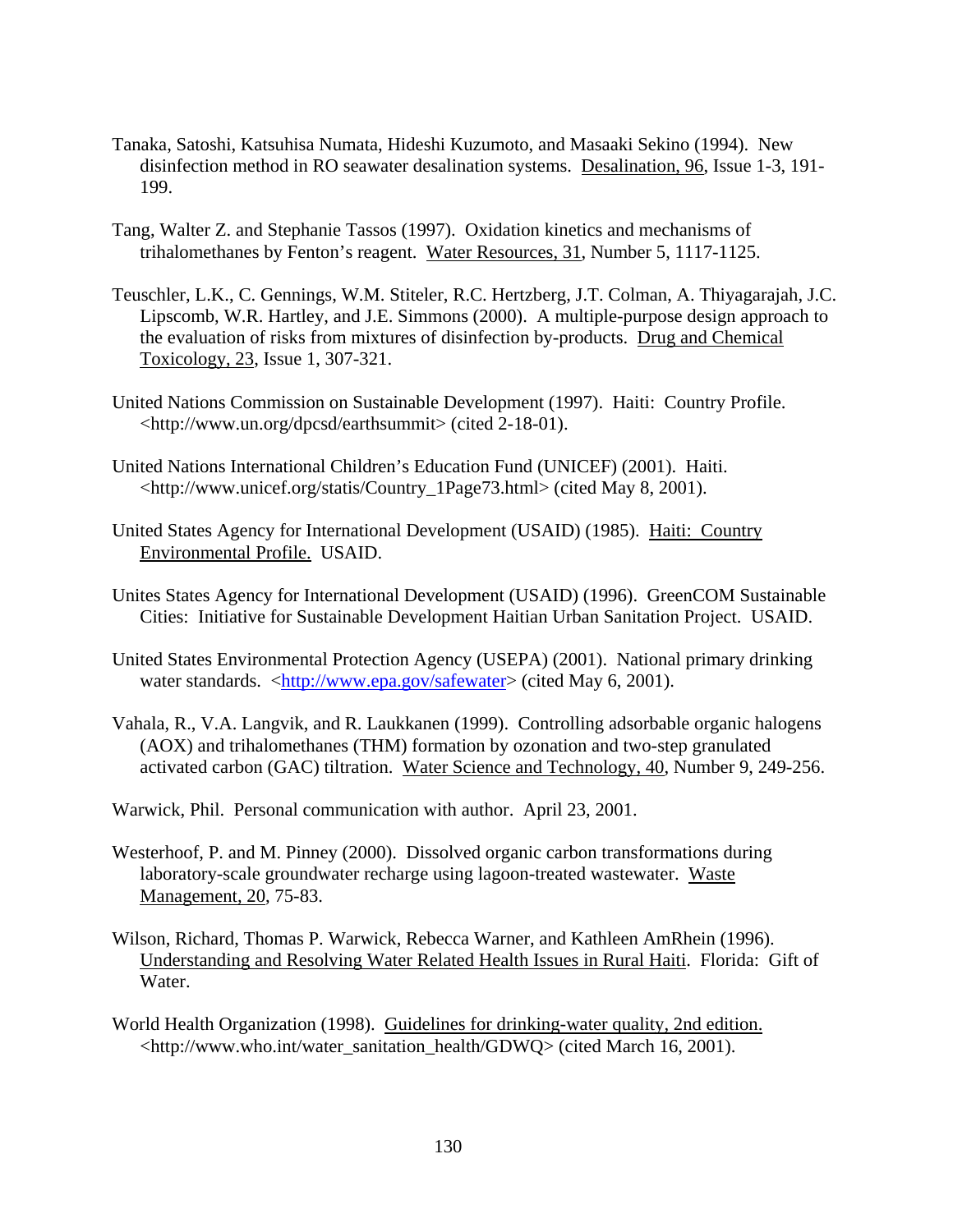Tanaka, Satoshi, Katsuhisa Numata, Hideshi Kuzumoto, and Masaaki Sekino (1994). New disinfection method in RO seawater desalination systems. Desalination, 96, Issue 1-3, 191-199.

Tang, Walter Z. and Stephanie Tassos (1997). Oxidation kinetics and mechanisms of trihalomethanes by Fenton's reagent. Water Resources, 31, Number 5, 1117-1125.

Teuschler, L.K., C. Gennings, W.M. Stiteler, R.C. Hertzberg, J.T. Colman, A. Thiyagarajah, J.C. Lipscomb, W.R. Hartley, and J.E. Simmons (2000). A multiple-purpose design approach to the evaluation of risks from mixtures of disinfection by-products. Drug and Chemical Toxicology, 23, Issue 1, 307-321.

United Nations Commission on Sustainable Development (1997). Haiti: Country Profile. <http://www.un.org/dpcsd/earthsummit> (cited 2-18-01).

United Nations International Children's Education Fund (UNICEF) (2001). Haiti. <http://www.unicef.org/statis/Country_1Page73.html> (cited May 8, 2001).

United States Agency for International Development (USAID) (1985). Haiti: Country Environmental Profile. USAID.

Unites States Agency for International Development (USAID) (1996). GreenCOM Sustainable Cities: Initiative for Sustainable Development Haitian Urban Sanitation Project. USAID.

United States Environmental Protection Agency (USEPA) (2001). National primary drinking water standards. <http://www.epa.gov/safewater> (cited May 6, 2001).

Vahala, R., V.A. Langvik, and R. Laukkanen (1999). Controlling adsorbable organic halogens (AOX) and trihalomethanes (THM) formation by ozonation and two-step granulated activated carbon (GAC) tiltration. Water Science and Technology, 40, Number 9, 249-256.

Warwick, Phil. Personal communication with author. April 23, 2001.

Westerhoof, P. and M. Pinney (2000). Dissolved organic carbon transformations during laboratory-scale groundwater recharge using lagoon-treated wastewater. Waste Management, 20, 75-83.

Wilson, Richard, Thomas P. Warwick, Rebecca Warner, and Kathleen AmRhein (1996). Understanding and Resolving Water Related Health Issues in Rural Haiti. Florida: Gift of Water.

World Health Organization (1998). Guidelines for drinking-water quality, 2nd edition. <http://www.who.int/water_sanitation_health/GDWQ> (cited March 16, 2001).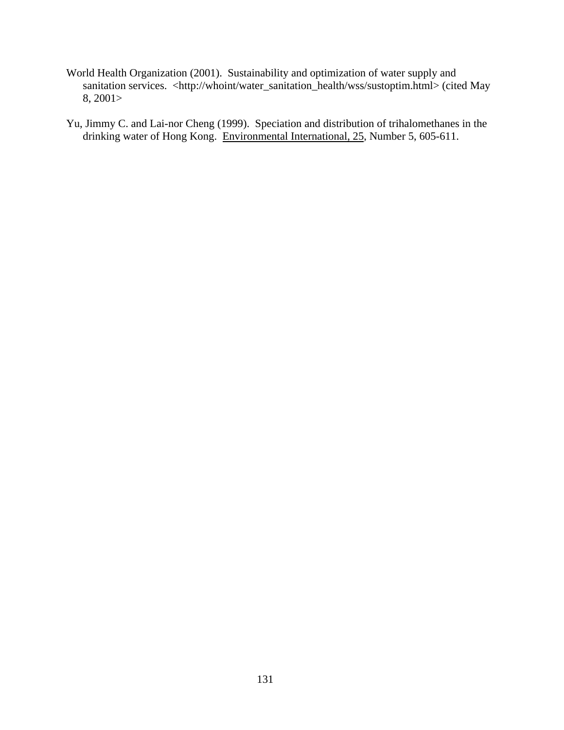World Health Organization (2001). Sustainability and optimization of water supply and sanitation services. <http://whoint/water_sanitation_health/wss/sustoptim.html> (cited May 8, 2001>

Yu, Jimmy C. and Lai-nor Cheng (1999). Speciation and distribution of trihalomethanes in the drinking water of Hong Kong. <u>Environmental International, 25</u>, Number 5, 605-611.